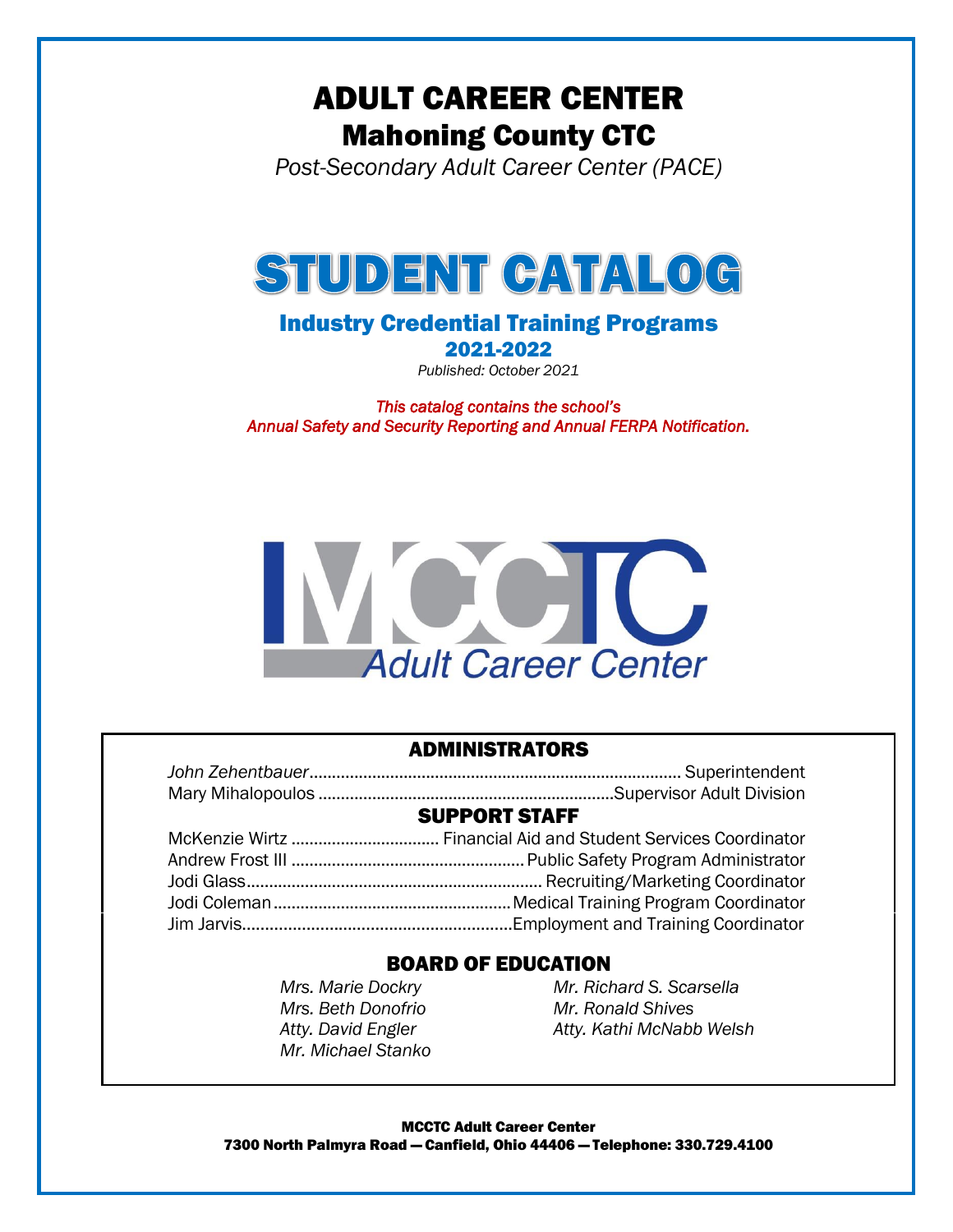# ADULT CAREER CENTER

## Mahoning County CTC

*Post-Secondary Adult Career Center (PACE)*

# STUDENT CATALOG

## Industry Credential Training Programs

## 2021-2022

*Published: October 2021*

*This catalog contains the school's Annual Safety and Security Reporting and Annual FERPA Notification.*

MCCTC Adult Career Center

### ADMINISTRATORS

*John Zehentbauer*....................Superintendent
Mary Mihalopoulos....................Supervisor Adult Division

### SUPPORT STAFF

McKenzie Wirtz....................Financial Aid and Student Services Coordinator
Andrew Frost III....................Public Safety Program Administrator
Jodi Glass....................Recruiting/Marketing Coordinator
Jodi Coleman....................Medical Training Program Coordinator
Jim Jarvis....................Employment and Training Coordinator

### BOARD OF EDUCATION

*Mrs. Marie Dockry*
*Mrs. Beth Donofrio*
*Atty. David Engler*
*Mr. Michael Stanko*
*Mr. Richard S. Scarsella*
*Mr. Ronald Shives*
*Atty. Kathi McNabb Welsh*

**MCCTC Adult Career Center**
**7300 North Palmyra Road — Canfield, Ohio 44406 — Telephone: 330.729.4100**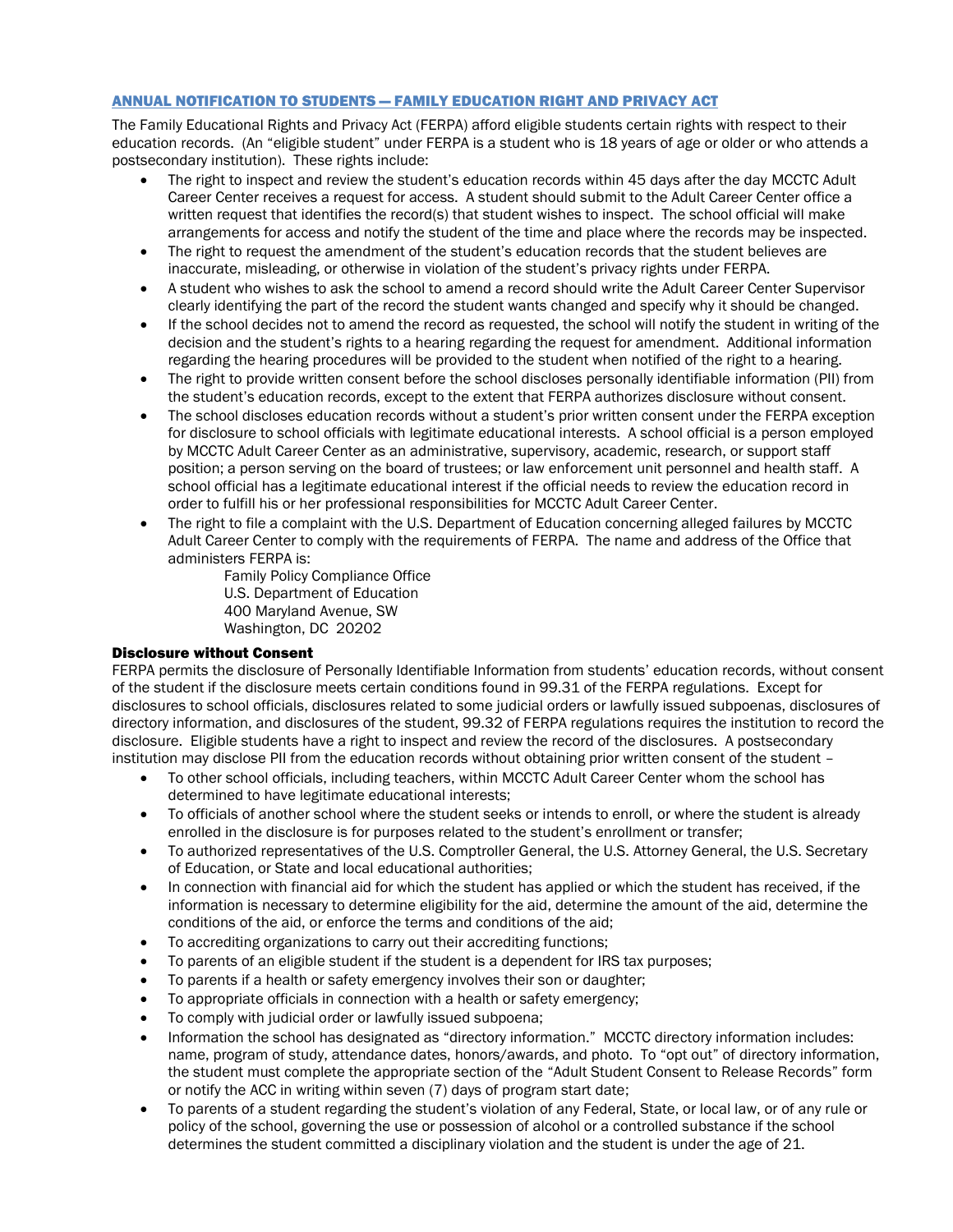## ANNUAL NOTIFICATION TO STUDENTS — FAMILY EDUCATION RIGHT AND PRIVACY ACT

The Family Educational Rights and Privacy Act (FERPA) afford eligible students certain rights with respect to their education records. (An "eligible student" under FERPA is a student who is 18 years of age or older or who attends a postsecondary institution). These rights include:

- The right to inspect and review the student's education records within 45 days after the day MCCTC Adult Career Center receives a request for access. A student should submit to the Adult Career Center office a written request that identifies the record(s) that student wishes to inspect. The school official will make arrangements for access and notify the student of the time and place where the records may be inspected.
- The right to request the amendment of the student's education records that the student believes are inaccurate, misleading, or otherwise in violation of the student's privacy rights under FERPA.
- A student who wishes to ask the school to amend a record should write the Adult Career Center Supervisor clearly identifying the part of the record the student wants changed and specify why it should be changed.
- If the school decides not to amend the record as requested, the school will notify the student in writing of the decision and the student's rights to a hearing regarding the request for amendment. Additional information regarding the hearing procedures will be provided to the student when notified of the right to a hearing.
- The right to provide written consent before the school discloses personally identifiable information (PII) from the student's education records, except to the extent that FERPA authorizes disclosure without consent.
- The school discloses education records without a student's prior written consent under the FERPA exception for disclosure to school officials with legitimate educational interests. A school official is a person employed by MCCTC Adult Career Center as an administrative, supervisory, academic, research, or support staff position; a person serving on the board of trustees; or law enforcement unit personnel and health staff. A school official has a legitimate educational interest if the official needs to review the education record in order to fulfill his or her professional responsibilities for MCCTC Adult Career Center.
- The right to file a complaint with the U.S. Department of Education concerning alleged failures by MCCTC Adult Career Center to comply with the requirements of FERPA. The name and address of the Office that administers FERPA is:

  Family Policy Compliance Office
  U.S. Department of Education
  400 Maryland Avenue, SW
  Washington, DC 20202

### Disclosure without Consent

FERPA permits the disclosure of Personally Identifiable Information from students' education records, without consent of the student if the disclosure meets certain conditions found in 99.31 of the FERPA regulations. Except for disclosures to school officials, disclosures related to some judicial orders or lawfully issued subpoenas, disclosures of directory information, and disclosures of the student, 99.32 of FERPA regulations requires the institution to record the disclosure. Eligible students have a right to inspect and review the record of the disclosures. A postsecondary institution may disclose PII from the education records without obtaining prior written consent of the student –

- To other school officials, including teachers, within MCCTC Adult Career Center whom the school has determined to have legitimate educational interests;
- To officials of another school where the student seeks or intends to enroll, or where the student is already enrolled in the disclosure is for purposes related to the student's enrollment or transfer;
- To authorized representatives of the U.S. Comptroller General, the U.S. Attorney General, the U.S. Secretary of Education, or State and local educational authorities;
- In connection with financial aid for which the student has applied or which the student has received, if the information is necessary to determine eligibility for the aid, determine the amount of the aid, determine the conditions of the aid, or enforce the terms and conditions of the aid;
- To accrediting organizations to carry out their accrediting functions;
- To parents of an eligible student if the student is a dependent for IRS tax purposes;
- To parents if a health or safety emergency involves their son or daughter;
- To appropriate officials in connection with a health or safety emergency;
- To comply with judicial order or lawfully issued subpoena;
- Information the school has designated as "directory information." MCCTC directory information includes: name, program of study, attendance dates, honors/awards, and photo. To "opt out" of directory information, the student must complete the appropriate section of the "Adult Student Consent to Release Records" form or notify the ACC in writing within seven (7) days of program start date;
- To parents of a student regarding the student's violation of any Federal, State, or local law, or of any rule or policy of the school, governing the use or possession of alcohol or a controlled substance if the school determines the student committed a disciplinary violation and the student is under the age of 21.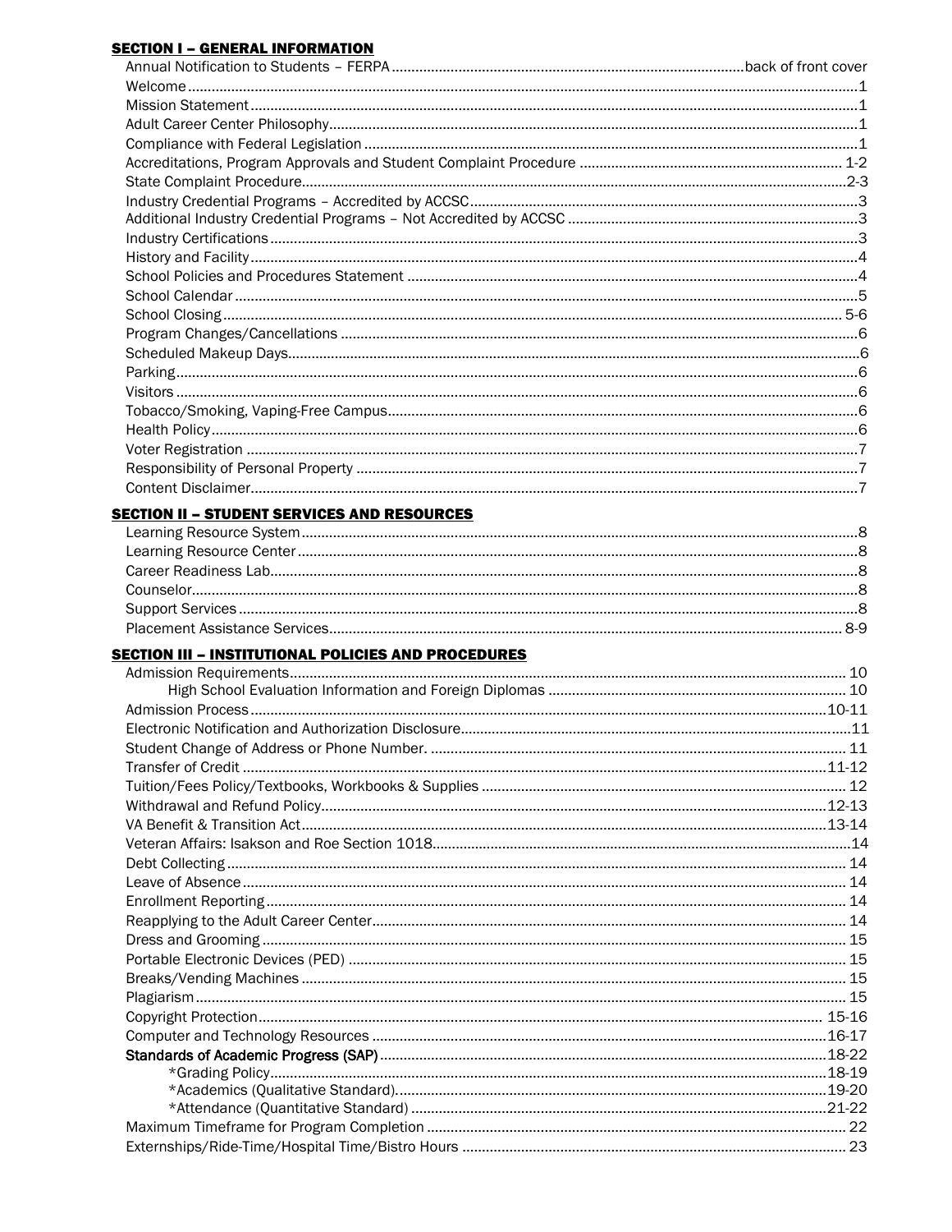## SECTION I – GENERAL INFORMATION

| | |
|---|---|
| Annual Notification to Students – FERPA | back of front cover |
| Welcome | 1 |
| Mission Statement | 1 |
| Adult Career Center Philosophy | 1 |
| Compliance with Federal Legislation | 1 |
| Accreditations, Program Approvals and Student Complaint Procedure | 1-2 |
| State Complaint Procedure | 2-3 |
| Industry Credential Programs – Accredited by ACCSC | 3 |
| Additional Industry Credential Programs – Not Accredited by ACCSC | 3 |
| Industry Certifications | 3 |
| History and Facility | 4 |
| School Policies and Procedures Statement | 4 |
| School Calendar | 5 |
| School Closing | 5-6 |
| Program Changes/Cancellations | 6 |
| Scheduled Makeup Days | 6 |
| Parking | 6 |
| Visitors | 6 |
| Tobacco/Smoking, Vaping-Free Campus | 6 |
| Health Policy | 6 |
| Voter Registration | 7 |
| Responsibility of Personal Property | 7 |
| Content Disclaimer | 7 |

## SECTION II – STUDENT SERVICES AND RESOURCES

| | |
|---|---|
| Learning Resource System | 8 |
| Learning Resource Center | 8 |
| Career Readiness Lab | 8 |
| Counselor | 8 |
| Support Services | 8 |
| Placement Assistance Services | 8-9 |

## SECTION III – INSTITUTIONAL POLICIES AND PROCEDURES

| | |
|---|---|
| Admission Requirements | 10 |
| High School Evaluation Information and Foreign Diplomas | 10 |
| Admission Process | 10-11 |
| Electronic Notification and Authorization Disclosure | 11 |
| Student Change of Address or Phone Number. | 11 |
| Transfer of Credit | 11-12 |
| Tuition/Fees Policy/Textbooks, Workbooks & Supplies | 12 |
| Withdrawal and Refund Policy | 12-13 |
| VA Benefit & Transition Act | 13-14 |
| Veteran Affairs: Isakson and Roe Section 1018 | 14 |
| Debt Collecting | 14 |
| Leave of Absence | 14 |
| Enrollment Reporting | 14 |
| Reapplying to the Adult Career Center | 14 |
| Dress and Grooming | 15 |
| Portable Electronic Devices (PED) | 15 |
| Breaks/Vending Machines | 15 |
| Plagiarism | 15 |
| Copyright Protection | 15-16 |
| Computer and Technology Resources | 16-17 |
| Standards of Academic Progress (SAP) | 18-22 |
| *Grading Policy | 18-19 |
| *Academics (Qualitative Standard). | 19-20 |
| *Attendance (Quantitative Standard) | 21-22 |
| Maximum Timeframe for Program Completion | 22 |
| Externships/Ride-Time/Hospital Time/Bistro Hours | 23 |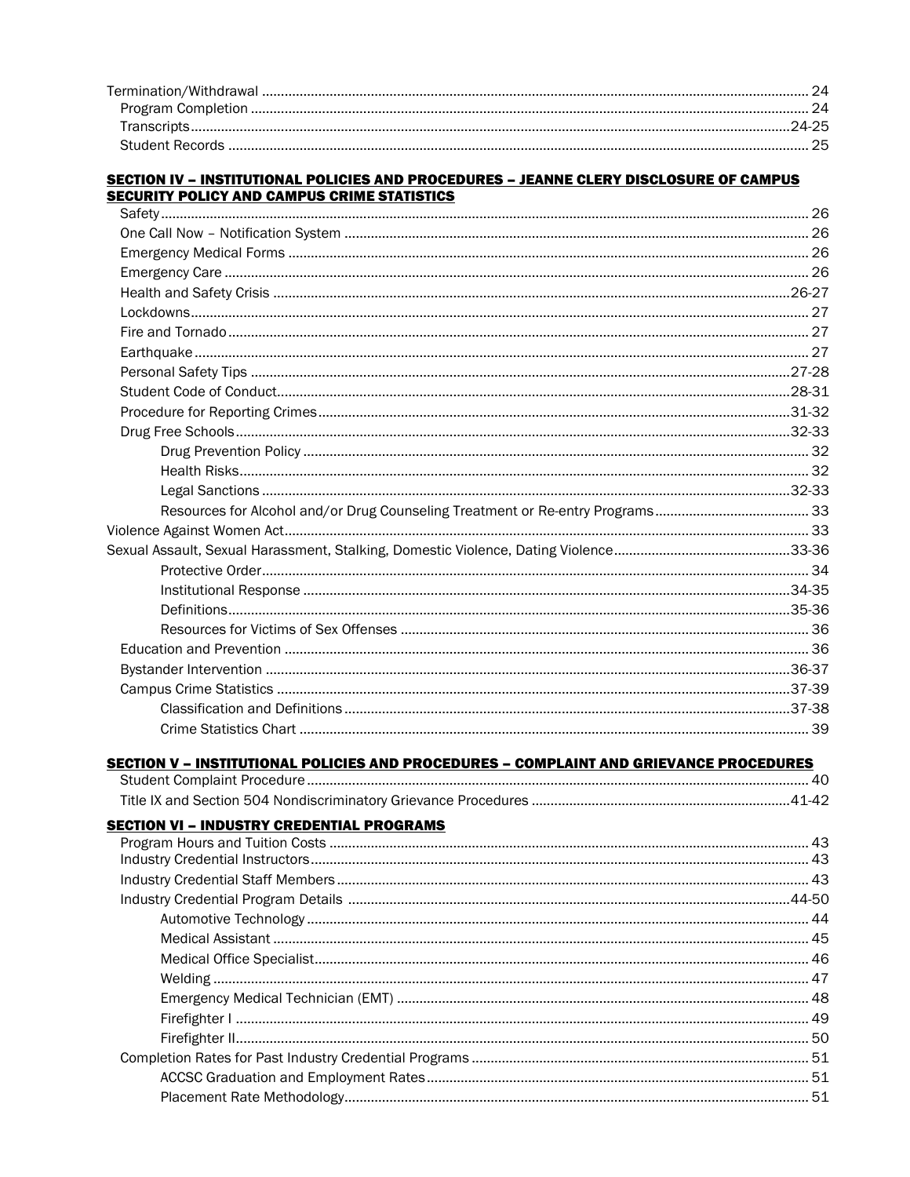Termination/Withdrawal ........ 24
- Program Completion ........ 24
- Transcripts ........ 24-25
- Student Records ........ 25

## SECTION IV – INSTITUTIONAL POLICIES AND PROCEDURES – JEANNE CLERY DISCLOSURE OF CAMPUS SECURITY POLICY AND CAMPUS CRIME STATISTICS

- Safety ........ 26
- One Call Now – Notification System ........ 26
- Emergency Medical Forms ........ 26
- Emergency Care ........ 26
- Health and Safety Crisis ........ 26-27
- Lockdowns ........ 27
- Fire and Tornado ........ 27
- Earthquake ........ 27
- Personal Safety Tips ........ 27-28
- Student Code of Conduct ........ 28-31
- Procedure for Reporting Crimes ........ 31-32
- Drug Free Schools ........ 32-33
  - Drug Prevention Policy ........ 32
  - Health Risks ........ 32
  - Legal Sanctions ........ 32-33
  - Resources for Alcohol and/or Drug Counseling Treatment or Re-entry Programs ........ 33

Violence Against Women Act ........ 33

Sexual Assault, Sexual Harassment, Stalking, Domestic Violence, Dating Violence ........ 33-36
  - Protective Order ........ 34
  - Institutional Response ........ 34-35
  - Definitions ........ 35-36
  - Resources for Victims of Sex Offenses ........ 36
- Education and Prevention ........ 36
- Bystander Intervention ........ 36-37
- Campus Crime Statistics ........ 37-39
  - Classification and Definitions ........ 37-38
  - Crime Statistics Chart ........ 39

## SECTION V – INSTITUTIONAL POLICIES AND PROCEDURES – COMPLAINT AND GRIEVANCE PROCEDURES

- Student Complaint Procedure ........ 40
- Title IX and Section 504 Nondiscriminatory Grievance Procedures ........ 41-42

## SECTION VI – INDUSTRY CREDENTIAL PROGRAMS

- Program Hours and Tuition Costs ........ 43
- Industry Credential Instructors ........ 43
- Industry Credential Staff Members ........ 43
- Industry Credential Program Details ........ 44-50
  - Automotive Technology ........ 44
  - Medical Assistant ........ 45
  - Medical Office Specialist ........ 46
  - Welding ........ 47
  - Emergency Medical Technician (EMT) ........ 48
  - Firefighter I ........ 49
  - Firefighter II ........ 50
- Completion Rates for Past Industry Credential Programs ........ 51
  - ACCSC Graduation and Employment Rates ........ 51
  - Placement Rate Methodology ........ 51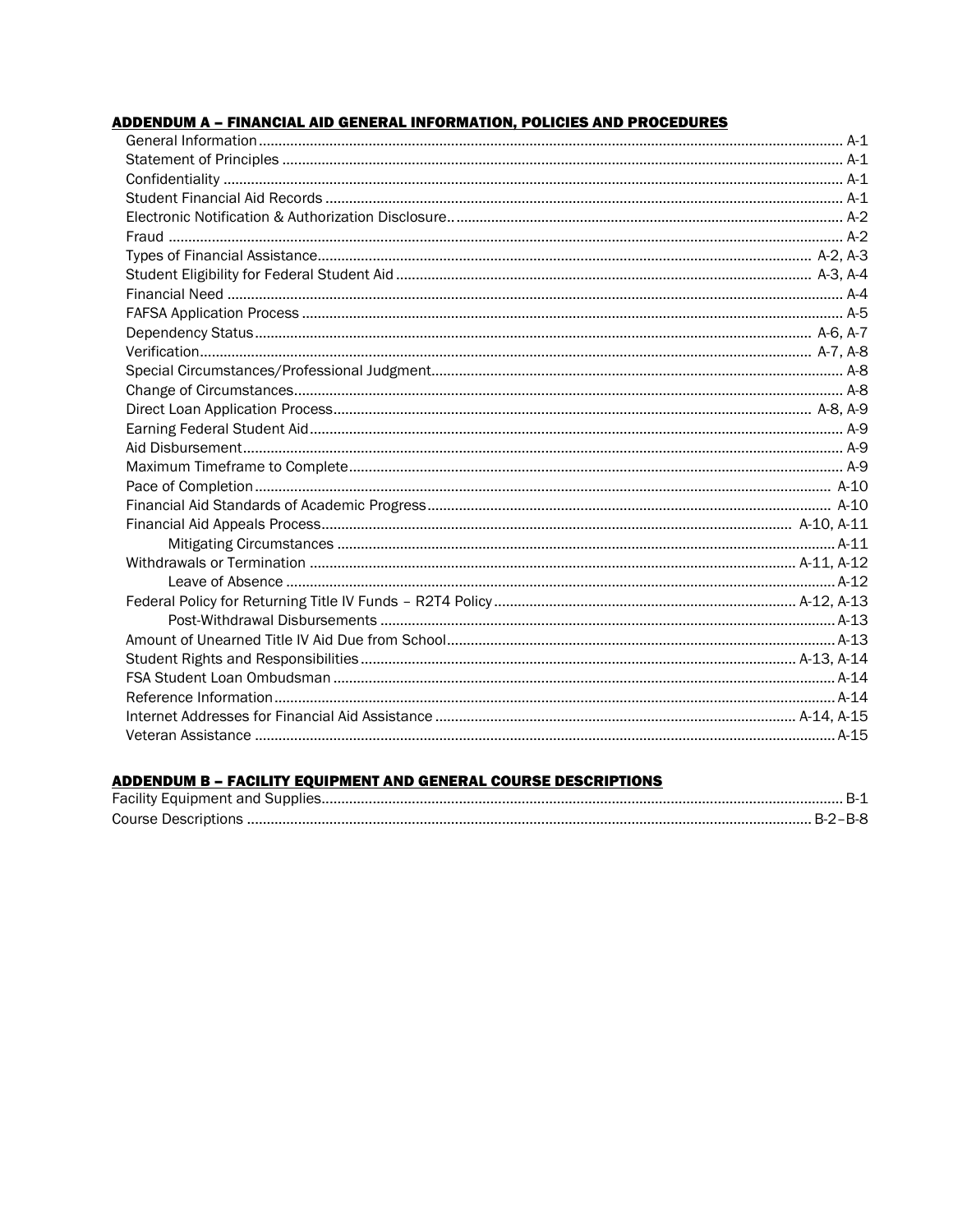**ADDENDUM A – FINANCIAL AID GENERAL INFORMATION, POLICIES AND PROCEDURES**

| | |
|---|---|
| General Information | A-1 |
| Statement of Principles | A-1 |
| Confidentiality | A-1 |
| Student Financial Aid Records | A-1 |
| Electronic Notification & Authorization Disclosure. | A-2 |
| Fraud | A-2 |
| Types of Financial Assistance | A-2, A-3 |
| Student Eligibility for Federal Student Aid | A-3, A-4 |
| Financial Need | A-4 |
| FAFSA Application Process | A-5 |
| Dependency Status | A-6, A-7 |
| Verification | A-7, A-8 |
| Special Circumstances/Professional Judgment | A-8 |
| Change of Circumstances | A-8 |
| Direct Loan Application Process | A-8, A-9 |
| Earning Federal Student Aid | A-9 |
| Aid Disbursement | A-9 |
| Maximum Timeframe to Complete | A-9 |
| Pace of Completion | A-10 |
| Financial Aid Standards of Academic Progress | A-10 |
| Financial Aid Appeals Process | A-10, A-11 |
| &nbsp;&nbsp;&nbsp;&nbsp;Mitigating Circumstances | A-11 |
| Withdrawals or Termination | A-11, A-12 |
| &nbsp;&nbsp;&nbsp;&nbsp;Leave of Absence | A-12 |
| Federal Policy for Returning Title IV Funds – R2T4 Policy | A-12, A-13 |
| &nbsp;&nbsp;&nbsp;&nbsp;Post-Withdrawal Disbursements | A-13 |
| Amount of Unearned Title IV Aid Due from School | A-13 |
| Student Rights and Responsibilities | A-13, A-14 |
| FSA Student Loan Ombudsman | A-14 |
| Reference Information | A-14 |
| Internet Addresses for Financial Aid Assistance | A-14, A-15 |
| Veteran Assistance | A-15 |

**ADDENDUM B – FACILITY EQUIPMENT AND GENERAL COURSE DESCRIPTIONS**

| | |
|---|---|
| Facility Equipment and Supplies | B-1 |
| Course Descriptions | B-2–B-8 |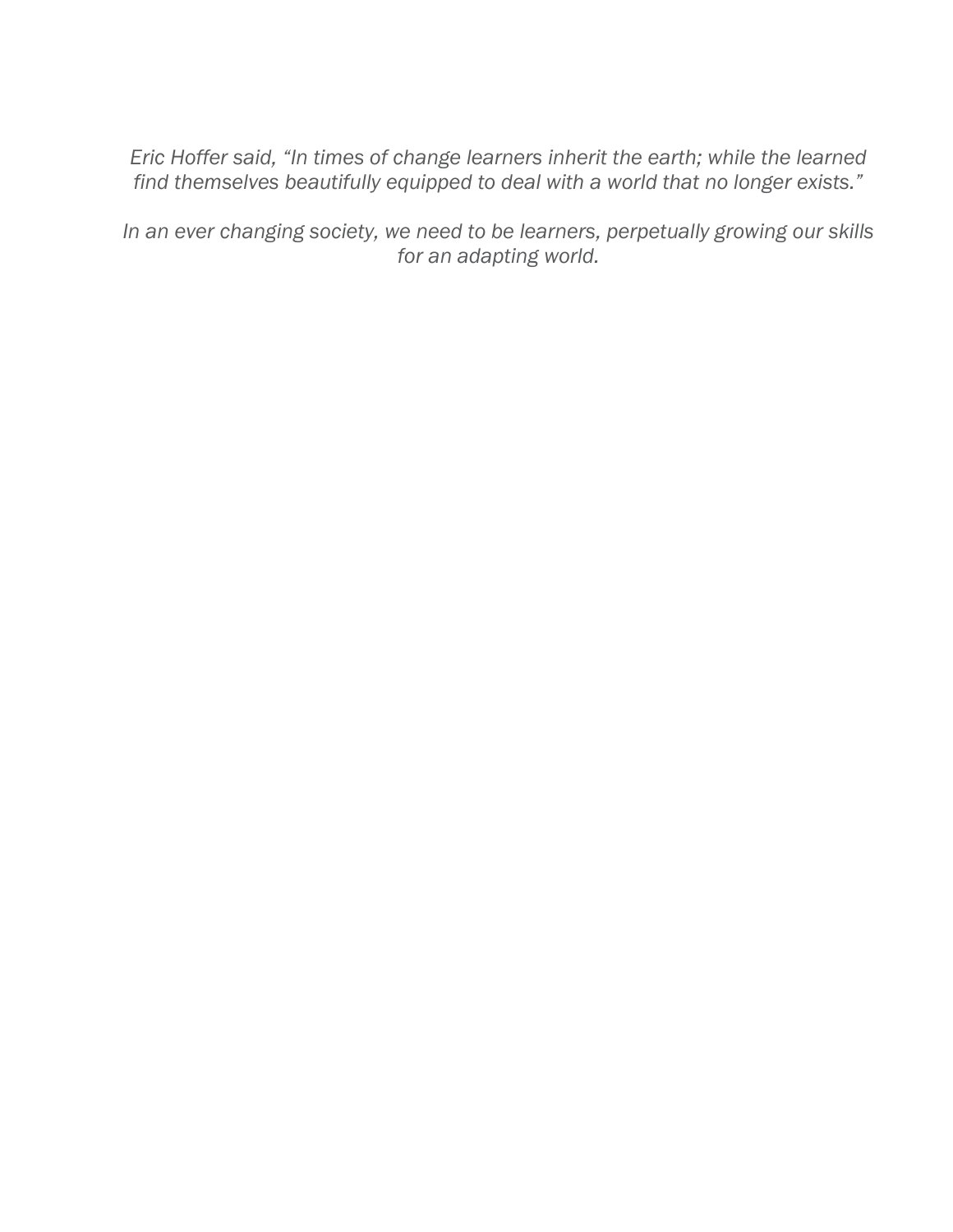*Eric Hoffer said, “In times of change learners inherit the earth; while the learned find themselves beautifully equipped to deal with a world that no longer exists.”*

*In an ever changing society, we need to be learners, perpetually growing our skills for an adapting world.*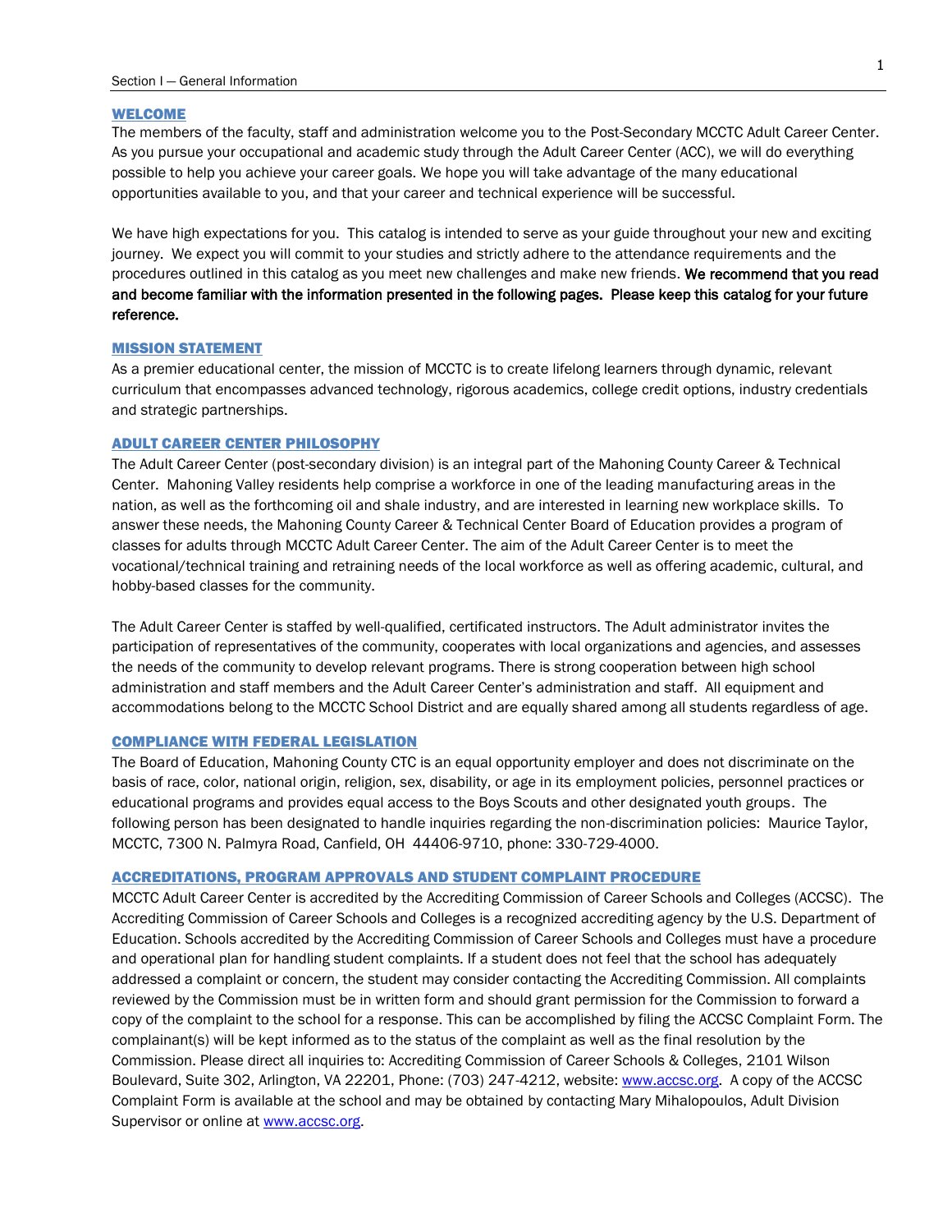## WELCOME

The members of the faculty, staff and administration welcome you to the Post-Secondary MCCTC Adult Career Center. As you pursue your occupational and academic study through the Adult Career Center (ACC), we will do everything possible to help you achieve your career goals. We hope you will take advantage of the many educational opportunities available to you, and that your career and technical experience will be successful.

We have high expectations for you. This catalog is intended to serve as your guide throughout your new and exciting journey. We expect you will commit to your studies and strictly adhere to the attendance requirements and the procedures outlined in this catalog as you meet new challenges and make new friends. **We recommend that you read and become familiar with the information presented in the following pages. Please keep this catalog for your future reference.**

## MISSION STATEMENT

As a premier educational center, the mission of MCCTC is to create lifelong learners through dynamic, relevant curriculum that encompasses advanced technology, rigorous academics, college credit options, industry credentials and strategic partnerships.

## ADULT CAREER CENTER PHILOSOPHY

The Adult Career Center (post-secondary division) is an integral part of the Mahoning County Career & Technical Center. Mahoning Valley residents help comprise a workforce in one of the leading manufacturing areas in the nation, as well as the forthcoming oil and shale industry, and are interested in learning new workplace skills. To answer these needs, the Mahoning County Career & Technical Center Board of Education provides a program of classes for adults through MCCTC Adult Career Center. The aim of the Adult Career Center is to meet the vocational/technical training and retraining needs of the local workforce as well as offering academic, cultural, and hobby-based classes for the community.

The Adult Career Center is staffed by well-qualified, certificated instructors. The Adult administrator invites the participation of representatives of the community, cooperates with local organizations and agencies, and assesses the needs of the community to develop relevant programs. There is strong cooperation between high school administration and staff members and the Adult Career Center's administration and staff. All equipment and accommodations belong to the MCCTC School District and are equally shared among all students regardless of age.

## COMPLIANCE WITH FEDERAL LEGISLATION

The Board of Education, Mahoning County CTC is an equal opportunity employer and does not discriminate on the basis of race, color, national origin, religion, sex, disability, or age in its employment policies, personnel practices or educational programs and provides equal access to the Boys Scouts and other designated youth groups. The following person has been designated to handle inquiries regarding the non-discrimination policies: Maurice Taylor, MCCTC, 7300 N. Palmyra Road, Canfield, OH 44406-9710, phone: 330-729-4000.

## ACCREDITATIONS, PROGRAM APPROVALS AND STUDENT COMPLAINT PROCEDURE

MCCTC Adult Career Center is accredited by the Accrediting Commission of Career Schools and Colleges (ACCSC). The Accrediting Commission of Career Schools and Colleges is a recognized accrediting agency by the U.S. Department of Education. Schools accredited by the Accrediting Commission of Career Schools and Colleges must have a procedure and operational plan for handling student complaints. If a student does not feel that the school has adequately addressed a complaint or concern, the student may consider contacting the Accrediting Commission. All complaints reviewed by the Commission must be in written form and should grant permission for the Commission to forward a copy of the complaint to the school for a response. This can be accomplished by filing the ACCSC Complaint Form. The complainant(s) will be kept informed as to the status of the complaint as well as the final resolution by the Commission. Please direct all inquiries to: Accrediting Commission of Career Schools & Colleges, 2101 Wilson Boulevard, Suite 302, Arlington, VA 22201, Phone: (703) 247-4212, website: www.accsc.org. A copy of the ACCSC Complaint Form is available at the school and may be obtained by contacting Mary Mihalopoulos, Adult Division Supervisor or online at www.accsc.org.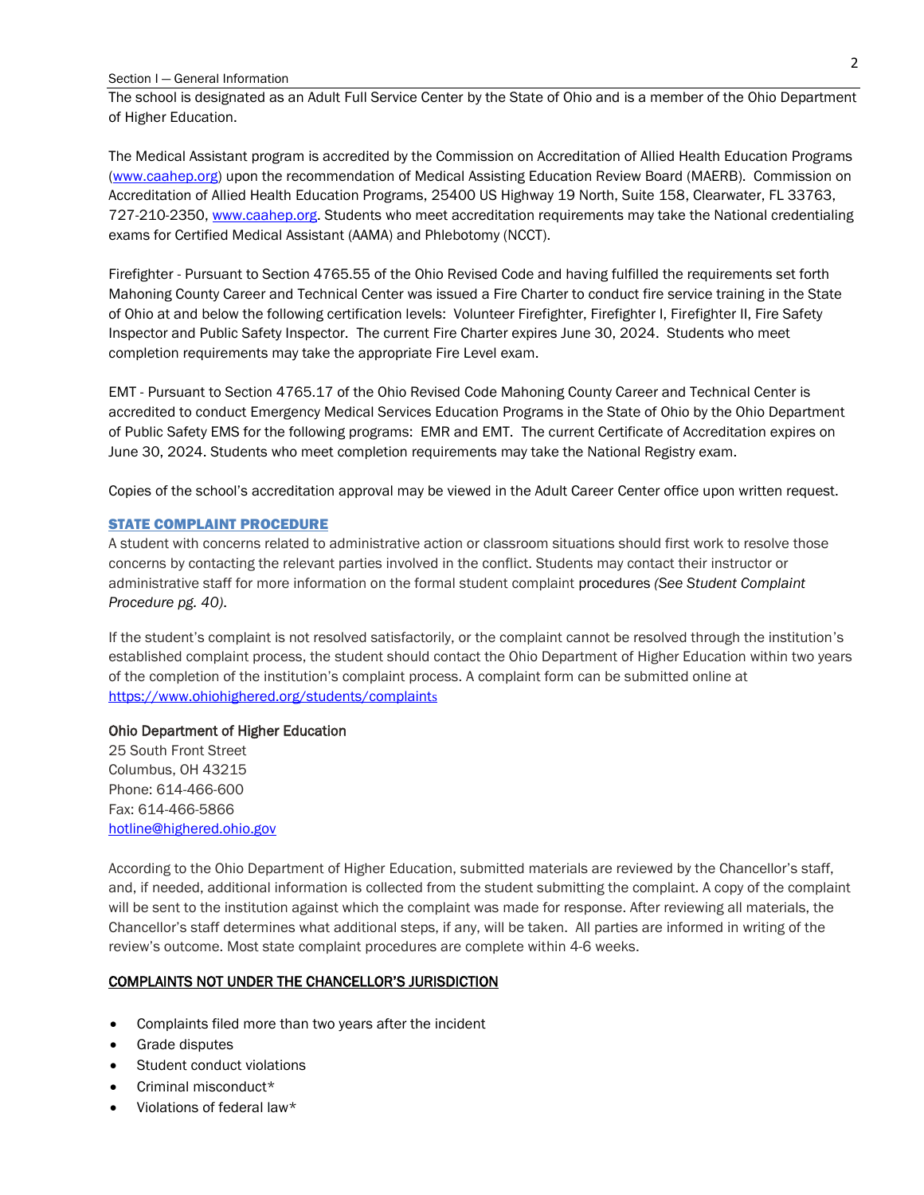The school is designated as an Adult Full Service Center by the State of Ohio and is a member of the Ohio Department of Higher Education.

The Medical Assistant program is accredited by the Commission on Accreditation of Allied Health Education Programs (www.caahep.org) upon the recommendation of Medical Assisting Education Review Board (MAERB). Commission on Accreditation of Allied Health Education Programs, 25400 US Highway 19 North, Suite 158, Clearwater, FL 33763, 727-210-2350, www.caahep.org. Students who meet accreditation requirements may take the National credentialing exams for Certified Medical Assistant (AAMA) and Phlebotomy (NCCT).

Firefighter - Pursuant to Section 4765.55 of the Ohio Revised Code and having fulfilled the requirements set forth Mahoning County Career and Technical Center was issued a Fire Charter to conduct fire service training in the State of Ohio at and below the following certification levels: Volunteer Firefighter, Firefighter I, Firefighter II, Fire Safety Inspector and Public Safety Inspector. The current Fire Charter expires June 30, 2024. Students who meet completion requirements may take the appropriate Fire Level exam.

EMT - Pursuant to Section 4765.17 of the Ohio Revised Code Mahoning County Career and Technical Center is accredited to conduct Emergency Medical Services Education Programs in the State of Ohio by the Ohio Department of Public Safety EMS for the following programs: EMR and EMT. The current Certificate of Accreditation expires on June 30, 2024. Students who meet completion requirements may take the National Registry exam.

Copies of the school's accreditation approval may be viewed in the Adult Career Center office upon written request.

## STATE COMPLAINT PROCEDURE

A student with concerns related to administrative action or classroom situations should first work to resolve those concerns by contacting the relevant parties involved in the conflict. Students may contact their instructor or administrative staff for more information on the formal student complaint procedures *(See Student Complaint Procedure pg. 40)*.

If the student's complaint is not resolved satisfactorily, or the complaint cannot be resolved through the institution's established complaint process, the student should contact the Ohio Department of Higher Education within two years of the completion of the institution's complaint process. A complaint form can be submitted online at https://www.ohiohighered.org/students/complaints

**Ohio Department of Higher Education**
25 South Front Street
Columbus, OH 43215
Phone: 614-466-600
Fax: 614-466-5866
hotline@highered.ohio.gov

According to the Ohio Department of Higher Education, submitted materials are reviewed by the Chancellor's staff, and, if needed, additional information is collected from the student submitting the complaint. A copy of the complaint will be sent to the institution against which the complaint was made for response. After reviewing all materials, the Chancellor's staff determines what additional steps, if any, will be taken. All parties are informed in writing of the review's outcome. Most state complaint procedures are complete within 4-6 weeks.

## COMPLAINTS NOT UNDER THE CHANCELLOR'S JURISDICTION

- Complaints filed more than two years after the incident
- Grade disputes
- Student conduct violations
- Criminal misconduct*
- Violations of federal law*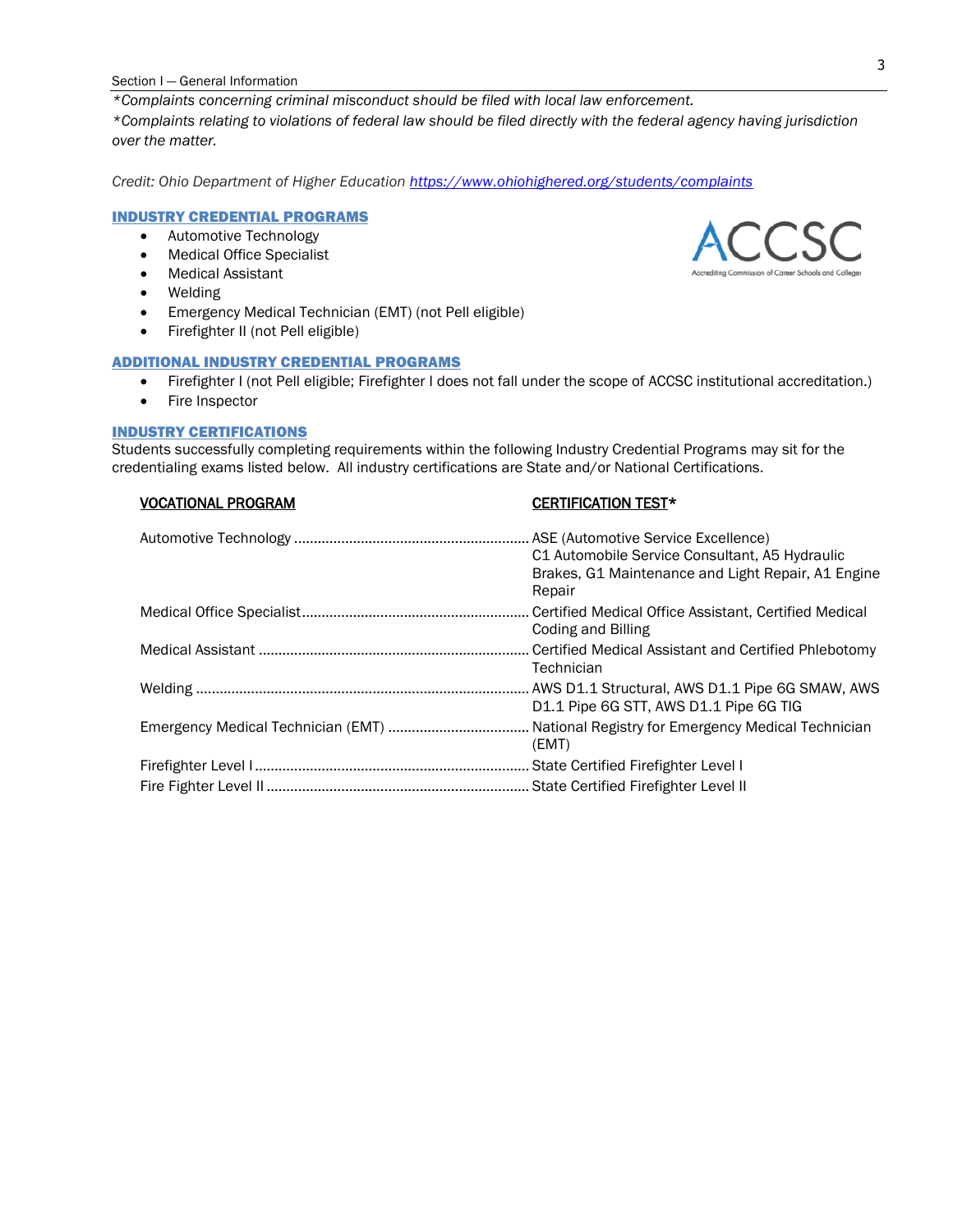*\*Complaints concerning criminal misconduct should be filed with local law enforcement.*
*\*Complaints relating to violations of federal law should be filed directly with the federal agency having jurisdiction over the matter.*

*Credit: Ohio Department of Higher Education [https://www.ohiohighered.org/students/complaints](https://www.ohiohighered.org/students/complaints)*

## INDUSTRY CREDENTIAL PROGRAMS

- Automotive Technology
- Medical Office Specialist
- Medical Assistant
- Welding
- Emergency Medical Technician (EMT) (not Pell eligible)
- Firefighter II (not Pell eligible)

ACCSC
Accrediting Commission of Career Schools and Colleges

## ADDITIONAL INDUSTRY CREDENTIAL PROGRAMS

- Firefighter I (not Pell eligible; Firefighter I does not fall under the scope of ACCSC institutional accreditation.)
- Fire Inspector

## INDUSTRY CERTIFICATIONS

Students successfully completing requirements within the following Industry Credential Programs may sit for the credentialing exams listed below. All industry certifications are State and/or National Certifications.

| VOCATIONAL PROGRAM | CERTIFICATION TEST* |
|---|---|
| Automotive Technology | ASE (Automotive Service Excellence) C1 Automobile Service Consultant, A5 Hydraulic Brakes, G1 Maintenance and Light Repair, A1 Engine Repair |
| Medical Office Specialist | Certified Medical Office Assistant, Certified Medical Coding and Billing |
| Medical Assistant | Certified Medical Assistant and Certified Phlebotomy Technician |
| Welding | AWS D1.1 Structural, AWS D1.1 Pipe 6G SMAW, AWS D1.1 Pipe 6G STT, AWS D1.1 Pipe 6G TIG |
| Emergency Medical Technician (EMT) | National Registry for Emergency Medical Technician (EMT) |
| Firefighter Level I | State Certified Firefighter Level I |
| Fire Fighter Level II | State Certified Firefighter Level II |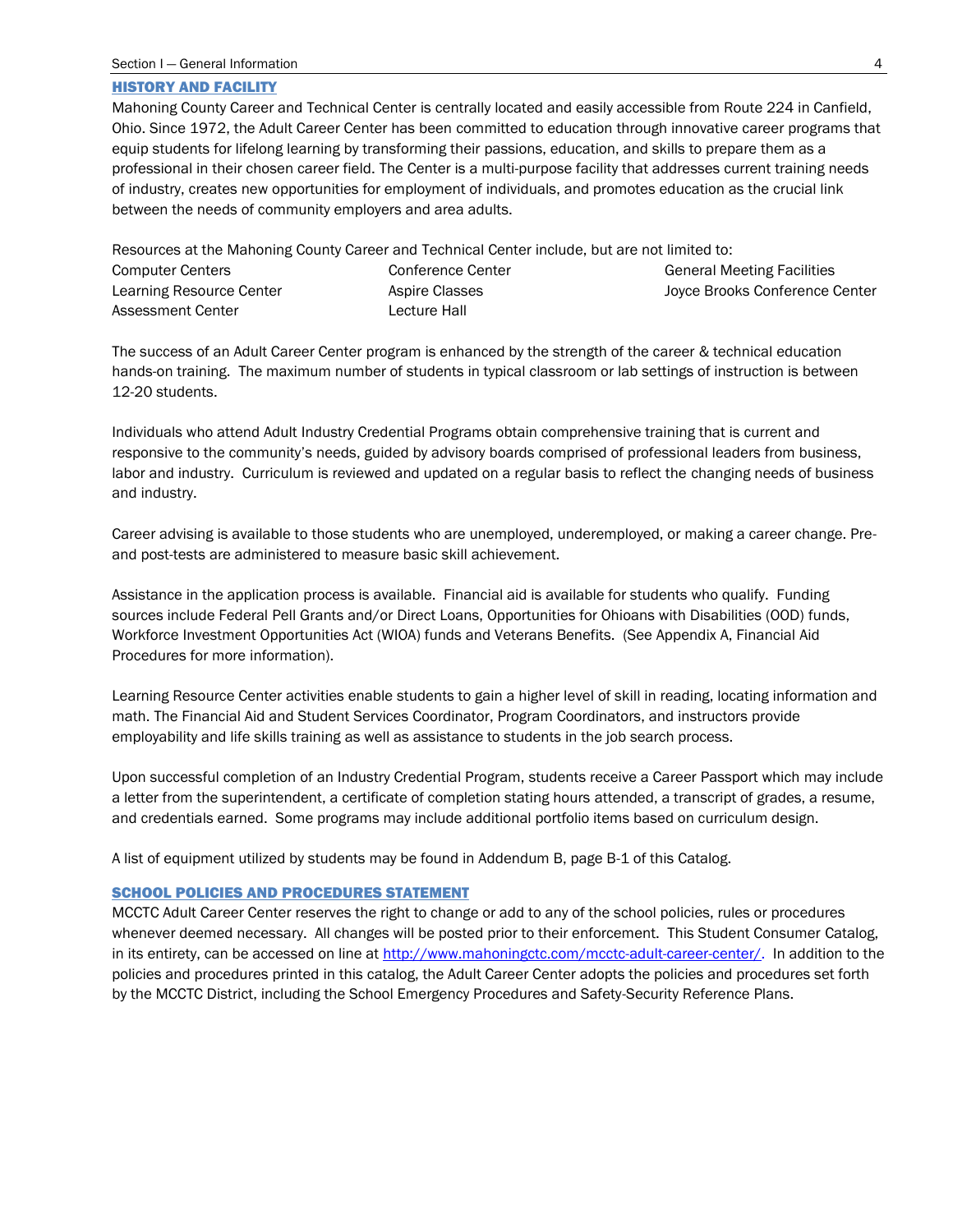## HISTORY AND FACILITY

Mahoning County Career and Technical Center is centrally located and easily accessible from Route 224 in Canfield, Ohio. Since 1972, the Adult Career Center has been committed to education through innovative career programs that equip students for lifelong learning by transforming their passions, education, and skills to prepare them as a professional in their chosen career field. The Center is a multi-purpose facility that addresses current training needs of industry, creates new opportunities for employment of individuals, and promotes education as the crucial link between the needs of community employers and area adults.

Resources at the Mahoning County Career and Technical Center include, but are not limited to:

| | | |
|---|---|---|
| Computer Centers | Conference Center | General Meeting Facilities |
| Learning Resource Center | Aspire Classes | Joyce Brooks Conference Center |
| Assessment Center | Lecture Hall | |

The success of an Adult Career Center program is enhanced by the strength of the career & technical education hands-on training. The maximum number of students in typical classroom or lab settings of instruction is between 12-20 students.

Individuals who attend Adult Industry Credential Programs obtain comprehensive training that is current and responsive to the community's needs, guided by advisory boards comprised of professional leaders from business, labor and industry. Curriculum is reviewed and updated on a regular basis to reflect the changing needs of business and industry.

Career advising is available to those students who are unemployed, underemployed, or making a career change. Pre- and post-tests are administered to measure basic skill achievement.

Assistance in the application process is available. Financial aid is available for students who qualify. Funding sources include Federal Pell Grants and/or Direct Loans, Opportunities for Ohioans with Disabilities (OOD) funds, Workforce Investment Opportunities Act (WIOA) funds and Veterans Benefits. (See Appendix A, Financial Aid Procedures for more information).

Learning Resource Center activities enable students to gain a higher level of skill in reading, locating information and math. The Financial Aid and Student Services Coordinator, Program Coordinators, and instructors provide employability and life skills training as well as assistance to students in the job search process.

Upon successful completion of an Industry Credential Program, students receive a Career Passport which may include a letter from the superintendent, a certificate of completion stating hours attended, a transcript of grades, a resume, and credentials earned. Some programs may include additional portfolio items based on curriculum design.

A list of equipment utilized by students may be found in Addendum B, page B-1 of this Catalog.

## SCHOOL POLICIES AND PROCEDURES STATEMENT

MCCTC Adult Career Center reserves the right to change or add to any of the school policies, rules or procedures whenever deemed necessary. All changes will be posted prior to their enforcement. This Student Consumer Catalog, in its entirety, can be accessed on line at http://www.mahoningctc.com/mcctc-adult-career-center/. In addition to the policies and procedures printed in this catalog, the Adult Career Center adopts the policies and procedures set forth by the MCCTC District, including the School Emergency Procedures and Safety-Security Reference Plans.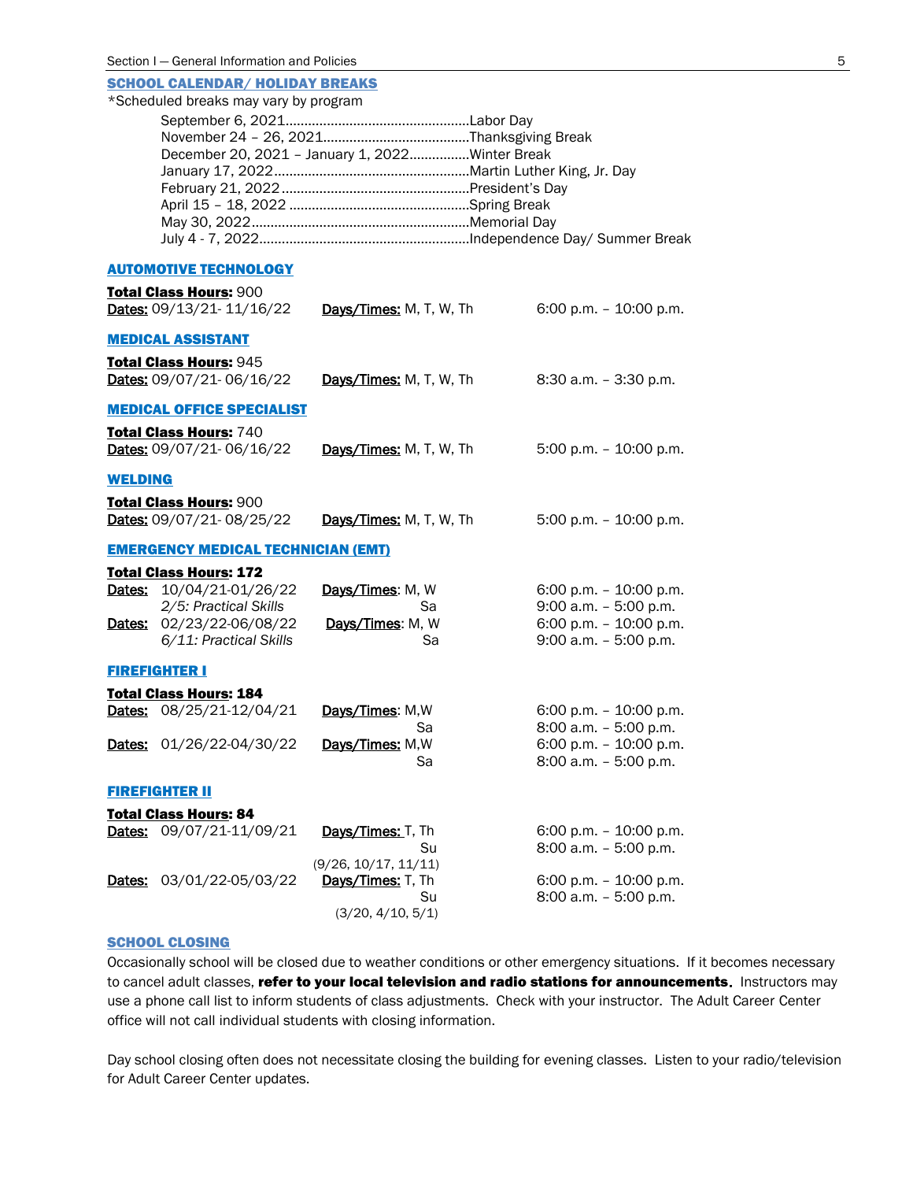## SCHOOL CALENDAR/ HOLIDAY BREAKS

*Scheduled breaks may vary by program

| Date | Holiday/Break |
| --- | --- |
| September 6, 2021 | Labor Day |
| November 24 – 26, 2021 | Thanksgiving Break |
| December 20, 2021 – January 1, 2022 | Winter Break |
| January 17, 2022 | Martin Luther King, Jr. Day |
| February 21, 2022 | President's Day |
| April 15 – 18, 2022 | Spring Break |
| May 30, 2022 | Memorial Day |
| July 4 - 7, 2022 | Independence Day/ Summer Break |

### AUTOMOTIVE TECHNOLOGY

**Total Class Hours:** 900
**Dates:** 09/13/21- 11/16/22 **Days/Times:** M, T, W, Th 6:00 p.m. – 10:00 p.m.

### MEDICAL ASSISTANT

**Total Class Hours:** 945
**Dates:** 09/07/21- 06/16/22 **Days/Times:** M, T, W, Th 8:30 a.m. – 3:30 p.m.

### MEDICAL OFFICE SPECIALIST

**Total Class Hours:** 740
**Dates:** 09/07/21- 06/16/22 **Days/Times:** M, T, W, Th 5:00 p.m. – 10:00 p.m.

### WELDING

**Total Class Hours:** 900
**Dates:** 09/07/21- 08/25/22 **Days/Times:** M, T, W, Th 5:00 p.m. – 10:00 p.m.

### EMERGENCY MEDICAL TECHNICIAN (EMT)

**Total Class Hours: 172**

| Dates | Days/Times | Time |
| --- | --- | --- |
| 10/04/21-01/26/22 | M, W | 6:00 p.m. – 10:00 p.m. |
| *2/5: Practical Skills* | Sa | 9:00 a.m. – 5:00 p.m. |
| 02/23/22-06/08/22 | M, W | 6:00 p.m. – 10:00 p.m. |
| *6/11: Practical Skills* | Sa | 9:00 a.m. – 5:00 p.m. |

### FIREFIGHTER I

**Total Class Hours: 184**

| Dates | Days/Times | Time |
| --- | --- | --- |
| 08/25/21-12/04/21 | M,W | 6:00 p.m. – 10:00 p.m. |
| | Sa | 8:00 a.m. – 5:00 p.m. |
| 01/26/22-04/30/22 | M,W | 6:00 p.m. – 10:00 p.m. |
| | Sa | 8:00 a.m. – 5:00 p.m. |

### FIREFIGHTER II

**Total Class Hours: 84**

| Dates | Days/Times | Time |
| --- | --- | --- |
| 09/07/21-11/09/21 | T, Th | 6:00 p.m. – 10:00 p.m. |
| | Su (9/26, 10/17, 11/11) | 8:00 a.m. – 5:00 p.m. |
| 03/01/22-05/03/22 | T, Th | 6:00 p.m. – 10:00 p.m. |
| | Su (3/20, 4/10, 5/1) | 8:00 a.m. – 5:00 p.m. |

## SCHOOL CLOSING

Occasionally school will be closed due to weather conditions or other emergency situations. If it becomes necessary to cancel adult classes, **refer to your local television and radio stations for announcements.** Instructors may use a phone call list to inform students of class adjustments. Check with your instructor. The Adult Career Center office will not call individual students with closing information.

Day school closing often does not necessitate closing the building for evening classes. Listen to your radio/television for Adult Career Center updates.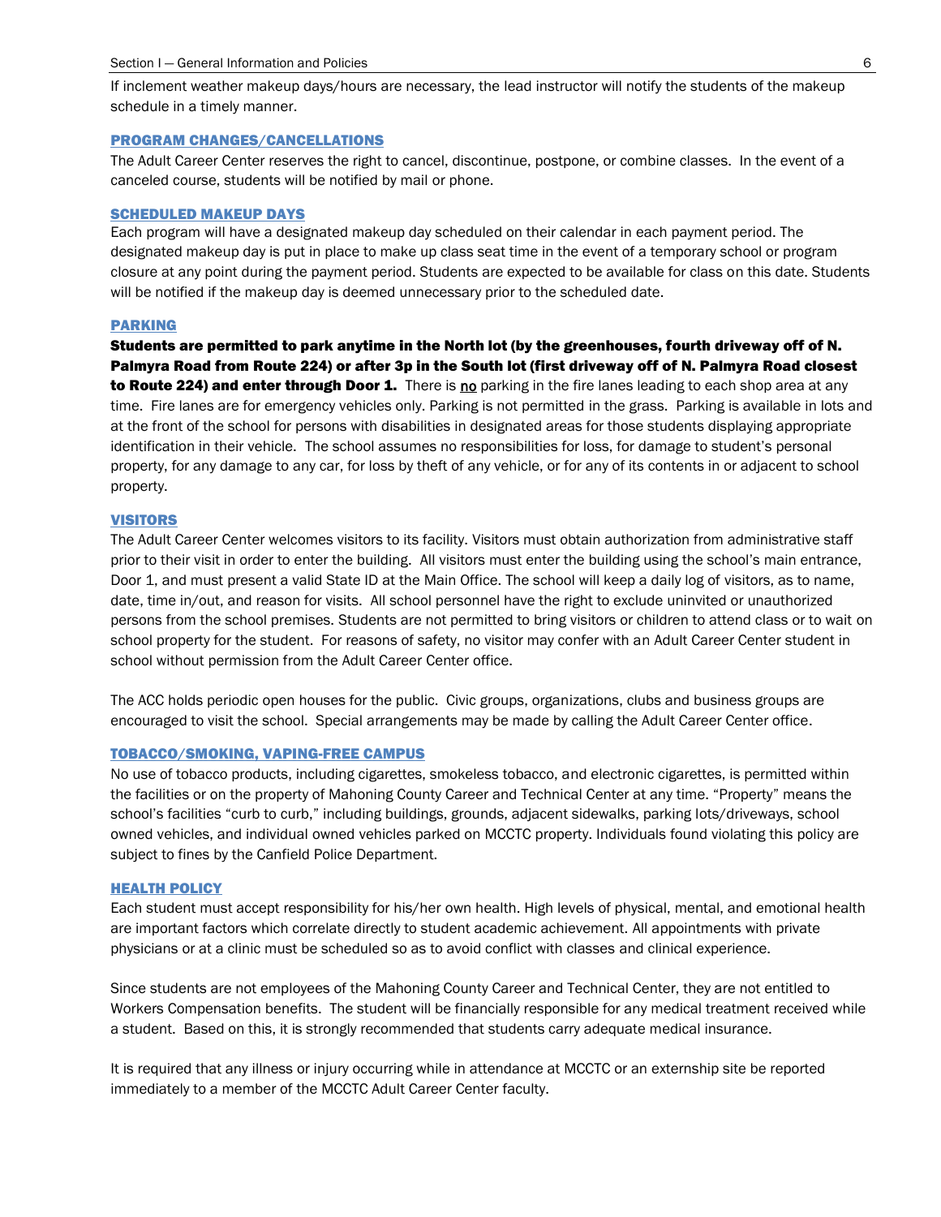If inclement weather makeup days/hours are necessary, the lead instructor will notify the students of the makeup schedule in a timely manner.

### PROGRAM CHANGES/CANCELLATIONS

The Adult Career Center reserves the right to cancel, discontinue, postpone, or combine classes. In the event of a canceled course, students will be notified by mail or phone.

### SCHEDULED MAKEUP DAYS

Each program will have a designated makeup day scheduled on their calendar in each payment period. The designated makeup day is put in place to make up class seat time in the event of a temporary school or program closure at any point during the payment period. Students are expected to be available for class on this date. Students will be notified if the makeup day is deemed unnecessary prior to the scheduled date.

### PARKING

**Students are permitted to park anytime in the North lot (by the greenhouses, fourth driveway off of N. Palmyra Road from Route 224) or after 3p in the South lot (first driveway off of N. Palmyra Road closest to Route 224) and enter through Door 1.** There is no parking in the fire lanes leading to each shop area at any time. Fire lanes are for emergency vehicles only. Parking is not permitted in the grass. Parking is available in lots and at the front of the school for persons with disabilities in designated areas for those students displaying appropriate identification in their vehicle. The school assumes no responsibilities for loss, for damage to student's personal property, for any damage to any car, for loss by theft of any vehicle, or for any of its contents in or adjacent to school property.

### VISITORS

The Adult Career Center welcomes visitors to its facility. Visitors must obtain authorization from administrative staff prior to their visit in order to enter the building. All visitors must enter the building using the school's main entrance, Door 1, and must present a valid State ID at the Main Office. The school will keep a daily log of visitors, as to name, date, time in/out, and reason for visits. All school personnel have the right to exclude uninvited or unauthorized persons from the school premises. Students are not permitted to bring visitors or children to attend class or to wait on school property for the student. For reasons of safety, no visitor may confer with an Adult Career Center student in school without permission from the Adult Career Center office.

The ACC holds periodic open houses for the public. Civic groups, organizations, clubs and business groups are encouraged to visit the school. Special arrangements may be made by calling the Adult Career Center office.

### TOBACCO/SMOKING, VAPING-FREE CAMPUS

No use of tobacco products, including cigarettes, smokeless tobacco, and electronic cigarettes, is permitted within the facilities or on the property of Mahoning County Career and Technical Center at any time. "Property" means the school's facilities "curb to curb," including buildings, grounds, adjacent sidewalks, parking lots/driveways, school owned vehicles, and individual owned vehicles parked on MCCTC property. Individuals found violating this policy are subject to fines by the Canfield Police Department.

### HEALTH POLICY

Each student must accept responsibility for his/her own health. High levels of physical, mental, and emotional health are important factors which correlate directly to student academic achievement. All appointments with private physicians or at a clinic must be scheduled so as to avoid conflict with classes and clinical experience.

Since students are not employees of the Mahoning County Career and Technical Center, they are not entitled to Workers Compensation benefits. The student will be financially responsible for any medical treatment received while a student. Based on this, it is strongly recommended that students carry adequate medical insurance.

It is required that any illness or injury occurring while in attendance at MCCTC or an externship site be reported immediately to a member of the MCCTC Adult Career Center faculty.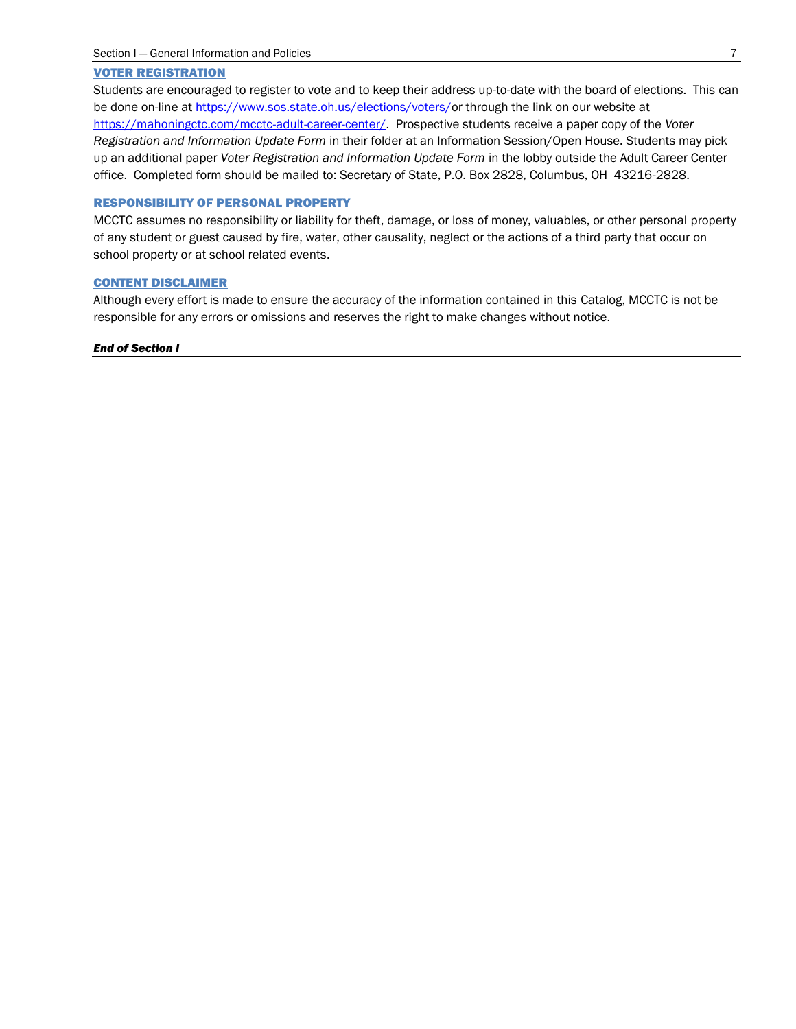## VOTER REGISTRATION

Students are encouraged to register to vote and to keep their address up-to-date with the board of elections. This can be done on-line at https://www.sos.state.oh.us/elections/voters/or through the link on our website at https://mahoningctc.com/mcctc-adult-career-center/. Prospective students receive a paper copy of the *Voter Registration and Information Update Form* in their folder at an Information Session/Open House. Students may pick up an additional paper *Voter Registration and Information Update Form* in the lobby outside the Adult Career Center office. Completed form should be mailed to: Secretary of State, P.O. Box 2828, Columbus, OH 43216-2828.

## RESPONSIBILITY OF PERSONAL PROPERTY

MCCTC assumes no responsibility or liability for theft, damage, or loss of money, valuables, or other personal property of any student or guest caused by fire, water, other causality, neglect or the actions of a third party that occur on school property or at school related events.

## CONTENT DISCLAIMER

Although every effort is made to ensure the accuracy of the information contained in this Catalog, MCCTC is not be responsible for any errors or omissions and reserves the right to make changes without notice.

***End of Section I***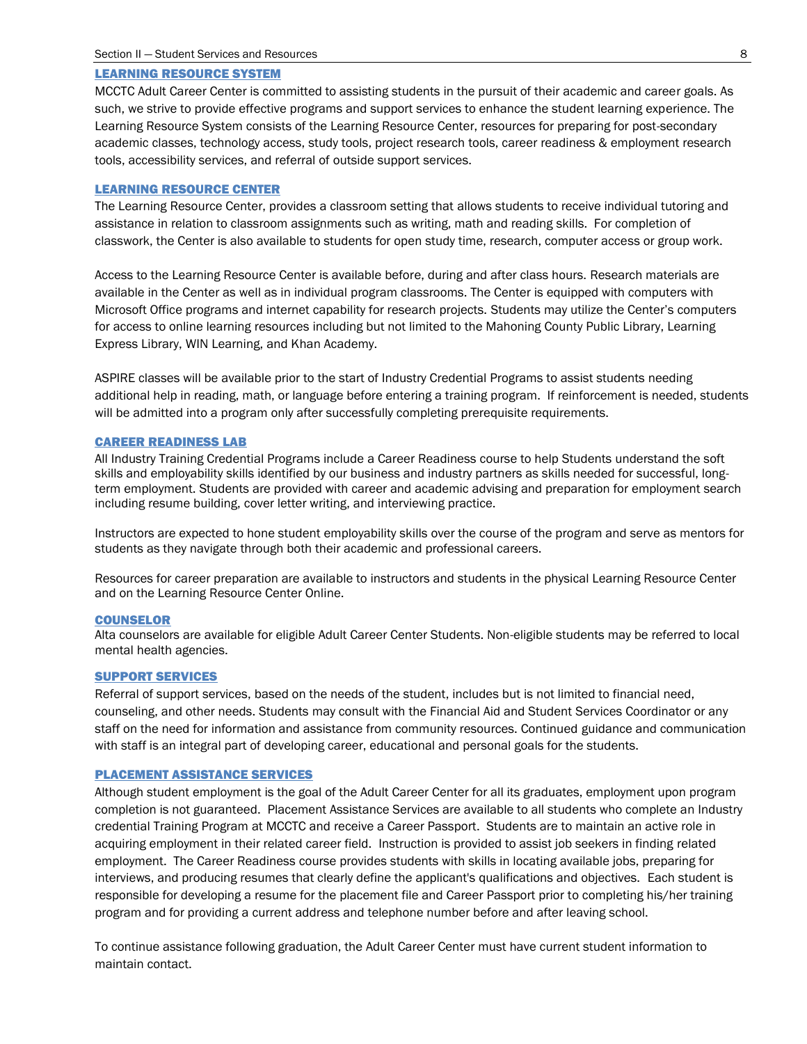## LEARNING RESOURCE SYSTEM

MCCTC Adult Career Center is committed to assisting students in the pursuit of their academic and career goals. As such, we strive to provide effective programs and support services to enhance the student learning experience. The Learning Resource System consists of the Learning Resource Center, resources for preparing for post-secondary academic classes, technology access, study tools, project research tools, career readiness & employment research tools, accessibility services, and referral of outside support services.

## LEARNING RESOURCE CENTER

The Learning Resource Center, provides a classroom setting that allows students to receive individual tutoring and assistance in relation to classroom assignments such as writing, math and reading skills. For completion of classwork, the Center is also available to students for open study time, research, computer access or group work.

Access to the Learning Resource Center is available before, during and after class hours. Research materials are available in the Center as well as in individual program classrooms. The Center is equipped with computers with Microsoft Office programs and internet capability for research projects. Students may utilize the Center's computers for access to online learning resources including but not limited to the Mahoning County Public Library, Learning Express Library, WIN Learning, and Khan Academy.

ASPIRE classes will be available prior to the start of Industry Credential Programs to assist students needing additional help in reading, math, or language before entering a training program. If reinforcement is needed, students will be admitted into a program only after successfully completing prerequisite requirements.

## CAREER READINESS LAB

All Industry Training Credential Programs include a Career Readiness course to help Students understand the soft skills and employability skills identified by our business and industry partners as skills needed for successful, long-term employment. Students are provided with career and academic advising and preparation for employment search including resume building, cover letter writing, and interviewing practice.

Instructors are expected to hone student employability skills over the course of the program and serve as mentors for students as they navigate through both their academic and professional careers.

Resources for career preparation are available to instructors and students in the physical Learning Resource Center and on the Learning Resource Center Online.

## COUNSELOR

Alta counselors are available for eligible Adult Career Center Students. Non-eligible students may be referred to local mental health agencies.

## SUPPORT SERVICES

Referral of support services, based on the needs of the student, includes but is not limited to financial need, counseling, and other needs. Students may consult with the Financial Aid and Student Services Coordinator or any staff on the need for information and assistance from community resources. Continued guidance and communication with staff is an integral part of developing career, educational and personal goals for the students.

## PLACEMENT ASSISTANCE SERVICES

Although student employment is the goal of the Adult Career Center for all its graduates, employment upon program completion is not guaranteed. Placement Assistance Services are available to all students who complete an Industry credential Training Program at MCCTC and receive a Career Passport. Students are to maintain an active role in acquiring employment in their related career field. Instruction is provided to assist job seekers in finding related employment. The Career Readiness course provides students with skills in locating available jobs, preparing for interviews, and producing resumes that clearly define the applicant's qualifications and objectives. Each student is responsible for developing a resume for the placement file and Career Passport prior to completing his/her training program and for providing a current address and telephone number before and after leaving school.

To continue assistance following graduation, the Adult Career Center must have current student information to maintain contact.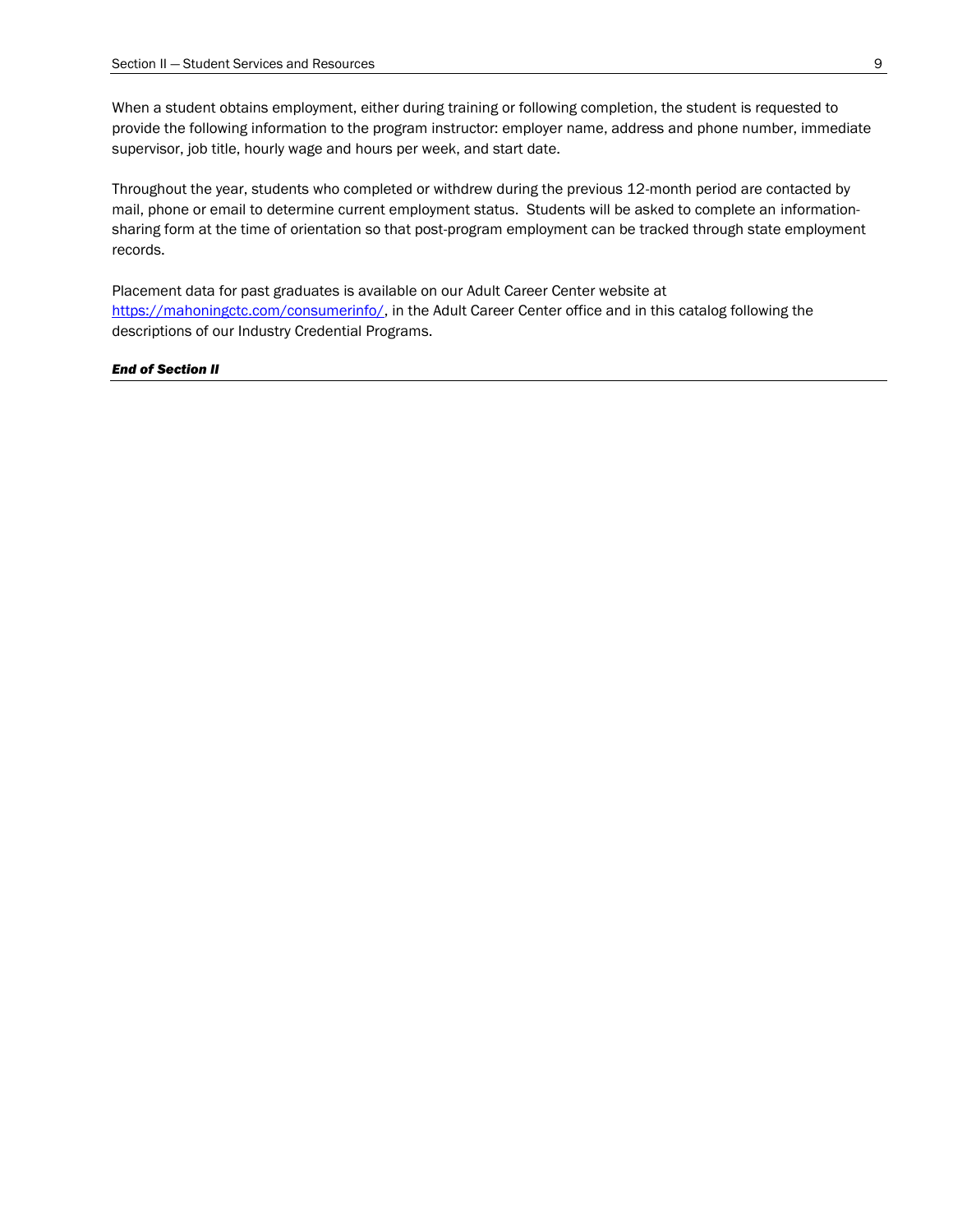When a student obtains employment, either during training or following completion, the student is requested to provide the following information to the program instructor: employer name, address and phone number, immediate supervisor, job title, hourly wage and hours per week, and start date.

Throughout the year, students who completed or withdrew during the previous 12-month period are contacted by mail, phone or email to determine current employment status.  Students will be asked to complete an information-sharing form at the time of orientation so that post-program employment can be tracked through state employment records.

Placement data for past graduates is available on our Adult Career Center website at [https://mahoningctc.com/consumerinfo/](https://mahoningctc.com/consumerinfo/), in the Adult Career Center office and in this catalog following the descriptions of our Industry Credential Programs.

***End of Section II***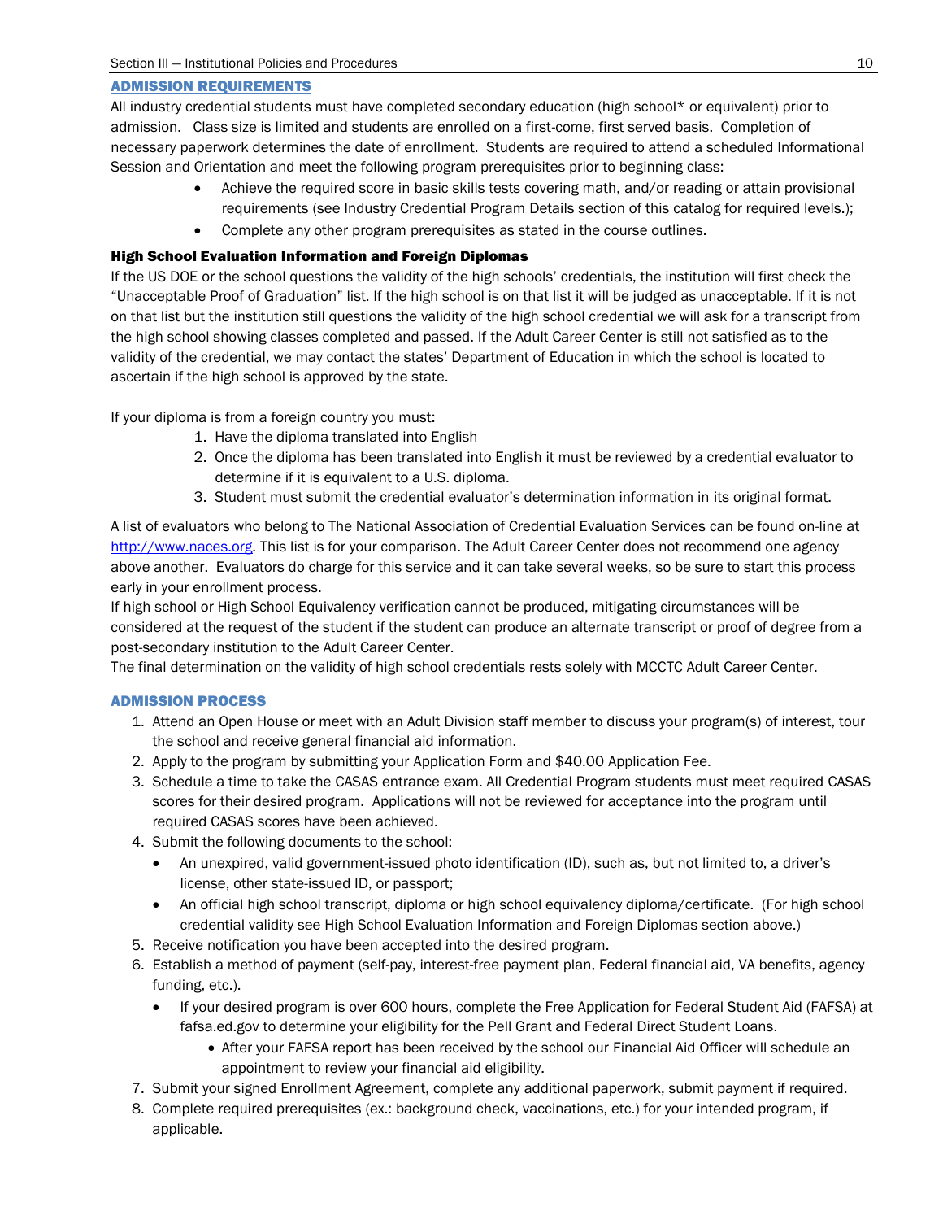## ADMISSION REQUIREMENTS

All industry credential students must have completed secondary education (high school* or equivalent) prior to admission. Class size is limited and students are enrolled on a first-come, first served basis. Completion of necessary paperwork determines the date of enrollment. Students are required to attend a scheduled Informational Session and Orientation and meet the following program prerequisites prior to beginning class:

- Achieve the required score in basic skills tests covering math, and/or reading or attain provisional requirements (see Industry Credential Program Details section of this catalog for required levels.);
- Complete any other program prerequisites as stated in the course outlines.

### High School Evaluation Information and Foreign Diplomas

If the US DOE or the school questions the validity of the high schools' credentials, the institution will first check the "Unacceptable Proof of Graduation" list. If the high school is on that list it will be judged as unacceptable. If it is not on that list but the institution still questions the validity of the high school credential we will ask for a transcript from the high school showing classes completed and passed. If the Adult Career Center is still not satisfied as to the validity of the credential, we may contact the states' Department of Education in which the school is located to ascertain if the high school is approved by the state.

If your diploma is from a foreign country you must:

1. Have the diploma translated into English
2. Once the diploma has been translated into English it must be reviewed by a credential evaluator to determine if it is equivalent to a U.S. diploma.
3. Student must submit the credential evaluator's determination information in its original format.

A list of evaluators who belong to The National Association of Credential Evaluation Services can be found on-line at http://www.naces.org. This list is for your comparison. The Adult Career Center does not recommend one agency above another. Evaluators do charge for this service and it can take several weeks, so be sure to start this process early in your enrollment process.

If high school or High School Equivalency verification cannot be produced, mitigating circumstances will be considered at the request of the student if the student can produce an alternate transcript or proof of degree from a post-secondary institution to the Adult Career Center.

The final determination on the validity of high school credentials rests solely with MCCTC Adult Career Center.

## ADMISSION PROCESS

1. Attend an Open House or meet with an Adult Division staff member to discuss your program(s) of interest, tour the school and receive general financial aid information.
2. Apply to the program by submitting your Application Form and $40.00 Application Fee.
3. Schedule a time to take the CASAS entrance exam. All Credential Program students must meet required CASAS scores for their desired program. Applications will not be reviewed for acceptance into the program until required CASAS scores have been achieved.
4. Submit the following documents to the school:
   - An unexpired, valid government-issued photo identification (ID), such as, but not limited to, a driver's license, other state-issued ID, or passport;
   - An official high school transcript, diploma or high school equivalency diploma/certificate. (For high school credential validity see High School Evaluation Information and Foreign Diplomas section above.)
5. Receive notification you have been accepted into the desired program.
6. Establish a method of payment (self-pay, interest-free payment plan, Federal financial aid, VA benefits, agency funding, etc.).
   - If your desired program is over 600 hours, complete the Free Application for Federal Student Aid (FAFSA) at fafsa.ed.gov to determine your eligibility for the Pell Grant and Federal Direct Student Loans.
     - After your FAFSA report has been received by the school our Financial Aid Officer will schedule an appointment to review your financial aid eligibility.
7. Submit your signed Enrollment Agreement, complete any additional paperwork, submit payment if required.
8. Complete required prerequisites (ex.: background check, vaccinations, etc.) for your intended program, if applicable.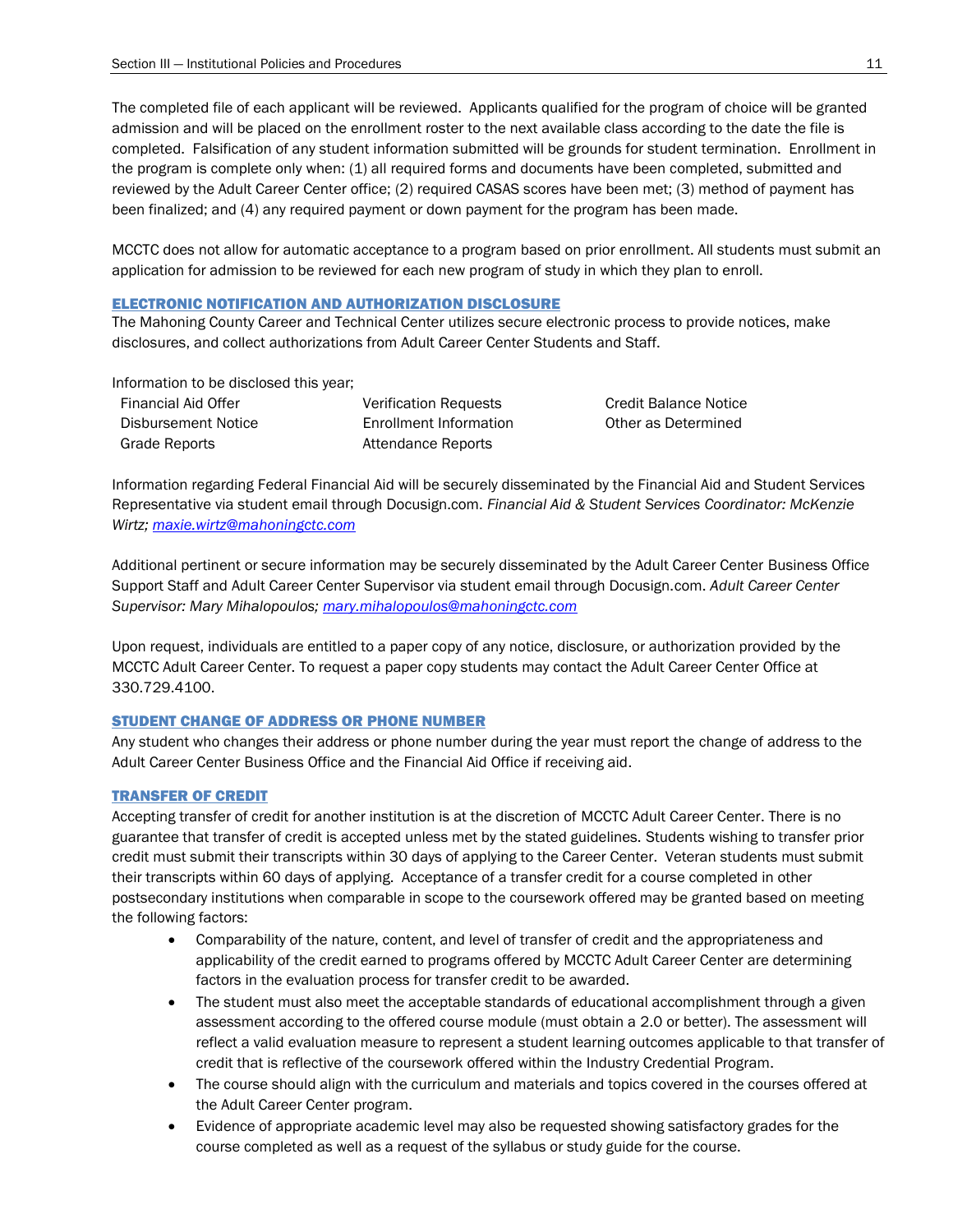The completed file of each applicant will be reviewed. Applicants qualified for the program of choice will be granted admission and will be placed on the enrollment roster to the next available class according to the date the file is completed. Falsification of any student information submitted will be grounds for student termination. Enrollment in the program is complete only when: (1) all required forms and documents have been completed, submitted and reviewed by the Adult Career Center office; (2) required CASAS scores have been met; (3) method of payment has been finalized; and (4) any required payment or down payment for the program has been made.

MCCTC does not allow for automatic acceptance to a program based on prior enrollment. All students must submit an application for admission to be reviewed for each new program of study in which they plan to enroll.

## ELECTRONIC NOTIFICATION AND AUTHORIZATION DISCLOSURE

The Mahoning County Career and Technical Center utilizes secure electronic process to provide notices, make disclosures, and collect authorizations from Adult Career Center Students and Staff.

Information to be disclosed this year;

- Financial Aid Offer
- Disbursement Notice
- Grade Reports
- Verification Requests
- Enrollment Information
- Attendance Reports
- Credit Balance Notice
- Other as Determined

Information regarding Federal Financial Aid will be securely disseminated by the Financial Aid and Student Services Representative via student email through Docusign.com. *Financial Aid & Student Services Coordinator: McKenzie Wirtz; maxie.wirtz@mahoningctc.com*

Additional pertinent or secure information may be securely disseminated by the Adult Career Center Business Office Support Staff and Adult Career Center Supervisor via student email through Docusign.com. *Adult Career Center Supervisor: Mary Mihalopoulos; mary.mihalopoulos@mahoningctc.com*

Upon request, individuals are entitled to a paper copy of any notice, disclosure, or authorization provided by the MCCTC Adult Career Center. To request a paper copy students may contact the Adult Career Center Office at 330.729.4100.

## STUDENT CHANGE OF ADDRESS OR PHONE NUMBER

Any student who changes their address or phone number during the year must report the change of address to the Adult Career Center Business Office and the Financial Aid Office if receiving aid.

## TRANSFER OF CREDIT

Accepting transfer of credit for another institution is at the discretion of MCCTC Adult Career Center. There is no guarantee that transfer of credit is accepted unless met by the stated guidelines. Students wishing to transfer prior credit must submit their transcripts within 30 days of applying to the Career Center. Veteran students must submit their transcripts within 60 days of applying. Acceptance of a transfer credit for a course completed in other postsecondary institutions when comparable in scope to the coursework offered may be granted based on meeting the following factors:

- Comparability of the nature, content, and level of transfer of credit and the appropriateness and applicability of the credit earned to programs offered by MCCTC Adult Career Center are determining factors in the evaluation process for transfer credit to be awarded.
- The student must also meet the acceptable standards of educational accomplishment through a given assessment according to the offered course module (must obtain a 2.0 or better). The assessment will reflect a valid evaluation measure to represent a student learning outcomes applicable to that transfer of credit that is reflective of the coursework offered within the Industry Credential Program.
- The course should align with the curriculum and materials and topics covered in the courses offered at the Adult Career Center program.
- Evidence of appropriate academic level may also be requested showing satisfactory grades for the course completed as well as a request of the syllabus or study guide for the course.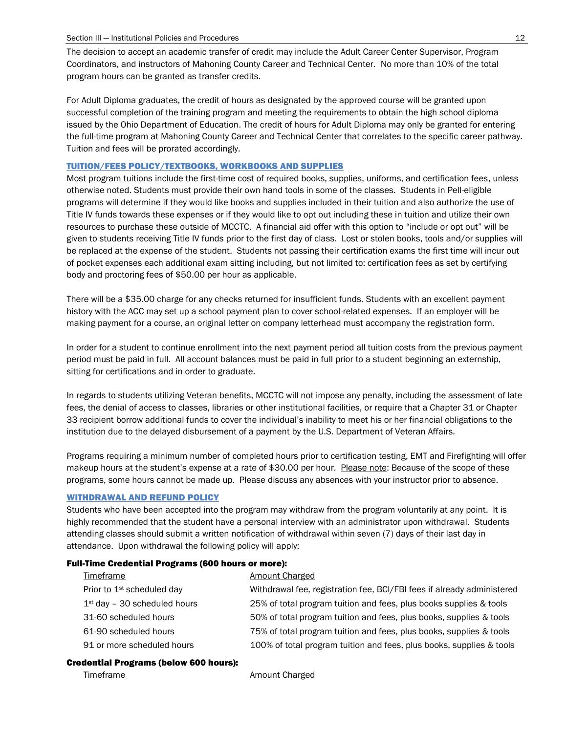The decision to accept an academic transfer of credit may include the Adult Career Center Supervisor, Program Coordinators, and instructors of Mahoning County Career and Technical Center. No more than 10% of the total program hours can be granted as transfer credits.

For Adult Diploma graduates, the credit of hours as designated by the approved course will be granted upon successful completion of the training program and meeting the requirements to obtain the high school diploma issued by the Ohio Department of Education. The credit of hours for Adult Diploma may only be granted for entering the full-time program at Mahoning County Career and Technical Center that correlates to the specific career pathway. Tuition and fees will be prorated accordingly.

## TUITION/FEES POLICY/TEXTBOOKS, WORKBOOKS AND SUPPLIES

Most program tuitions include the first-time cost of required books, supplies, uniforms, and certification fees, unless otherwise noted. Students must provide their own hand tools in some of the classes. Students in Pell-eligible programs will determine if they would like books and supplies included in their tuition and also authorize the use of Title IV funds towards these expenses or if they would like to opt out including these in tuition and utilize their own resources to purchase these outside of MCCTC. A financial aid offer with this option to "include or opt out" will be given to students receiving Title IV funds prior to the first day of class. Lost or stolen books, tools and/or supplies will be replaced at the expense of the student. Students not passing their certification exams the first time will incur out of pocket expenses each additional exam sitting including, but not limited to: certification fees as set by certifying body and proctoring fees of $50.00 per hour as applicable.

There will be a $35.00 charge for any checks returned for insufficient funds. Students with an excellent payment history with the ACC may set up a school payment plan to cover school-related expenses. If an employer will be making payment for a course, an original letter on company letterhead must accompany the registration form.

In order for a student to continue enrollment into the next payment period all tuition costs from the previous payment period must be paid in full. All account balances must be paid in full prior to a student beginning an externship, sitting for certifications and in order to graduate.

In regards to students utilizing Veteran benefits, MCCTC will not impose any penalty, including the assessment of late fees, the denial of access to classes, libraries or other institutional facilities, or require that a Chapter 31 or Chapter 33 recipient borrow additional funds to cover the individual's inability to meet his or her financial obligations to the institution due to the delayed disbursement of a payment by the U.S. Department of Veteran Affairs.

Programs requiring a minimum number of completed hours prior to certification testing, EMT and Firefighting will offer makeup hours at the student's expense at a rate of $30.00 per hour. Please note: Because of the scope of these programs, some hours cannot be made up. Please discuss any absences with your instructor prior to absence.

## WITHDRAWAL AND REFUND POLICY

Students who have been accepted into the program may withdraw from the program voluntarily at any point. It is highly recommended that the student have a personal interview with an administrator upon withdrawal. Students attending classes should submit a written notification of withdrawal within seven (7) days of their last day in attendance. Upon withdrawal the following policy will apply:

### Full-Time Credential Programs (600 hours or more):

| Timeframe | Amount Charged |
|---|---|
| Prior to 1st scheduled day | Withdrawal fee, registration fee, BCI/FBI fees if already administered |
| 1st day – 30 scheduled hours | 25% of total program tuition and fees, plus books supplies & tools |
| 31-60 scheduled hours | 50% of total program tuition and fees, plus books, supplies & tools |
| 61-90 scheduled hours | 75% of total program tuition and fees, plus books, supplies & tools |
| 91 or more scheduled hours | 100% of total program tuition and fees, plus books, supplies & tools |

### Credential Programs (below 600 hours):

| Timeframe | Amount Charged |
|---|---|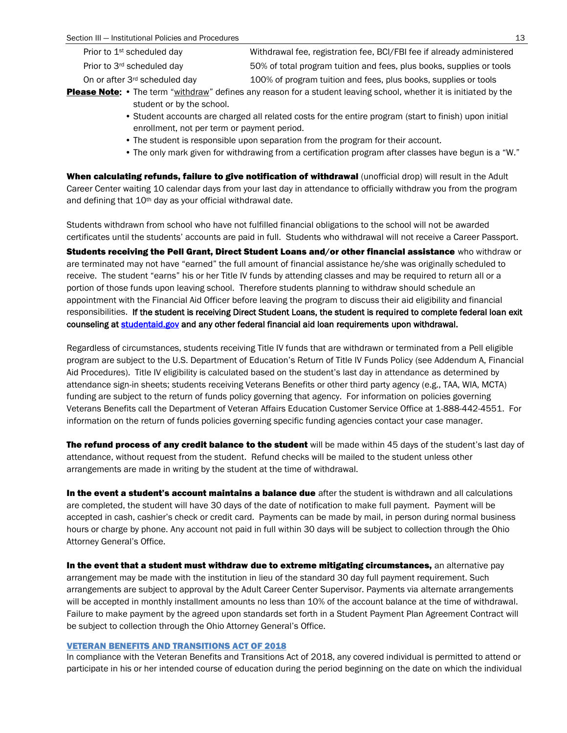| | |
|---|---|
| Prior to 1st scheduled day | Withdrawal fee, registration fee, BCI/FBI fee if already administered |
| Prior to 3rd scheduled day | 50% of total program tuition and fees, plus books, supplies or tools |
| On or after 3rd scheduled day | 100% of program tuition and fees, plus books, supplies or tools |

**Please Note**:
- The term "withdraw" defines any reason for a student leaving school, whether it is initiated by the student or by the school.
- Student accounts are charged all related costs for the entire program (start to finish) upon initial enrollment, not per term or payment period.
- The student is responsible upon separation from the program for their account.
- The only mark given for withdrawing from a certification program after classes have begun is a "W."

**When calculating refunds, failure to give notification of withdrawal** (unofficial drop) will result in the Adult Career Center waiting 10 calendar days from your last day in attendance to officially withdraw you from the program and defining that 10th day as your official withdrawal date.

Students withdrawn from school who have not fulfilled financial obligations to the school will not be awarded certificates until the students' accounts are paid in full. Students who withdrawal will not receive a Career Passport.

**Students receiving the Pell Grant, Direct Student Loans and/or other financial assistance** who withdraw or are terminated may not have "earned" the full amount of financial assistance he/she was originally scheduled to receive. The student "earns" his or her Title IV funds by attending classes and may be required to return all or a portion of those funds upon leaving school. Therefore students planning to withdraw should schedule an appointment with the Financial Aid Officer before leaving the program to discuss their aid eligibility and financial responsibilities. **If the student is receiving Direct Student Loans, the student is required to complete federal loan exit counseling at studentaid.gov and any other federal financial aid loan requirements upon withdrawal.**

Regardless of circumstances, students receiving Title IV funds that are withdrawn or terminated from a Pell eligible program are subject to the U.S. Department of Education's Return of Title IV Funds Policy (see Addendum A, Financial Aid Procedures). Title IV eligibility is calculated based on the student's last day in attendance as determined by attendance sign-in sheets; students receiving Veterans Benefits or other third party agency (e.g., TAA, WIA, MCTA) funding are subject to the return of funds policy governing that agency. For information on policies governing Veterans Benefits call the Department of Veteran Affairs Education Customer Service Office at 1-888-442-4551. For information on the return of funds policies governing specific funding agencies contact your case manager.

**The refund process of any credit balance to the student** will be made within 45 days of the student's last day of attendance, without request from the student. Refund checks will be mailed to the student unless other arrangements are made in writing by the student at the time of withdrawal.

**In the event a student's account maintains a balance due** after the student is withdrawn and all calculations are completed, the student will have 30 days of the date of notification to make full payment. Payment will be accepted in cash, cashier's check or credit card. Payments can be made by mail, in person during normal business hours or charge by phone. Any account not paid in full within 30 days will be subject to collection through the Ohio Attorney General's Office.

**In the event that a student must withdraw due to extreme mitigating circumstances,** an alternative pay arrangement may be made with the institution in lieu of the standard 30 day full payment requirement. Such arrangements are subject to approval by the Adult Career Center Supervisor. Payments via alternate arrangements will be accepted in monthly installment amounts no less than 10% of the account balance at the time of withdrawal. Failure to make payment by the agreed upon standards set forth in a Student Payment Plan Agreement Contract will be subject to collection through the Ohio Attorney General's Office.

### VETERAN BENEFITS AND TRANSITIONS ACT OF 2018

In compliance with the Veteran Benefits and Transitions Act of 2018, any covered individual is permitted to attend or participate in his or her intended course of education during the period beginning on the date on which the individual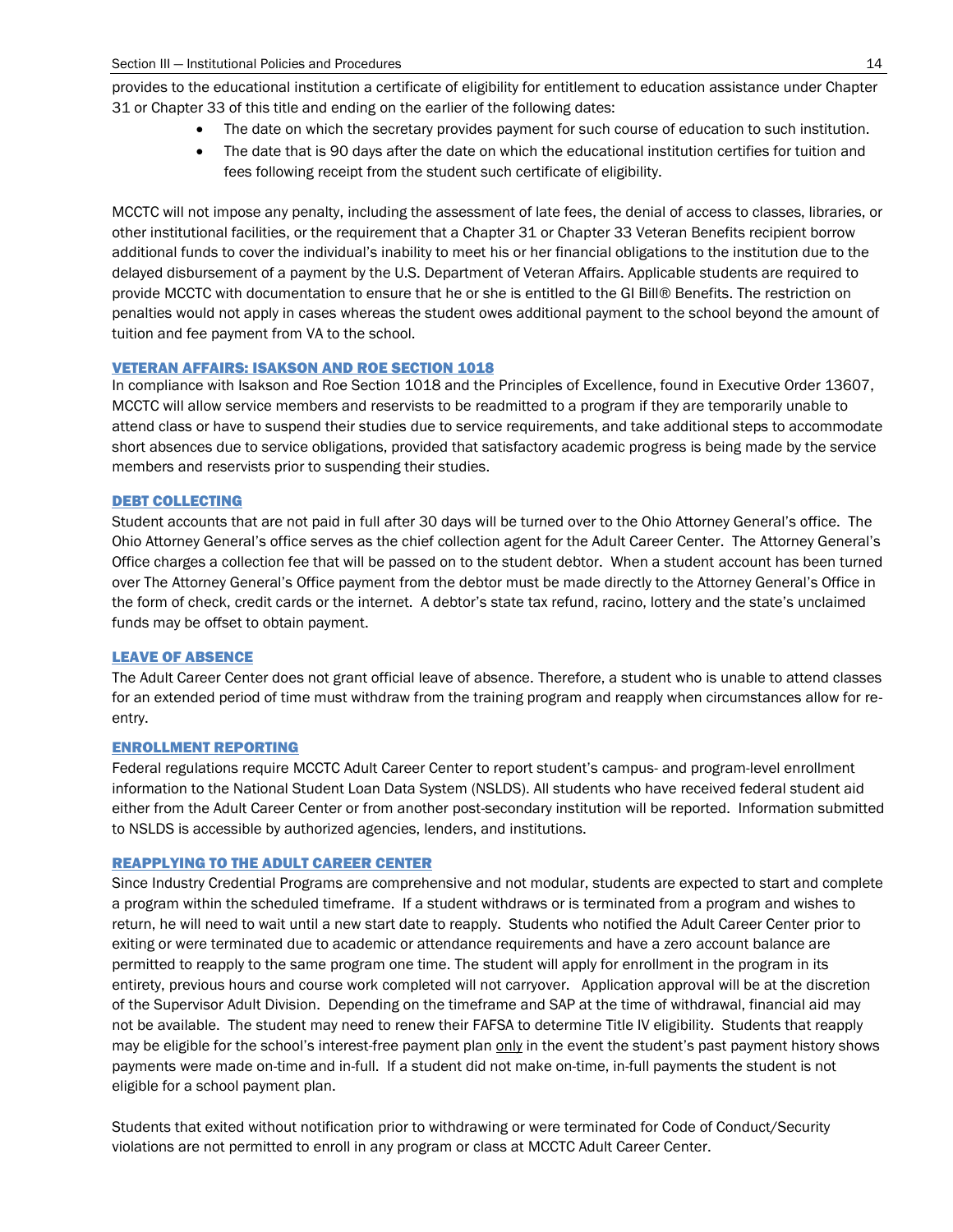provides to the educational institution a certificate of eligibility for entitlement to education assistance under Chapter 31 or Chapter 33 of this title and ending on the earlier of the following dates:

- The date on which the secretary provides payment for such course of education to such institution.
- The date that is 90 days after the date on which the educational institution certifies for tuition and fees following receipt from the student such certificate of eligibility.

MCCTC will not impose any penalty, including the assessment of late fees, the denial of access to classes, libraries, or other institutional facilities, or the requirement that a Chapter 31 or Chapter 33 Veteran Benefits recipient borrow additional funds to cover the individual's inability to meet his or her financial obligations to the institution due to the delayed disbursement of a payment by the U.S. Department of Veteran Affairs. Applicable students are required to provide MCCTC with documentation to ensure that he or she is entitled to the GI Bill® Benefits. The restriction on penalties would not apply in cases whereas the student owes additional payment to the school beyond the amount of tuition and fee payment from VA to the school.

### VETERAN AFFAIRS: ISAKSON AND ROE SECTION 1018

In compliance with Isakson and Roe Section 1018 and the Principles of Excellence, found in Executive Order 13607, MCCTC will allow service members and reservists to be readmitted to a program if they are temporarily unable to attend class or have to suspend their studies due to service requirements, and take additional steps to accommodate short absences due to service obligations, provided that satisfactory academic progress is being made by the service members and reservists prior to suspending their studies.

### DEBT COLLECTING

Student accounts that are not paid in full after 30 days will be turned over to the Ohio Attorney General's office. The Ohio Attorney General's office serves as the chief collection agent for the Adult Career Center. The Attorney General's Office charges a collection fee that will be passed on to the student debtor. When a student account has been turned over The Attorney General's Office payment from the debtor must be made directly to the Attorney General's Office in the form of check, credit cards or the internet. A debtor's state tax refund, racino, lottery and the state's unclaimed funds may be offset to obtain payment.

### LEAVE OF ABSENCE

The Adult Career Center does not grant official leave of absence. Therefore, a student who is unable to attend classes for an extended period of time must withdraw from the training program and reapply when circumstances allow for re-entry.

### ENROLLMENT REPORTING

Federal regulations require MCCTC Adult Career Center to report student's campus- and program-level enrollment information to the National Student Loan Data System (NSLDS). All students who have received federal student aid either from the Adult Career Center or from another post-secondary institution will be reported. Information submitted to NSLDS is accessible by authorized agencies, lenders, and institutions.

### REAPPLYING TO THE ADULT CAREER CENTER

Since Industry Credential Programs are comprehensive and not modular, students are expected to start and complete a program within the scheduled timeframe. If a student withdraws or is terminated from a program and wishes to return, he will need to wait until a new start date to reapply. Students who notified the Adult Career Center prior to exiting or were terminated due to academic or attendance requirements and have a zero account balance are permitted to reapply to the same program one time. The student will apply for enrollment in the program in its entirety, previous hours and course work completed will not carryover. Application approval will be at the discretion of the Supervisor Adult Division. Depending on the timeframe and SAP at the time of withdrawal, financial aid may not be available. The student may need to renew their FAFSA to determine Title IV eligibility. Students that reapply may be eligible for the school's interest-free payment plan only in the event the student's past payment history shows payments were made on-time and in-full. If a student did not make on-time, in-full payments the student is not eligible for a school payment plan.

Students that exited without notification prior to withdrawing or were terminated for Code of Conduct/Security violations are not permitted to enroll in any program or class at MCCTC Adult Career Center.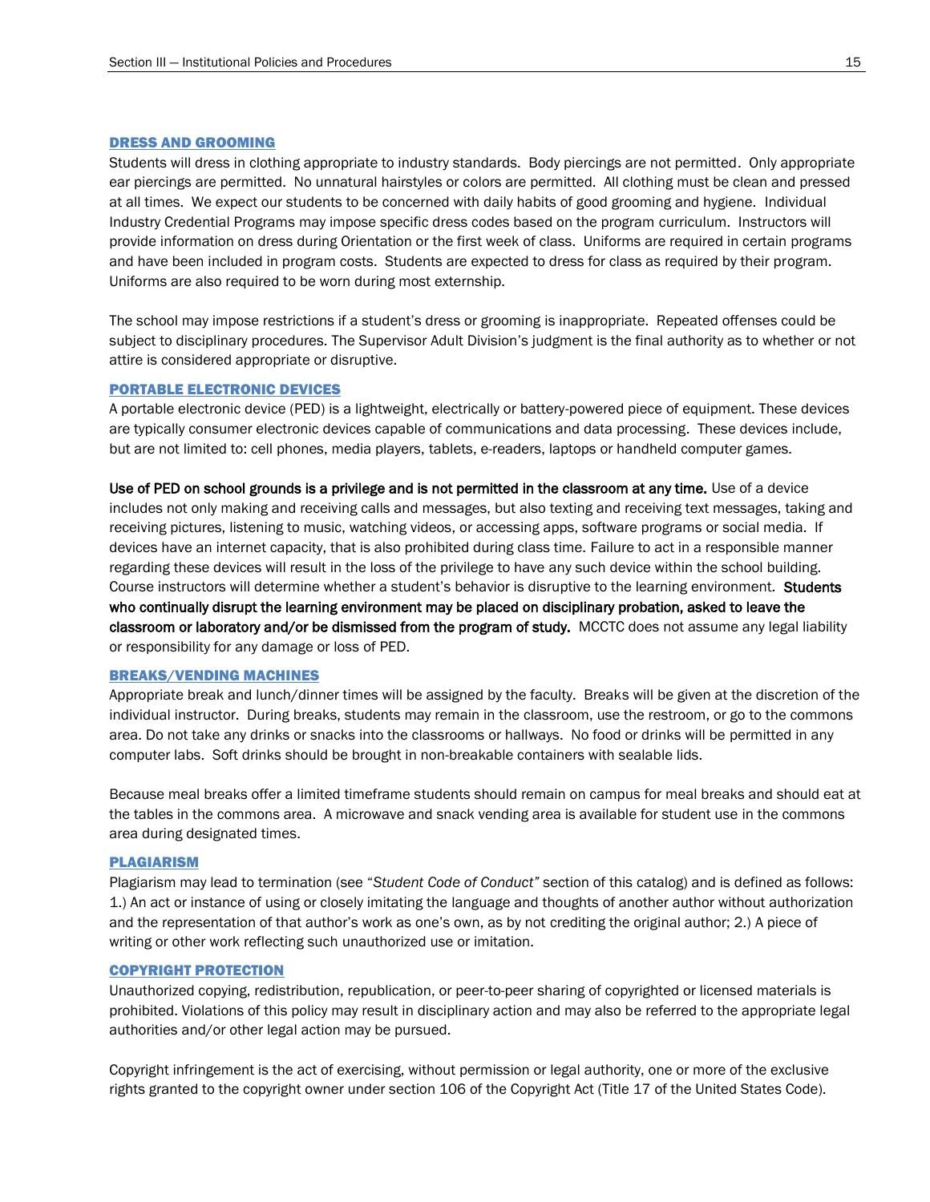## DRESS AND GROOMING

Students will dress in clothing appropriate to industry standards. Body piercings are not permitted. Only appropriate ear piercings are permitted. No unnatural hairstyles or colors are permitted. All clothing must be clean and pressed at all times. We expect our students to be concerned with daily habits of good grooming and hygiene. Individual Industry Credential Programs may impose specific dress codes based on the program curriculum. Instructors will provide information on dress during Orientation or the first week of class. Uniforms are required in certain programs and have been included in program costs. Students are expected to dress for class as required by their program. Uniforms are also required to be worn during most externship.

The school may impose restrictions if a student's dress or grooming is inappropriate. Repeated offenses could be subject to disciplinary procedures. The Supervisor Adult Division's judgment is the final authority as to whether or not attire is considered appropriate or disruptive.

## PORTABLE ELECTRONIC DEVICES

A portable electronic device (PED) is a lightweight, electrically or battery-powered piece of equipment. These devices are typically consumer electronic devices capable of communications and data processing. These devices include, but are not limited to: cell phones, media players, tablets, e-readers, laptops or handheld computer games.

**Use of PED on school grounds is a privilege and is not permitted in the classroom at any time.** Use of a device includes not only making and receiving calls and messages, but also texting and receiving text messages, taking and receiving pictures, listening to music, watching videos, or accessing apps, software programs or social media. If devices have an internet capacity, that is also prohibited during class time. Failure to act in a responsible manner regarding these devices will result in the loss of the privilege to have any such device within the school building. Course instructors will determine whether a student's behavior is disruptive to the learning environment. **Students who continually disrupt the learning environment may be placed on disciplinary probation, asked to leave the classroom or laboratory and/or be dismissed from the program of study.** MCCTC does not assume any legal liability or responsibility for any damage or loss of PED.

## BREAKS/VENDING MACHINES

Appropriate break and lunch/dinner times will be assigned by the faculty. Breaks will be given at the discretion of the individual instructor. During breaks, students may remain in the classroom, use the restroom, or go to the commons area. Do not take any drinks or snacks into the classrooms or hallways. No food or drinks will be permitted in any computer labs. Soft drinks should be brought in non-breakable containers with sealable lids.

Because meal breaks offer a limited timeframe students should remain on campus for meal breaks and should eat at the tables in the commons area. A microwave and snack vending area is available for student use in the commons area during designated times.

## PLAGIARISM

Plagiarism may lead to termination (see "*Student Code of Conduct"* section of this catalog) and is defined as follows: 1.) An act or instance of using or closely imitating the language and thoughts of another author without authorization and the representation of that author's work as one's own, as by not crediting the original author; 2.) A piece of writing or other work reflecting such unauthorized use or imitation.

## COPYRIGHT PROTECTION

Unauthorized copying, redistribution, republication, or peer-to-peer sharing of copyrighted or licensed materials is prohibited. Violations of this policy may result in disciplinary action and may also be referred to the appropriate legal authorities and/or other legal action may be pursued.

Copyright infringement is the act of exercising, without permission or legal authority, one or more of the exclusive rights granted to the copyright owner under section 106 of the Copyright Act (Title 17 of the United States Code).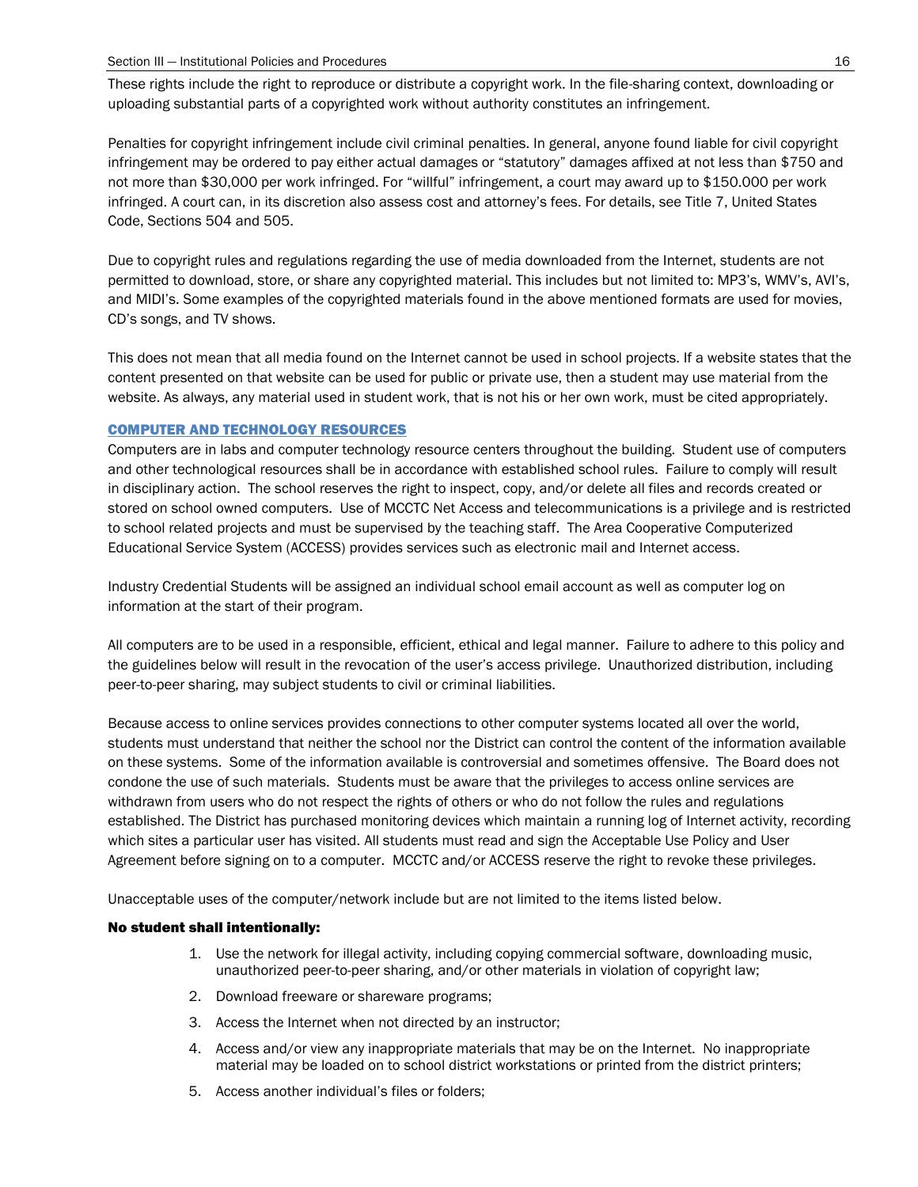These rights include the right to reproduce or distribute a copyright work. In the file-sharing context, downloading or uploading substantial parts of a copyrighted work without authority constitutes an infringement.

Penalties for copyright infringement include civil criminal penalties. In general, anyone found liable for civil copyright infringement may be ordered to pay either actual damages or "statutory" damages affixed at not less than $750 and not more than $30,000 per work infringed. For "willful" infringement, a court may award up to $150.000 per work infringed. A court can, in its discretion also assess cost and attorney's fees. For details, see Title 7, United States Code, Sections 504 and 505.

Due to copyright rules and regulations regarding the use of media downloaded from the Internet, students are not permitted to download, store, or share any copyrighted material. This includes but not limited to: MP3's, WMV's, AVI's, and MIDI's. Some examples of the copyrighted materials found in the above mentioned formats are used for movies, CD's songs, and TV shows.

This does not mean that all media found on the Internet cannot be used in school projects. If a website states that the content presented on that website can be used for public or private use, then a student may use material from the website. As always, any material used in student work, that is not his or her own work, must be cited appropriately.

## COMPUTER AND TECHNOLOGY RESOURCES

Computers are in labs and computer technology resource centers throughout the building. Student use of computers and other technological resources shall be in accordance with established school rules. Failure to comply will result in disciplinary action. The school reserves the right to inspect, copy, and/or delete all files and records created or stored on school owned computers. Use of MCCTC Net Access and telecommunications is a privilege and is restricted to school related projects and must be supervised by the teaching staff. The Area Cooperative Computerized Educational Service System (ACCESS) provides services such as electronic mail and Internet access.

Industry Credential Students will be assigned an individual school email account as well as computer log on information at the start of their program.

All computers are to be used in a responsible, efficient, ethical and legal manner. Failure to adhere to this policy and the guidelines below will result in the revocation of the user's access privilege. Unauthorized distribution, including peer-to-peer sharing, may subject students to civil or criminal liabilities.

Because access to online services provides connections to other computer systems located all over the world, students must understand that neither the school nor the District can control the content of the information available on these systems. Some of the information available is controversial and sometimes offensive. The Board does not condone the use of such materials. Students must be aware that the privileges to access online services are withdrawn from users who do not respect the rights of others or who do not follow the rules and regulations established. The District has purchased monitoring devices which maintain a running log of Internet activity, recording which sites a particular user has visited. All students must read and sign the Acceptable Use Policy and User Agreement before signing on to a computer. MCCTC and/or ACCESS reserve the right to revoke these privileges.

Unacceptable uses of the computer/network include but are not limited to the items listed below.

**No student shall intentionally:**

1. Use the network for illegal activity, including copying commercial software, downloading music, unauthorized peer-to-peer sharing, and/or other materials in violation of copyright law;
2. Download freeware or shareware programs;
3. Access the Internet when not directed by an instructor;
4. Access and/or view any inappropriate materials that may be on the Internet. No inappropriate material may be loaded on to school district workstations or printed from the district printers;
5. Access another individual's files or folders;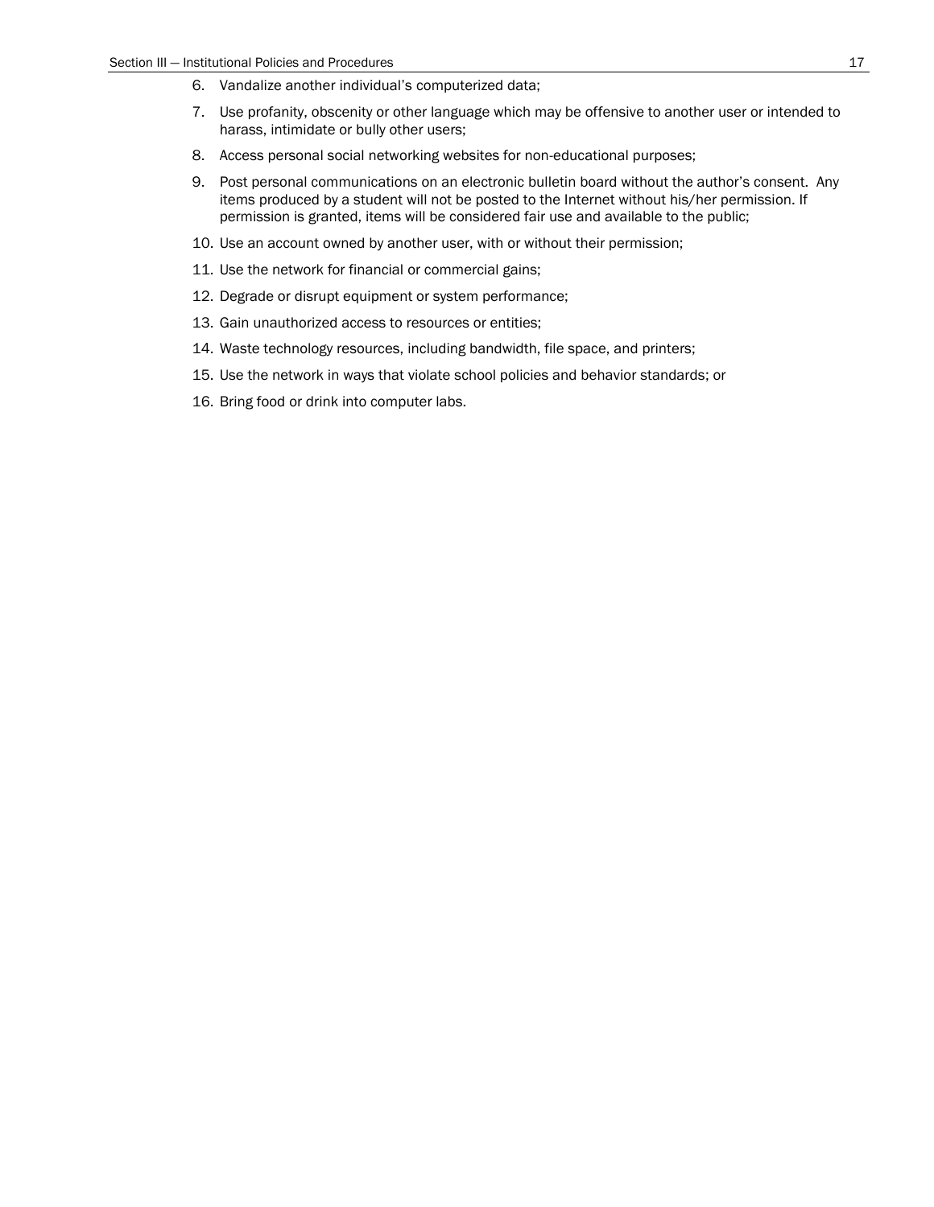6. Vandalize another individual's computerized data;
7. Use profanity, obscenity or other language which may be offensive to another user or intended to harass, intimidate or bully other users;
8. Access personal social networking websites for non-educational purposes;
9. Post personal communications on an electronic bulletin board without the author's consent. Any items produced by a student will not be posted to the Internet without his/her permission. If permission is granted, items will be considered fair use and available to the public;
10. Use an account owned by another user, with or without their permission;
11. Use the network for financial or commercial gains;
12. Degrade or disrupt equipment or system performance;
13. Gain unauthorized access to resources or entities;
14. Waste technology resources, including bandwidth, file space, and printers;
15. Use the network in ways that violate school policies and behavior standards; or
16. Bring food or drink into computer labs.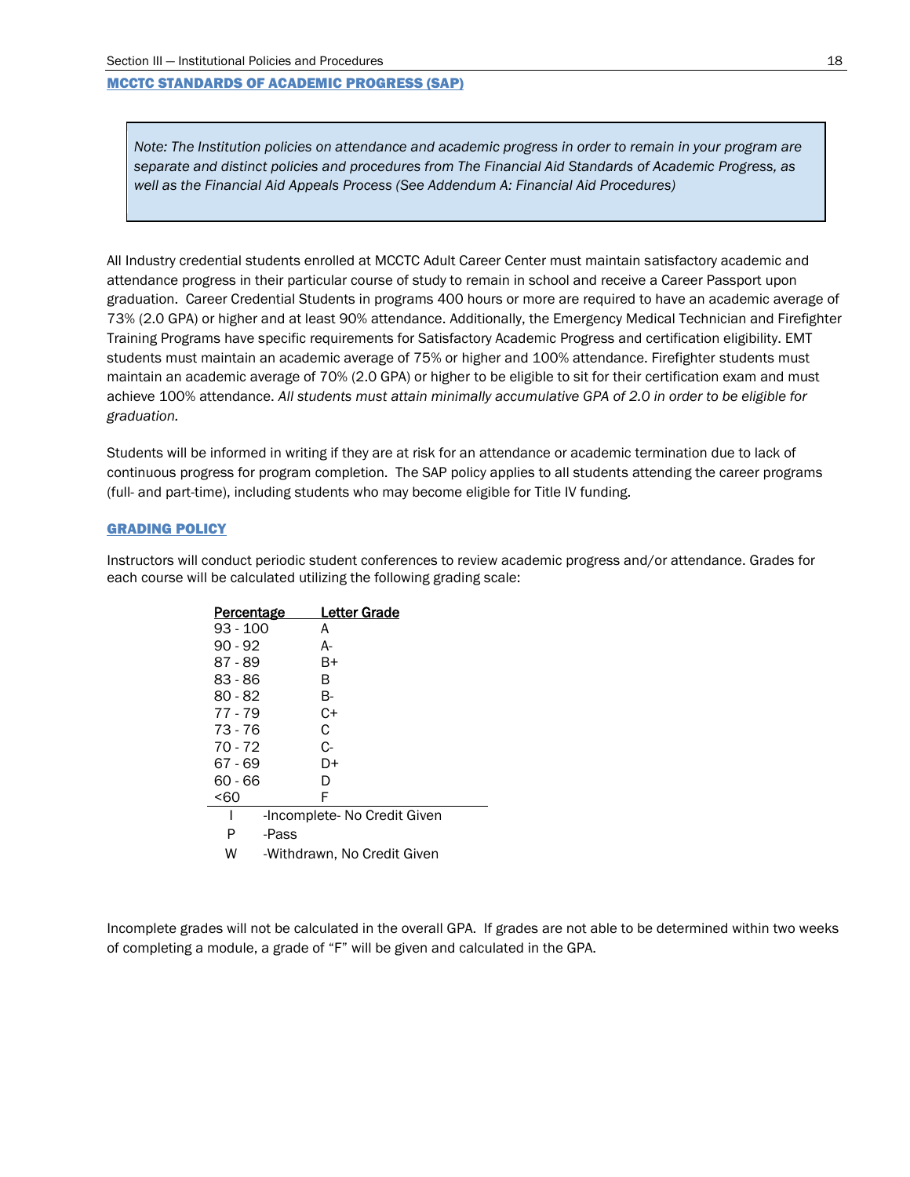## MCCTC STANDARDS OF ACADEMIC PROGRESS (SAP)

> *Note: The Institution policies on attendance and academic progress in order to remain in your program are separate and distinct policies and procedures from The Financial Aid Standards of Academic Progress, as well as the Financial Aid Appeals Process (See Addendum A: Financial Aid Procedures)*

All Industry credential students enrolled at MCCTC Adult Career Center must maintain satisfactory academic and attendance progress in their particular course of study to remain in school and receive a Career Passport upon graduation. Career Credential Students in programs 400 hours or more are required to have an academic average of 73% (2.0 GPA) or higher and at least 90% attendance. Additionally, the Emergency Medical Technician and Firefighter Training Programs have specific requirements for Satisfactory Academic Progress and certification eligibility. EMT students must maintain an academic average of 75% or higher and 100% attendance. Firefighter students must maintain an academic average of 70% (2.0 GPA) or higher to be eligible to sit for their certification exam and must achieve 100% attendance. *All students must attain minimally accumulative GPA of 2.0 in order to be eligible for graduation.*

Students will be informed in writing if they are at risk for an attendance or academic termination due to lack of continuous progress for program completion. The SAP policy applies to all students attending the career programs (full- and part-time), including students who may become eligible for Title IV funding.

## GRADING POLICY

Instructors will conduct periodic student conferences to review academic progress and/or attendance. Grades for each course will be calculated utilizing the following grading scale:

| Percentage | Letter Grade |
|---|---|
| 93 - 100 | A |
| 90 - 92 | A- |
| 87 - 89 | B+ |
| 83 - 86 | B |
| 80 - 82 | B- |
| 77 - 79 | C+ |
| 73 - 76 | C |
| 70 - 72 | C- |
| 67 - 69 | D+ |
| 60 - 66 | D |
| <60 | F |

- I -Incomplete- No Credit Given
- P -Pass
- W -Withdrawn, No Credit Given

Incomplete grades will not be calculated in the overall GPA. If grades are not able to be determined within two weeks of completing a module, a grade of "F" will be given and calculated in the GPA.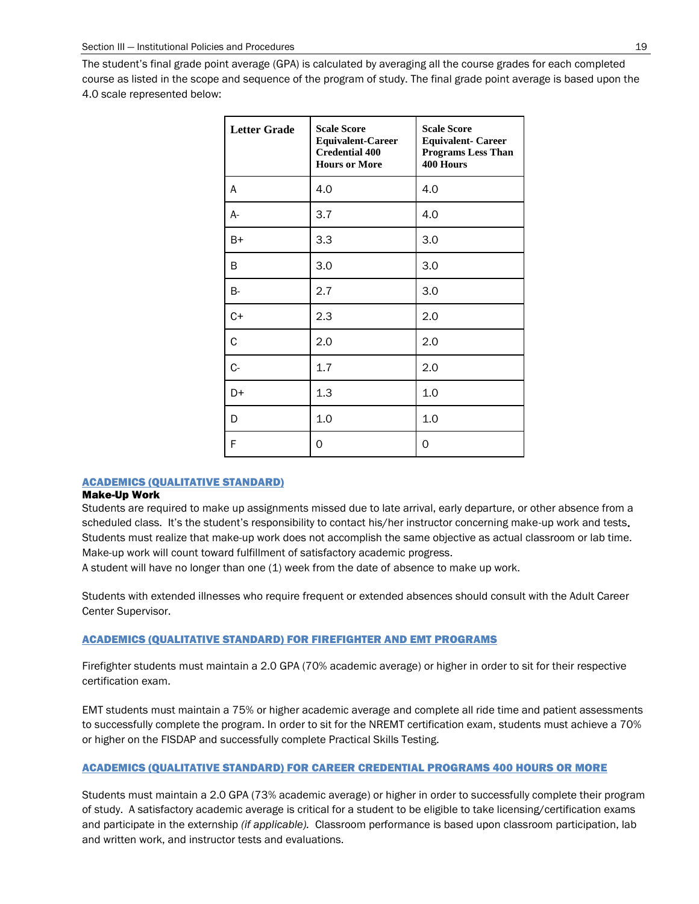The student's final grade point average (GPA) is calculated by averaging all the course grades for each completed course as listed in the scope and sequence of the program of study. The final grade point average is based upon the 4.0 scale represented below:

| Letter Grade | Scale Score Equivalent-Career Credential 400 Hours or More | Scale Score Equivalent- Career Programs Less Than 400 Hours |
|---|---|---|
| A | 4.0 | 4.0 |
| A- | 3.7 | 4.0 |
| B+ | 3.3 | 3.0 |
| B | 3.0 | 3.0 |
| B- | 2.7 | 3.0 |
| C+ | 2.3 | 2.0 |
| C | 2.0 | 2.0 |
| C- | 1.7 | 2.0 |
| D+ | 1.3 | 1.0 |
| D | 1.0 | 1.0 |
| F | 0 | 0 |

## ACADEMICS (QUALITATIVE STANDARD)

**Make-Up Work**

Students are required to make up assignments missed due to late arrival, early departure, or other absence from a scheduled class. It's the student's responsibility to contact his/her instructor concerning make-up work and tests. Students must realize that make-up work does not accomplish the same objective as actual classroom or lab time. Make-up work will count toward fulfillment of satisfactory academic progress.
A student will have no longer than one (1) week from the date of absence to make up work.

Students with extended illnesses who require frequent or extended absences should consult with the Adult Career Center Supervisor.

## ACADEMICS (QUALITATIVE STANDARD) FOR FIREFIGHTER AND EMT PROGRAMS

Firefighter students must maintain a 2.0 GPA (70% academic average) or higher in order to sit for their respective certification exam.

EMT students must maintain a 75% or higher academic average and complete all ride time and patient assessments to successfully complete the program. In order to sit for the NREMT certification exam, students must achieve a 70% or higher on the FISDAP and successfully complete Practical Skills Testing.

## ACADEMICS (QUALITATIVE STANDARD) FOR CAREER CREDENTIAL PROGRAMS 400 HOURS OR MORE

Students must maintain a 2.0 GPA (73% academic average) or higher in order to successfully complete their program of study. A satisfactory academic average is critical for a student to be eligible to take licensing/certification exams and participate in the externship *(if applicable).* Classroom performance is based upon classroom participation, lab and written work, and instructor tests and evaluations.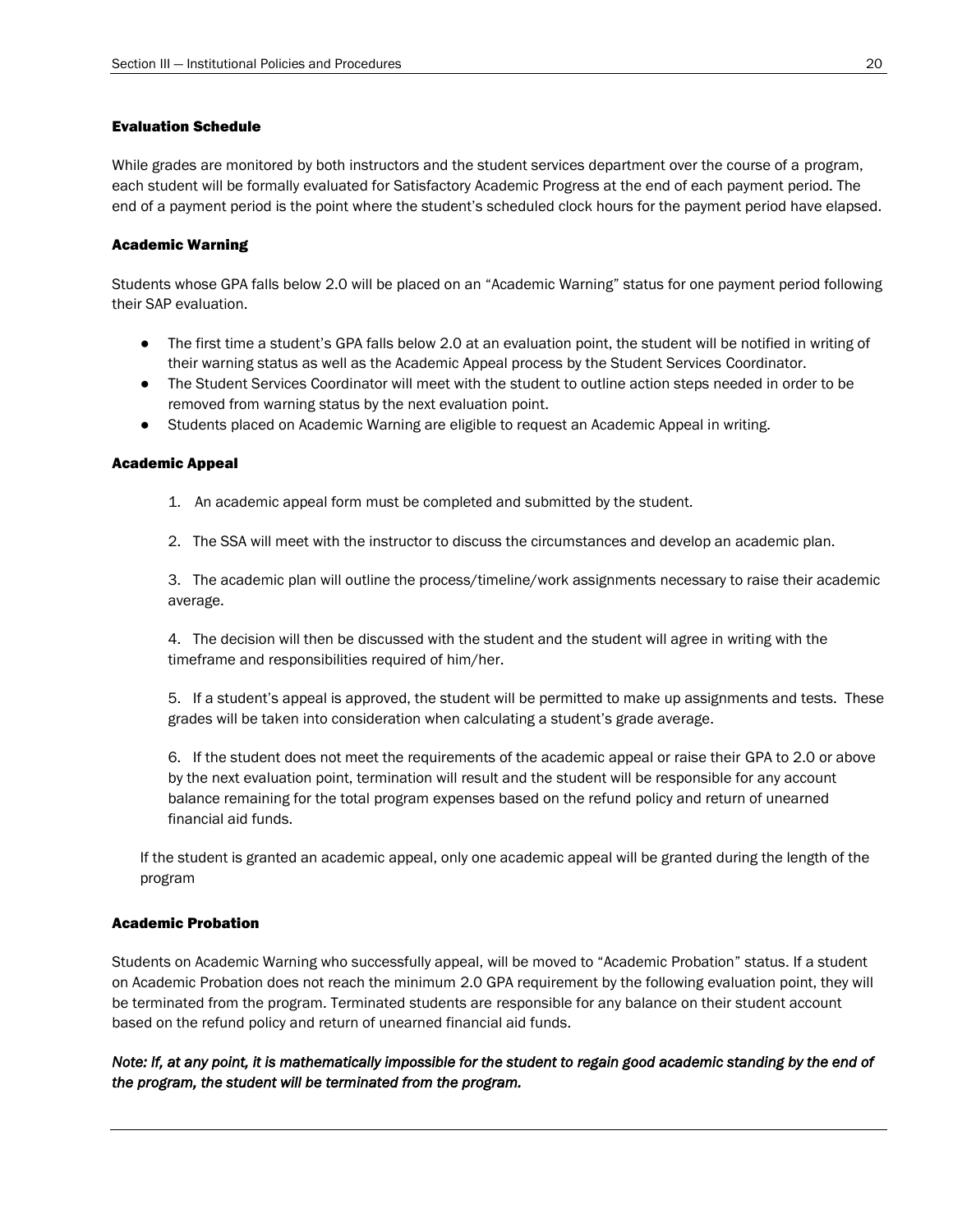### Evaluation Schedule

While grades are monitored by both instructors and the student services department over the course of a program, each student will be formally evaluated for Satisfactory Academic Progress at the end of each payment period. The end of a payment period is the point where the student's scheduled clock hours for the payment period have elapsed.

### Academic Warning

Students whose GPA falls below 2.0 will be placed on an "Academic Warning" status for one payment period following their SAP evaluation.

- The first time a student's GPA falls below 2.0 at an evaluation point, the student will be notified in writing of their warning status as well as the Academic Appeal process by the Student Services Coordinator.
- The Student Services Coordinator will meet with the student to outline action steps needed in order to be removed from warning status by the next evaluation point.
- Students placed on Academic Warning are eligible to request an Academic Appeal in writing.

### Academic Appeal

1. An academic appeal form must be completed and submitted by the student.
2. The SSA will meet with the instructor to discuss the circumstances and develop an academic plan.
3. The academic plan will outline the process/timeline/work assignments necessary to raise their academic average.
4. The decision will then be discussed with the student and the student will agree in writing with the timeframe and responsibilities required of him/her.
5. If a student's appeal is approved, the student will be permitted to make up assignments and tests. These grades will be taken into consideration when calculating a student's grade average.
6. If the student does not meet the requirements of the academic appeal or raise their GPA to 2.0 or above by the next evaluation point, termination will result and the student will be responsible for any account balance remaining for the total program expenses based on the refund policy and return of unearned financial aid funds.

If the student is granted an academic appeal, only one academic appeal will be granted during the length of the program

### Academic Probation

Students on Academic Warning who successfully appeal, will be moved to "Academic Probation" status. If a student on Academic Probation does not reach the minimum 2.0 GPA requirement by the following evaluation point, they will be terminated from the program. Terminated students are responsible for any balance on their student account based on the refund policy and return of unearned financial aid funds.

***Note: If, at any point, it is mathematically impossible for the student to regain good academic standing by the end of the program, the student will be terminated from the program.***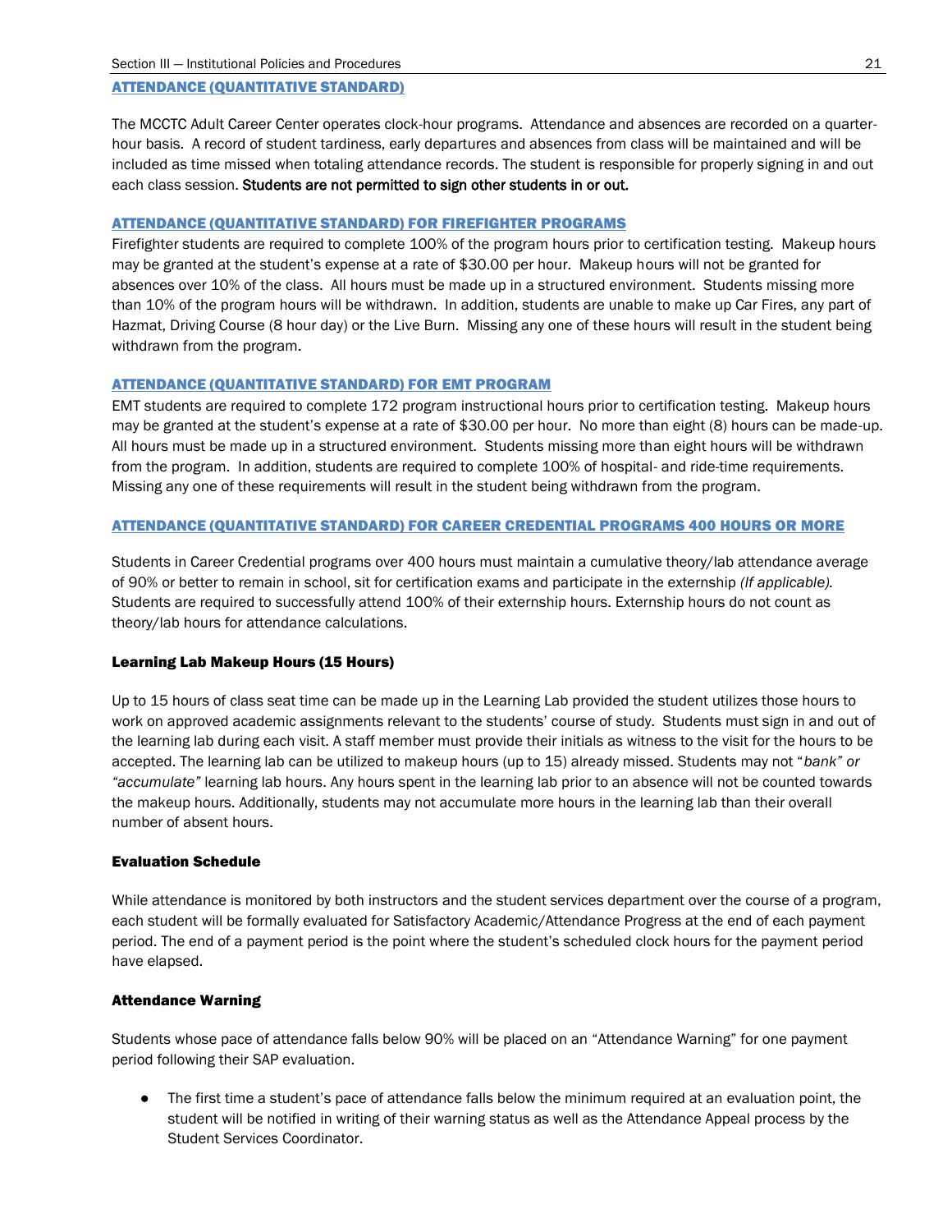## ATTENDANCE (QUANTITATIVE STANDARD)

The MCCTC Adult Career Center operates clock-hour programs. Attendance and absences are recorded on a quarter-hour basis. A record of student tardiness, early departures and absences from class will be maintained and will be included as time missed when totaling attendance records. The student is responsible for properly signing in and out each class session. **Students are not permitted to sign other students in or out.**

## ATTENDANCE (QUANTITATIVE STANDARD) FOR FIREFIGHTER PROGRAMS

Firefighter students are required to complete 100% of the program hours prior to certification testing. Makeup hours may be granted at the student's expense at a rate of $30.00 per hour. Makeup hours will not be granted for absences over 10% of the class. All hours must be made up in a structured environment. Students missing more than 10% of the program hours will be withdrawn. In addition, students are unable to make up Car Fires, any part of Hazmat, Driving Course (8 hour day) or the Live Burn. Missing any one of these hours will result in the student being withdrawn from the program.

## ATTENDANCE (QUANTITATIVE STANDARD) FOR EMT PROGRAM

EMT students are required to complete 172 program instructional hours prior to certification testing. Makeup hours may be granted at the student's expense at a rate of $30.00 per hour. No more than eight (8) hours can be made-up. All hours must be made up in a structured environment. Students missing more than eight hours will be withdrawn from the program. In addition, students are required to complete 100% of hospital- and ride-time requirements. Missing any one of these requirements will result in the student being withdrawn from the program.

## ATTENDANCE (QUANTITATIVE STANDARD) FOR CAREER CREDENTIAL PROGRAMS 400 HOURS OR MORE

Students in Career Credential programs over 400 hours must maintain a cumulative theory/lab attendance average of 90% or better to remain in school, sit for certification exams and participate in the externship *(If applicable).* Students are required to successfully attend 100% of their externship hours. Externship hours do not count as theory/lab hours for attendance calculations.

### Learning Lab Makeup Hours (15 Hours)

Up to 15 hours of class seat time can be made up in the Learning Lab provided the student utilizes those hours to work on approved academic assignments relevant to the students' course of study. Students must sign in and out of the learning lab during each visit. A staff member must provide their initials as witness to the visit for the hours to be accepted. The learning lab can be utilized to makeup hours (up to 15) already missed. Students may not "*bank" or "accumulate"* learning lab hours. Any hours spent in the learning lab prior to an absence will not be counted towards the makeup hours. Additionally, students may not accumulate more hours in the learning lab than their overall number of absent hours.

### Evaluation Schedule

While attendance is monitored by both instructors and the student services department over the course of a program, each student will be formally evaluated for Satisfactory Academic/Attendance Progress at the end of each payment period. The end of a payment period is the point where the student's scheduled clock hours for the payment period have elapsed.

### Attendance Warning

Students whose pace of attendance falls below 90% will be placed on an "Attendance Warning" for one payment period following their SAP evaluation.

- The first time a student's pace of attendance falls below the minimum required at an evaluation point, the student will be notified in writing of their warning status as well as the Attendance Appeal process by the Student Services Coordinator.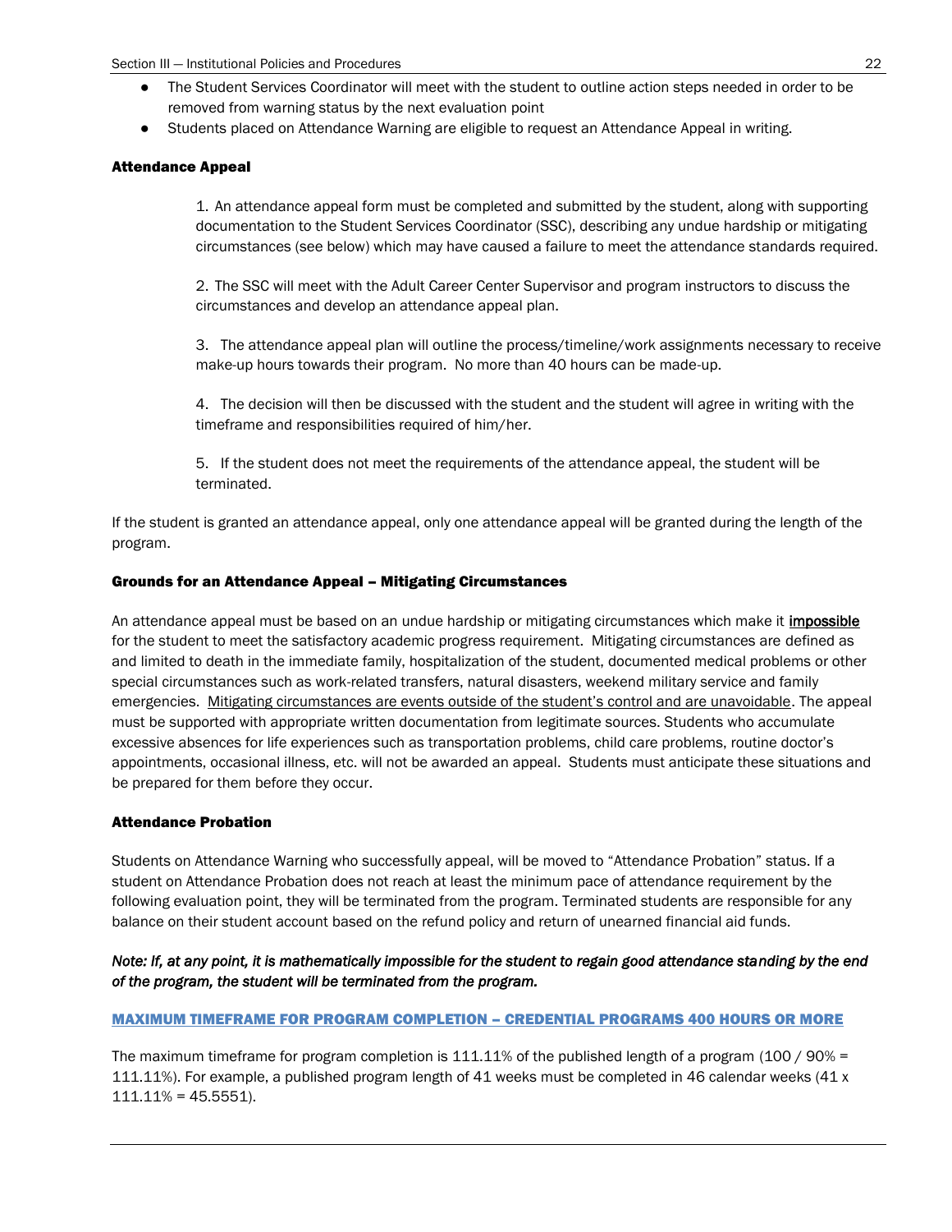- The Student Services Coordinator will meet with the student to outline action steps needed in order to be removed from warning status by the next evaluation point
- Students placed on Attendance Warning are eligible to request an Attendance Appeal in writing.

### Attendance Appeal

1. An attendance appeal form must be completed and submitted by the student, along with supporting documentation to the Student Services Coordinator (SSC), describing any undue hardship or mitigating circumstances (see below) which may have caused a failure to meet the attendance standards required.

2. The SSC will meet with the Adult Career Center Supervisor and program instructors to discuss the circumstances and develop an attendance appeal plan.

3. The attendance appeal plan will outline the process/timeline/work assignments necessary to receive make-up hours towards their program. No more than 40 hours can be made-up.

4. The decision will then be discussed with the student and the student will agree in writing with the timeframe and responsibilities required of him/her.

5. If the student does not meet the requirements of the attendance appeal, the student will be terminated.

If the student is granted an attendance appeal, only one attendance appeal will be granted during the length of the program.

### Grounds for an Attendance Appeal – Mitigating Circumstances

An attendance appeal must be based on an undue hardship or mitigating circumstances which make it **impossible** for the student to meet the satisfactory academic progress requirement. Mitigating circumstances are defined as and limited to death in the immediate family, hospitalization of the student, documented medical problems or other special circumstances such as work-related transfers, natural disasters, weekend military service and family emergencies. Mitigating circumstances are events outside of the student's control and are unavoidable. The appeal must be supported with appropriate written documentation from legitimate sources. Students who accumulate excessive absences for life experiences such as transportation problems, child care problems, routine doctor's appointments, occasional illness, etc. will not be awarded an appeal. Students must anticipate these situations and be prepared for them before they occur.

### Attendance Probation

Students on Attendance Warning who successfully appeal, will be moved to "Attendance Probation" status. If a student on Attendance Probation does not reach at least the minimum pace of attendance requirement by the following evaluation point, they will be terminated from the program. Terminated students are responsible for any balance on their student account based on the refund policy and return of unearned financial aid funds.

***Note: If, at any point, it is mathematically impossible for the student to regain good attendance standing by the end of the program, the student will be terminated from the program.***

### MAXIMUM TIMEFRAME FOR PROGRAM COMPLETION – CREDENTIAL PROGRAMS 400 HOURS OR MORE

The maximum timeframe for program completion is 111.11% of the published length of a program (100 / 90% = 111.11%). For example, a published program length of 41 weeks must be completed in 46 calendar weeks (41 x 111.11% = 45.5551).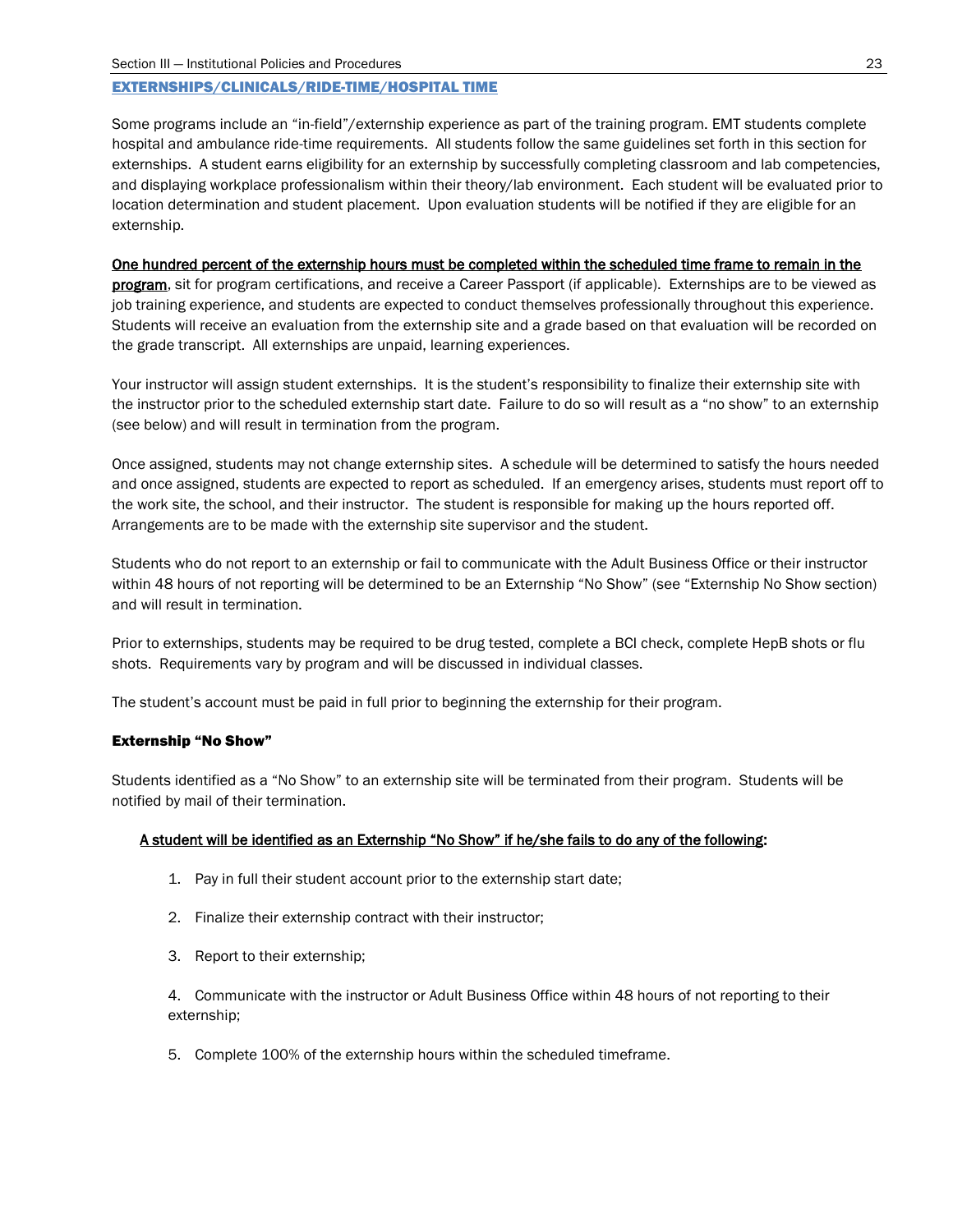## EXTERNSHIPS/CLINICALS/RIDE-TIME/HOSPITAL TIME

Some programs include an "in-field"/externship experience as part of the training program. EMT students complete hospital and ambulance ride-time requirements. All students follow the same guidelines set forth in this section for externships. A student earns eligibility for an externship by successfully completing classroom and lab competencies, and displaying workplace professionalism within their theory/lab environment. Each student will be evaluated prior to location determination and student placement. Upon evaluation students will be notified if they are eligible for an externship.

**One hundred percent of the externship hours must be completed within the scheduled time frame to remain in the program**, sit for program certifications, and receive a Career Passport (if applicable). Externships are to be viewed as job training experience, and students are expected to conduct themselves professionally throughout this experience. Students will receive an evaluation from the externship site and a grade based on that evaluation will be recorded on the grade transcript. All externships are unpaid, learning experiences.

Your instructor will assign student externships. It is the student's responsibility to finalize their externship site with the instructor prior to the scheduled externship start date. Failure to do so will result as a "no show" to an externship (see below) and will result in termination from the program.

Once assigned, students may not change externship sites. A schedule will be determined to satisfy the hours needed and once assigned, students are expected to report as scheduled. If an emergency arises, students must report off to the work site, the school, and their instructor. The student is responsible for making up the hours reported off. Arrangements are to be made with the externship site supervisor and the student.

Students who do not report to an externship or fail to communicate with the Adult Business Office or their instructor within 48 hours of not reporting will be determined to be an Externship "No Show" (see "Externship No Show section) and will result in termination.

Prior to externships, students may be required to be drug tested, complete a BCI check, complete HepB shots or flu shots. Requirements vary by program and will be discussed in individual classes.

The student's account must be paid in full prior to beginning the externship for their program.

### Externship "No Show"

Students identified as a "No Show" to an externship site will be terminated from their program. Students will be notified by mail of their termination.

**A student will be identified as an Externship "No Show" if he/she fails to do any of the following:**

1. Pay in full their student account prior to the externship start date;
2. Finalize their externship contract with their instructor;
3. Report to their externship;
4. Communicate with the instructor or Adult Business Office within 48 hours of not reporting to their externship;
5. Complete 100% of the externship hours within the scheduled timeframe.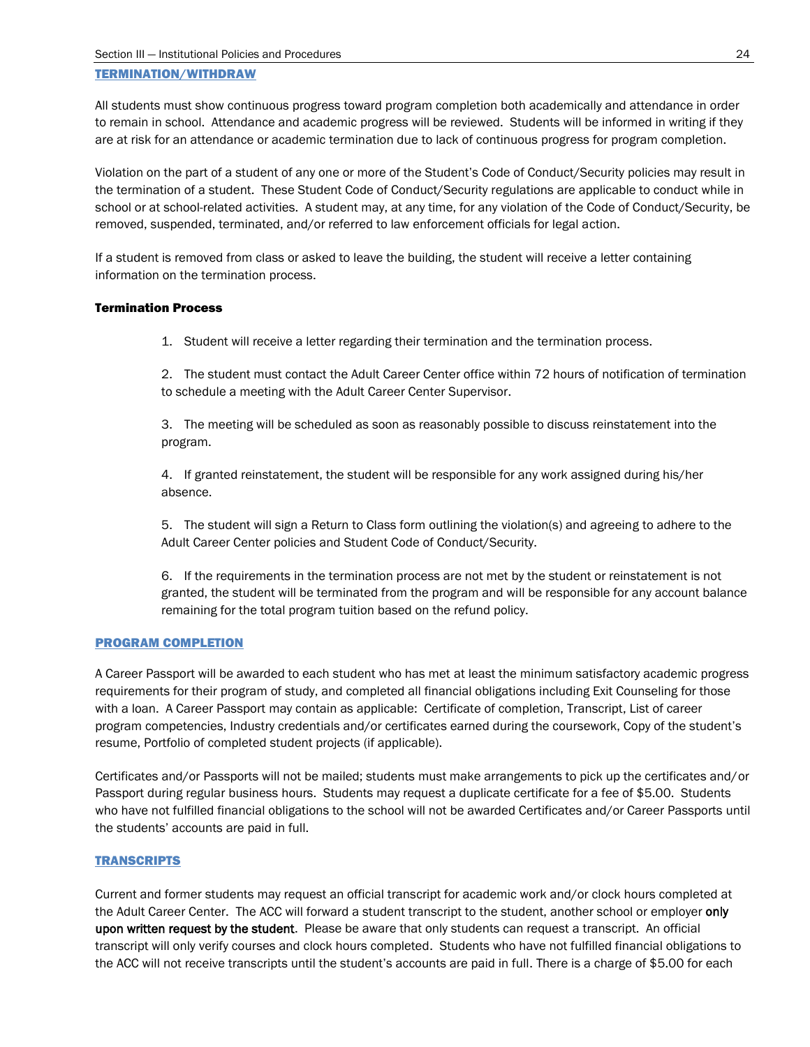## TERMINATION/WITHDRAW

All students must show continuous progress toward program completion both academically and attendance in order to remain in school. Attendance and academic progress will be reviewed. Students will be informed in writing if they are at risk for an attendance or academic termination due to lack of continuous progress for program completion.

Violation on the part of a student of any one or more of the Student's Code of Conduct/Security policies may result in the termination of a student. These Student Code of Conduct/Security regulations are applicable to conduct while in school or at school-related activities. A student may, at any time, for any violation of the Code of Conduct/Security, be removed, suspended, terminated, and/or referred to law enforcement officials for legal action.

If a student is removed from class or asked to leave the building, the student will receive a letter containing information on the termination process.

### Termination Process

1. Student will receive a letter regarding their termination and the termination process.
2. The student must contact the Adult Career Center office within 72 hours of notification of termination to schedule a meeting with the Adult Career Center Supervisor.
3. The meeting will be scheduled as soon as reasonably possible to discuss reinstatement into the program.
4. If granted reinstatement, the student will be responsible for any work assigned during his/her absence.
5. The student will sign a Return to Class form outlining the violation(s) and agreeing to adhere to the Adult Career Center policies and Student Code of Conduct/Security.
6. If the requirements in the termination process are not met by the student or reinstatement is not granted, the student will be terminated from the program and will be responsible for any account balance remaining for the total program tuition based on the refund policy.

## PROGRAM COMPLETION

A Career Passport will be awarded to each student who has met at least the minimum satisfactory academic progress requirements for their program of study, and completed all financial obligations including Exit Counseling for those with a loan. A Career Passport may contain as applicable: Certificate of completion, Transcript, List of career program competencies, Industry credentials and/or certificates earned during the coursework, Copy of the student's resume, Portfolio of completed student projects (if applicable).

Certificates and/or Passports will not be mailed; students must make arrangements to pick up the certificates and/or Passport during regular business hours. Students may request a duplicate certificate for a fee of $5.00. Students who have not fulfilled financial obligations to the school will not be awarded Certificates and/or Career Passports until the students' accounts are paid in full.

## TRANSCRIPTS

Current and former students may request an official transcript for academic work and/or clock hours completed at the Adult Career Center. The ACC will forward a student transcript to the student, another school or employer **only upon written request by the student**. Please be aware that only students can request a transcript. An official transcript will only verify courses and clock hours completed. Students who have not fulfilled financial obligations to the ACC will not receive transcripts until the student's accounts are paid in full. There is a charge of $5.00 for each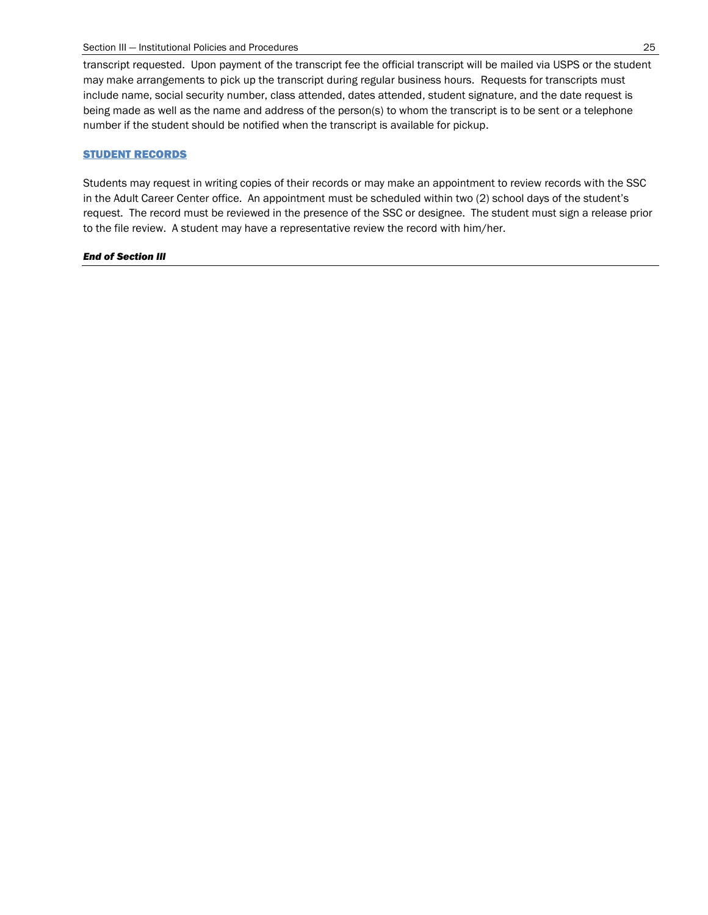transcript requested. Upon payment of the transcript fee the official transcript will be mailed via USPS or the student may make arrangements to pick up the transcript during regular business hours. Requests for transcripts must include name, social security number, class attended, dates attended, student signature, and the date request is being made as well as the name and address of the person(s) to whom the transcript is to be sent or a telephone number if the student should be notified when the transcript is available for pickup.

## STUDENT RECORDS

Students may request in writing copies of their records or may make an appointment to review records with the SSC in the Adult Career Center office. An appointment must be scheduled within two (2) school days of the student's request. The record must be reviewed in the presence of the SSC or designee. The student must sign a release prior to the file review. A student may have a representative review the record with him/her.

***End of Section III***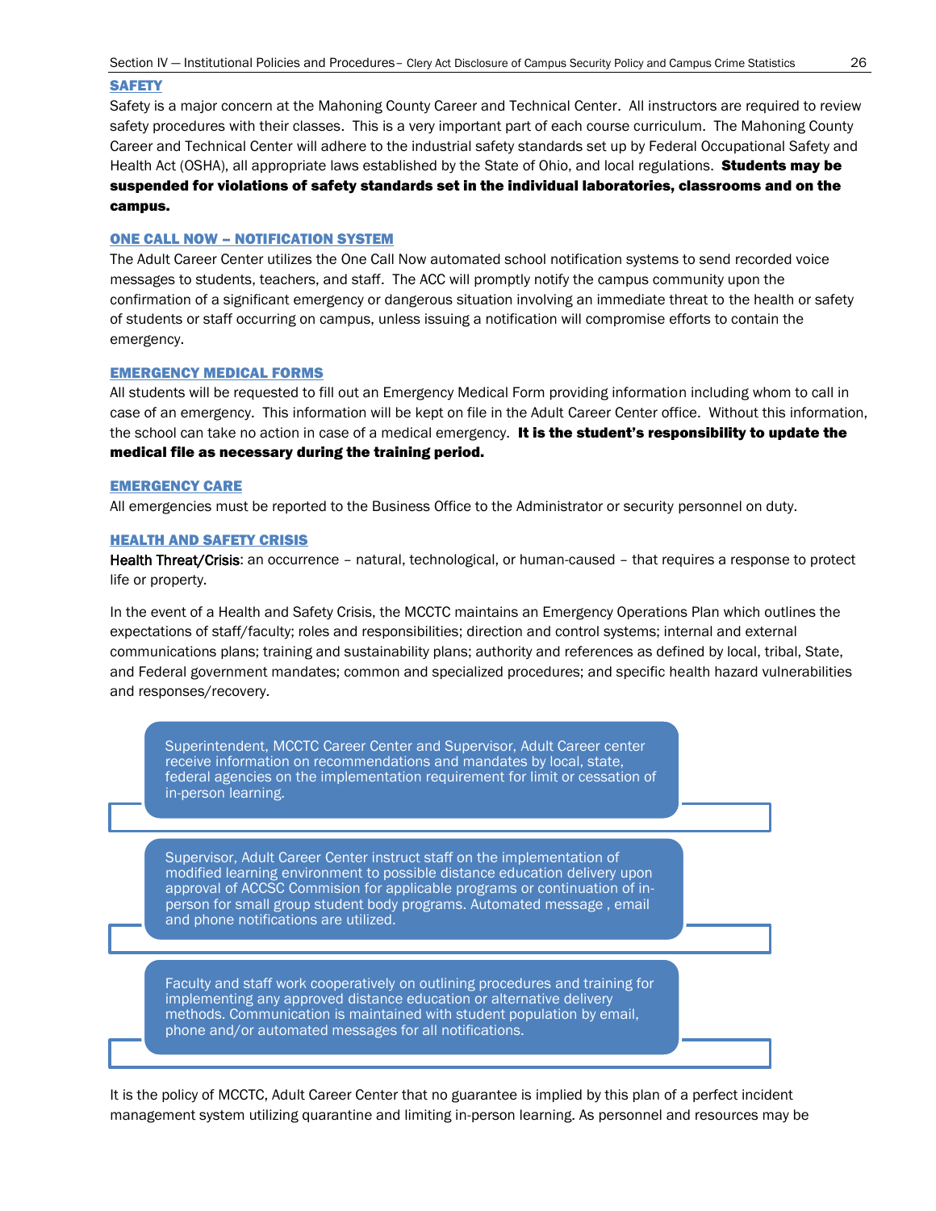## SAFETY

Safety is a major concern at the Mahoning County Career and Technical Center. All instructors are required to review safety procedures with their classes. This is a very important part of each course curriculum. The Mahoning County Career and Technical Center will adhere to the industrial safety standards set up by Federal Occupational Safety and Health Act (OSHA), all appropriate laws established by the State of Ohio, and local regulations. **Students may be suspended for violations of safety standards set in the individual laboratories, classrooms and on the campus.**

## ONE CALL NOW – NOTIFICATION SYSTEM

The Adult Career Center utilizes the One Call Now automated school notification systems to send recorded voice messages to students, teachers, and staff. The ACC will promptly notify the campus community upon the confirmation of a significant emergency or dangerous situation involving an immediate threat to the health or safety of students or staff occurring on campus, unless issuing a notification will compromise efforts to contain the emergency.

## EMERGENCY MEDICAL FORMS

All students will be requested to fill out an Emergency Medical Form providing information including whom to call in case of an emergency. This information will be kept on file in the Adult Career Center office. Without this information, the school can take no action in case of a medical emergency. **It is the student's responsibility to update the medical file as necessary during the training period.**

## EMERGENCY CARE

All emergencies must be reported to the Business Office to the Administrator or security personnel on duty.

## HEALTH AND SAFETY CRISIS

Health Threat/Crisis: an occurrence – natural, technological, or human-caused – that requires a response to protect life or property.

In the event of a Health and Safety Crisis, the MCCTC maintains an Emergency Operations Plan which outlines the expectations of staff/faculty; roles and responsibilities; direction and control systems; internal and external communications plans; training and sustainability plans; authority and references as defined by local, tribal, State, and Federal government mandates; common and specialized procedures; and specific health hazard vulnerabilities and responses/recovery.

- Superintendent, MCCTC Career Center and Supervisor, Adult Career center receive information on recommendations and mandates by local, state, federal agencies on the implementation requirement for limit or cessation of in-person learning.
- Supervisor, Adult Career Center instruct staff on the implementation of modified learning environment to possible distance education delivery upon approval of ACCSC Commision for applicable programs or continuation of in-person for small group student body programs. Automated message , email and phone notifications are utilized.
- Faculty and staff work cooperatively on outlining procedures and training for implementing any approved distance education or alternative delivery methods. Communication is maintained with student population by email, phone and/or automated messages for all notifications.

It is the policy of MCCTC, Adult Career Center that no guarantee is implied by this plan of a perfect incident management system utilizing quarantine and limiting in-person learning. As personnel and resources may be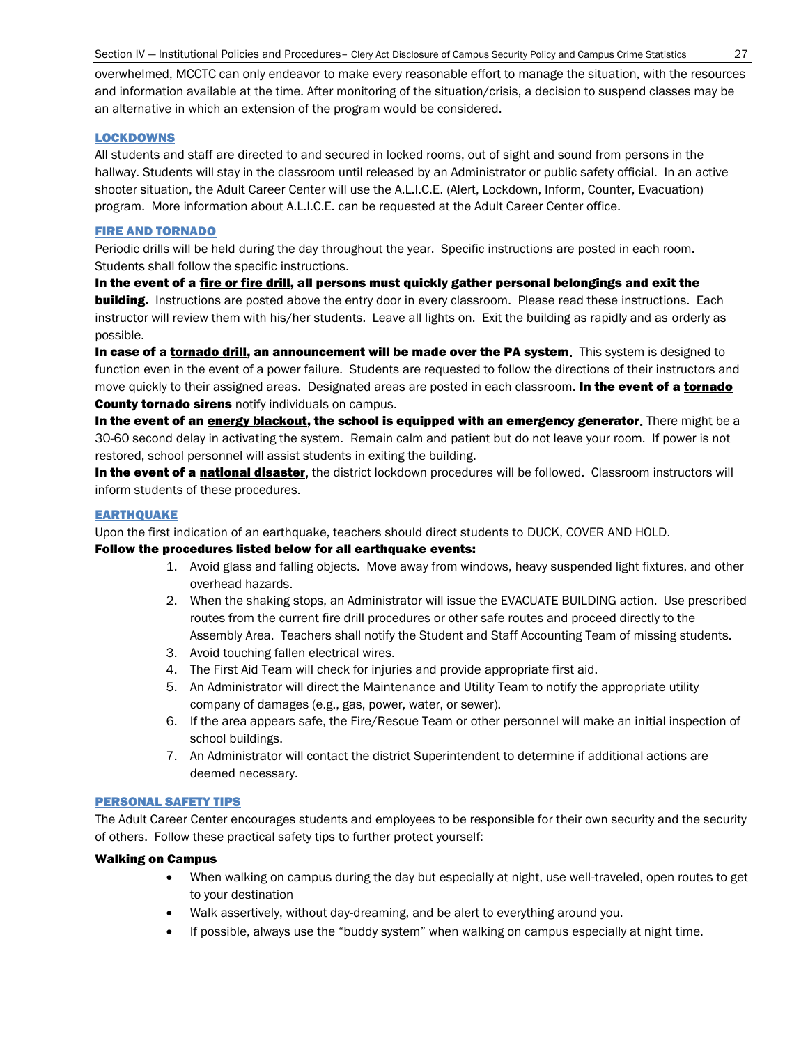overwhelmed, MCCTC can only endeavor to make every reasonable effort to manage the situation, with the resources and information available at the time. After monitoring of the situation/crisis, a decision to suspend classes may be an alternative in which an extension of the program would be considered.

## LOCKDOWNS

All students and staff are directed to and secured in locked rooms, out of sight and sound from persons in the hallway. Students will stay in the classroom until released by an Administrator or public safety official. In an active shooter situation, the Adult Career Center will use the A.L.I.C.E. (Alert, Lockdown, Inform, Counter, Evacuation) program. More information about A.L.I.C.E. can be requested at the Adult Career Center office.

## FIRE AND TORNADO

Periodic drills will be held during the day throughout the year. Specific instructions are posted in each room. Students shall follow the specific instructions.

**In the event of a fire or fire drill, all persons must quickly gather personal belongings and exit the building.** Instructions are posted above the entry door in every classroom. Please read these instructions. Each instructor will review them with his/her students. Leave all lights on. Exit the building as rapidly and as orderly as possible.

**In case of a tornado drill, an announcement will be made over the PA system**. This system is designed to function even in the event of a power failure. Students are requested to follow the directions of their instructors and move quickly to their assigned areas. Designated areas are posted in each classroom. **In the event of a tornado County tornado sirens** notify individuals on campus.

**In the event of an energy blackout, the school is equipped with an emergency generator**. There might be a 30-60 second delay in activating the system. Remain calm and patient but do not leave your room. If power is not restored, school personnel will assist students in exiting the building.

**In the event of a national disaster,** the district lockdown procedures will be followed. Classroom instructors will inform students of these procedures.

## EARTHQUAKE

Upon the first indication of an earthquake, teachers should direct students to DUCK, COVER AND HOLD.

**Follow the procedures listed below for all earthquake events:**

1. Avoid glass and falling objects. Move away from windows, heavy suspended light fixtures, and other overhead hazards.
2. When the shaking stops, an Administrator will issue the EVACUATE BUILDING action. Use prescribed routes from the current fire drill procedures or other safe routes and proceed directly to the Assembly Area. Teachers shall notify the Student and Staff Accounting Team of missing students.
3. Avoid touching fallen electrical wires.
4. The First Aid Team will check for injuries and provide appropriate first aid.
5. An Administrator will direct the Maintenance and Utility Team to notify the appropriate utility company of damages (e.g., gas, power, water, or sewer).
6. If the area appears safe, the Fire/Rescue Team or other personnel will make an initial inspection of school buildings.
7. An Administrator will contact the district Superintendent to determine if additional actions are deemed necessary.

## PERSONAL SAFETY TIPS

The Adult Career Center encourages students and employees to be responsible for their own security and the security of others. Follow these practical safety tips to further protect yourself:

### Walking on Campus

- When walking on campus during the day but especially at night, use well-traveled, open routes to get to your destination
- Walk assertively, without day-dreaming, and be alert to everything around you.
- If possible, always use the "buddy system" when walking on campus especially at night time.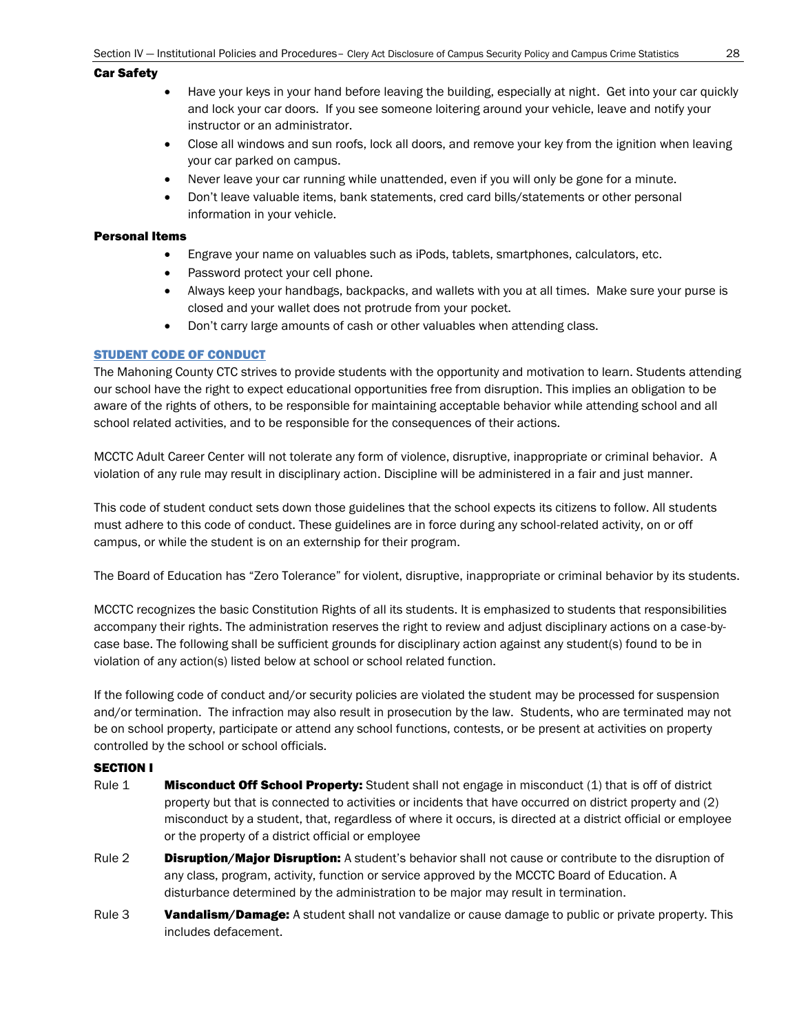### Car Safety

- Have your keys in your hand before leaving the building, especially at night. Get into your car quickly and lock your car doors. If you see someone loitering around your vehicle, leave and notify your instructor or an administrator.
- Close all windows and sun roofs, lock all doors, and remove your key from the ignition when leaving your car parked on campus.
- Never leave your car running while unattended, even if you will only be gone for a minute.
- Don't leave valuable items, bank statements, cred card bills/statements or other personal information in your vehicle.

### Personal Items

- Engrave your name on valuables such as iPods, tablets, smartphones, calculators, etc.
- Password protect your cell phone.
- Always keep your handbags, backpacks, and wallets with you at all times. Make sure your purse is closed and your wallet does not protrude from your pocket.
- Don't carry large amounts of cash or other valuables when attending class.

## STUDENT CODE OF CONDUCT

The Mahoning County CTC strives to provide students with the opportunity and motivation to learn. Students attending our school have the right to expect educational opportunities free from disruption. This implies an obligation to be aware of the rights of others, to be responsible for maintaining acceptable behavior while attending school and all school related activities, and to be responsible for the consequences of their actions.

MCCTC Adult Career Center will not tolerate any form of violence, disruptive, inappropriate or criminal behavior. A violation of any rule may result in disciplinary action. Discipline will be administered in a fair and just manner.

This code of student conduct sets down those guidelines that the school expects its citizens to follow. All students must adhere to this code of conduct. These guidelines are in force during any school-related activity, on or off campus, or while the student is on an externship for their program.

The Board of Education has "Zero Tolerance" for violent, disruptive, inappropriate or criminal behavior by its students.

MCCTC recognizes the basic Constitution Rights of all its students. It is emphasized to students that responsibilities accompany their rights. The administration reserves the right to review and adjust disciplinary actions on a case-by-case base. The following shall be sufficient grounds for disciplinary action against any student(s) found to be in violation of any action(s) listed below at school or school related function.

If the following code of conduct and/or security policies are violated the student may be processed for suspension and/or termination. The infraction may also result in prosecution by the law. Students, who are terminated may not be on school property, participate or attend any school functions, contests, or be present at activities on property controlled by the school or school officials.

### SECTION I

Rule 1 **Misconduct Off School Property:** Student shall not engage in misconduct (1) that is off of district property but that is connected to activities or incidents that have occurred on district property and (2) misconduct by a student, that, regardless of where it occurs, is directed at a district official or employee or the property of a district official or employee

Rule 2 **Disruption/Major Disruption:** A student's behavior shall not cause or contribute to the disruption of any class, program, activity, function or service approved by the MCCTC Board of Education. A disturbance determined by the administration to be major may result in termination.

Rule 3 **Vandalism/Damage:** A student shall not vandalize or cause damage to public or private property. This includes defacement.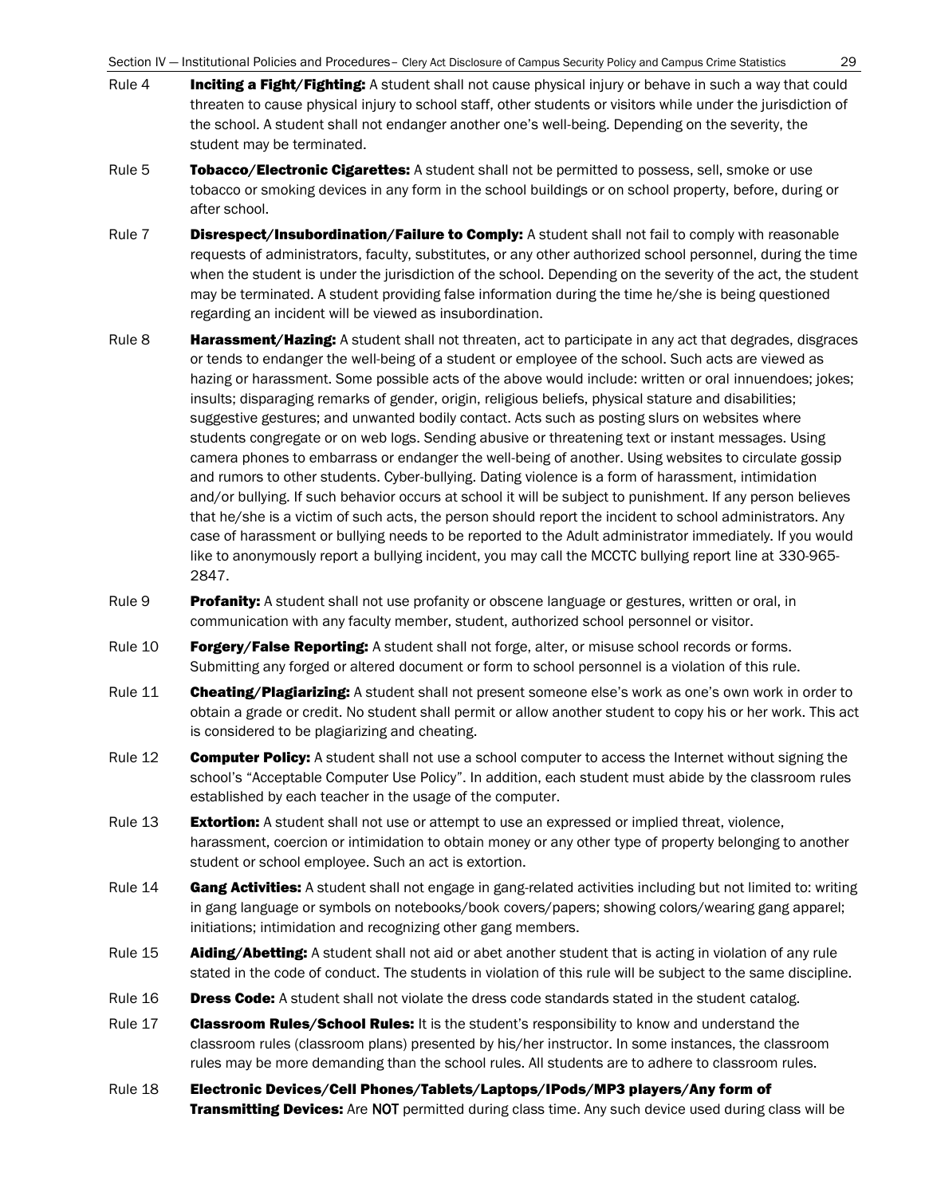Rule 4 **Inciting a Fight/Fighting:** A student shall not cause physical injury or behave in such a way that could threaten to cause physical injury to school staff, other students or visitors while under the jurisdiction of the school. A student shall not endanger another one's well-being. Depending on the severity, the student may be terminated.

Rule 5 **Tobacco/Electronic Cigarettes:** A student shall not be permitted to possess, sell, smoke or use tobacco or smoking devices in any form in the school buildings or on school property, before, during or after school.

Rule 7 **Disrespect/Insubordination/Failure to Comply:** A student shall not fail to comply with reasonable requests of administrators, faculty, substitutes, or any other authorized school personnel, during the time when the student is under the jurisdiction of the school. Depending on the severity of the act, the student may be terminated. A student providing false information during the time he/she is being questioned regarding an incident will be viewed as insubordination.

Rule 8 **Harassment/Hazing:** A student shall not threaten, act to participate in any act that degrades, disgraces or tends to endanger the well-being of a student or employee of the school. Such acts are viewed as hazing or harassment. Some possible acts of the above would include: written or oral innuendoes; jokes; insults; disparaging remarks of gender, origin, religious beliefs, physical stature and disabilities; suggestive gestures; and unwanted bodily contact. Acts such as posting slurs on websites where students congregate or on web logs. Sending abusive or threatening text or instant messages. Using camera phones to embarrass or endanger the well-being of another. Using websites to circulate gossip and rumors to other students. Cyber-bullying. Dating violence is a form of harassment, intimidation and/or bullying. If such behavior occurs at school it will be subject to punishment. If any person believes that he/she is a victim of such acts, the person should report the incident to school administrators. Any case of harassment or bullying needs to be reported to the Adult administrator immediately. If you would like to anonymously report a bullying incident, you may call the MCCTC bullying report line at 330-965-2847.

Rule 9 **Profanity:** A student shall not use profanity or obscene language or gestures, written or oral, in communication with any faculty member, student, authorized school personnel or visitor.

Rule 10 **Forgery/False Reporting:** A student shall not forge, alter, or misuse school records or forms. Submitting any forged or altered document or form to school personnel is a violation of this rule.

Rule 11 **Cheating/Plagiarizing:** A student shall not present someone else's work as one's own work in order to obtain a grade or credit. No student shall permit or allow another student to copy his or her work. This act is considered to be plagiarizing and cheating.

Rule 12 **Computer Policy:** A student shall not use a school computer to access the Internet without signing the school's "Acceptable Computer Use Policy". In addition, each student must abide by the classroom rules established by each teacher in the usage of the computer.

Rule 13 **Extortion:** A student shall not use or attempt to use an expressed or implied threat, violence, harassment, coercion or intimidation to obtain money or any other type of property belonging to another student or school employee. Such an act is extortion.

Rule 14 **Gang Activities:** A student shall not engage in gang-related activities including but not limited to: writing in gang language or symbols on notebooks/book covers/papers; showing colors/wearing gang apparel; initiations; intimidation and recognizing other gang members.

Rule 15 **Aiding/Abetting:** A student shall not aid or abet another student that is acting in violation of any rule stated in the code of conduct. The students in violation of this rule will be subject to the same discipline.

Rule 16 **Dress Code:** A student shall not violate the dress code standards stated in the student catalog.

Rule 17 **Classroom Rules/School Rules:** It is the student's responsibility to know and understand the classroom rules (classroom plans) presented by his/her instructor. In some instances, the classroom rules may be more demanding than the school rules. All students are to adhere to classroom rules.

Rule 18 **Electronic Devices/Cell Phones/Tablets/Laptops/IPods/MP3 players/Any form of Transmitting Devices:** Are NOT permitted during class time. Any such device used during class will be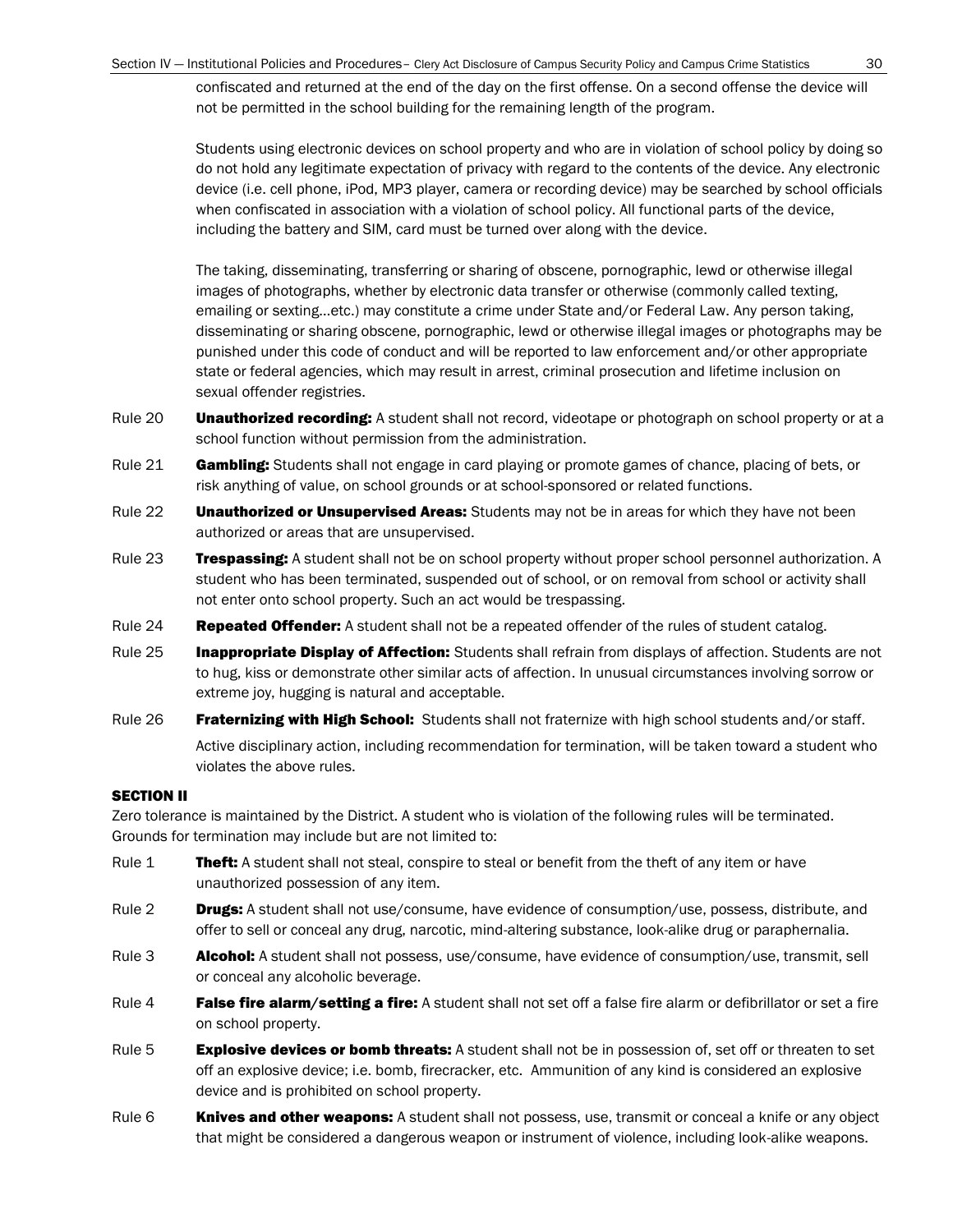confiscated and returned at the end of the day on the first offense. On a second offense the device will not be permitted in the school building for the remaining length of the program.

Students using electronic devices on school property and who are in violation of school policy by doing so do not hold any legitimate expectation of privacy with regard to the contents of the device. Any electronic device (i.e. cell phone, iPod, MP3 player, camera or recording device) may be searched by school officials when confiscated in association with a violation of school policy. All functional parts of the device, including the battery and SIM, card must be turned over along with the device.

The taking, disseminating, transferring or sharing of obscene, pornographic, lewd or otherwise illegal images of photographs, whether by electronic data transfer or otherwise (commonly called texting, emailing or sexting…etc.) may constitute a crime under State and/or Federal Law. Any person taking, disseminating or sharing obscene, pornographic, lewd or otherwise illegal images or photographs may be punished under this code of conduct and will be reported to law enforcement and/or other appropriate state or federal agencies, which may result in arrest, criminal prosecution and lifetime inclusion on sexual offender registries.

Rule 20 **Unauthorized recording:** A student shall not record, videotape or photograph on school property or at a school function without permission from the administration.

Rule 21 **Gambling:** Students shall not engage in card playing or promote games of chance, placing of bets, or risk anything of value, on school grounds or at school-sponsored or related functions.

Rule 22 **Unauthorized or Unsupervised Areas:** Students may not be in areas for which they have not been authorized or areas that are unsupervised.

Rule 23 **Trespassing:** A student shall not be on school property without proper school personnel authorization. A student who has been terminated, suspended out of school, or on removal from school or activity shall not enter onto school property. Such an act would be trespassing.

Rule 24 **Repeated Offender:** A student shall not be a repeated offender of the rules of student catalog.

Rule 25 **Inappropriate Display of Affection:** Students shall refrain from displays of affection. Students are not to hug, kiss or demonstrate other similar acts of affection. In unusual circumstances involving sorrow or extreme joy, hugging is natural and acceptable.

Rule 26 **Fraternizing with High School:** Students shall not fraternize with high school students and/or staff.

Active disciplinary action, including recommendation for termination, will be taken toward a student who violates the above rules.

### SECTION II

Zero tolerance is maintained by the District. A student who is violation of the following rules will be terminated. Grounds for termination may include but are not limited to:

Rule 1 **Theft:** A student shall not steal, conspire to steal or benefit from the theft of any item or have unauthorized possession of any item.

Rule 2 **Drugs:** A student shall not use/consume, have evidence of consumption/use, possess, distribute, and offer to sell or conceal any drug, narcotic, mind-altering substance, look-alike drug or paraphernalia.

Rule 3 **Alcohol:** A student shall not possess, use/consume, have evidence of consumption/use, transmit, sell or conceal any alcoholic beverage.

Rule 4 **False fire alarm/setting a fire:** A student shall not set off a false fire alarm or defibrillator or set a fire on school property.

Rule 5 **Explosive devices or bomb threats:** A student shall not be in possession of, set off or threaten to set off an explosive device; i.e. bomb, firecracker, etc. Ammunition of any kind is considered an explosive device and is prohibited on school property.

Rule 6 **Knives and other weapons:** A student shall not possess, use, transmit or conceal a knife or any object that might be considered a dangerous weapon or instrument of violence, including look-alike weapons.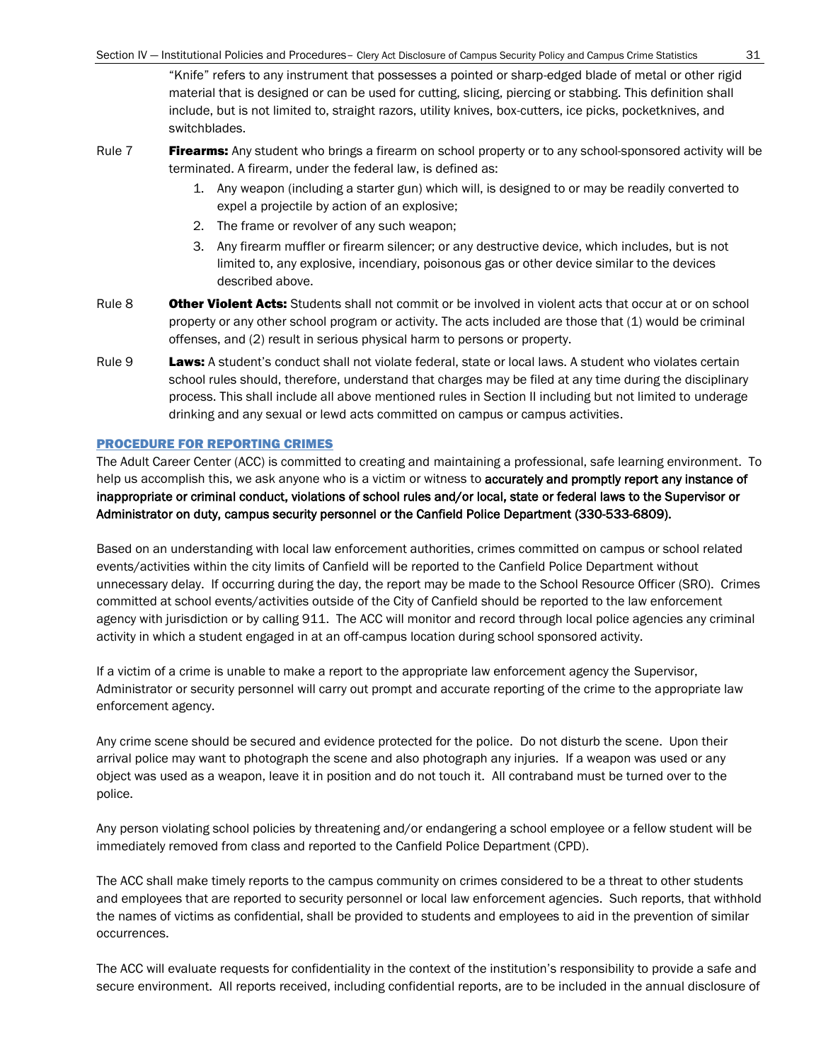"Knife" refers to any instrument that possesses a pointed or sharp-edged blade of metal or other rigid material that is designed or can be used for cutting, slicing, piercing or stabbing. This definition shall include, but is not limited to, straight razors, utility knives, box-cutters, ice picks, pocketknives, and switchblades.

Rule 7 **Firearms:** Any student who brings a firearm on school property or to any school-sponsored activity will be terminated. A firearm, under the federal law, is defined as:

1. Any weapon (including a starter gun) which will, is designed to or may be readily converted to expel a projectile by action of an explosive;
2. The frame or revolver of any such weapon;
3. Any firearm muffler or firearm silencer; or any destructive device, which includes, but is not limited to, any explosive, incendiary, poisonous gas or other device similar to the devices described above.

Rule 8 **Other Violent Acts:** Students shall not commit or be involved in violent acts that occur at or on school property or any other school program or activity. The acts included are those that (1) would be criminal offenses, and (2) result in serious physical harm to persons or property.

Rule 9 **Laws:** A student's conduct shall not violate federal, state or local laws. A student who violates certain school rules should, therefore, understand that charges may be filed at any time during the disciplinary process. This shall include all above mentioned rules in Section II including but not limited to underage drinking and any sexual or lewd acts committed on campus or campus activities.

## PROCEDURE FOR REPORTING CRIMES

The Adult Career Center (ACC) is committed to creating and maintaining a professional, safe learning environment. To help us accomplish this, we ask anyone who is a victim or witness to **accurately and promptly report any instance of inappropriate or criminal conduct, violations of school rules and/or local, state or federal laws to the Supervisor or Administrator on duty, campus security personnel or the Canfield Police Department (330-533-6809).**

Based on an understanding with local law enforcement authorities, crimes committed on campus or school related events/activities within the city limits of Canfield will be reported to the Canfield Police Department without unnecessary delay. If occurring during the day, the report may be made to the School Resource Officer (SRO). Crimes committed at school events/activities outside of the City of Canfield should be reported to the law enforcement agency with jurisdiction or by calling 911. The ACC will monitor and record through local police agencies any criminal activity in which a student engaged in at an off-campus location during school sponsored activity.

If a victim of a crime is unable to make a report to the appropriate law enforcement agency the Supervisor, Administrator or security personnel will carry out prompt and accurate reporting of the crime to the appropriate law enforcement agency.

Any crime scene should be secured and evidence protected for the police. Do not disturb the scene. Upon their arrival police may want to photograph the scene and also photograph any injuries. If a weapon was used or any object was used as a weapon, leave it in position and do not touch it. All contraband must be turned over to the police.

Any person violating school policies by threatening and/or endangering a school employee or a fellow student will be immediately removed from class and reported to the Canfield Police Department (CPD).

The ACC shall make timely reports to the campus community on crimes considered to be a threat to other students and employees that are reported to security personnel or local law enforcement agencies. Such reports, that withhold the names of victims as confidential, shall be provided to students and employees to aid in the prevention of similar occurrences.

The ACC will evaluate requests for confidentiality in the context of the institution's responsibility to provide a safe and secure environment. All reports received, including confidential reports, are to be included in the annual disclosure of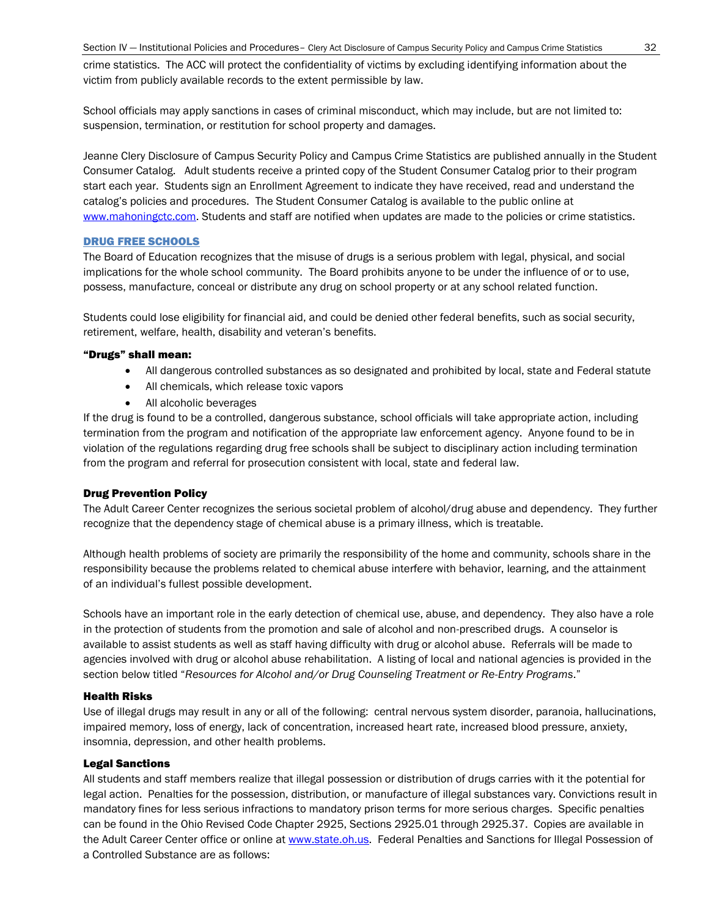crime statistics. The ACC will protect the confidentiality of victims by excluding identifying information about the victim from publicly available records to the extent permissible by law.

School officials may apply sanctions in cases of criminal misconduct, which may include, but are not limited to: suspension, termination, or restitution for school property and damages.

Jeanne Clery Disclosure of Campus Security Policy and Campus Crime Statistics are published annually in the Student Consumer Catalog. Adult students receive a printed copy of the Student Consumer Catalog prior to their program start each year. Students sign an Enrollment Agreement to indicate they have received, read and understand the catalog's policies and procedures. The Student Consumer Catalog is available to the public online at www.mahoningctc.com. Students and staff are notified when updates are made to the policies or crime statistics.

## DRUG FREE SCHOOLS

The Board of Education recognizes that the misuse of drugs is a serious problem with legal, physical, and social implications for the whole school community. The Board prohibits anyone to be under the influence of or to use, possess, manufacture, conceal or distribute any drug on school property or at any school related function.

Students could lose eligibility for financial aid, and could be denied other federal benefits, such as social security, retirement, welfare, health, disability and veteran's benefits.

**"Drugs" shall mean:**

- All dangerous controlled substances as so designated and prohibited by local, state and Federal statute
- All chemicals, which release toxic vapors
- All alcoholic beverages

If the drug is found to be a controlled, dangerous substance, school officials will take appropriate action, including termination from the program and notification of the appropriate law enforcement agency. Anyone found to be in violation of the regulations regarding drug free schools shall be subject to disciplinary action including termination from the program and referral for prosecution consistent with local, state and federal law.

### Drug Prevention Policy

The Adult Career Center recognizes the serious societal problem of alcohol/drug abuse and dependency. They further recognize that the dependency stage of chemical abuse is a primary illness, which is treatable.

Although health problems of society are primarily the responsibility of the home and community, schools share in the responsibility because the problems related to chemical abuse interfere with behavior, learning, and the attainment of an individual's fullest possible development.

Schools have an important role in the early detection of chemical use, abuse, and dependency. They also have a role in the protection of students from the promotion and sale of alcohol and non-prescribed drugs. A counselor is available to assist students as well as staff having difficulty with drug or alcohol abuse. Referrals will be made to agencies involved with drug or alcohol abuse rehabilitation. A listing of local and national agencies is provided in the section below titled "*Resources for Alcohol and/or Drug Counseling Treatment or Re-Entry Programs*."

### Health Risks

Use of illegal drugs may result in any or all of the following: central nervous system disorder, paranoia, hallucinations, impaired memory, loss of energy, lack of concentration, increased heart rate, increased blood pressure, anxiety, insomnia, depression, and other health problems.

### Legal Sanctions

All students and staff members realize that illegal possession or distribution of drugs carries with it the potential for legal action. Penalties for the possession, distribution, or manufacture of illegal substances vary. Convictions result in mandatory fines for less serious infractions to mandatory prison terms for more serious charges. Specific penalties can be found in the Ohio Revised Code Chapter 2925, Sections 2925.01 through 2925.37. Copies are available in the Adult Career Center office or online at www.state.oh.us. Federal Penalties and Sanctions for Illegal Possession of a Controlled Substance are as follows: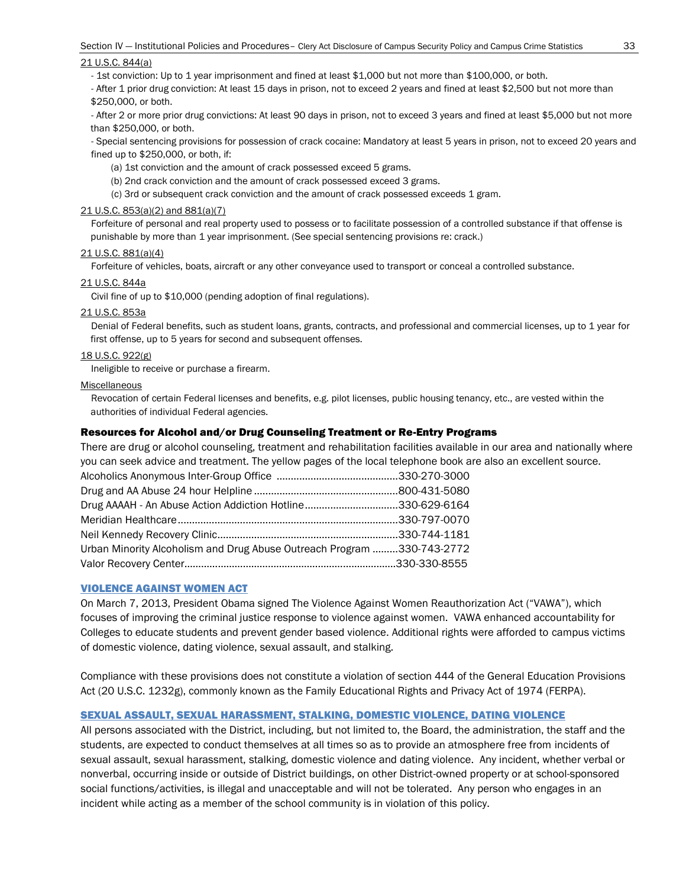21 U.S.C. 844(a)

- 1st conviction: Up to 1 year imprisonment and fined at least $1,000 but not more than $100,000, or both.
- After 1 prior drug conviction: At least 15 days in prison, not to exceed 2 years and fined at least $2,500 but not more than $250,000, or both.
- After 2 or more prior drug convictions: At least 90 days in prison, not to exceed 3 years and fined at least $5,000 but not more than $250,000, or both.
- Special sentencing provisions for possession of crack cocaine: Mandatory at least 5 years in prison, not to exceed 20 years and fined up to $250,000, or both, if:
  - (a) 1st conviction and the amount of crack possessed exceed 5 grams.
  - (b) 2nd crack conviction and the amount of crack possessed exceed 3 grams.
  - (c) 3rd or subsequent crack conviction and the amount of crack possessed exceeds 1 gram.

21 U.S.C. 853(a)(2) and 881(a)(7)

Forfeiture of personal and real property used to possess or to facilitate possession of a controlled substance if that offense is punishable by more than 1 year imprisonment. (See special sentencing provisions re: crack.)

21 U.S.C. 881(a)(4)

Forfeiture of vehicles, boats, aircraft or any other conveyance used to transport or conceal a controlled substance.

21 U.S.C. 844a

Civil fine of up to $10,000 (pending adoption of final regulations).

21 U.S.C. 853a

Denial of Federal benefits, such as student loans, grants, contracts, and professional and commercial licenses, up to 1 year for first offense, up to 5 years for second and subsequent offenses.

18 U.S.C. 922(g)

Ineligible to receive or purchase a firearm.

Miscellaneous

Revocation of certain Federal licenses and benefits, e.g. pilot licenses, public housing tenancy, etc., are vested within the authorities of individual Federal agencies.

### Resources for Alcohol and/or Drug Counseling Treatment or Re-Entry Programs

There are drug or alcohol counseling, treatment and rehabilitation facilities available in our area and nationally where you can seek advice and treatment. The yellow pages of the local telephone book are also an excellent source.

Alcoholics Anonymous Inter-Group Office ..........................................330-270-3000
Drug and AA Abuse 24 hour Helpline ..................................................800-431-5080
Drug AAAAH - An Abuse Action Addiction Hotline................................330-629-6164
Meridian Healthcare.............................................................................330-797-0070
Neil Kennedy Recovery Clinic...............................................................330-744-1181
Urban Minority Alcoholism and Drug Abuse Outreach Program .........330-743-2772
Valor Recovery Center..........................................................................330-330-8555

## VIOLENCE AGAINST WOMEN ACT

On March 7, 2013, President Obama signed The Violence Against Women Reauthorization Act ("VAWA"), which focuses of improving the criminal justice response to violence against women. VAWA enhanced accountability for Colleges to educate students and prevent gender based violence. Additional rights were afforded to campus victims of domestic violence, dating violence, sexual assault, and stalking.

Compliance with these provisions does not constitute a violation of section 444 of the General Education Provisions Act (20 U.S.C. 1232g), commonly known as the Family Educational Rights and Privacy Act of 1974 (FERPA).

## SEXUAL ASSAULT, SEXUAL HARASSMENT, STALKING, DOMESTIC VIOLENCE, DATING VIOLENCE

All persons associated with the District, including, but not limited to, the Board, the administration, the staff and the students, are expected to conduct themselves at all times so as to provide an atmosphere free from incidents of sexual assault, sexual harassment, stalking, domestic violence and dating violence. Any incident, whether verbal or nonverbal, occurring inside or outside of District buildings, on other District-owned property or at school-sponsored social functions/activities, is illegal and unacceptable and will not be tolerated. Any person who engages in an incident while acting as a member of the school community is in violation of this policy.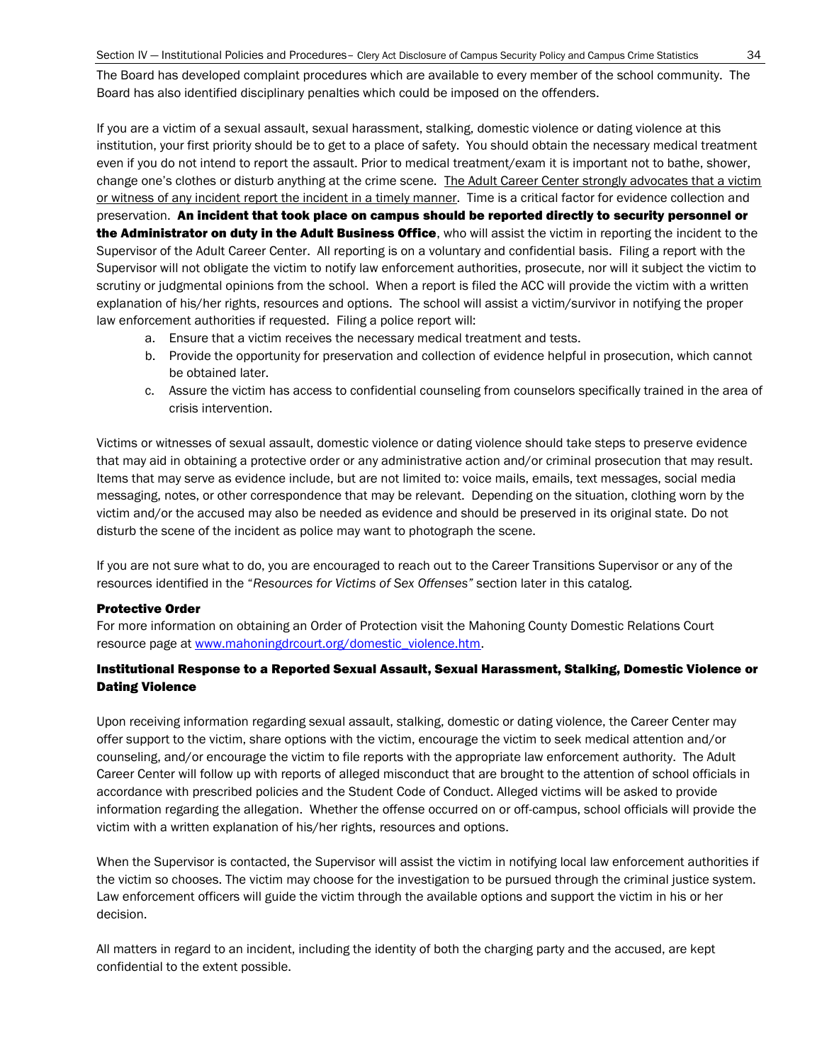The Board has developed complaint procedures which are available to every member of the school community. The Board has also identified disciplinary penalties which could be imposed on the offenders.

If you are a victim of a sexual assault, sexual harassment, stalking, domestic violence or dating violence at this institution, your first priority should be to get to a place of safety. You should obtain the necessary medical treatment even if you do not intend to report the assault. Prior to medical treatment/exam it is important not to bathe, shower, change one's clothes or disturb anything at the crime scene. The Adult Career Center strongly advocates that a victim or witness of any incident report the incident in a timely manner. Time is a critical factor for evidence collection and preservation. **An incident that took place on campus should be reported directly to security personnel or the Administrator on duty in the Adult Business Office**, who will assist the victim in reporting the incident to the Supervisor of the Adult Career Center. All reporting is on a voluntary and confidential basis. Filing a report with the Supervisor will not obligate the victim to notify law enforcement authorities, prosecute, nor will it subject the victim to scrutiny or judgmental opinions from the school. When a report is filed the ACC will provide the victim with a written explanation of his/her rights, resources and options. The school will assist a victim/survivor in notifying the proper law enforcement authorities if requested. Filing a police report will:

a. Ensure that a victim receives the necessary medical treatment and tests.
b. Provide the opportunity for preservation and collection of evidence helpful in prosecution, which cannot be obtained later.
c. Assure the victim has access to confidential counseling from counselors specifically trained in the area of crisis intervention.

Victims or witnesses of sexual assault, domestic violence or dating violence should take steps to preserve evidence that may aid in obtaining a protective order or any administrative action and/or criminal prosecution that may result. Items that may serve as evidence include, but are not limited to: voice mails, emails, text messages, social media messaging, notes, or other correspondence that may be relevant. Depending on the situation, clothing worn by the victim and/or the accused may also be needed as evidence and should be preserved in its original state. Do not disturb the scene of the incident as police may want to photograph the scene.

If you are not sure what to do, you are encouraged to reach out to the Career Transitions Supervisor or any of the resources identified in the "*Resources for Victims of Sex Offenses"* section later in this catalog.

#### Protective Order

For more information on obtaining an Order of Protection visit the Mahoning County Domestic Relations Court resource page at www.mahoningdrcourt.org/domestic_violence.htm.

#### Institutional Response to a Reported Sexual Assault, Sexual Harassment, Stalking, Domestic Violence or Dating Violence

Upon receiving information regarding sexual assault, stalking, domestic or dating violence, the Career Center may offer support to the victim, share options with the victim, encourage the victim to seek medical attention and/or counseling, and/or encourage the victim to file reports with the appropriate law enforcement authority. The Adult Career Center will follow up with reports of alleged misconduct that are brought to the attention of school officials in accordance with prescribed policies and the Student Code of Conduct. Alleged victims will be asked to provide information regarding the allegation. Whether the offense occurred on or off-campus, school officials will provide the victim with a written explanation of his/her rights, resources and options.

When the Supervisor is contacted, the Supervisor will assist the victim in notifying local law enforcement authorities if the victim so chooses. The victim may choose for the investigation to be pursued through the criminal justice system. Law enforcement officers will guide the victim through the available options and support the victim in his or her decision.

All matters in regard to an incident, including the identity of both the charging party and the accused, are kept confidential to the extent possible.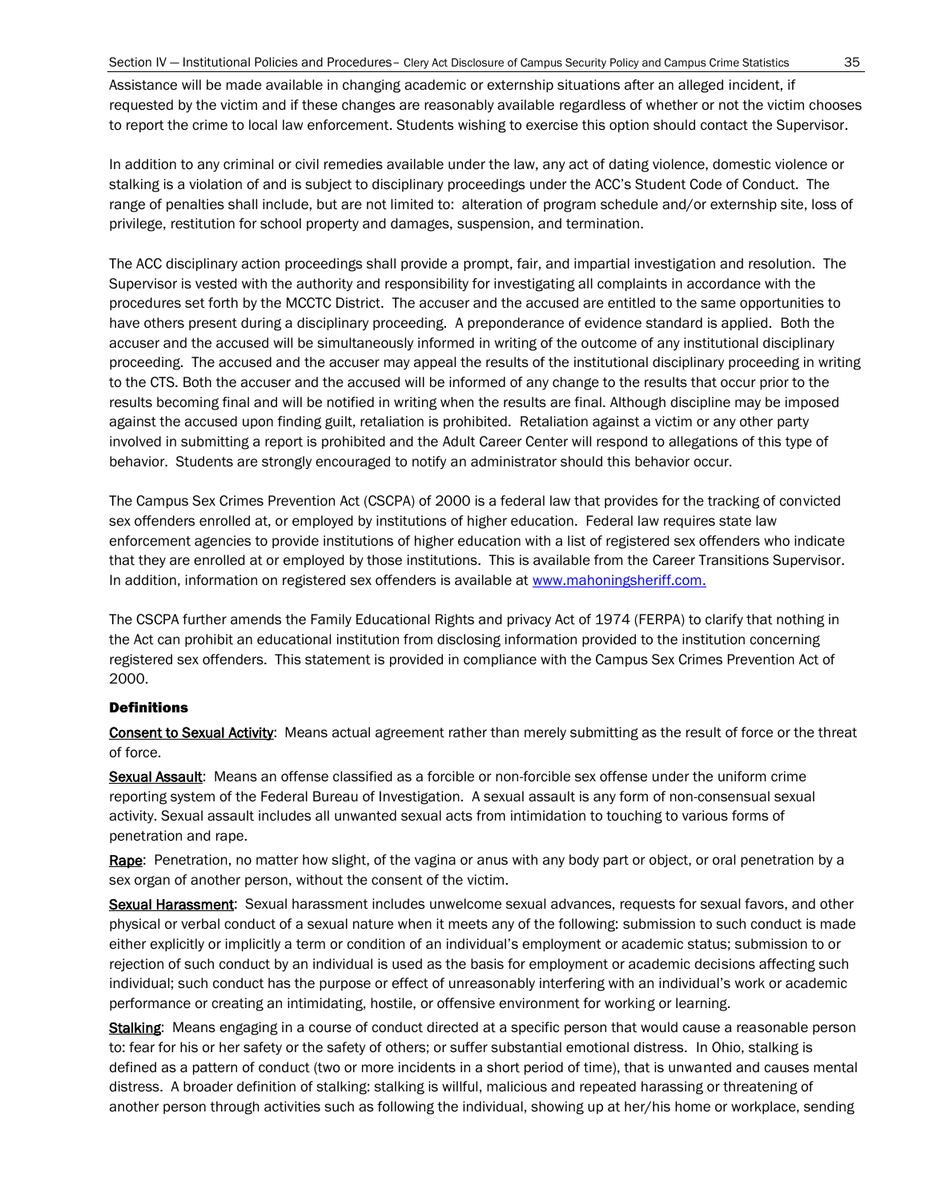Assistance will be made available in changing academic or externship situations after an alleged incident, if requested by the victim and if these changes are reasonably available regardless of whether or not the victim chooses to report the crime to local law enforcement. Students wishing to exercise this option should contact the Supervisor.

In addition to any criminal or civil remedies available under the law, any act of dating violence, domestic violence or stalking is a violation of and is subject to disciplinary proceedings under the ACC's Student Code of Conduct. The range of penalties shall include, but are not limited to: alteration of program schedule and/or externship site, loss of privilege, restitution for school property and damages, suspension, and termination.

The ACC disciplinary action proceedings shall provide a prompt, fair, and impartial investigation and resolution. The Supervisor is vested with the authority and responsibility for investigating all complaints in accordance with the procedures set forth by the MCCTC District. The accuser and the accused are entitled to the same opportunities to have others present during a disciplinary proceeding. A preponderance of evidence standard is applied. Both the accuser and the accused will be simultaneously informed in writing of the outcome of any institutional disciplinary proceeding. The accused and the accuser may appeal the results of the institutional disciplinary proceeding in writing to the CTS. Both the accuser and the accused will be informed of any change to the results that occur prior to the results becoming final and will be notified in writing when the results are final. Although discipline may be imposed against the accused upon finding guilt, retaliation is prohibited. Retaliation against a victim or any other party involved in submitting a report is prohibited and the Adult Career Center will respond to allegations of this type of behavior. Students are strongly encouraged to notify an administrator should this behavior occur.

The Campus Sex Crimes Prevention Act (CSCPA) of 2000 is a federal law that provides for the tracking of convicted sex offenders enrolled at, or employed by institutions of higher education. Federal law requires state law enforcement agencies to provide institutions of higher education with a list of registered sex offenders who indicate that they are enrolled at or employed by those institutions. This is available from the Career Transitions Supervisor. In addition, information on registered sex offenders is available at [www.mahoningsheriff.com.](http://www.mahoningsheriff.com)

The CSCPA further amends the Family Educational Rights and privacy Act of 1974 (FERPA) to clarify that nothing in the Act can prohibit an educational institution from disclosing information provided to the institution concerning registered sex offenders. This statement is provided in compliance with the Campus Sex Crimes Prevention Act of 2000.

### Definitions

**Consent to Sexual Activity**: Means actual agreement rather than merely submitting as the result of force or the threat of force.

**Sexual Assault**: Means an offense classified as a forcible or non-forcible sex offense under the uniform crime reporting system of the Federal Bureau of Investigation. A sexual assault is any form of non-consensual sexual activity. Sexual assault includes all unwanted sexual acts from intimidation to touching to various forms of penetration and rape.

**Rape**: Penetration, no matter how slight, of the vagina or anus with any body part or object, or oral penetration by a sex organ of another person, without the consent of the victim.

**Sexual Harassment**: Sexual harassment includes unwelcome sexual advances, requests for sexual favors, and other physical or verbal conduct of a sexual nature when it meets any of the following: submission to such conduct is made either explicitly or implicitly a term or condition of an individual's employment or academic status; submission to or rejection of such conduct by an individual is used as the basis for employment or academic decisions affecting such individual; such conduct has the purpose or effect of unreasonably interfering with an individual's work or academic performance or creating an intimidating, hostile, or offensive environment for working or learning.

**Stalking**: Means engaging in a course of conduct directed at a specific person that would cause a reasonable person to: fear for his or her safety or the safety of others; or suffer substantial emotional distress. In Ohio, stalking is defined as a pattern of conduct (two or more incidents in a short period of time), that is unwanted and causes mental distress. A broader definition of stalking: stalking is willful, malicious and repeated harassing or threatening of another person through activities such as following the individual, showing up at her/his home or workplace, sending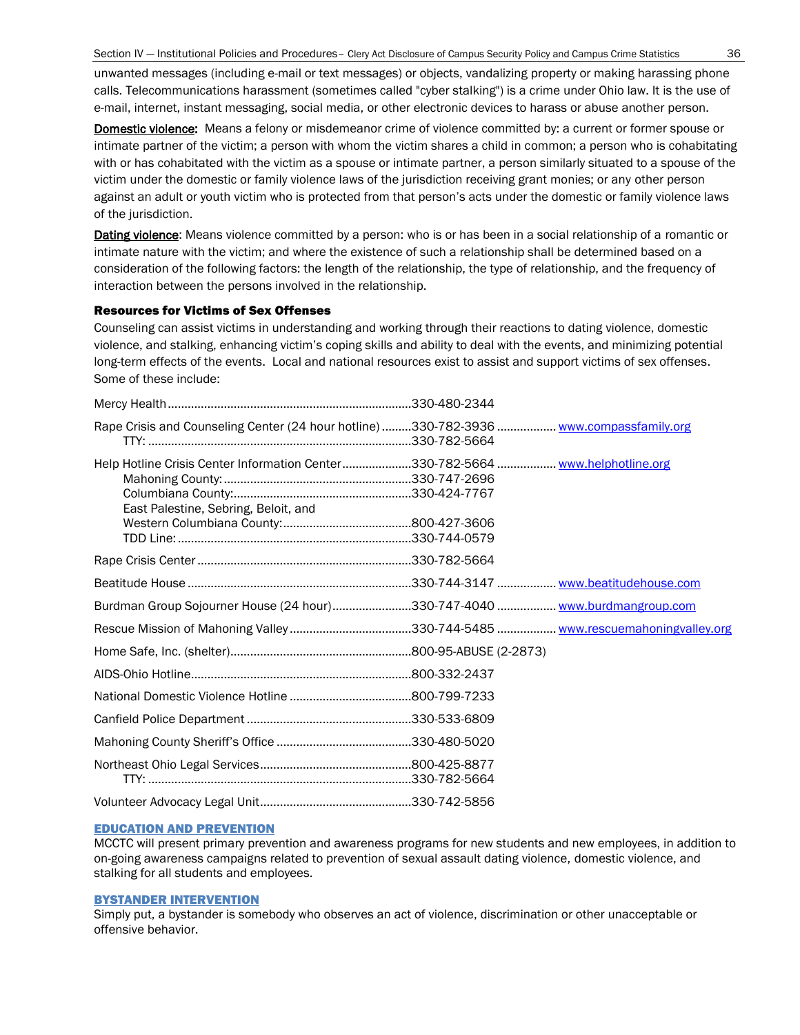unwanted messages (including e-mail or text messages) or objects, vandalizing property or making harassing phone calls. Telecommunications harassment (sometimes called "cyber stalking") is a crime under Ohio law. It is the use of e-mail, internet, instant messaging, social media, or other electronic devices to harass or abuse another person.

**Domestic violence:** Means a felony or misdemeanor crime of violence committed by: a current or former spouse or intimate partner of the victim; a person with whom the victim shares a child in common; a person who is cohabitating with or has cohabitated with the victim as a spouse or intimate partner, a person similarly situated to a spouse of the victim under the domestic or family violence laws of the jurisdiction receiving grant monies; or any other person against an adult or youth victim who is protected from that person's acts under the domestic or family violence laws of the jurisdiction.

**Dating violence**: Means violence committed by a person: who is or has been in a social relationship of a romantic or intimate nature with the victim; and where the existence of such a relationship shall be determined based on a consideration of the following factors: the length of the relationship, the type of relationship, and the frequency of interaction between the persons involved in the relationship.

### Resources for Victims of Sex Offenses

Counseling can assist victims in understanding and working through their reactions to dating violence, domestic violence, and stalking, enhancing victim's coping skills and ability to deal with the events, and minimizing potential long-term effects of the events. Local and national resources exist to assist and support victims of sex offenses. Some of these include:

| Resource | Phone | Website |
|---|---|---|
| Mercy Health | 330-480-2344 | |
| Rape Crisis and Counseling Center (24 hour hotline) | 330-782-3936 | www.compassfamily.org |
| TTY: | 330-782-5664 | |
| Help Hotline Crisis Center Information Center | 330-782-5664 | www.helphotline.org |
| Mahoning County: | 330-747-2696 | |
| Columbiana County: | 330-424-7767 | |
| East Palestine, Sebring, Beloit, and Western Columbiana County: | 800-427-3606 | |
| TDD Line: | 330-744-0579 | |
| Rape Crisis Center | 330-782-5664 | |
| Beatitude House | 330-744-3147 | www.beatitudehouse.com |
| Burdman Group Sojourner House (24 hour) | 330-747-4040 | www.burdmangroup.com |
| Rescue Mission of Mahoning Valley | 330-744-5485 | www.rescuemahoningvalley.org |
| Home Safe, Inc. (shelter) | 800-95-ABUSE (2-2873) | |
| AIDS-Ohio Hotline | 800-332-2437 | |
| National Domestic Violence Hotline | 800-799-7233 | |
| Canfield Police Department | 330-533-6809 | |
| Mahoning County Sheriff's Office | 330-480-5020 | |
| Northeast Ohio Legal Services | 800-425-8877 | |
| TTY: | 330-782-5664 | |
| Volunteer Advocacy Legal Unit | 330-742-5856 | |

### EDUCATION AND PREVENTION

MCCTC will present primary prevention and awareness programs for new students and new employees, in addition to on-going awareness campaigns related to prevention of sexual assault dating violence, domestic violence, and stalking for all students and employees.

### BYSTANDER INTERVENTION

Simply put, a bystander is somebody who observes an act of violence, discrimination or other unacceptable or offensive behavior.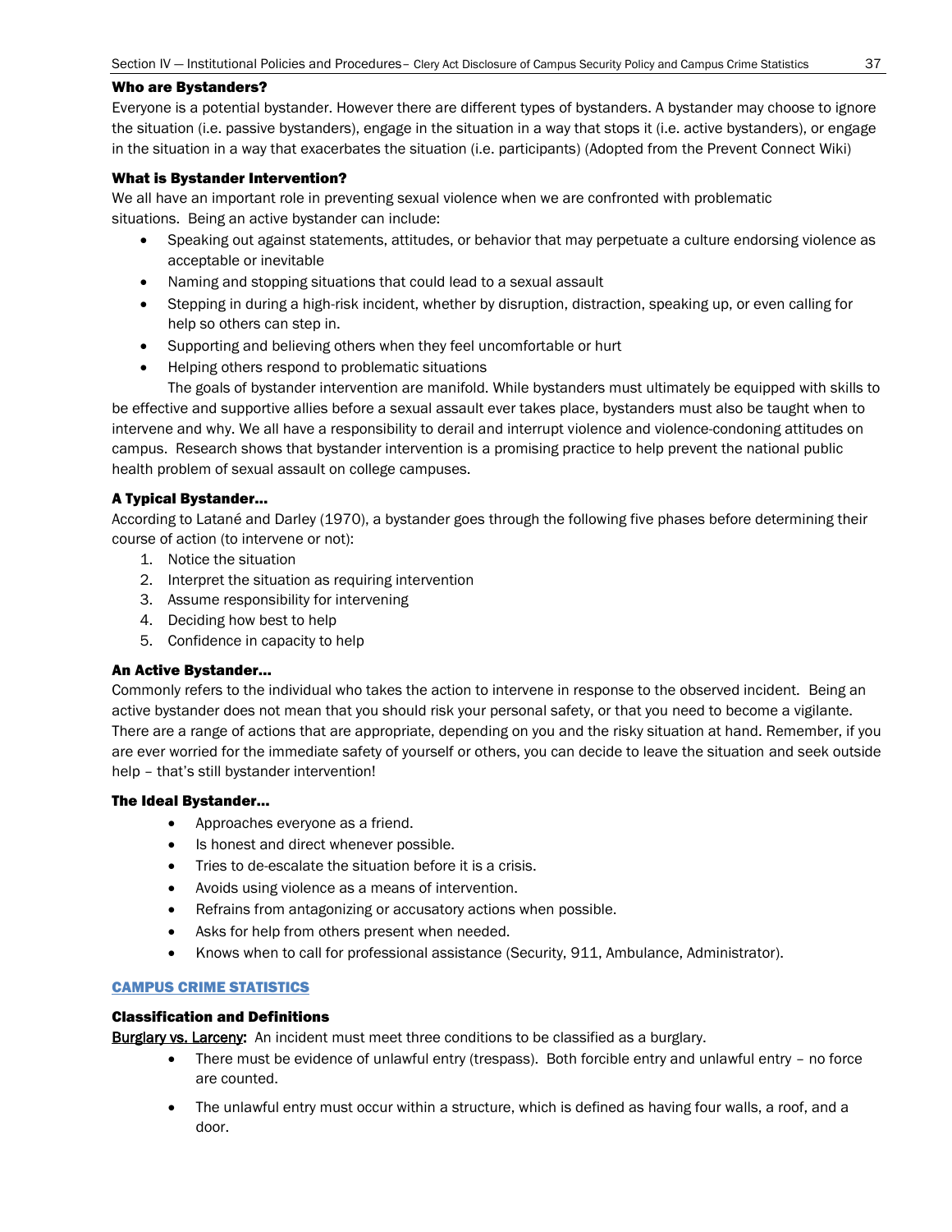### Who are Bystanders?

Everyone is a potential bystander. However there are different types of bystanders. A bystander may choose to ignore the situation (i.e. passive bystanders), engage in the situation in a way that stops it (i.e. active bystanders), or engage in the situation in a way that exacerbates the situation (i.e. participants) (Adopted from the Prevent Connect Wiki)

### What is Bystander Intervention?

We all have an important role in preventing sexual violence when we are confronted with problematic situations. Being an active bystander can include:

- Speaking out against statements, attitudes, or behavior that may perpetuate a culture endorsing violence as acceptable or inevitable
- Naming and stopping situations that could lead to a sexual assault
- Stepping in during a high-risk incident, whether by disruption, distraction, speaking up, or even calling for help so others can step in.
- Supporting and believing others when they feel uncomfortable or hurt
- Helping others respond to problematic situations

The goals of bystander intervention are manifold. While bystanders must ultimately be equipped with skills to be effective and supportive allies before a sexual assault ever takes place, bystanders must also be taught when to intervene and why. We all have a responsibility to derail and interrupt violence and violence-condoning attitudes on campus. Research shows that bystander intervention is a promising practice to help prevent the national public health problem of sexual assault on college campuses.

### A Typical Bystander…

According to Latané and Darley (1970), a bystander goes through the following five phases before determining their course of action (to intervene or not):

1. Notice the situation
2. Interpret the situation as requiring intervention
3. Assume responsibility for intervening
4. Deciding how best to help
5. Confidence in capacity to help

### An Active Bystander…

Commonly refers to the individual who takes the action to intervene in response to the observed incident. Being an active bystander does not mean that you should risk your personal safety, or that you need to become a vigilante. There are a range of actions that are appropriate, depending on you and the risky situation at hand. Remember, if you are ever worried for the immediate safety of yourself or others, you can decide to leave the situation and seek outside help – that's still bystander intervention!

### The Ideal Bystander…

- Approaches everyone as a friend.
- Is honest and direct whenever possible.
- Tries to de-escalate the situation before it is a crisis.
- Avoids using violence as a means of intervention.
- Refrains from antagonizing or accusatory actions when possible.
- Asks for help from others present when needed.
- Knows when to call for professional assistance (Security, 911, Ambulance, Administrator).

## CAMPUS CRIME STATISTICS

### Classification and Definitions

**Burglary vs. Larceny:** An incident must meet three conditions to be classified as a burglary.

- There must be evidence of unlawful entry (trespass). Both forcible entry and unlawful entry – no force are counted.
- The unlawful entry must occur within a structure, which is defined as having four walls, a roof, and a door.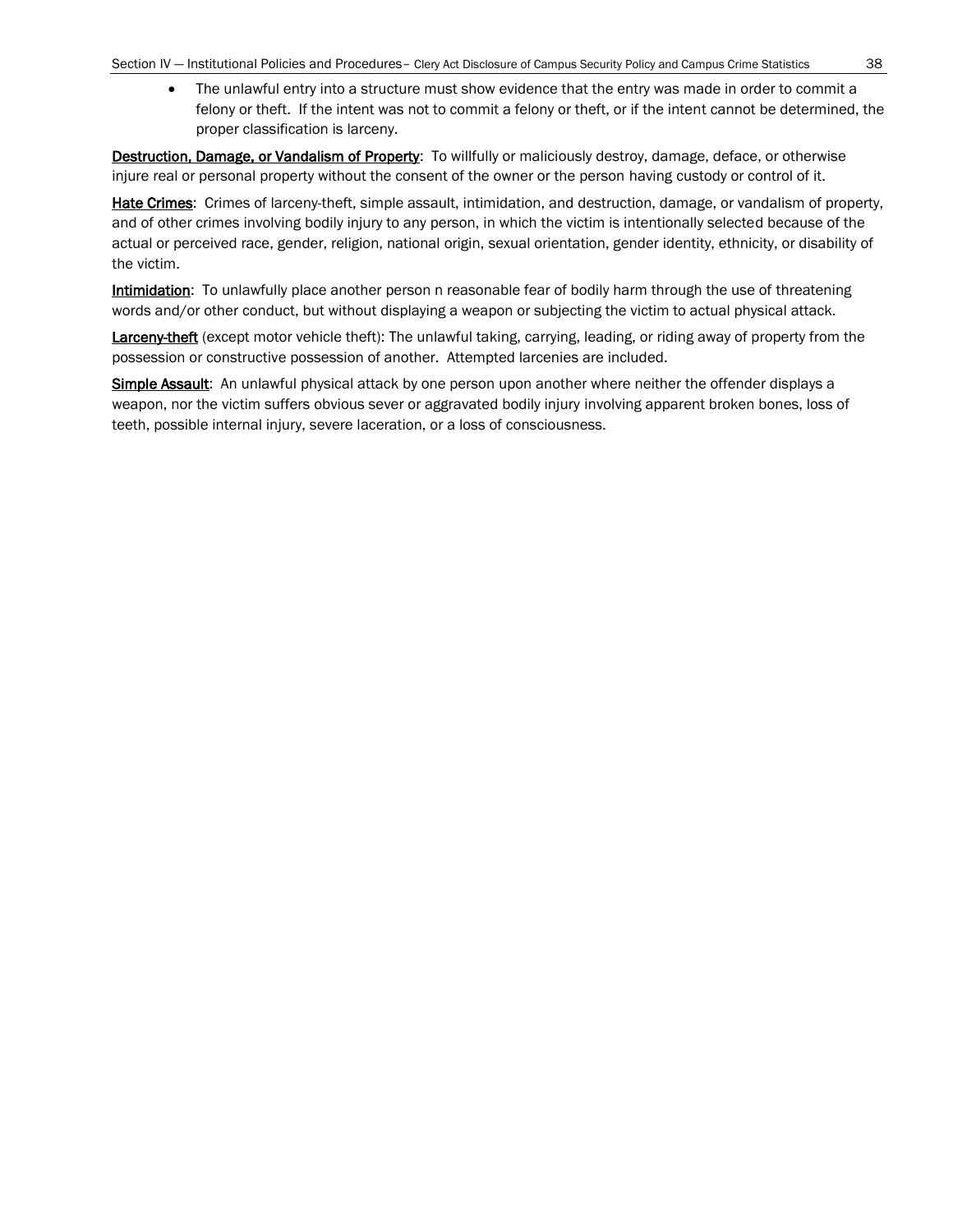- The unlawful entry into a structure must show evidence that the entry was made in order to commit a felony or theft. If the intent was not to commit a felony or theft, or if the intent cannot be determined, the proper classification is larceny.

**Destruction, Damage, or Vandalism of Property**: To willfully or maliciously destroy, damage, deface, or otherwise injure real or personal property without the consent of the owner or the person having custody or control of it.

**Hate Crimes**: Crimes of larceny-theft, simple assault, intimidation, and destruction, damage, or vandalism of property, and of other crimes involving bodily injury to any person, in which the victim is intentionally selected because of the actual or perceived race, gender, religion, national origin, sexual orientation, gender identity, ethnicity, or disability of the victim.

**Intimidation**: To unlawfully place another person n reasonable fear of bodily harm through the use of threatening words and/or other conduct, but without displaying a weapon or subjecting the victim to actual physical attack.

**Larceny-theft** (except motor vehicle theft): The unlawful taking, carrying, leading, or riding away of property from the possession or constructive possession of another. Attempted larcenies are included.

**Simple Assault**: An unlawful physical attack by one person upon another where neither the offender displays a weapon, nor the victim suffers obvious sever or aggravated bodily injury involving apparent broken bones, loss of teeth, possible internal injury, severe laceration, or a loss of consciousness.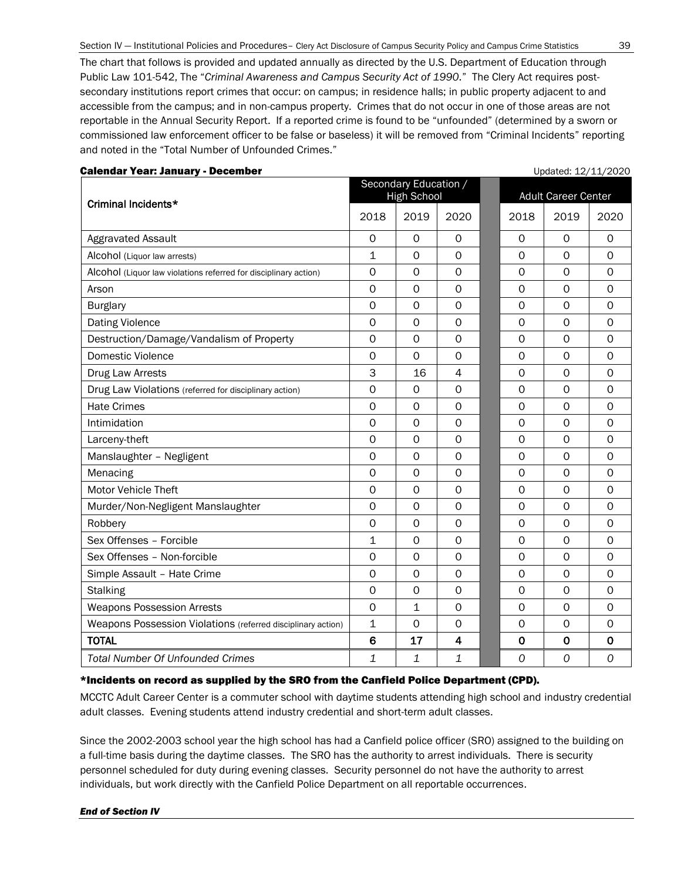The chart that follows is provided and updated annually as directed by the U.S. Department of Education through Public Law 101-542, The "*Criminal Awareness and Campus Security Act of 1990*." The Clery Act requires post-secondary institutions report crimes that occur: on campus; in residence halls; in public property adjacent to and accessible from the campus; and in non-campus property. Crimes that do not occur in one of those areas are not reportable in the Annual Security Report. If a reported crime is found to be "unfounded" (determined by a sworn or commissioned law enforcement officer to be false or baseless) it will be removed from "Criminal Incidents" reporting and noted in the "Total Number of Unfounded Crimes."

**Calendar Year: January - December** Updated: 12/11/2020

| Criminal Incidents* | Secondary Education / High School | | | Adult Career Center | | |
|---|---|---|---|---|---|---|
| | 2018 | 2019 | 2020 | 2018 | 2019 | 2020 |
| Aggravated Assault | 0 | 0 | 0 | 0 | 0 | 0 |
| Alcohol (Liquor law arrests) | 1 | 0 | 0 | 0 | 0 | 0 |
| Alcohol (Liquor law violations referred for disciplinary action) | 0 | 0 | 0 | 0 | 0 | 0 |
| Arson | 0 | 0 | 0 | 0 | 0 | 0 |
| Burglary | 0 | 0 | 0 | 0 | 0 | 0 |
| Dating Violence | 0 | 0 | 0 | 0 | 0 | 0 |
| Destruction/Damage/Vandalism of Property | 0 | 0 | 0 | 0 | 0 | 0 |
| Domestic Violence | 0 | 0 | 0 | 0 | 0 | 0 |
| Drug Law Arrests | 3 | 16 | 4 | 0 | 0 | 0 |
| Drug Law Violations (referred for disciplinary action) | 0 | 0 | 0 | 0 | 0 | 0 |
| Hate Crimes | 0 | 0 | 0 | 0 | 0 | 0 |
| Intimidation | 0 | 0 | 0 | 0 | 0 | 0 |
| Larceny-theft | 0 | 0 | 0 | 0 | 0 | 0 |
| Manslaughter – Negligent | 0 | 0 | 0 | 0 | 0 | 0 |
| Menacing | 0 | 0 | 0 | 0 | 0 | 0 |
| Motor Vehicle Theft | 0 | 0 | 0 | 0 | 0 | 0 |
| Murder/Non-Negligent Manslaughter | 0 | 0 | 0 | 0 | 0 | 0 |
| Robbery | 0 | 0 | 0 | 0 | 0 | 0 |
| Sex Offenses – Forcible | 1 | 0 | 0 | 0 | 0 | 0 |
| Sex Offenses – Non-forcible | 0 | 0 | 0 | 0 | 0 | 0 |
| Simple Assault – Hate Crime | 0 | 0 | 0 | 0 | 0 | 0 |
| Stalking | 0 | 0 | 0 | 0 | 0 | 0 |
| Weapons Possession Arrests | 0 | 1 | 0 | 0 | 0 | 0 |
| Weapons Possession Violations (referred disciplinary action) | 1 | 0 | 0 | 0 | 0 | 0 |
| **TOTAL** | **6** | **17** | **4** | **0** | **0** | **0** |
| *Total Number Of Unfounded Crimes* | *1* | *1* | *1* | *0* | *0* | *0* |

**\*Incidents on record as supplied by the SRO from the Canfield Police Department (CPD).**

MCCTC Adult Career Center is a commuter school with daytime students attending high school and industry credential adult classes. Evening students attend industry credential and short-term adult classes.

Since the 2002-2003 school year the high school has had a Canfield police officer (SRO) assigned to the building on a full-time basis during the daytime classes. The SRO has the authority to arrest individuals. There is security personnel scheduled for duty during evening classes. Security personnel do not have the authority to arrest individuals, but work directly with the Canfield Police Department on all reportable occurrences.

***End of Section IV***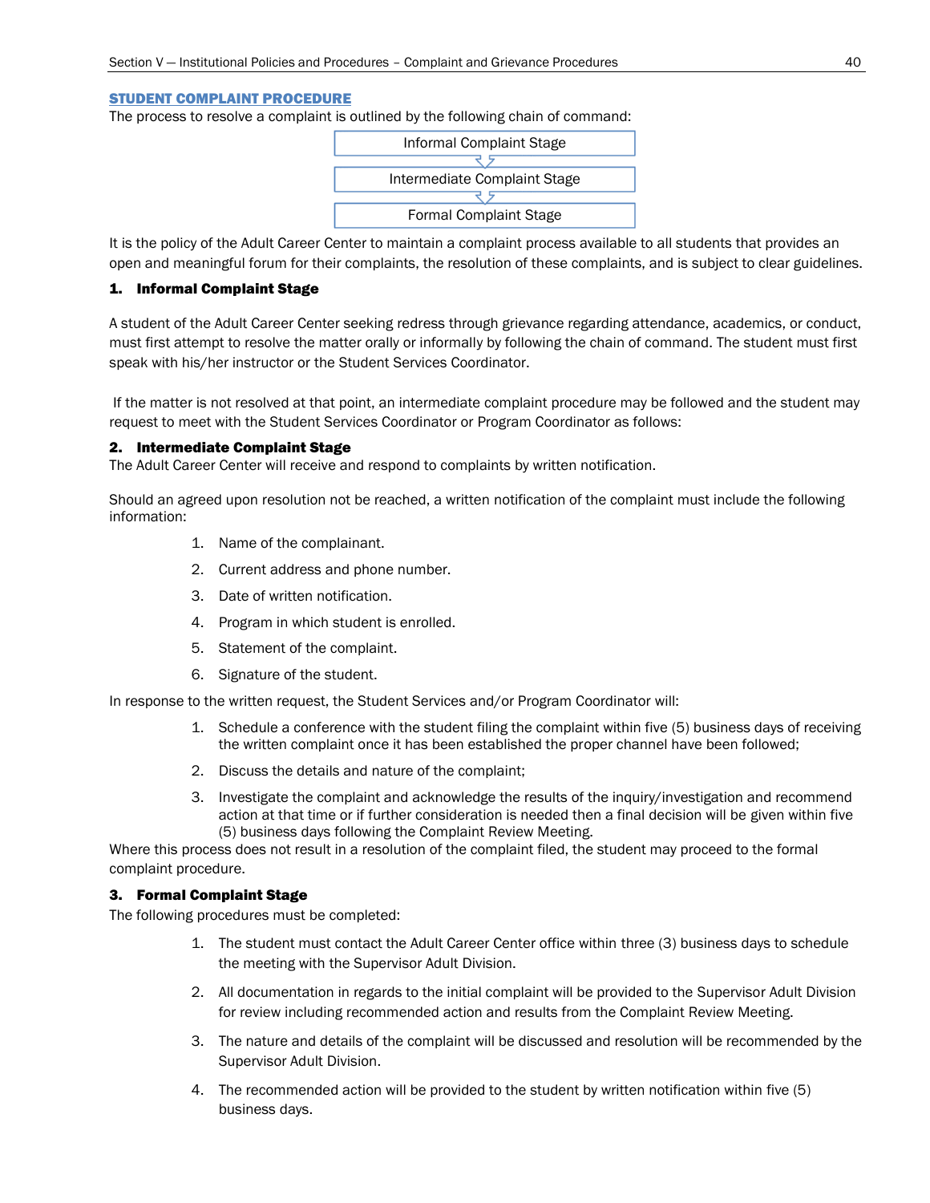## STUDENT COMPLAINT PROCEDURE

The process to resolve a complaint is outlined by the following chain of command:

Informal Complaint Stage
↓
Intermediate Complaint Stage
↓
Formal Complaint Stage

It is the policy of the Adult Career Center to maintain a complaint process available to all students that provides an open and meaningful forum for their complaints, the resolution of these complaints, and is subject to clear guidelines.

### 1. Informal Complaint Stage

A student of the Adult Career Center seeking redress through grievance regarding attendance, academics, or conduct, must first attempt to resolve the matter orally or informally by following the chain of command. The student must first speak with his/her instructor or the Student Services Coordinator.

If the matter is not resolved at that point, an intermediate complaint procedure may be followed and the student may request to meet with the Student Services Coordinator or Program Coordinator as follows:

### 2. Intermediate Complaint Stage

The Adult Career Center will receive and respond to complaints by written notification.

Should an agreed upon resolution not be reached, a written notification of the complaint must include the following information:

1. Name of the complainant.
2. Current address and phone number.
3. Date of written notification.
4. Program in which student is enrolled.
5. Statement of the complaint.
6. Signature of the student.

In response to the written request, the Student Services and/or Program Coordinator will:

1. Schedule a conference with the student filing the complaint within five (5) business days of receiving the written complaint once it has been established the proper channel have been followed;
2. Discuss the details and nature of the complaint;
3. Investigate the complaint and acknowledge the results of the inquiry/investigation and recommend action at that time or if further consideration is needed then a final decision will be given within five (5) business days following the Complaint Review Meeting.

Where this process does not result in a resolution of the complaint filed, the student may proceed to the formal complaint procedure.

### 3. Formal Complaint Stage

The following procedures must be completed:

1. The student must contact the Adult Career Center office within three (3) business days to schedule the meeting with the Supervisor Adult Division.
2. All documentation in regards to the initial complaint will be provided to the Supervisor Adult Division for review including recommended action and results from the Complaint Review Meeting.
3. The nature and details of the complaint will be discussed and resolution will be recommended by the Supervisor Adult Division.
4. The recommended action will be provided to the student by written notification within five (5) business days.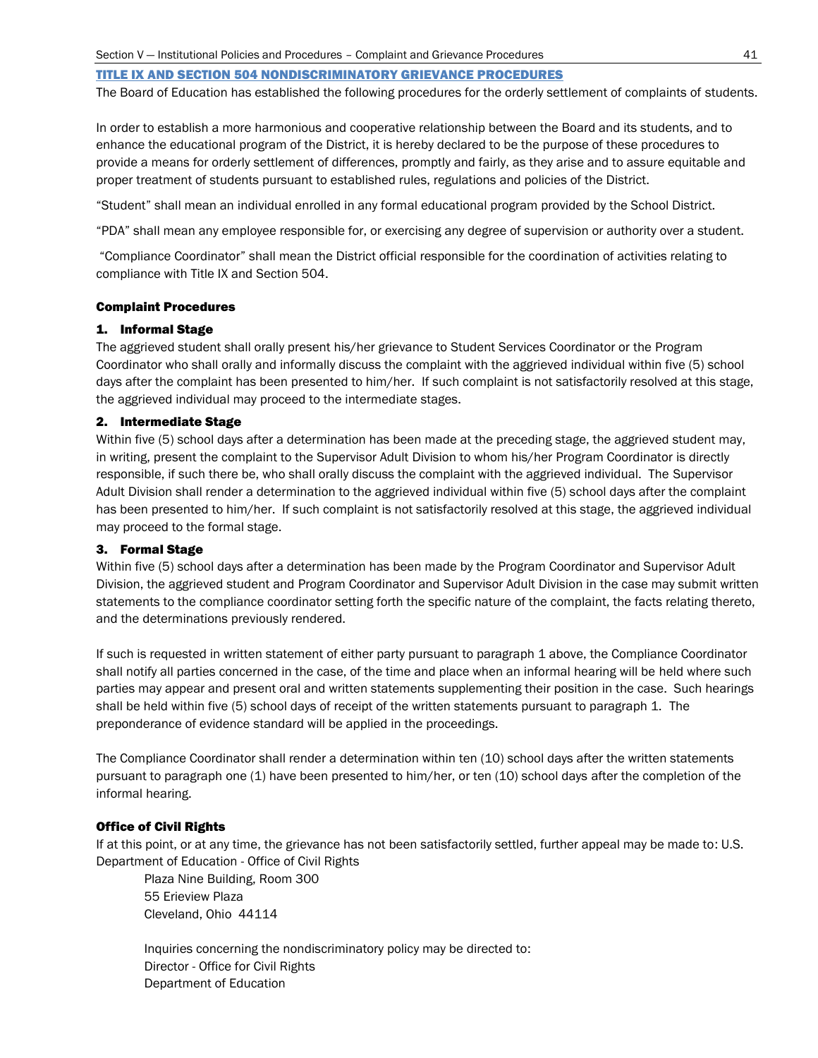## TITLE IX AND SECTION 504 NONDISCRIMINATORY GRIEVANCE PROCEDURES

The Board of Education has established the following procedures for the orderly settlement of complaints of students.

In order to establish a more harmonious and cooperative relationship between the Board and its students, and to enhance the educational program of the District, it is hereby declared to be the purpose of these procedures to provide a means for orderly settlement of differences, promptly and fairly, as they arise and to assure equitable and proper treatment of students pursuant to established rules, regulations and policies of the District.

"Student" shall mean an individual enrolled in any formal educational program provided by the School District.

"PDA" shall mean any employee responsible for, or exercising any degree of supervision or authority over a student.

"Compliance Coordinator" shall mean the District official responsible for the coordination of activities relating to compliance with Title IX and Section 504.

### Complaint Procedures

#### 1. Informal Stage

The aggrieved student shall orally present his/her grievance to Student Services Coordinator or the Program Coordinator who shall orally and informally discuss the complaint with the aggrieved individual within five (5) school days after the complaint has been presented to him/her. If such complaint is not satisfactorily resolved at this stage, the aggrieved individual may proceed to the intermediate stages.

#### 2. Intermediate Stage

Within five (5) school days after a determination has been made at the preceding stage, the aggrieved student may, in writing, present the complaint to the Supervisor Adult Division to whom his/her Program Coordinator is directly responsible, if such there be, who shall orally discuss the complaint with the aggrieved individual. The Supervisor Adult Division shall render a determination to the aggrieved individual within five (5) school days after the complaint has been presented to him/her. If such complaint is not satisfactorily resolved at this stage, the aggrieved individual may proceed to the formal stage.

#### 3. Formal Stage

Within five (5) school days after a determination has been made by the Program Coordinator and Supervisor Adult Division, the aggrieved student and Program Coordinator and Supervisor Adult Division in the case may submit written statements to the compliance coordinator setting forth the specific nature of the complaint, the facts relating thereto, and the determinations previously rendered.

If such is requested in written statement of either party pursuant to paragraph 1 above, the Compliance Coordinator shall notify all parties concerned in the case, of the time and place when an informal hearing will be held where such parties may appear and present oral and written statements supplementing their position in the case. Such hearings shall be held within five (5) school days of receipt of the written statements pursuant to paragraph 1. The preponderance of evidence standard will be applied in the proceedings.

The Compliance Coordinator shall render a determination within ten (10) school days after the written statements pursuant to paragraph one (1) have been presented to him/her, or ten (10) school days after the completion of the informal hearing.

### Office of Civil Rights

If at this point, or at any time, the grievance has not been satisfactorily settled, further appeal may be made to: U.S. Department of Education - Office of Civil Rights

Plaza Nine Building, Room 300
55 Erieview Plaza
Cleveland, Ohio 44114

Inquiries concerning the nondiscriminatory policy may be directed to:
Director - Office for Civil Rights
Department of Education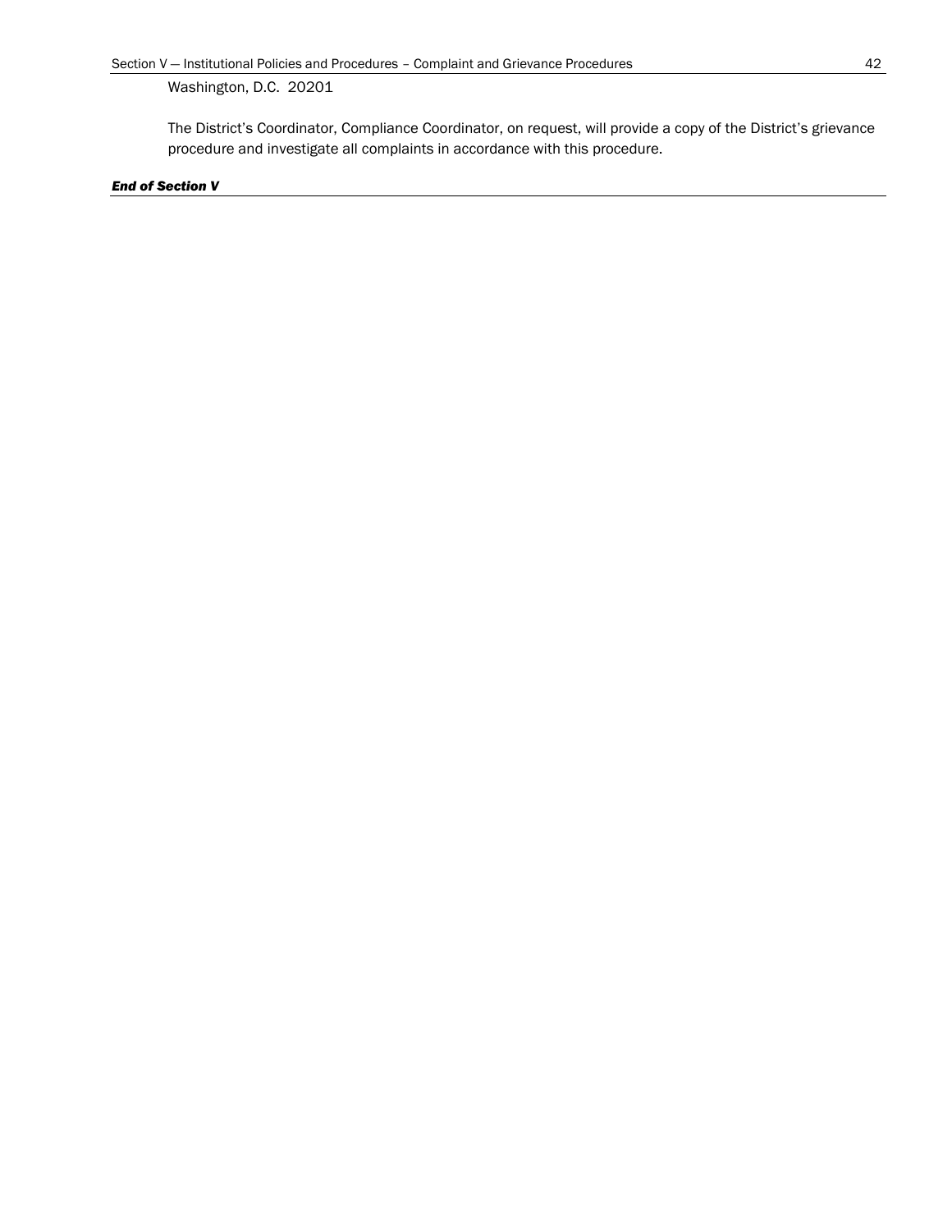Washington, D.C. 20201

The District's Coordinator, Compliance Coordinator, on request, will provide a copy of the District's grievance procedure and investigate all complaints in accordance with this procedure.

***End of Section V***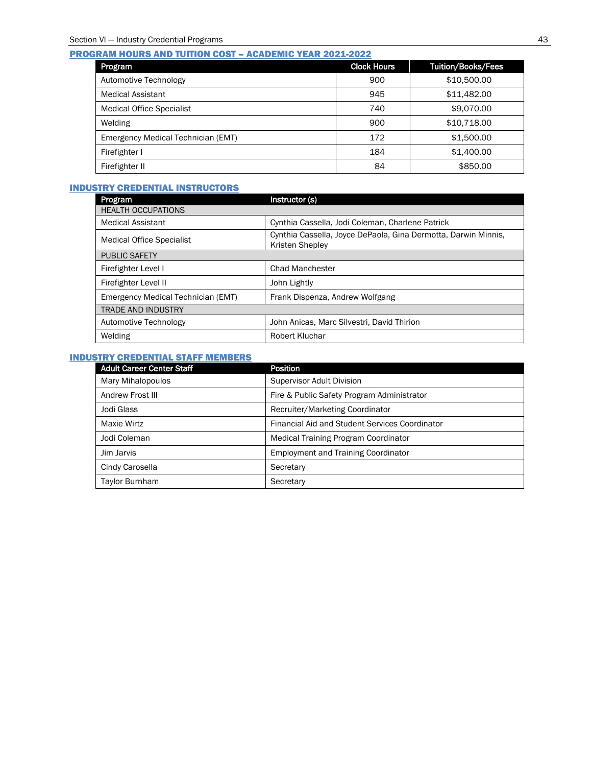## PROGRAM HOURS AND TUITION COST – ACADEMIC YEAR 2021-2022

| Program | Clock Hours | Tuition/Books/Fees |
|---|---|---|
| Automotive Technology | 900 | $10,500.00 |
| Medical Assistant | 945 | $11,482.00 |
| Medical Office Specialist | 740 | $9,070.00 |
| Welding | 900 | $10,718.00 |
| Emergency Medical Technician (EMT) | 172 | $1,500.00 |
| Firefighter I | 184 | $1,400.00 |
| Firefighter II | 84 | $850.00 |

## INDUSTRY CREDENTIAL INSTRUCTORS

| Program | Instructor (s) |
|---|---|
| HEALTH OCCUPATIONS | |
| Medical Assistant | Cynthia Cassella, Jodi Coleman, Charlene Patrick |
| Medical Office Specialist | Cynthia Cassella, Joyce DePaola, Gina Dermotta, Darwin Minnis, Kristen Shepley |
| PUBLIC SAFETY | |
| Firefighter Level I | Chad Manchester |
| Firefighter Level II | John Lightly |
| Emergency Medical Technician (EMT) | Frank Dispenza, Andrew Wolfgang |
| TRADE AND INDUSTRY | |
| Automotive Technology | John Anicas, Marc Silvestri, David Thirion |
| Welding | Robert Kluchar |

## INDUSTRY CREDENTIAL STAFF MEMBERS

| Adult Career Center Staff | Position |
|---|---|
| Mary Mihalopoulos | Supervisor Adult Division |
| Andrew Frost III | Fire & Public Safety Program Administrator |
| Jodi Glass | Recruiter/Marketing Coordinator |
| Maxie Wirtz | Financial Aid and Student Services Coordinator |
| Jodi Coleman | Medical Training Program Coordinator |
| Jim Jarvis | Employment and Training Coordinator |
| Cindy Carosella | Secretary |
| Taylor Burnham | Secretary |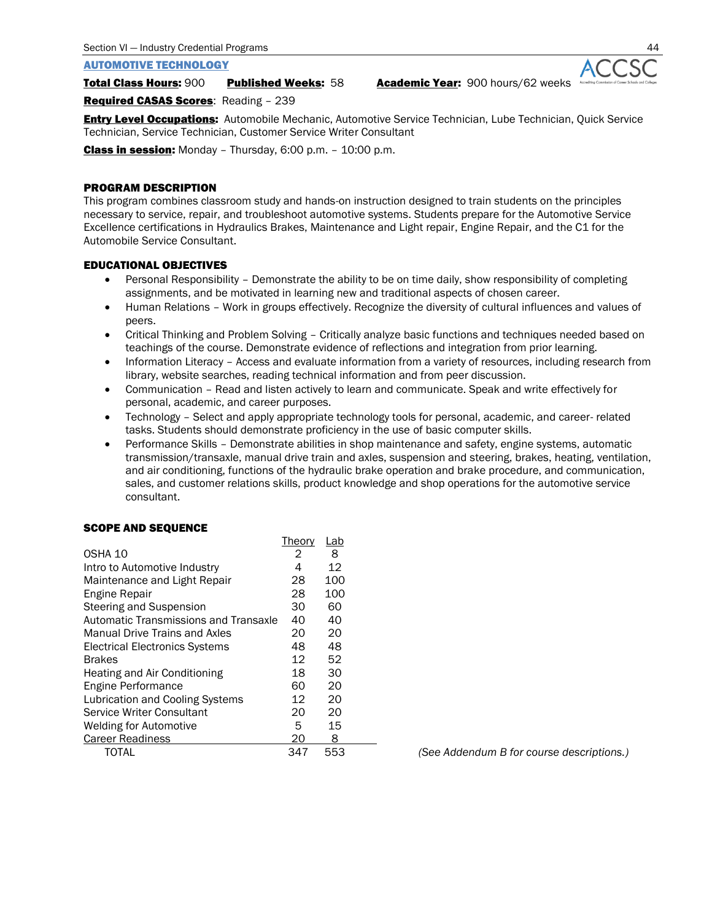## AUTOMOTIVE TECHNOLOGY

**Total Class Hours:** 900 **Published Weeks:** 58 **Academic Year:** 900 hours/62 weeks

**Required CASAS Scores**: Reading – 239

**Entry Level Occupations:** Automobile Mechanic, Automotive Service Technician, Lube Technician, Quick Service Technician, Service Technician, Customer Service Writer Consultant

**Class in session:** Monday – Thursday, 6:00 p.m. – 10:00 p.m.

### PROGRAM DESCRIPTION

This program combines classroom study and hands-on instruction designed to train students on the principles necessary to service, repair, and troubleshoot automotive systems. Students prepare for the Automotive Service Excellence certifications in Hydraulics Brakes, Maintenance and Light repair, Engine Repair, and the C1 for the Automobile Service Consultant.

### EDUCATIONAL OBJECTIVES

- Personal Responsibility – Demonstrate the ability to be on time daily, show responsibility of completing assignments, and be motivated in learning new and traditional aspects of chosen career.
- Human Relations – Work in groups effectively. Recognize the diversity of cultural influences and values of peers.
- Critical Thinking and Problem Solving – Critically analyze basic functions and techniques needed based on teachings of the course. Demonstrate evidence of reflections and integration from prior learning.
- Information Literacy – Access and evaluate information from a variety of resources, including research from library, website searches, reading technical information and from peer discussion.
- Communication – Read and listen actively to learn and communicate. Speak and write effectively for personal, academic, and career purposes.
- Technology – Select and apply appropriate technology tools for personal, academic, and career- related tasks. Students should demonstrate proficiency in the use of basic computer skills.
- Performance Skills – Demonstrate abilities in shop maintenance and safety, engine systems, automatic transmission/transaxle, manual drive train and axles, suspension and steering, brakes, heating, ventilation, and air conditioning, functions of the hydraulic brake operation and brake procedure, and communication, sales, and customer relations skills, product knowledge and shop operations for the automotive service consultant.

### SCOPE AND SEQUENCE

| | Theory | Lab |
|---|---|---|
| OSHA 10 | 2 | 8 |
| Intro to Automotive Industry | 4 | 12 |
| Maintenance and Light Repair | 28 | 100 |
| Engine Repair | 28 | 100 |
| Steering and Suspension | 30 | 60 |
| Automatic Transmissions and Transaxle | 40 | 40 |
| Manual Drive Trains and Axles | 20 | 20 |
| Electrical Electronics Systems | 48 | 48 |
| Brakes | 12 | 52 |
| Heating and Air Conditioning | 18 | 30 |
| Engine Performance | 60 | 20 |
| Lubrication and Cooling Systems | 12 | 20 |
| Service Writer Consultant | 20 | 20 |
| Welding for Automotive | 5 | 15 |
| Career Readiness | 20 | 8 |
| TOTAL | 347 | 553 |

*(See Addendum B for course descriptions.)*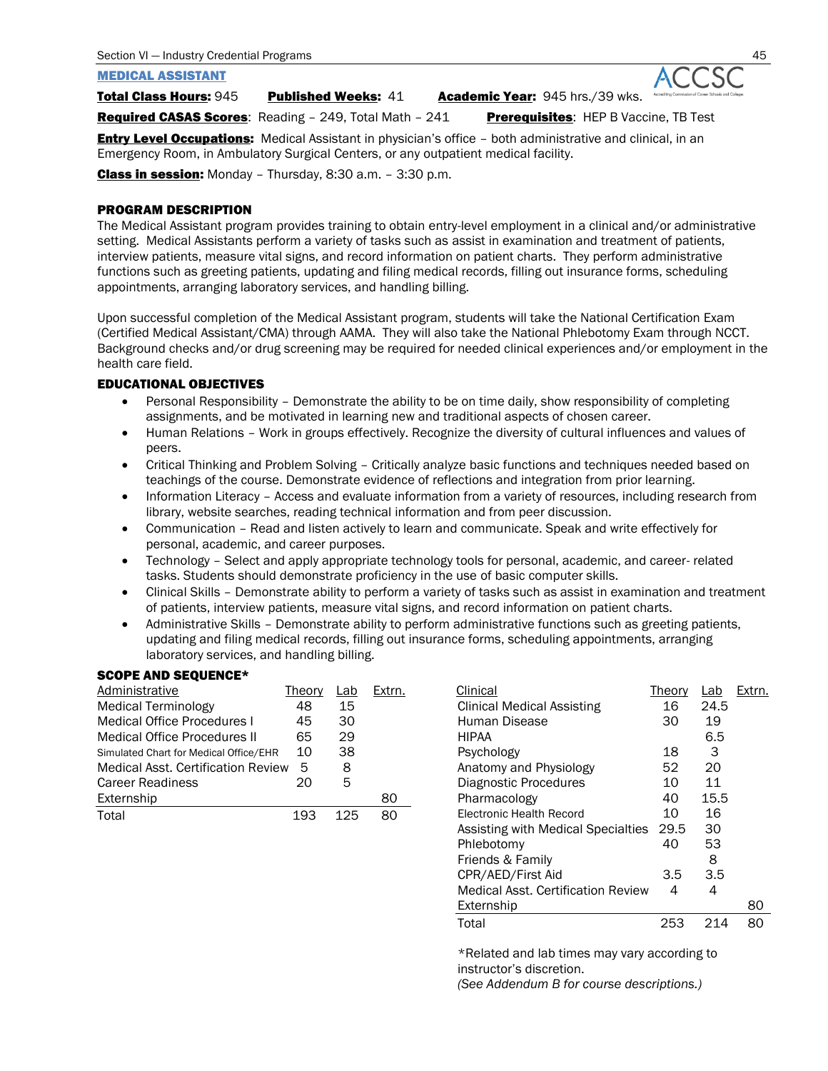## MEDICAL ASSISTANT

**Total Class Hours:** 945 **Published Weeks:** 41 **Academic Year:** 945 hrs./39 wks.

**Required CASAS Scores**: Reading – 249, Total Math – 241 **Prerequisites**: HEP B Vaccine, TB Test

**Entry Level Occupations:** Medical Assistant in physician's office – both administrative and clinical, in an Emergency Room, in Ambulatory Surgical Centers, or any outpatient medical facility.

**Class in session:** Monday – Thursday, 8:30 a.m. – 3:30 p.m.

### PROGRAM DESCRIPTION

The Medical Assistant program provides training to obtain entry-level employment in a clinical and/or administrative setting. Medical Assistants perform a variety of tasks such as assist in examination and treatment of patients, interview patients, measure vital signs, and record information on patient charts. They perform administrative functions such as greeting patients, updating and filing medical records, filling out insurance forms, scheduling appointments, arranging laboratory services, and handling billing.

Upon successful completion of the Medical Assistant program, students will take the National Certification Exam (Certified Medical Assistant/CMA) through AAMA. They will also take the National Phlebotomy Exam through NCCT. Background checks and/or drug screening may be required for needed clinical experiences and/or employment in the health care field.

### EDUCATIONAL OBJECTIVES

- Personal Responsibility – Demonstrate the ability to be on time daily, show responsibility of completing assignments, and be motivated in learning new and traditional aspects of chosen career.
- Human Relations – Work in groups effectively. Recognize the diversity of cultural influences and values of peers.
- Critical Thinking and Problem Solving – Critically analyze basic functions and techniques needed based on teachings of the course. Demonstrate evidence of reflections and integration from prior learning.
- Information Literacy – Access and evaluate information from a variety of resources, including research from library, website searches, reading technical information and from peer discussion.
- Communication – Read and listen actively to learn and communicate. Speak and write effectively for personal, academic, and career purposes.
- Technology – Select and apply appropriate technology tools for personal, academic, and career- related tasks. Students should demonstrate proficiency in the use of basic computer skills.
- Clinical Skills – Demonstrate ability to perform a variety of tasks such as assist in examination and treatment of patients, interview patients, measure vital signs, and record information on patient charts.
- Administrative Skills – Demonstrate ability to perform administrative functions such as greeting patients, updating and filing medical records, filling out insurance forms, scheduling appointments, arranging laboratory services, and handling billing.

### SCOPE AND SEQUENCE*

| Administrative | Theory | Lab | Extrn. |
|---|---|---|---|
| Medical Terminology | 48 | 15 | |
| Medical Office Procedures I | 45 | 30 | |
| Medical Office Procedures II | 65 | 29 | |
| Simulated Chart for Medical Office/EHR | 10 | 38 | |
| Medical Asst. Certification Review | 5 | 8 | |
| Career Readiness | 20 | 5 | |
| Externship | | | 80 |
| Total | 193 | 125 | 80 |

| Clinical | Theory | Lab | Extrn. |
|---|---|---|---|
| Clinical Medical Assisting | 16 | 24.5 | |
| Human Disease | 30 | 19 | |
| HIPAA | | 6.5 | |
| Psychology | 18 | 3 | |
| Anatomy and Physiology | 52 | 20 | |
| Diagnostic Procedures | 10 | 11 | |
| Pharmacology | 40 | 15.5 | |
| Electronic Health Record | 10 | 16 | |
| Assisting with Medical Specialties | 29.5 | 30 | |
| Phlebotomy | 40 | 53 | |
| Friends & Family | | 8 | |
| CPR/AED/First Aid | 3.5 | 3.5 | |
| Medical Asst. Certification Review | 4 | 4 | |
| Externship | | | 80 |
| Total | 253 | 214 | 80 |

*Related and lab times may vary according to instructor's discretion.
*(See Addendum B for course descriptions.)*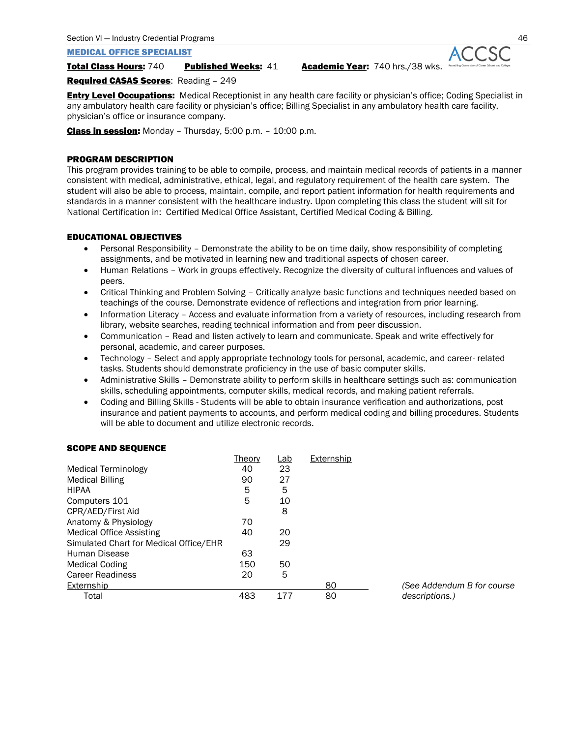## MEDICAL OFFICE SPECIALIST

**Total Class Hours:** 740 **Published Weeks:** 41 **Academic Year:** 740 hrs./38 wks.

**Required CASAS Scores**: Reading – 249

**Entry Level Occupations:** Medical Receptionist in any health care facility or physician's office; Coding Specialist in any ambulatory health care facility or physician's office; Billing Specialist in any ambulatory health care facility, physician's office or insurance company.

**Class in session:** Monday – Thursday, 5:00 p.m. – 10:00 p.m.

### PROGRAM DESCRIPTION

This program provides training to be able to compile, process, and maintain medical records of patients in a manner consistent with medical, administrative, ethical, legal, and regulatory requirement of the health care system. The student will also be able to process, maintain, compile, and report patient information for health requirements and standards in a manner consistent with the healthcare industry. Upon completing this class the student will sit for National Certification in: Certified Medical Office Assistant, Certified Medical Coding & Billing.

### EDUCATIONAL OBJECTIVES

- Personal Responsibility – Demonstrate the ability to be on time daily, show responsibility of completing assignments, and be motivated in learning new and traditional aspects of chosen career.
- Human Relations – Work in groups effectively. Recognize the diversity of cultural influences and values of peers.
- Critical Thinking and Problem Solving – Critically analyze basic functions and techniques needed based on teachings of the course. Demonstrate evidence of reflections and integration from prior learning.
- Information Literacy – Access and evaluate information from a variety of resources, including research from library, website searches, reading technical information and from peer discussion.
- Communication – Read and listen actively to learn and communicate. Speak and write effectively for personal, academic, and career purposes.
- Technology – Select and apply appropriate technology tools for personal, academic, and career- related tasks. Students should demonstrate proficiency in the use of basic computer skills.
- Administrative Skills – Demonstrate ability to perform skills in healthcare settings such as: communication skills, scheduling appointments, computer skills, medical records, and making patient referrals.
- Coding and Billing Skills - Students will be able to obtain insurance verification and authorizations, post insurance and patient payments to accounts, and perform medical coding and billing procedures. Students will be able to document and utilize electronic records.

### SCOPE AND SEQUENCE

| | Theory | Lab | Externship |
|---|---|---|---|
| Medical Terminology | 40 | 23 | |
| Medical Billing | 90 | 27 | |
| HIPAA | 5 | 5 | |
| Computers 101 | 5 | 10 | |
| CPR/AED/First Aid | | 8 | |
| Anatomy & Physiology | 70 | | |
| Medical Office Assisting | 40 | 20 | |
| Simulated Chart for Medical Office/EHR | | 29 | |
| Human Disease | 63 | | |
| Medical Coding | 150 | 50 | |
| Career Readiness | 20 | 5 | |
| Externship | | | 80 |
| Total | 483 | 177 | 80 |

*(See Addendum B for course descriptions.)*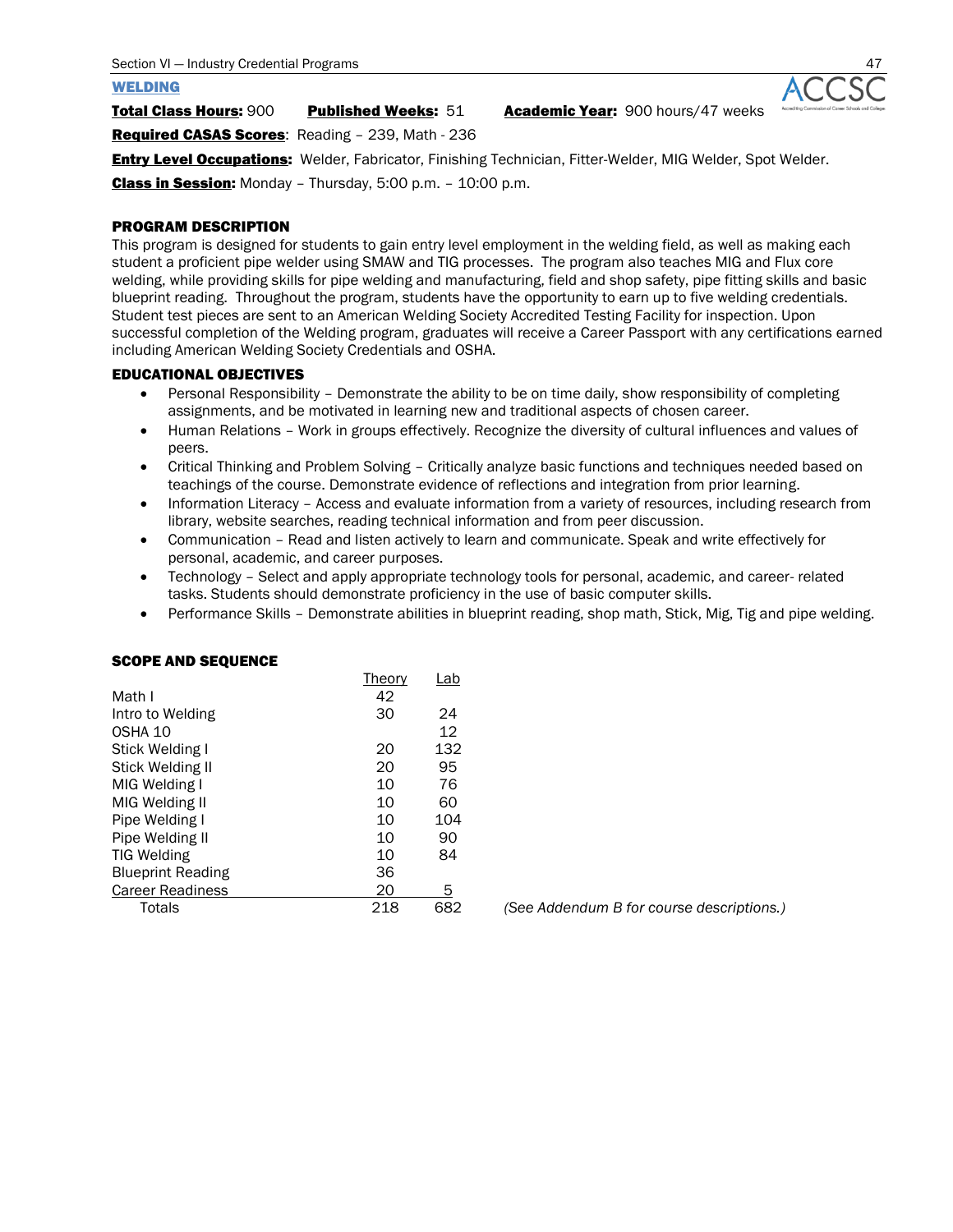## WELDING

**Total Class Hours:** 900 **Published Weeks:** 51 **Academic Year:** 900 hours/47 weeks

**Required CASAS Scores**: Reading – 239, Math - 236

**Entry Level Occupations:** Welder, Fabricator, Finishing Technician, Fitter-Welder, MIG Welder, Spot Welder.

**Class in Session:** Monday – Thursday, 5:00 p.m. – 10:00 p.m.

### PROGRAM DESCRIPTION

This program is designed for students to gain entry level employment in the welding field, as well as making each student a proficient pipe welder using SMAW and TIG processes. The program also teaches MIG and Flux core welding, while providing skills for pipe welding and manufacturing, field and shop safety, pipe fitting skills and basic blueprint reading. Throughout the program, students have the opportunity to earn up to five welding credentials. Student test pieces are sent to an American Welding Society Accredited Testing Facility for inspection. Upon successful completion of the Welding program, graduates will receive a Career Passport with any certifications earned including American Welding Society Credentials and OSHA.

### EDUCATIONAL OBJECTIVES

- Personal Responsibility – Demonstrate the ability to be on time daily, show responsibility of completing assignments, and be motivated in learning new and traditional aspects of chosen career.
- Human Relations – Work in groups effectively. Recognize the diversity of cultural influences and values of peers.
- Critical Thinking and Problem Solving – Critically analyze basic functions and techniques needed based on teachings of the course. Demonstrate evidence of reflections and integration from prior learning.
- Information Literacy – Access and evaluate information from a variety of resources, including research from library, website searches, reading technical information and from peer discussion.
- Communication – Read and listen actively to learn and communicate. Speak and write effectively for personal, academic, and career purposes.
- Technology – Select and apply appropriate technology tools for personal, academic, and career- related tasks. Students should demonstrate proficiency in the use of basic computer skills.
- Performance Skills – Demonstrate abilities in blueprint reading, shop math, Stick, Mig, Tig and pipe welding.

### SCOPE AND SEQUENCE

| | Theory | Lab |
|---|---|---|
| Math I | 42 | |
| Intro to Welding | 30 | 24 |
| OSHA 10 | | 12 |
| Stick Welding I | 20 | 132 |
| Stick Welding II | 20 | 95 |
| MIG Welding I | 10 | 76 |
| MIG Welding II | 10 | 60 |
| Pipe Welding I | 10 | 104 |
| Pipe Welding II | 10 | 90 |
| TIG Welding | 10 | 84 |
| Blueprint Reading | 36 | |
| Career Readiness | 20 | 5 |
| Totals | 218 | 682 |

*(See Addendum B for course descriptions.)*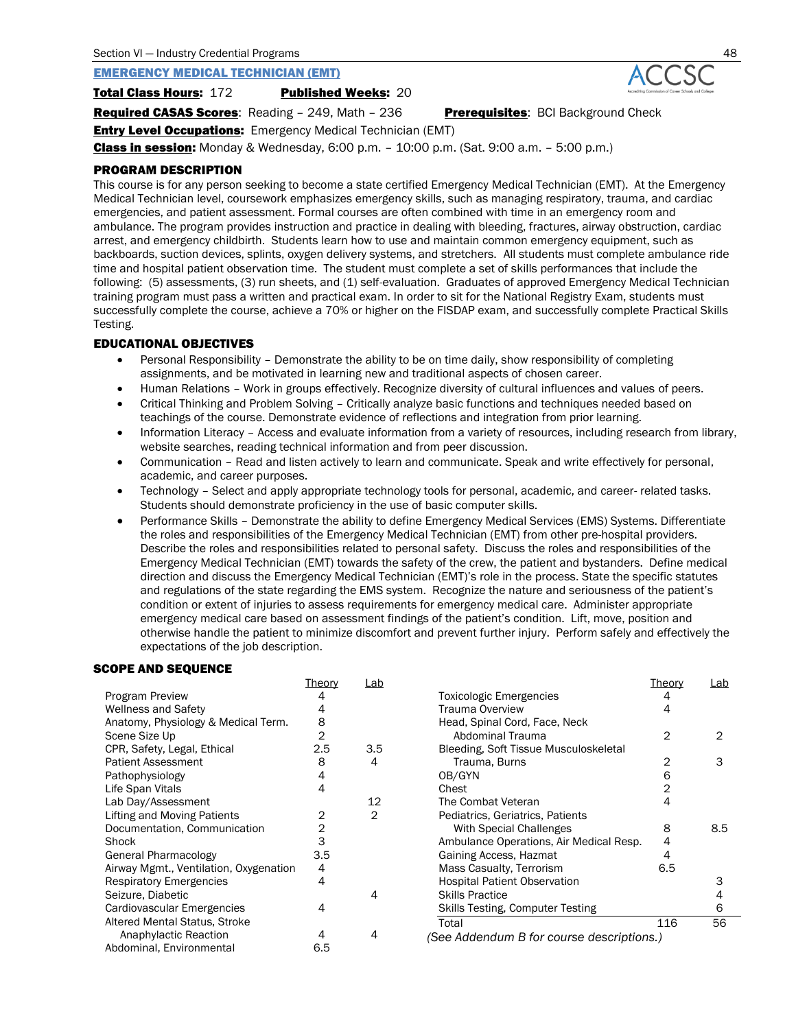## EMERGENCY MEDICAL TECHNICIAN (EMT)

**Total Class Hours:** 172 **Published Weeks:** 20

**Required CASAS Scores**: Reading – 249, Math – 236 **Prerequisites**: BCI Background Check

**Entry Level Occupations:** Emergency Medical Technician (EMT)

**Class in session:** Monday & Wednesday, 6:00 p.m. – 10:00 p.m. (Sat. 9:00 a.m. – 5:00 p.m.)

### PROGRAM DESCRIPTION

This course is for any person seeking to become a state certified Emergency Medical Technician (EMT). At the Emergency Medical Technician level, coursework emphasizes emergency skills, such as managing respiratory, trauma, and cardiac emergencies, and patient assessment. Formal courses are often combined with time in an emergency room and ambulance. The program provides instruction and practice in dealing with bleeding, fractures, airway obstruction, cardiac arrest, and emergency childbirth. Students learn how to use and maintain common emergency equipment, such as backboards, suction devices, splints, oxygen delivery systems, and stretchers. All students must complete ambulance ride time and hospital patient observation time. The student must complete a set of skills performances that include the following: (5) assessments, (3) run sheets, and (1) self-evaluation. Graduates of approved Emergency Medical Technician training program must pass a written and practical exam. In order to sit for the National Registry Exam, students must successfully complete the course, achieve a 70% or higher on the FISDAP exam, and successfully complete Practical Skills Testing.

### EDUCATIONAL OBJECTIVES

- Personal Responsibility – Demonstrate the ability to be on time daily, show responsibility of completing assignments, and be motivated in learning new and traditional aspects of chosen career.
- Human Relations – Work in groups effectively. Recognize diversity of cultural influences and values of peers.
- Critical Thinking and Problem Solving – Critically analyze basic functions and techniques needed based on teachings of the course. Demonstrate evidence of reflections and integration from prior learning.
- Information Literacy – Access and evaluate information from a variety of resources, including research from library, website searches, reading technical information and from peer discussion.
- Communication – Read and listen actively to learn and communicate. Speak and write effectively for personal, academic, and career purposes.
- Technology – Select and apply appropriate technology tools for personal, academic, and career- related tasks. Students should demonstrate proficiency in the use of basic computer skills.
- Performance Skills – Demonstrate the ability to define Emergency Medical Services (EMS) Systems. Differentiate the roles and responsibilities of the Emergency Medical Technician (EMT) from other pre-hospital providers. Describe the roles and responsibilities related to personal safety. Discuss the roles and responsibilities of the Emergency Medical Technician (EMT) towards the safety of the crew, the patient and bystanders. Define medical direction and discuss the Emergency Medical Technician (EMT)'s role in the process. State the specific statutes and regulations of the state regarding the EMS system. Recognize the nature and seriousness of the patient's condition or extent of injuries to assess requirements for emergency medical care. Administer appropriate emergency medical care based on assessment findings of the patient's condition. Lift, move, position and otherwise handle the patient to minimize discomfort and prevent further injury. Perform safely and effectively the expectations of the job description.

### SCOPE AND SEQUENCE

| | Theory | Lab |
|---|---|---|
| Program Preview | 4 | |
| Wellness and Safety | 4 | |
| Anatomy, Physiology & Medical Term. | 8 | |
| Scene Size Up | 2 | |
| CPR, Safety, Legal, Ethical | 2.5 | 3.5 |
| Patient Assessment | 8 | 4 |
| Pathophysiology | 4 | |
| Life Span Vitals | 4 | |
| Lab Day/Assessment | | 12 |
| Lifting and Moving Patients | 2 | 2 |
| Documentation, Communication | 2 | |
| Shock | 3 | |
| General Pharmacology | 3.5 | |
| Airway Mgmt., Ventilation, Oxygenation | 4 | |
| Respiratory Emergencies | 4 | |
| Seizure, Diabetic | | 4 |
| Cardiovascular Emergencies | 4 | |
| Altered Mental Status, Stroke Anaphylactic Reaction | 4 | 4 |
| Abdominal, Environmental | 6.5 | |
| Toxicologic Emergencies | 4 | |
| Trauma Overview | 4 | |
| Head, Spinal Cord, Face, Neck Abdominal Trauma | 2 | 2 |
| Bleeding, Soft Tissue Musculoskeletal Trauma, Burns | 2 | 3 |
| OB/GYN | 6 | |
| Chest | 2 | |
| The Combat Veteran | 4 | |
| Pediatrics, Geriatrics, Patients With Special Challenges | 8 | 8.5 |
| Ambulance Operations, Air Medical Resp. | 4 | |
| Gaining Access, Hazmat | 4 | |
| Mass Casualty, Terrorism | 6.5 | |
| Hospital Patient Observation | | 3 |
| Skills Practice | | 4 |
| Skills Testing, Computer Testing | | 6 |
| Total | 116 | 56 |

*(See Addendum B for course descriptions.)*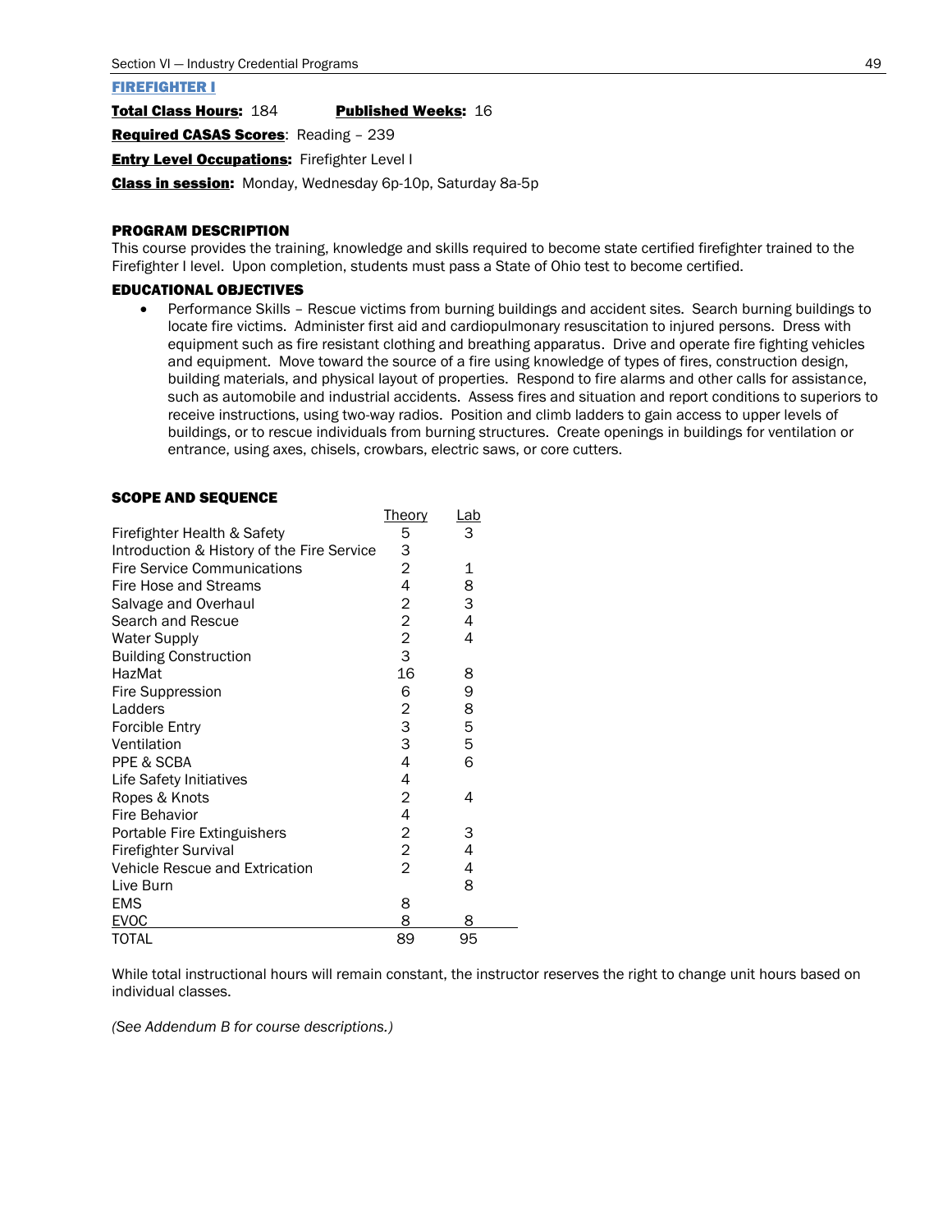## FIREFIGHTER I

**Total Class Hours:** 184 **Published Weeks:** 16

**Required CASAS Scores**: Reading – 239

**Entry Level Occupations:** Firefighter Level I

**Class in session:** Monday, Wednesday 6p-10p, Saturday 8a-5p

### PROGRAM DESCRIPTION

This course provides the training, knowledge and skills required to become state certified firefighter trained to the Firefighter I level. Upon completion, students must pass a State of Ohio test to become certified.

### EDUCATIONAL OBJECTIVES

- Performance Skills – Rescue victims from burning buildings and accident sites. Search burning buildings to locate fire victims. Administer first aid and cardiopulmonary resuscitation to injured persons. Dress with equipment such as fire resistant clothing and breathing apparatus. Drive and operate fire fighting vehicles and equipment. Move toward the source of a fire using knowledge of types of fires, construction design, building materials, and physical layout of properties. Respond to fire alarms and other calls for assistance, such as automobile and industrial accidents. Assess fires and situation and report conditions to superiors to receive instructions, using two-way radios. Position and climb ladders to gain access to upper levels of buildings, or to rescue individuals from burning structures. Create openings in buildings for ventilation or entrance, using axes, chisels, crowbars, electric saws, or core cutters.

### SCOPE AND SEQUENCE

| | Theory | Lab |
|---|---|---|
| Firefighter Health & Safety | 5 | 3 |
| Introduction & History of the Fire Service | 3 | |
| Fire Service Communications | 2 | 1 |
| Fire Hose and Streams | 4 | 8 |
| Salvage and Overhaul | 2 | 3 |
| Search and Rescue | 2 | 4 |
| Water Supply | 2 | 4 |
| Building Construction | 3 | |
| HazMat | 16 | 8 |
| Fire Suppression | 6 | 9 |
| Ladders | 2 | 8 |
| Forcible Entry | 3 | 5 |
| Ventilation | 3 | 5 |
| PPE & SCBA | 4 | 6 |
| Life Safety Initiatives | 4 | |
| Ropes & Knots | 2 | 4 |
| Fire Behavior | 4 | |
| Portable Fire Extinguishers | 2 | 3 |
| Firefighter Survival | 2 | 4 |
| Vehicle Rescue and Extrication | 2 | 4 |
| Live Burn | | 8 |
| EMS | 8 | |
| EVOC | 8 | 8 |
| TOTAL | 89 | 95 |

While total instructional hours will remain constant, the instructor reserves the right to change unit hours based on individual classes.

*(See Addendum B for course descriptions.)*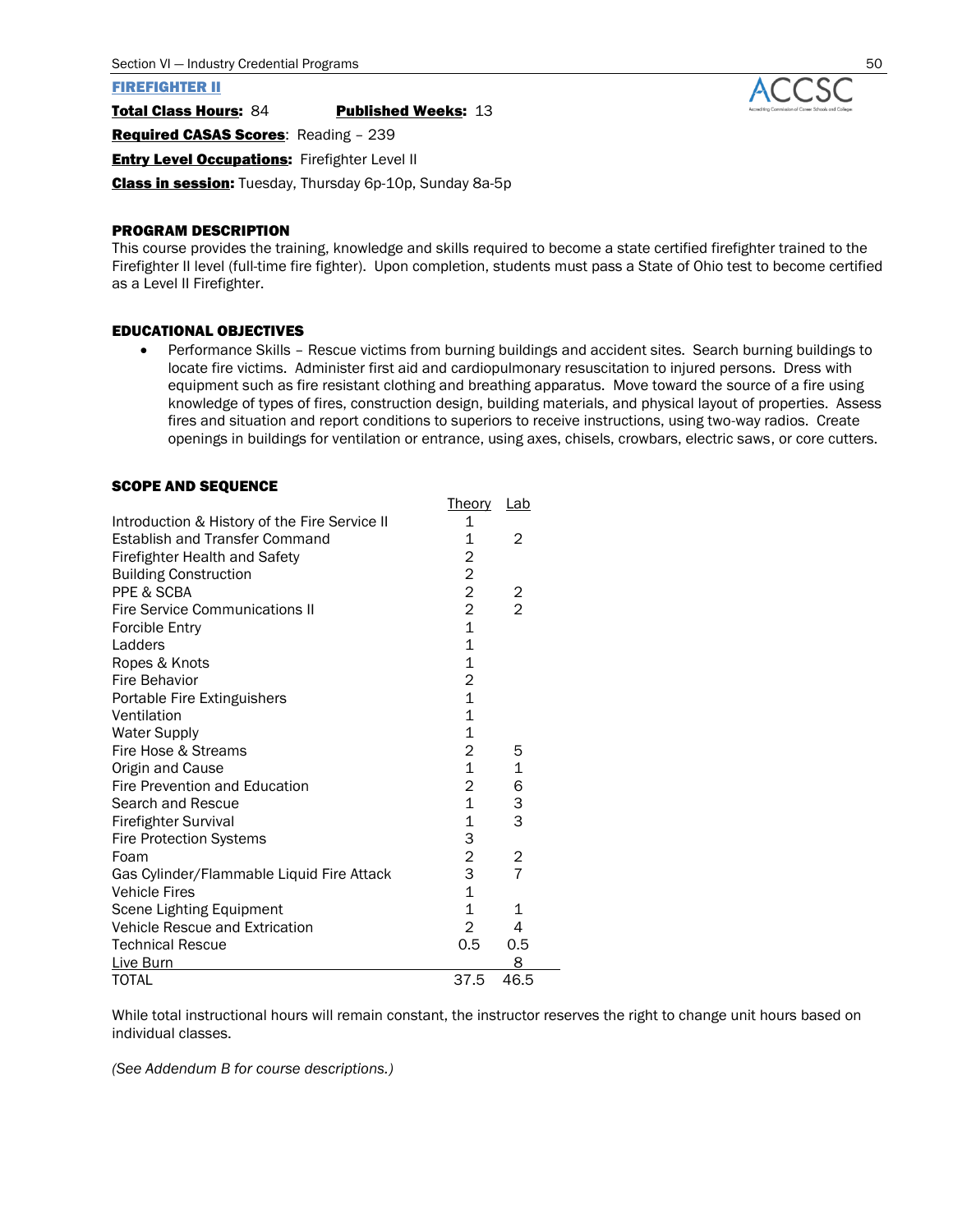## FIREFIGHTER II

**Total Class Hours:** 84 **Published Weeks:** 13

**Required CASAS Scores**: Reading – 239

**Entry Level Occupations:** Firefighter Level II

**Class in session:** Tuesday, Thursday 6p-10p, Sunday 8a-5p

### PROGRAM DESCRIPTION

This course provides the training, knowledge and skills required to become a state certified firefighter trained to the Firefighter II level (full-time fire fighter). Upon completion, students must pass a State of Ohio test to become certified as a Level II Firefighter.

### EDUCATIONAL OBJECTIVES

- Performance Skills – Rescue victims from burning buildings and accident sites. Search burning buildings to locate fire victims. Administer first aid and cardiopulmonary resuscitation to injured persons. Dress with equipment such as fire resistant clothing and breathing apparatus. Move toward the source of a fire using knowledge of types of fires, construction design, building materials, and physical layout of properties. Assess fires and situation and report conditions to superiors to receive instructions, using two-way radios. Create openings in buildings for ventilation or entrance, using axes, chisels, crowbars, electric saws, or core cutters.

### SCOPE AND SEQUENCE

| | Theory | Lab |
|---|---|---|
| Introduction & History of the Fire Service II | 1 | |
| Establish and Transfer Command | 1 | 2 |
| Firefighter Health and Safety | 2 | |
| Building Construction | 2 | |
| PPE & SCBA | 2 | 2 |
| Fire Service Communications II | 2 | 2 |
| Forcible Entry | 1 | |
| Ladders | 1 | |
| Ropes & Knots | 1 | |
| Fire Behavior | 2 | |
| Portable Fire Extinguishers | 1 | |
| Ventilation | 1 | |
| Water Supply | 1 | |
| Fire Hose & Streams | 2 | 5 |
| Origin and Cause | 1 | 1 |
| Fire Prevention and Education | 2 | 6 |
| Search and Rescue | 1 | 3 |
| Firefighter Survival | 1 | 3 |
| Fire Protection Systems | 3 | |
| Foam | 2 | 2 |
| Gas Cylinder/Flammable Liquid Fire Attack | 3 | 7 |
| Vehicle Fires | 1 | |
| Scene Lighting Equipment | 1 | 1 |
| Vehicle Rescue and Extrication | 2 | 4 |
| Technical Rescue | 0.5 | 0.5 |
| Live Burn | | 8 |
| TOTAL | 37.5 | 46.5 |

While total instructional hours will remain constant, the instructor reserves the right to change unit hours based on individual classes.

*(See Addendum B for course descriptions.)*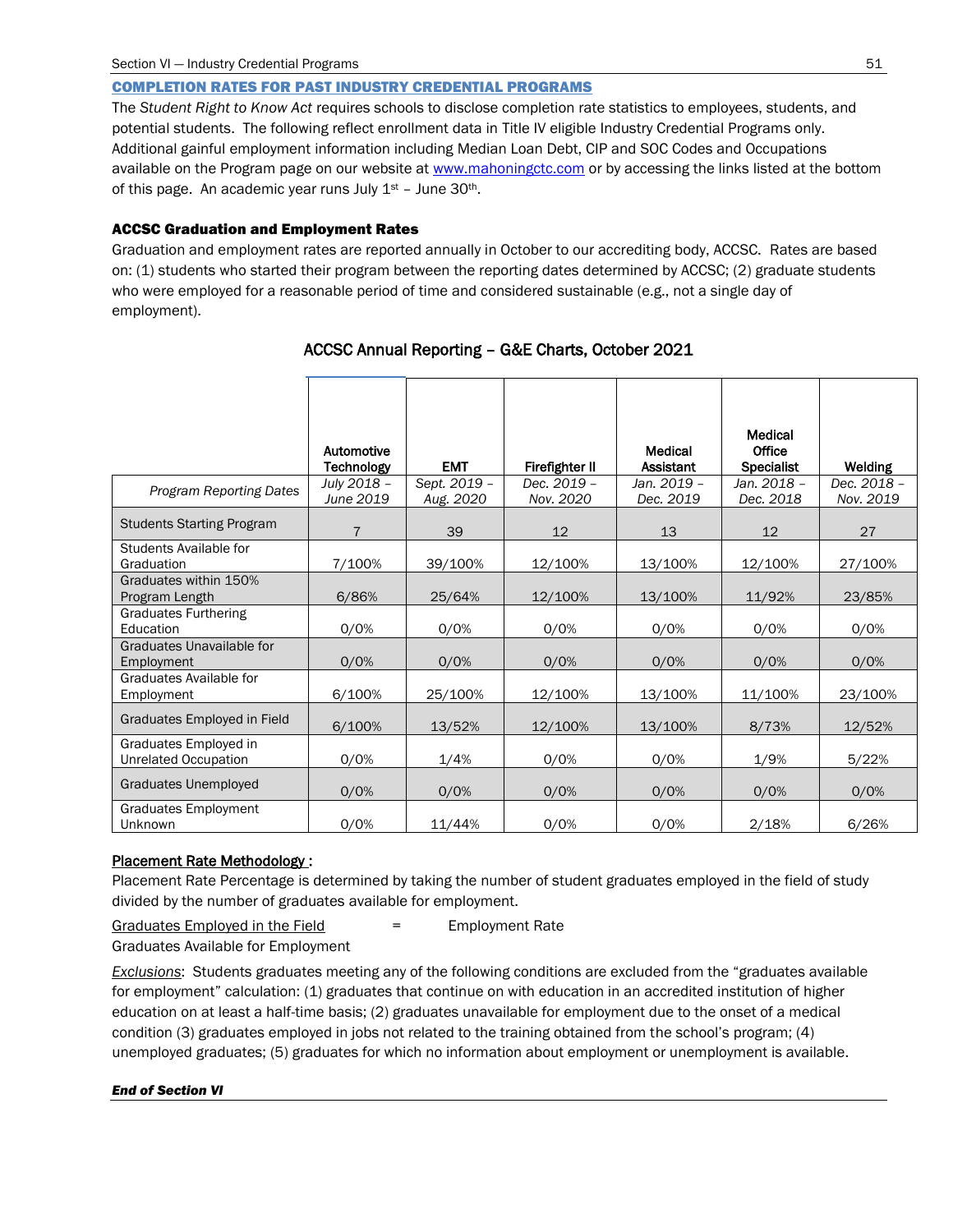## COMPLETION RATES FOR PAST INDUSTRY CREDENTIAL PROGRAMS

The *Student Right to Know Act* requires schools to disclose completion rate statistics to employees, students, and potential students. The following reflect enrollment data in Title IV eligible Industry Credential Programs only. Additional gainful employment information including Median Loan Debt, CIP and SOC Codes and Occupations available on the Program page on our website at www.mahoningctc.com or by accessing the links listed at the bottom of this page. An academic year runs July 1st – June 30th.

### ACCSC Graduation and Employment Rates

Graduation and employment rates are reported annually in October to our accrediting body, ACCSC. Rates are based on: (1) students who started their program between the reporting dates determined by ACCSC; (2) graduate students who were employed for a reasonable period of time and considered sustainable (e.g., not a single day of employment).

**ACCSC Annual Reporting – G&E Charts, October 2021**

| | Automotive Technology | EMT | Firefighter II | Medical Assistant | Medical Office Specialist | Welding |
|---|---|---|---|---|---|---|
| *Program Reporting Dates* | *July 2018 – June 2019* | *Sept. 2019 – Aug. 2020* | *Dec. 2019 – Nov. 2020* | *Jan. 2019 – Dec. 2019* | *Jan. 2018 – Dec. 2018* | *Dec. 2018 – Nov. 2019* |
| Students Starting Program | 7 | 39 | 12 | 13 | 12 | 27 |
| Students Available for Graduation | 7/100% | 39/100% | 12/100% | 13/100% | 12/100% | 27/100% |
| Graduates within 150% Program Length | 6/86% | 25/64% | 12/100% | 13/100% | 11/92% | 23/85% |
| Graduates Furthering Education | 0/0% | 0/0% | 0/0% | 0/0% | 0/0% | 0/0% |
| Graduates Unavailable for Employment | 0/0% | 0/0% | 0/0% | 0/0% | 0/0% | 0/0% |
| Graduates Available for Employment | 6/100% | 25/100% | 12/100% | 13/100% | 11/100% | 23/100% |
| Graduates Employed in Field | 6/100% | 13/52% | 12/100% | 13/100% | 8/73% | 12/52% |
| Graduates Employed in Unrelated Occupation | 0/0% | 1/4% | 0/0% | 0/0% | 1/9% | 5/22% |
| Graduates Unemployed | 0/0% | 0/0% | 0/0% | 0/0% | 0/0% | 0/0% |
| Graduates Employment Unknown | 0/0% | 11/44% | 0/0% | 0/0% | 2/18% | 6/26% |

**Placement Rate Methodology :**

Placement Rate Percentage is determined by taking the number of student graduates employed in the field of study divided by the number of graduates available for employment.

$$\frac{\text{Graduates Employed in the Field}}{\text{Graduates Available for Employment}} = \text{Employment Rate}$$

*Exclusions*: Students graduates meeting any of the following conditions are excluded from the "graduates available for employment" calculation: (1) graduates that continue on with education in an accredited institution of higher education on at least a half-time basis; (2) graduates unavailable for employment due to the onset of a medical condition (3) graduates employed in jobs not related to the training obtained from the school's program; (4) unemployed graduates; (5) graduates for which no information about employment or unemployment is available.

***End of Section VI***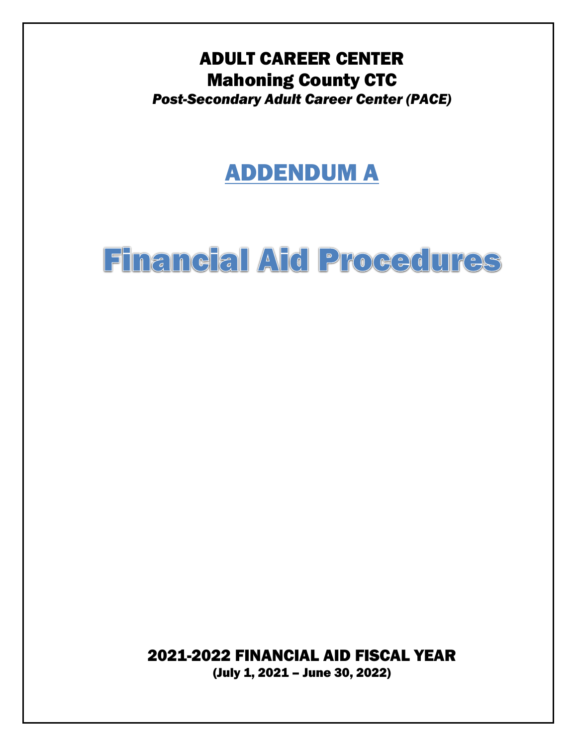# ADULT CAREER CENTER

## Mahoning County CTC

*Post-Secondary Adult Career Center (PACE)*

# ADDENDUM A

# Financial Aid Procedures

## 2021-2022 FINANCIAL AID FISCAL YEAR

**(July 1, 2021 – June 30, 2022)**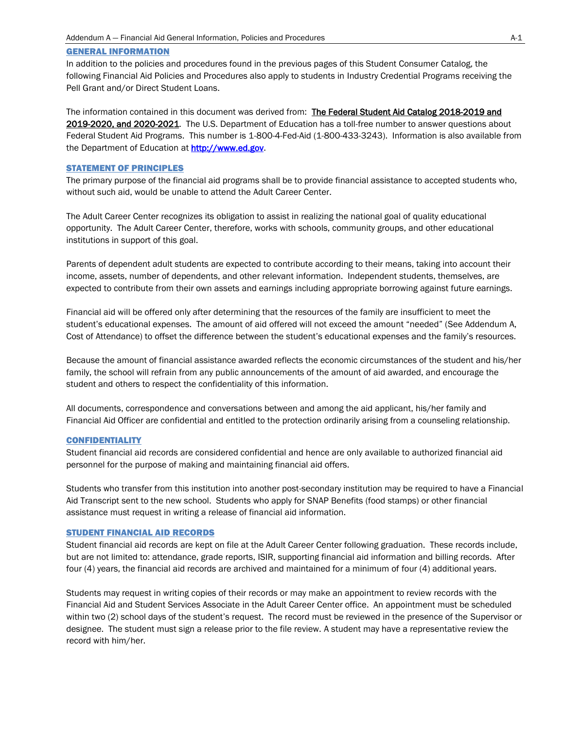## GENERAL INFORMATION

In addition to the policies and procedures found in the previous pages of this Student Consumer Catalog, the following Financial Aid Policies and Procedures also apply to students in Industry Credential Programs receiving the Pell Grant and/or Direct Student Loans.

The information contained in this document was derived from: **The Federal Student Aid Catalog 2018-2019 and 2019-2020, and 2020-2021**. The U.S. Department of Education has a toll-free number to answer questions about Federal Student Aid Programs. This number is 1-800-4-Fed-Aid (1-800-433-3243). Information is also available from the Department of Education at http://www.ed.gov.

## STATEMENT OF PRINCIPLES

The primary purpose of the financial aid programs shall be to provide financial assistance to accepted students who, without such aid, would be unable to attend the Adult Career Center.

The Adult Career Center recognizes its obligation to assist in realizing the national goal of quality educational opportunity. The Adult Career Center, therefore, works with schools, community groups, and other educational institutions in support of this goal.

Parents of dependent adult students are expected to contribute according to their means, taking into account their income, assets, number of dependents, and other relevant information. Independent students, themselves, are expected to contribute from their own assets and earnings including appropriate borrowing against future earnings.

Financial aid will be offered only after determining that the resources of the family are insufficient to meet the student's educational expenses. The amount of aid offered will not exceed the amount "needed" (See Addendum A, Cost of Attendance) to offset the difference between the student's educational expenses and the family's resources.

Because the amount of financial assistance awarded reflects the economic circumstances of the student and his/her family, the school will refrain from any public announcements of the amount of aid awarded, and encourage the student and others to respect the confidentiality of this information.

All documents, correspondence and conversations between and among the aid applicant, his/her family and Financial Aid Officer are confidential and entitled to the protection ordinarily arising from a counseling relationship.

## CONFIDENTIALITY

Student financial aid records are considered confidential and hence are only available to authorized financial aid personnel for the purpose of making and maintaining financial aid offers.

Students who transfer from this institution into another post-secondary institution may be required to have a Financial Aid Transcript sent to the new school. Students who apply for SNAP Benefits (food stamps) or other financial assistance must request in writing a release of financial aid information.

## STUDENT FINANCIAL AID RECORDS

Student financial aid records are kept on file at the Adult Career Center following graduation. These records include, but are not limited to: attendance, grade reports, ISIR, supporting financial aid information and billing records. After four (4) years, the financial aid records are archived and maintained for a minimum of four (4) additional years.

Students may request in writing copies of their records or may make an appointment to review records with the Financial Aid and Student Services Associate in the Adult Career Center office. An appointment must be scheduled within two (2) school days of the student's request. The record must be reviewed in the presence of the Supervisor or designee. The student must sign a release prior to the file review. A student may have a representative review the record with him/her.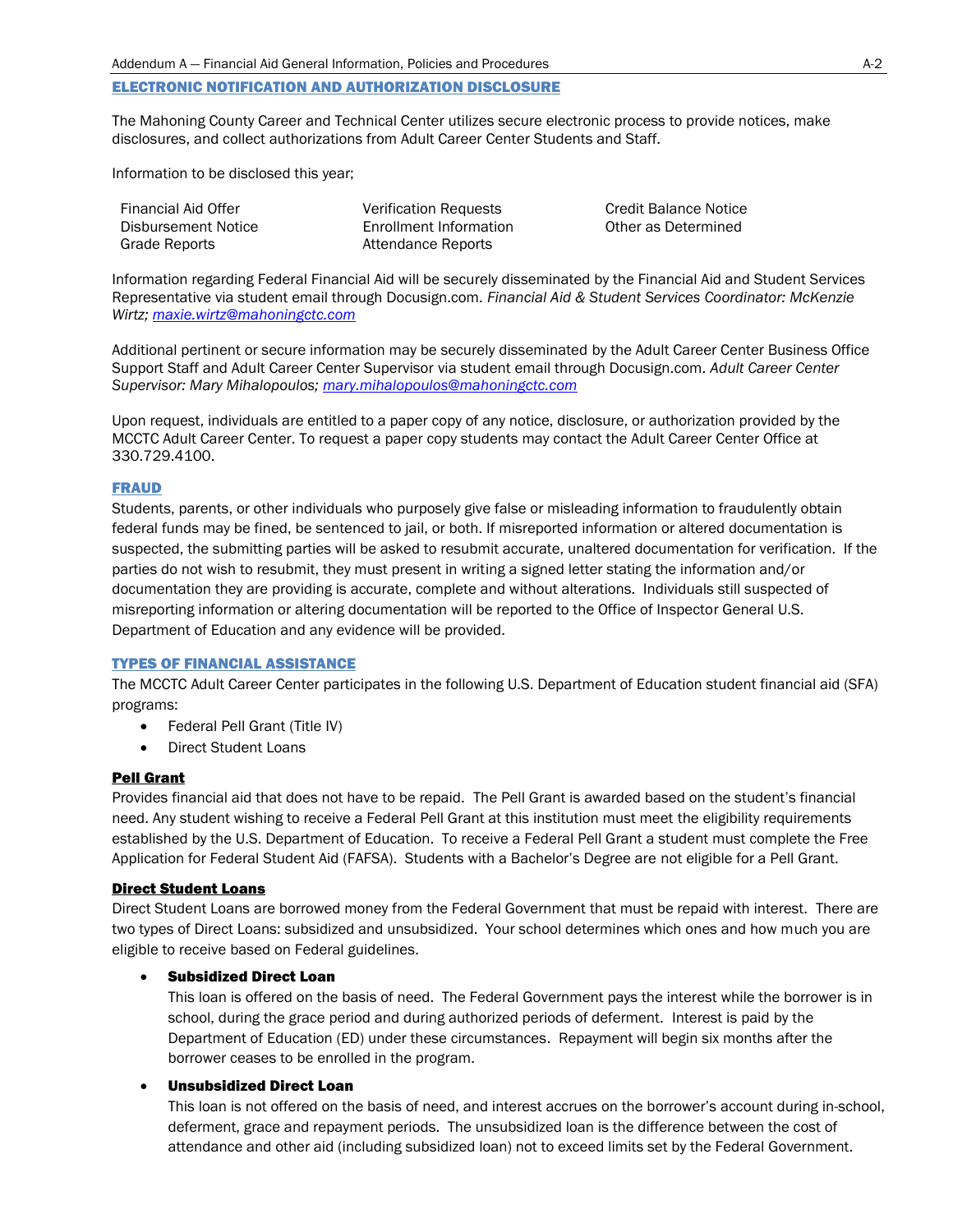## ELECTRONIC NOTIFICATION AND AUTHORIZATION DISCLOSURE

The Mahoning County Career and Technical Center utilizes secure electronic process to provide notices, make disclosures, and collect authorizations from Adult Career Center Students and Staff.

Information to be disclosed this year;

| | | |
|---|---|---|
| Financial Aid Offer | Verification Requests | Credit Balance Notice |
| Disbursement Notice | Enrollment Information | Other as Determined |
| Grade Reports | Attendance Reports | |

Information regarding Federal Financial Aid will be securely disseminated by the Financial Aid and Student Services Representative via student email through Docusign.com. *Financial Aid & Student Services Coordinator: McKenzie Wirtz; maxie.wirtz@mahoningctc.com*

Additional pertinent or secure information may be securely disseminated by the Adult Career Center Business Office Support Staff and Adult Career Center Supervisor via student email through Docusign.com. *Adult Career Center Supervisor: Mary Mihalopoulos; mary.mihalopoulos@mahoningctc.com*

Upon request, individuals are entitled to a paper copy of any notice, disclosure, or authorization provided by the MCCTC Adult Career Center. To request a paper copy students may contact the Adult Career Center Office at 330.729.4100.

## FRAUD

Students, parents, or other individuals who purposely give false or misleading information to fraudulently obtain federal funds may be fined, be sentenced to jail, or both. If misreported information or altered documentation is suspected, the submitting parties will be asked to resubmit accurate, unaltered documentation for verification. If the parties do not wish to resubmit, they must present in writing a signed letter stating the information and/or documentation they are providing is accurate, complete and without alterations. Individuals still suspected of misreporting information or altering documentation will be reported to the Office of Inspector General U.S. Department of Education and any evidence will be provided.

## TYPES OF FINANCIAL ASSISTANCE

The MCCTC Adult Career Center participates in the following U.S. Department of Education student financial aid (SFA) programs:

- Federal Pell Grant (Title IV)
- Direct Student Loans

### Pell Grant

Provides financial aid that does not have to be repaid. The Pell Grant is awarded based on the student's financial need. Any student wishing to receive a Federal Pell Grant at this institution must meet the eligibility requirements established by the U.S. Department of Education. To receive a Federal Pell Grant a student must complete the Free Application for Federal Student Aid (FAFSA). Students with a Bachelor's Degree are not eligible for a Pell Grant.

### Direct Student Loans

Direct Student Loans are borrowed money from the Federal Government that must be repaid with interest. There are two types of Direct Loans: subsidized and unsubsidized. Your school determines which ones and how much you are eligible to receive based on Federal guidelines.

- **Subsidized Direct Loan**
  This loan is offered on the basis of need. The Federal Government pays the interest while the borrower is in school, during the grace period and during authorized periods of deferment. Interest is paid by the Department of Education (ED) under these circumstances. Repayment will begin six months after the borrower ceases to be enrolled in the program.

- **Unsubsidized Direct Loan**
  This loan is not offered on the basis of need, and interest accrues on the borrower's account during in-school, deferment, grace and repayment periods. The unsubsidized loan is the difference between the cost of attendance and other aid (including subsidized loan) not to exceed limits set by the Federal Government.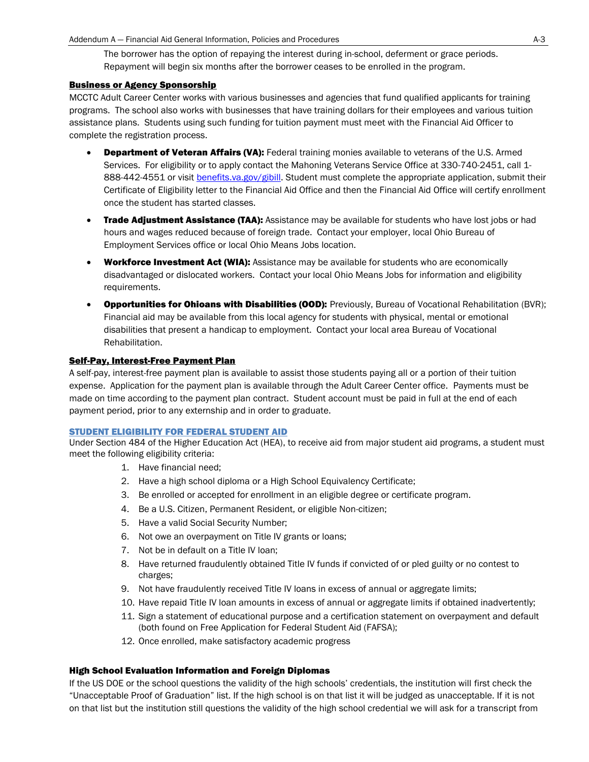The borrower has the option of repaying the interest during in-school, deferment or grace periods. Repayment will begin six months after the borrower ceases to be enrolled in the program.

### Business or Agency Sponsorship

MCCTC Adult Career Center works with various businesses and agencies that fund qualified applicants for training programs. The school also works with businesses that have training dollars for their employees and various tuition assistance plans. Students using such funding for tuition payment must meet with the Financial Aid Officer to complete the registration process.

- **Department of Veteran Affairs (VA):** Federal training monies available to veterans of the U.S. Armed Services. For eligibility or to apply contact the Mahoning Veterans Service Office at 330-740-2451, call 1-888-442-4551 or visit [benefits.va.gov/gibill](benefits.va.gov/gibill). Student must complete the appropriate application, submit their Certificate of Eligibility letter to the Financial Aid Office and then the Financial Aid Office will certify enrollment once the student has started classes.
- **Trade Adjustment Assistance (TAA):** Assistance may be available for students who have lost jobs or had hours and wages reduced because of foreign trade. Contact your employer, local Ohio Bureau of Employment Services office or local Ohio Means Jobs location.
- **Workforce Investment Act (WIA):** Assistance may be available for students who are economically disadvantaged or dislocated workers. Contact your local Ohio Means Jobs for information and eligibility requirements.
- **Opportunities for Ohioans with Disabilities (OOD):** Previously, Bureau of Vocational Rehabilitation (BVR); Financial aid may be available from this local agency for students with physical, mental or emotional disabilities that present a handicap to employment. Contact your local area Bureau of Vocational Rehabilitation.

### Self-Pay, Interest-Free Payment Plan

A self-pay, interest-free payment plan is available to assist those students paying all or a portion of their tuition expense. Application for the payment plan is available through the Adult Career Center office. Payments must be made on time according to the payment plan contract. Student account must be paid in full at the end of each payment period, prior to any externship and in order to graduate.

## STUDENT ELIGIBILITY FOR FEDERAL STUDENT AID

Under Section 484 of the Higher Education Act (HEA), to receive aid from major student aid programs, a student must meet the following eligibility criteria:

1. Have financial need;
2. Have a high school diploma or a High School Equivalency Certificate;
3. Be enrolled or accepted for enrollment in an eligible degree or certificate program.
4. Be a U.S. Citizen, Permanent Resident, or eligible Non-citizen;
5. Have a valid Social Security Number;
6. Not owe an overpayment on Title IV grants or loans;
7. Not be in default on a Title IV loan;
8. Have returned fraudulently obtained Title IV funds if convicted of or pled guilty or no contest to charges;
9. Not have fraudulently received Title IV loans in excess of annual or aggregate limits;
10. Have repaid Title IV loan amounts in excess of annual or aggregate limits if obtained inadvertently;
11. Sign a statement of educational purpose and a certification statement on overpayment and default (both found on Free Application for Federal Student Aid (FAFSA);
12. Once enrolled, make satisfactory academic progress

### High School Evaluation Information and Foreign Diplomas

If the US DOE or the school questions the validity of the high schools' credentials, the institution will first check the "Unacceptable Proof of Graduation" list. If the high school is on that list it will be judged as unacceptable. If it is not on that list but the institution still questions the validity of the high school credential we will ask for a transcript from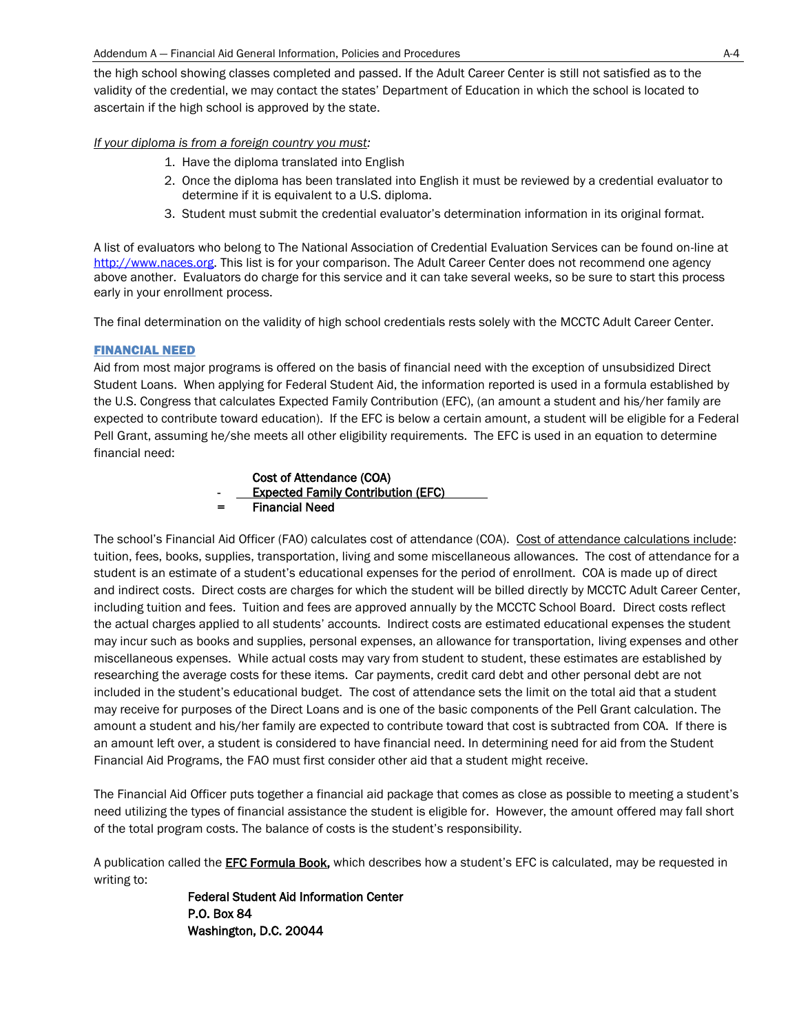the high school showing classes completed and passed. If the Adult Career Center is still not satisfied as to the validity of the credential, we may contact the states' Department of Education in which the school is located to ascertain if the high school is approved by the state.

*If your diploma is from a foreign country you must:*

1. Have the diploma translated into English
2. Once the diploma has been translated into English it must be reviewed by a credential evaluator to determine if it is equivalent to a U.S. diploma.
3. Student must submit the credential evaluator's determination information in its original format.

A list of evaluators who belong to The National Association of Credential Evaluation Services can be found on-line at http://www.naces.org. This list is for your comparison. The Adult Career Center does not recommend one agency above another. Evaluators do charge for this service and it can take several weeks, so be sure to start this process early in your enrollment process.

The final determination on the validity of high school credentials rests solely with the MCCTC Adult Career Center.

## FINANCIAL NEED

Aid from most major programs is offered on the basis of financial need with the exception of unsubsidized Direct Student Loans. When applying for Federal Student Aid, the information reported is used in a formula established by the U.S. Congress that calculates Expected Family Contribution (EFC), (an amount a student and his/her family are expected to contribute toward education). If the EFC is below a certain amount, a student will be eligible for a Federal Pell Grant, assuming he/she meets all other eligibility requirements. The EFC is used in an equation to determine financial need:

**Cost of Attendance (COA)**
**- Expected Family Contribution (EFC)**
**= Financial Need**

The school's Financial Aid Officer (FAO) calculates cost of attendance (COA). Cost of attendance calculations include: tuition, fees, books, supplies, transportation, living and some miscellaneous allowances. The cost of attendance for a student is an estimate of a student's educational expenses for the period of enrollment. COA is made up of direct and indirect costs. Direct costs are charges for which the student will be billed directly by MCCTC Adult Career Center, including tuition and fees. Tuition and fees are approved annually by the MCCTC School Board. Direct costs reflect the actual charges applied to all students' accounts. Indirect costs are estimated educational expenses the student may incur such as books and supplies, personal expenses, an allowance for transportation, living expenses and other miscellaneous expenses. While actual costs may vary from student to student, these estimates are established by researching the average costs for these items. Car payments, credit card debt and other personal debt are not included in the student's educational budget. The cost of attendance sets the limit on the total aid that a student may receive for purposes of the Direct Loans and is one of the basic components of the Pell Grant calculation. The amount a student and his/her family are expected to contribute toward that cost is subtracted from COA. If there is an amount left over, a student is considered to have financial need. In determining need for aid from the Student Financial Aid Programs, the FAO must first consider other aid that a student might receive.

The Financial Aid Officer puts together a financial aid package that comes as close as possible to meeting a student's need utilizing the types of financial assistance the student is eligible for. However, the amount offered may fall short of the total program costs. The balance of costs is the student's responsibility.

A publication called the **EFC Formula Book,** which describes how a student's EFC is calculated, may be requested in writing to:

**Federal Student Aid Information Center**
**P.O. Box 84**
**Washington, D.C. 20044**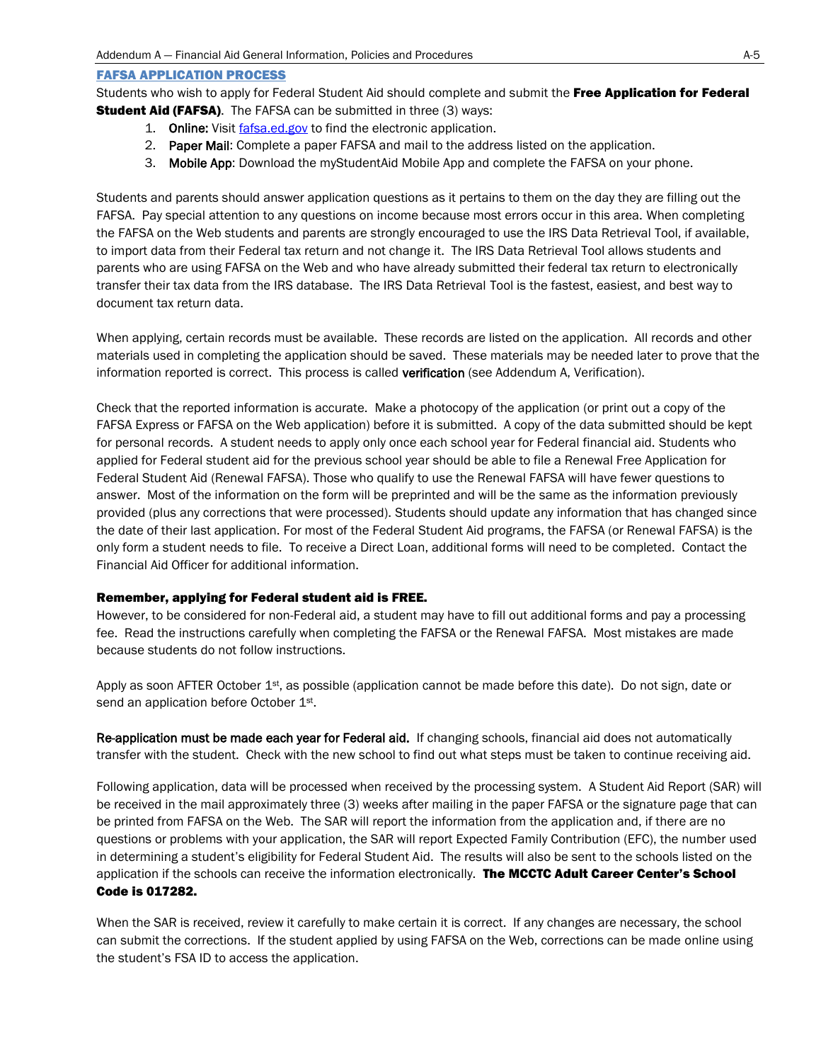## FAFSA APPLICATION PROCESS

Students who wish to apply for Federal Student Aid should complete and submit the **Free Application for Federal Student Aid (FAFSA)**. The FAFSA can be submitted in three (3) ways:

1. **Online:** Visit fafsa.ed.gov to find the electronic application.
2. **Paper Mail**: Complete a paper FAFSA and mail to the address listed on the application.
3. **Mobile App**: Download the myStudentAid Mobile App and complete the FAFSA on your phone.

Students and parents should answer application questions as it pertains to them on the day they are filling out the FAFSA. Pay special attention to any questions on income because most errors occur in this area. When completing the FAFSA on the Web students and parents are strongly encouraged to use the IRS Data Retrieval Tool, if available, to import data from their Federal tax return and not change it. The IRS Data Retrieval Tool allows students and parents who are using FAFSA on the Web and who have already submitted their federal tax return to electronically transfer their tax data from the IRS database. The IRS Data Retrieval Tool is the fastest, easiest, and best way to document tax return data.

When applying, certain records must be available. These records are listed on the application. All records and other materials used in completing the application should be saved. These materials may be needed later to prove that the information reported is correct. This process is called **verification** (see Addendum A, Verification).

Check that the reported information is accurate. Make a photocopy of the application (or print out a copy of the FAFSA Express or FAFSA on the Web application) before it is submitted. A copy of the data submitted should be kept for personal records. A student needs to apply only once each school year for Federal financial aid. Students who applied for Federal student aid for the previous school year should be able to file a Renewal Free Application for Federal Student Aid (Renewal FAFSA). Those who qualify to use the Renewal FAFSA will have fewer questions to answer. Most of the information on the form will be preprinted and will be the same as the information previously provided (plus any corrections that were processed). Students should update any information that has changed since the date of their last application. For most of the Federal Student Aid programs, the FAFSA (or Renewal FAFSA) is the only form a student needs to file. To receive a Direct Loan, additional forms will need to be completed. Contact the Financial Aid Officer for additional information.

**Remember, applying for Federal student aid is FREE.**

However, to be considered for non-Federal aid, a student may have to fill out additional forms and pay a processing fee. Read the instructions carefully when completing the FAFSA or the Renewal FAFSA. Most mistakes are made because students do not follow instructions.

Apply as soon AFTER October 1st, as possible (application cannot be made before this date). Do not sign, date or send an application before October 1st.

**Re-application must be made each year for Federal aid.** If changing schools, financial aid does not automatically transfer with the student. Check with the new school to find out what steps must be taken to continue receiving aid.

Following application, data will be processed when received by the processing system. A Student Aid Report (SAR) will be received in the mail approximately three (3) weeks after mailing in the paper FAFSA or the signature page that can be printed from FAFSA on the Web. The SAR will report the information from the application and, if there are no questions or problems with your application, the SAR will report Expected Family Contribution (EFC), the number used in determining a student's eligibility for Federal Student Aid. The results will also be sent to the schools listed on the application if the schools can receive the information electronically. **The MCCTC Adult Career Center's School Code is 017282.**

When the SAR is received, review it carefully to make certain it is correct. If any changes are necessary, the school can submit the corrections. If the student applied by using FAFSA on the Web, corrections can be made online using the student's FSA ID to access the application.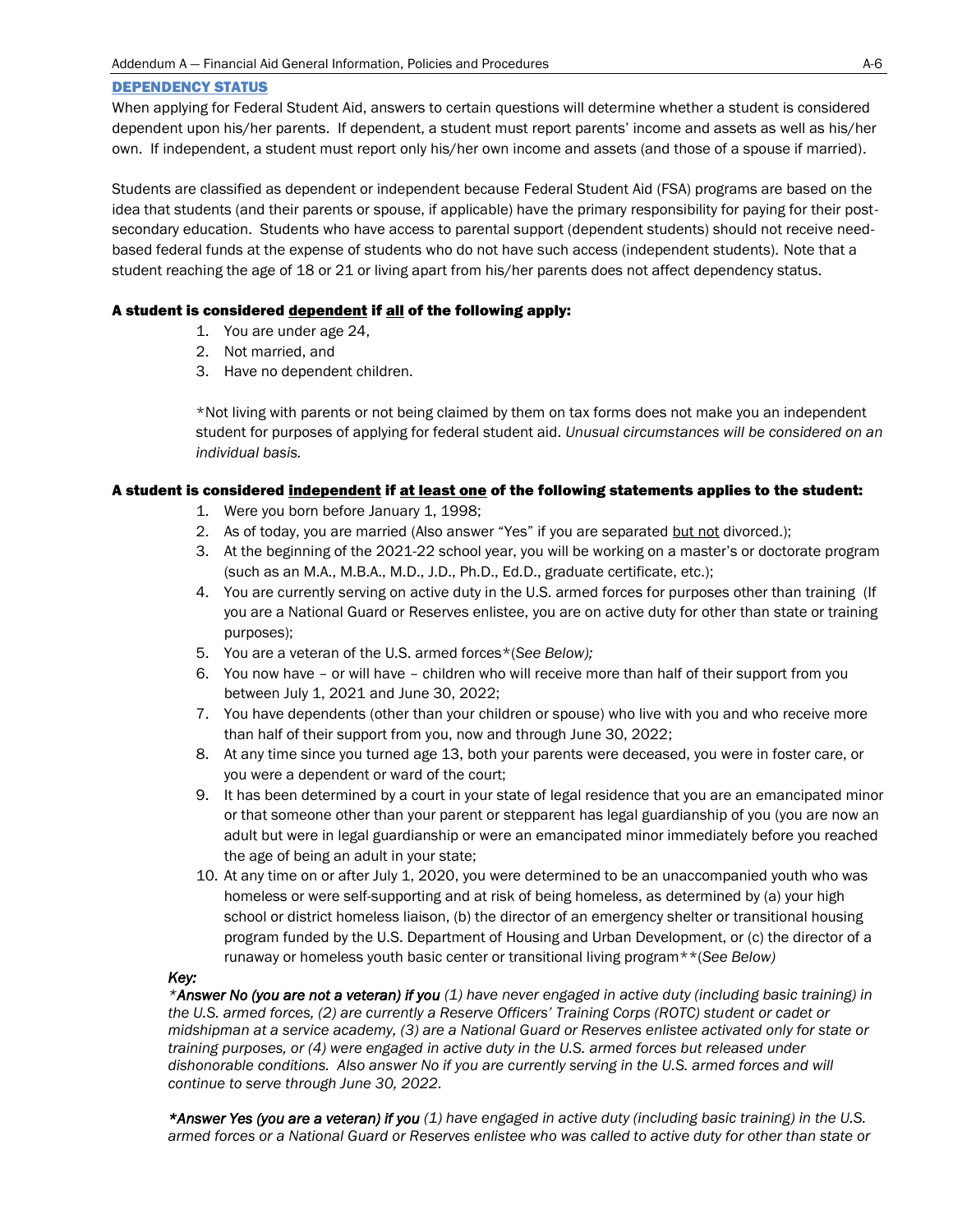## DEPENDENCY STATUS

When applying for Federal Student Aid, answers to certain questions will determine whether a student is considered dependent upon his/her parents. If dependent, a student must report parents' income and assets as well as his/her own. If independent, a student must report only his/her own income and assets (and those of a spouse if married).

Students are classified as dependent or independent because Federal Student Aid (FSA) programs are based on the idea that students (and their parents or spouse, if applicable) have the primary responsibility for paying for their post-secondary education. Students who have access to parental support (dependent students) should not receive need-based federal funds at the expense of students who do not have such access (independent students). Note that a student reaching the age of 18 or 21 or living apart from his/her parents does not affect dependency status.

**A student is considered <u>dependent</u> if <u>all</u> of the following apply:**

1. You are under age 24,
2. Not married, and
3. Have no dependent children.

*Not living with parents or not being claimed by them on tax forms does not make you an independent student for purposes of applying for federal student aid. *Unusual circumstances will be considered on an individual basis.*

**A student is considered <u>independent</u> if <u>at least one</u> of the following statements applies to the student:**

1. Were you born before January 1, 1998;
2. As of today, you are married (Also answer "Yes" if you are separated <u>but not</u> divorced.);
3. At the beginning of the 2021-22 school year, you will be working on a master's or doctorate program (such as an M.A., M.B.A., M.D., J.D., Ph.D., Ed.D., graduate certificate, etc.);
4. You are currently serving on active duty in the U.S. armed forces for purposes other than training (If you are a National Guard or Reserves enlistee, you are on active duty for other than state or training purposes);
5. You are a veteran of the U.S. armed forces*(*See Below);*
6. You now have – or will have – children who will receive more than half of their support from you between July 1, 2021 and June 30, 2022;
7. You have dependents (other than your children or spouse) who live with you and who receive more than half of their support from you, now and through June 30, 2022;
8. At any time since you turned age 13, both your parents were deceased, you were in foster care, or you were a dependent or ward of the court;
9. It has been determined by a court in your state of legal residence that you are an emancipated minor or that someone other than your parent or stepparent has legal guardianship of you (you are now an adult but were in legal guardianship or were an emancipated minor immediately before you reached the age of being an adult in your state;
10. At any time on or after July 1, 2020, you were determined to be an unaccompanied youth who was homeless or were self-supporting and at risk of being homeless, as determined by (a) your high school or district homeless liaison, (b) the director of an emergency shelter or transitional housing program funded by the U.S. Department of Housing and Urban Development, or (c) the director of a runaway or homeless youth basic center or transitional living program**(*See Below)*

*Key:*

***Answer No (you are not a veteran) if you** (1) have never engaged in active duty (including basic training) in the U.S. armed forces, (2) are currently a Reserve Officers' Training Corps (ROTC) student or cadet or midshipman at a service academy, (3) are a National Guard or Reserves enlistee activated only for state or training purposes, or (4) were engaged in active duty in the U.S. armed forces but released under dishonorable conditions. Also answer No if you are currently serving in the U.S. armed forces and will continue to serve through June 30, 2022.*

***Answer Yes (you are a veteran) if you** (1) have engaged in active duty (including basic training) in the U.S. armed forces or a National Guard or Reserves enlistee who was called to active duty for other than state or*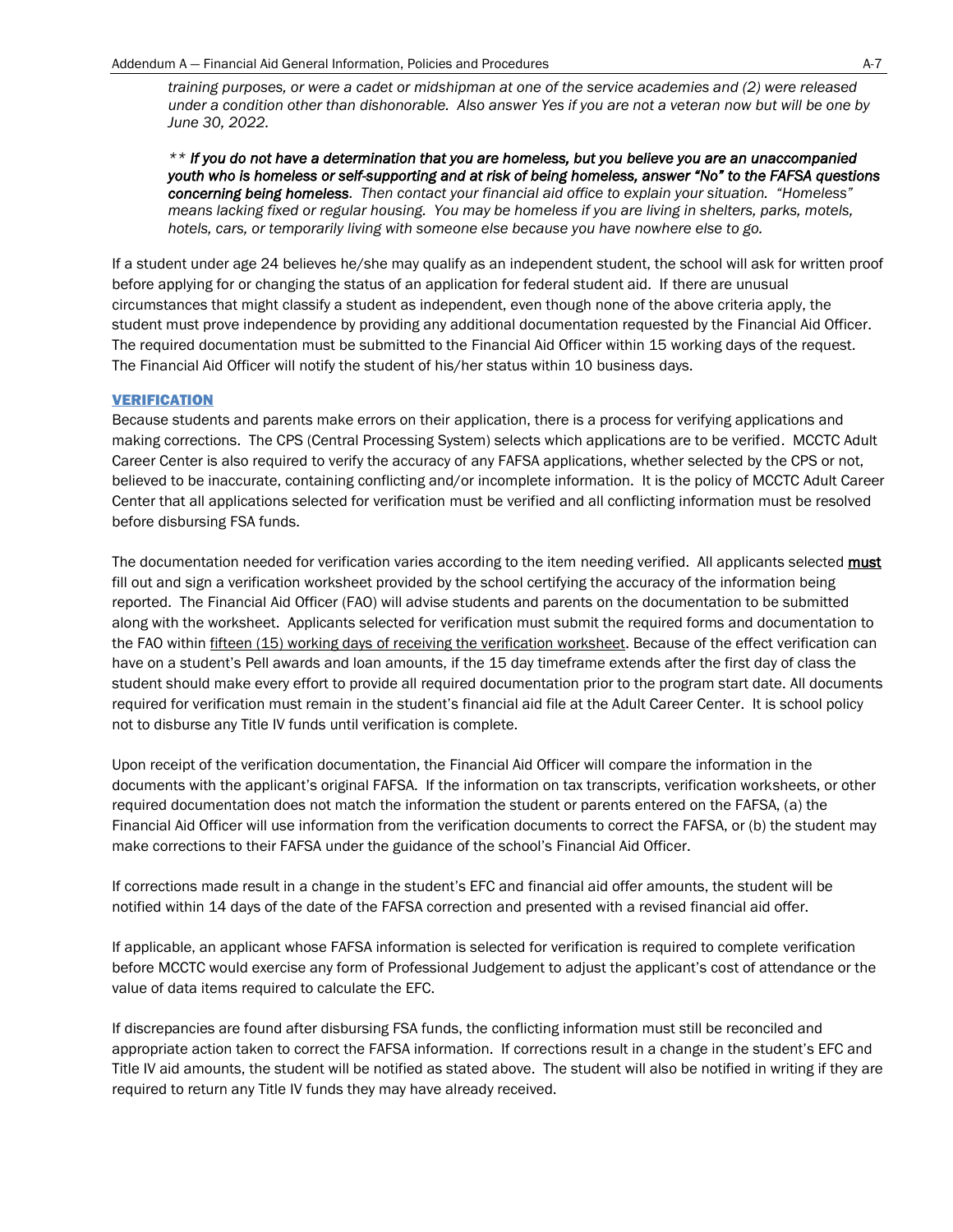*training purposes, or were a cadet or midshipman at one of the service academies and (2) were released under a condition other than dishonorable. Also answer Yes if you are not a veteran now but will be one by June 30, 2022.*

*\*\* **If you do not have a determination that you are homeless, but you believe you are an unaccompanied youth who is homeless or self-supporting and at risk of being homeless, answer "No" to the FAFSA questions concerning being homeless**. Then contact your financial aid office to explain your situation. "Homeless" means lacking fixed or regular housing. You may be homeless if you are living in shelters, parks, motels, hotels, cars, or temporarily living with someone else because you have nowhere else to go.*

If a student under age 24 believes he/she may qualify as an independent student, the school will ask for written proof before applying for or changing the status of an application for federal student aid. If there are unusual circumstances that might classify a student as independent, even though none of the above criteria apply, the student must prove independence by providing any additional documentation requested by the Financial Aid Officer. The required documentation must be submitted to the Financial Aid Officer within 15 working days of the request. The Financial Aid Officer will notify the student of his/her status within 10 business days.

## VERIFICATION

Because students and parents make errors on their application, there is a process for verifying applications and making corrections. The CPS (Central Processing System) selects which applications are to be verified. MCCTC Adult Career Center is also required to verify the accuracy of any FAFSA applications, whether selected by the CPS or not, believed to be inaccurate, containing conflicting and/or incomplete information. It is the policy of MCCTC Adult Career Center that all applications selected for verification must be verified and all conflicting information must be resolved before disbursing FSA funds.

The documentation needed for verification varies according to the item needing verified. All applicants selected **must** fill out and sign a verification worksheet provided by the school certifying the accuracy of the information being reported. The Financial Aid Officer (FAO) will advise students and parents on the documentation to be submitted along with the worksheet. Applicants selected for verification must submit the required forms and documentation to the FAO within fifteen (15) working days of receiving the verification worksheet. Because of the effect verification can have on a student's Pell awards and loan amounts, if the 15 day timeframe extends after the first day of class the student should make every effort to provide all required documentation prior to the program start date. All documents required for verification must remain in the student's financial aid file at the Adult Career Center. It is school policy not to disburse any Title IV funds until verification is complete.

Upon receipt of the verification documentation, the Financial Aid Officer will compare the information in the documents with the applicant's original FAFSA. If the information on tax transcripts, verification worksheets, or other required documentation does not match the information the student or parents entered on the FAFSA, (a) the Financial Aid Officer will use information from the verification documents to correct the FAFSA, or (b) the student may make corrections to their FAFSA under the guidance of the school's Financial Aid Officer.

If corrections made result in a change in the student's EFC and financial aid offer amounts, the student will be notified within 14 days of the date of the FAFSA correction and presented with a revised financial aid offer.

If applicable, an applicant whose FAFSA information is selected for verification is required to complete verification before MCCTC would exercise any form of Professional Judgement to adjust the applicant's cost of attendance or the value of data items required to calculate the EFC.

If discrepancies are found after disbursing FSA funds, the conflicting information must still be reconciled and appropriate action taken to correct the FAFSA information. If corrections result in a change in the student's EFC and Title IV aid amounts, the student will be notified as stated above. The student will also be notified in writing if they are required to return any Title IV funds they may have already received.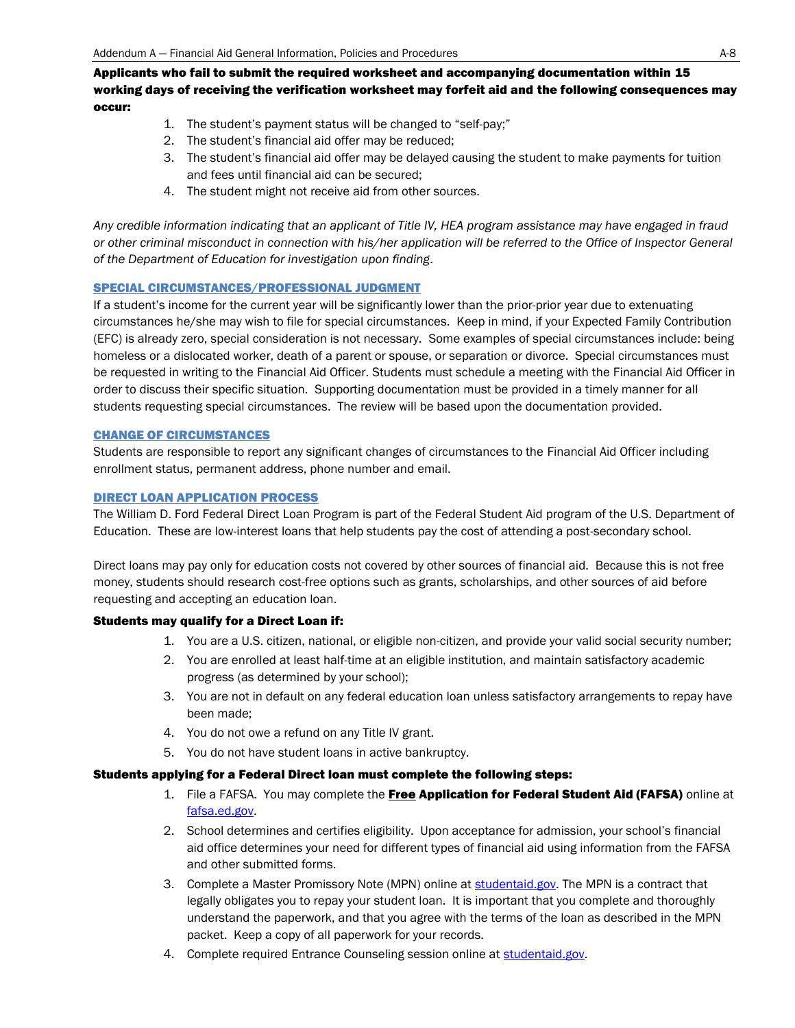**Applicants who fail to submit the required worksheet and accompanying documentation within 15 working days of receiving the verification worksheet may forfeit aid and the following consequences may occur:**

1. The student's payment status will be changed to "self-pay;"
2. The student's financial aid offer may be reduced;
3. The student's financial aid offer may be delayed causing the student to make payments for tuition and fees until financial aid can be secured;
4. The student might not receive aid from other sources.

*Any credible information indicating that an applicant of Title IV, HEA program assistance may have engaged in fraud or other criminal misconduct in connection with his/her application will be referred to the Office of Inspector General of the Department of Education for investigation upon finding*.

### SPECIAL CIRCUMSTANCES/PROFESSIONAL JUDGMENT

If a student's income for the current year will be significantly lower than the prior-prior year due to extenuating circumstances he/she may wish to file for special circumstances. Keep in mind, if your Expected Family Contribution (EFC) is already zero, special consideration is not necessary. Some examples of special circumstances include: being homeless or a dislocated worker, death of a parent or spouse, or separation or divorce. Special circumstances must be requested in writing to the Financial Aid Officer. Students must schedule a meeting with the Financial Aid Officer in order to discuss their specific situation. Supporting documentation must be provided in a timely manner for all students requesting special circumstances. The review will be based upon the documentation provided.

### CHANGE OF CIRCUMSTANCES

Students are responsible to report any significant changes of circumstances to the Financial Aid Officer including enrollment status, permanent address, phone number and email.

### DIRECT LOAN APPLICATION PROCESS

The William D. Ford Federal Direct Loan Program is part of the Federal Student Aid program of the U.S. Department of Education. These are low-interest loans that help students pay the cost of attending a post-secondary school.

Direct loans may pay only for education costs not covered by other sources of financial aid. Because this is not free money, students should research cost-free options such as grants, scholarships, and other sources of aid before requesting and accepting an education loan.

**Students may qualify for a Direct Loan if:**

1. You are a U.S. citizen, national, or eligible non-citizen, and provide your valid social security number;
2. You are enrolled at least half-time at an eligible institution, and maintain satisfactory academic progress (as determined by your school);
3. You are not in default on any federal education loan unless satisfactory arrangements to repay have been made;
4. You do not owe a refund on any Title IV grant.
5. You do not have student loans in active bankruptcy.

**Students applying for a Federal Direct loan must complete the following steps:**

1. File a FAFSA. You may complete the **Free Application for Federal Student Aid (FAFSA)** online at fafsa.ed.gov.
2. School determines and certifies eligibility. Upon acceptance for admission, your school's financial aid office determines your need for different types of financial aid using information from the FAFSA and other submitted forms.
3. Complete a Master Promissory Note (MPN) online at studentaid.gov. The MPN is a contract that legally obligates you to repay your student loan. It is important that you complete and thoroughly understand the paperwork, and that you agree with the terms of the loan as described in the MPN packet. Keep a copy of all paperwork for your records.
4. Complete required Entrance Counseling session online at studentaid.gov.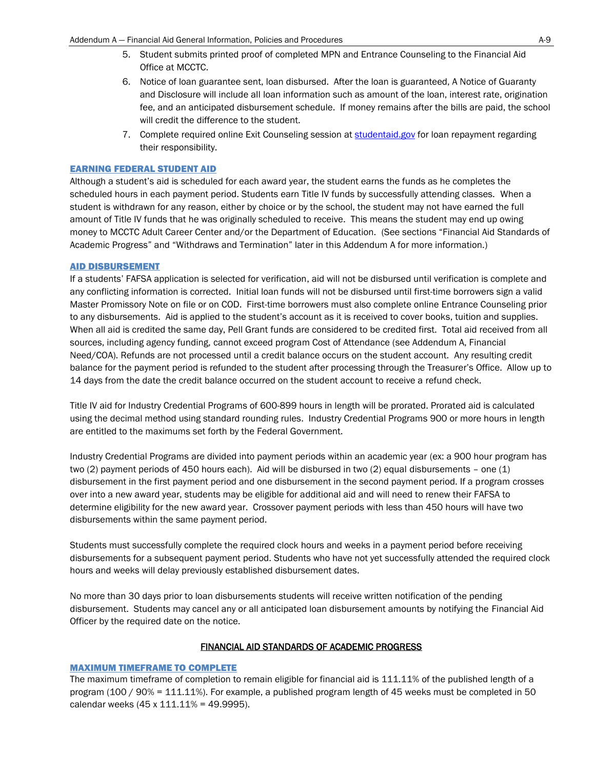5. Student submits printed proof of completed MPN and Entrance Counseling to the Financial Aid Office at MCCTC.
6. Notice of loan guarantee sent, loan disbursed. After the loan is guaranteed, A Notice of Guaranty and Disclosure will include all loan information such as amount of the loan, interest rate, origination fee, and an anticipated disbursement schedule. If money remains after the bills are paid, the school will credit the difference to the student.
7. Complete required online Exit Counseling session at [studentaid.gov](studentaid.gov) for loan repayment regarding their responsibility.

### EARNING FEDERAL STUDENT AID

Although a student's aid is scheduled for each award year, the student earns the funds as he completes the scheduled hours in each payment period. Students earn Title IV funds by successfully attending classes. When a student is withdrawn for any reason, either by choice or by the school, the student may not have earned the full amount of Title IV funds that he was originally scheduled to receive. This means the student may end up owing money to MCCTC Adult Career Center and/or the Department of Education. (See sections "Financial Aid Standards of Academic Progress" and "Withdraws and Termination" later in this Addendum A for more information.)

### AID DISBURSEMENT

If a students' FAFSA application is selected for verification, aid will not be disbursed until verification is complete and any conflicting information is corrected. Initial loan funds will not be disbursed until first-time borrowers sign a valid Master Promissory Note on file or on COD. First-time borrowers must also complete online Entrance Counseling prior to any disbursements. Aid is applied to the student's account as it is received to cover books, tuition and supplies. When all aid is credited the same day, Pell Grant funds are considered to be credited first. Total aid received from all sources, including agency funding, cannot exceed program Cost of Attendance (see Addendum A, Financial Need/COA). Refunds are not processed until a credit balance occurs on the student account. Any resulting credit balance for the payment period is refunded to the student after processing through the Treasurer's Office. Allow up to 14 days from the date the credit balance occurred on the student account to receive a refund check.

Title IV aid for Industry Credential Programs of 600-899 hours in length will be prorated. Prorated aid is calculated using the decimal method using standard rounding rules. Industry Credential Programs 900 or more hours in length are entitled to the maximums set forth by the Federal Government.

Industry Credential Programs are divided into payment periods within an academic year (ex: a 900 hour program has two (2) payment periods of 450 hours each). Aid will be disbursed in two (2) equal disbursements – one (1) disbursement in the first payment period and one disbursement in the second payment period. If a program crosses over into a new award year, students may be eligible for additional aid and will need to renew their FAFSA to determine eligibility for the new award year. Crossover payment periods with less than 450 hours will have two disbursements within the same payment period.

Students must successfully complete the required clock hours and weeks in a payment period before receiving disbursements for a subsequent payment period. Students who have not yet successfully attended the required clock hours and weeks will delay previously established disbursement dates.

No more than 30 days prior to loan disbursements students will receive written notification of the pending disbursement. Students may cancel any or all anticipated loan disbursement amounts by notifying the Financial Aid Officer by the required date on the notice.

## FINANCIAL AID STANDARDS OF ACADEMIC PROGRESS

### MAXIMUM TIMEFRAME TO COMPLETE

The maximum timeframe of completion to remain eligible for financial aid is 111.11% of the published length of a program (100 / 90% = 111.11%). For example, a published program length of 45 weeks must be completed in 50 calendar weeks (45 x 111.11% = 49.9995).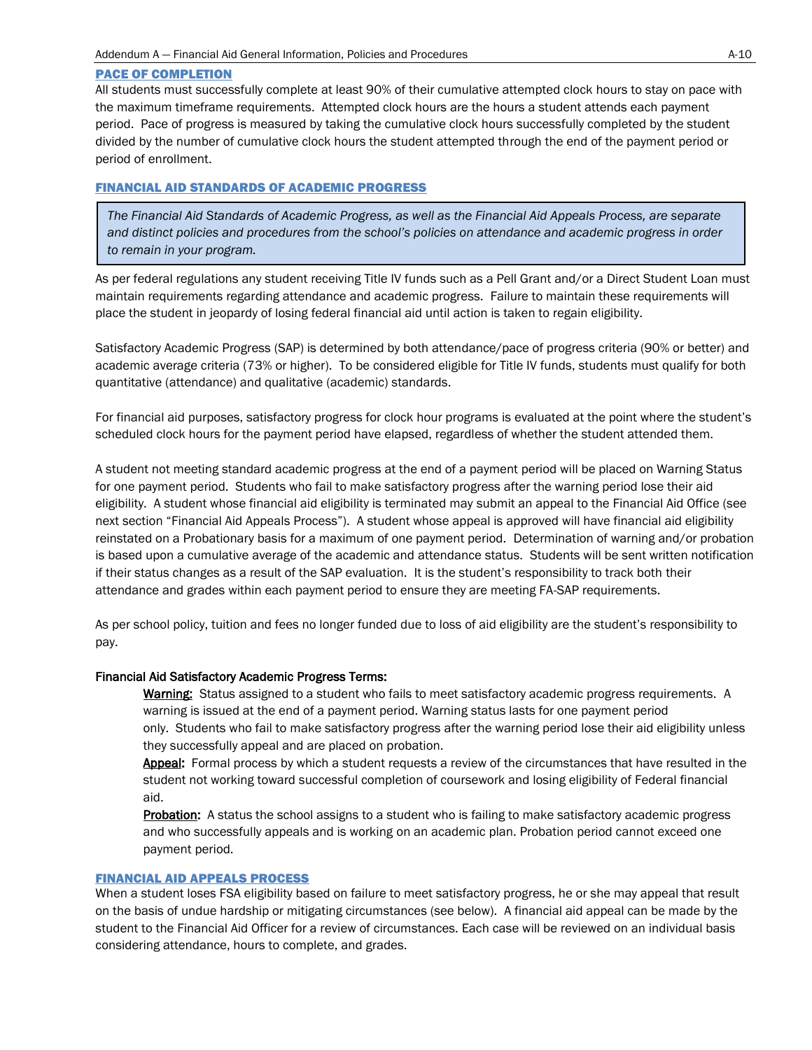## PACE OF COMPLETION

All students must successfully complete at least 90% of their cumulative attempted clock hours to stay on pace with the maximum timeframe requirements. Attempted clock hours are the hours a student attends each payment period. Pace of progress is measured by taking the cumulative clock hours successfully completed by the student divided by the number of cumulative clock hours the student attempted through the end of the payment period or period of enrollment.

## FINANCIAL AID STANDARDS OF ACADEMIC PROGRESS

> *The Financial Aid Standards of Academic Progress, as well as the Financial Aid Appeals Process, are separate and distinct policies and procedures from the school's policies on attendance and academic progress in order to remain in your program.*

As per federal regulations any student receiving Title IV funds such as a Pell Grant and/or a Direct Student Loan must maintain requirements regarding attendance and academic progress. Failure to maintain these requirements will place the student in jeopardy of losing federal financial aid until action is taken to regain eligibility.

Satisfactory Academic Progress (SAP) is determined by both attendance/pace of progress criteria (90% or better) and academic average criteria (73% or higher). To be considered eligible for Title IV funds, students must qualify for both quantitative (attendance) and qualitative (academic) standards.

For financial aid purposes, satisfactory progress for clock hour programs is evaluated at the point where the student's scheduled clock hours for the payment period have elapsed, regardless of whether the student attended them.

A student not meeting standard academic progress at the end of a payment period will be placed on Warning Status for one payment period. Students who fail to make satisfactory progress after the warning period lose their aid eligibility. A student whose financial aid eligibility is terminated may submit an appeal to the Financial Aid Office (see next section "Financial Aid Appeals Process"). A student whose appeal is approved will have financial aid eligibility reinstated on a Probationary basis for a maximum of one payment period. Determination of warning and/or probation is based upon a cumulative average of the academic and attendance status. Students will be sent written notification if their status changes as a result of the SAP evaluation. It is the student's responsibility to track both their attendance and grades within each payment period to ensure they are meeting FA-SAP requirements.

As per school policy, tuition and fees no longer funded due to loss of aid eligibility are the student's responsibility to pay.

**Financial Aid Satisfactory Academic Progress Terms:**

**Warning:** Status assigned to a student who fails to meet satisfactory academic progress requirements. A warning is issued at the end of a payment period. Warning status lasts for one payment period only. Students who fail to make satisfactory progress after the warning period lose their aid eligibility unless they successfully appeal and are placed on probation.

**Appeal:** Formal process by which a student requests a review of the circumstances that have resulted in the student not working toward successful completion of coursework and losing eligibility of Federal financial aid.

**Probation:** A status the school assigns to a student who is failing to make satisfactory academic progress and who successfully appeals and is working on an academic plan. Probation period cannot exceed one payment period.

## FINANCIAL AID APPEALS PROCESS

When a student loses FSA eligibility based on failure to meet satisfactory progress, he or she may appeal that result on the basis of undue hardship or mitigating circumstances (see below). A financial aid appeal can be made by the student to the Financial Aid Officer for a review of circumstances. Each case will be reviewed on an individual basis considering attendance, hours to complete, and grades.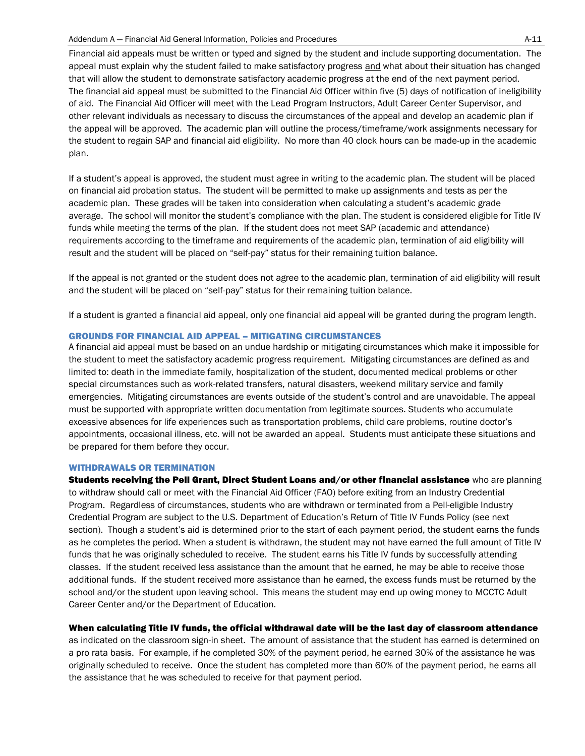Financial aid appeals must be written or typed and signed by the student and include supporting documentation. The appeal must explain why the student failed to make satisfactory progress <u>and</u> what about their situation has changed that will allow the student to demonstrate satisfactory academic progress at the end of the next payment period. The financial aid appeal must be submitted to the Financial Aid Officer within five (5) days of notification of ineligibility of aid. The Financial Aid Officer will meet with the Lead Program Instructors, Adult Career Center Supervisor, and other relevant individuals as necessary to discuss the circumstances of the appeal and develop an academic plan if the appeal will be approved. The academic plan will outline the process/timeframe/work assignments necessary for the student to regain SAP and financial aid eligibility. No more than 40 clock hours can be made-up in the academic plan.

If a student's appeal is approved, the student must agree in writing to the academic plan. The student will be placed on financial aid probation status. The student will be permitted to make up assignments and tests as per the academic plan. These grades will be taken into consideration when calculating a student's academic grade average. The school will monitor the student's compliance with the plan. The student is considered eligible for Title IV funds while meeting the terms of the plan. If the student does not meet SAP (academic and attendance) requirements according to the timeframe and requirements of the academic plan, termination of aid eligibility will result and the student will be placed on "self-pay" status for their remaining tuition balance.

If the appeal is not granted or the student does not agree to the academic plan, termination of aid eligibility will result and the student will be placed on "self-pay" status for their remaining tuition balance.

If a student is granted a financial aid appeal, only one financial aid appeal will be granted during the program length.

### GROUNDS FOR FINANCIAL AID APPEAL – MITIGATING CIRCUMSTANCES

A financial aid appeal must be based on an undue hardship or mitigating circumstances which make it impossible for the student to meet the satisfactory academic progress requirement. Mitigating circumstances are defined as and limited to: death in the immediate family, hospitalization of the student, documented medical problems or other special circumstances such as work-related transfers, natural disasters, weekend military service and family emergencies. Mitigating circumstances are events outside of the student's control and are unavoidable. The appeal must be supported with appropriate written documentation from legitimate sources. Students who accumulate excessive absences for life experiences such as transportation problems, child care problems, routine doctor's appointments, occasional illness, etc. will not be awarded an appeal. Students must anticipate these situations and be prepared for them before they occur.

### WITHDRAWALS OR TERMINATION

**Students receiving the Pell Grant, Direct Student Loans and/or other financial assistance** who are planning to withdraw should call or meet with the Financial Aid Officer (FAO) before exiting from an Industry Credential Program. Regardless of circumstances, students who are withdrawn or terminated from a Pell-eligible Industry Credential Program are subject to the U.S. Department of Education's Return of Title IV Funds Policy (see next section). Though a student's aid is determined prior to the start of each payment period, the student earns the funds as he completes the period. When a student is withdrawn, the student may not have earned the full amount of Title IV funds that he was originally scheduled to receive. The student earns his Title IV funds by successfully attending classes. If the student received less assistance than the amount that he earned, he may be able to receive those additional funds. If the student received more assistance than he earned, the excess funds must be returned by the school and/or the student upon leaving school. This means the student may end up owing money to MCCTC Adult Career Center and/or the Department of Education.

**When calculating Title IV funds, the official withdrawal date will be the last day of classroom attendance** as indicated on the classroom sign-in sheet. The amount of assistance that the student has earned is determined on a pro rata basis. For example, if he completed 30% of the payment period, he earned 30% of the assistance he was originally scheduled to receive. Once the student has completed more than 60% of the payment period, he earns all the assistance that he was scheduled to receive for that payment period.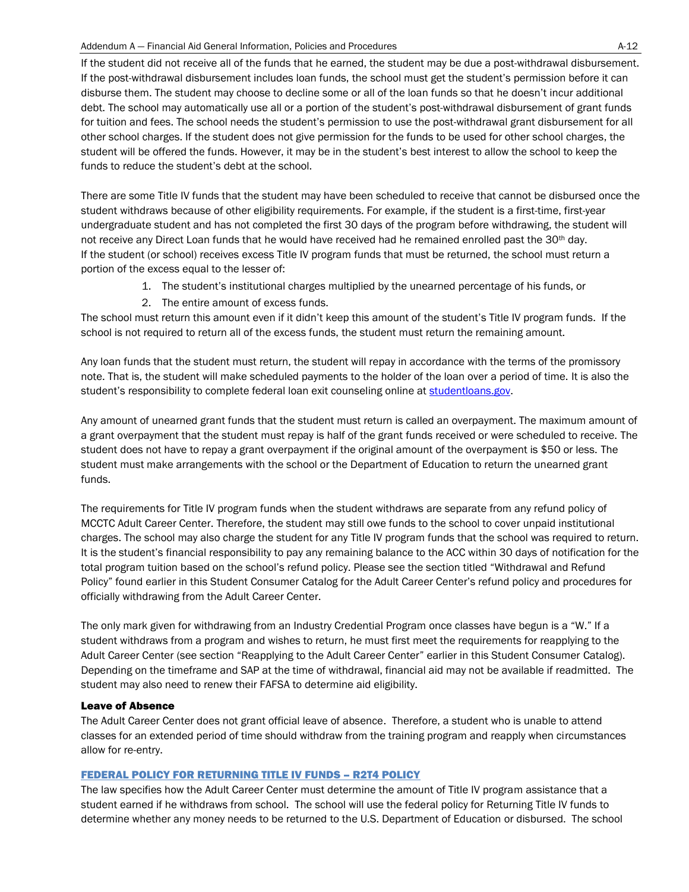If the student did not receive all of the funds that he earned, the student may be due a post-withdrawal disbursement. If the post-withdrawal disbursement includes loan funds, the school must get the student's permission before it can disburse them. The student may choose to decline some or all of the loan funds so that he doesn't incur additional debt. The school may automatically use all or a portion of the student's post-withdrawal disbursement of grant funds for tuition and fees. The school needs the student's permission to use the post-withdrawal grant disbursement for all other school charges. If the student does not give permission for the funds to be used for other school charges, the student will be offered the funds. However, it may be in the student's best interest to allow the school to keep the funds to reduce the student's debt at the school.

There are some Title IV funds that the student may have been scheduled to receive that cannot be disbursed once the student withdraws because of other eligibility requirements. For example, if the student is a first-time, first-year undergraduate student and has not completed the first 30 days of the program before withdrawing, the student will not receive any Direct Loan funds that he would have received had he remained enrolled past the 30th day.
If the student (or school) receives excess Title IV program funds that must be returned, the school must return a portion of the excess equal to the lesser of:

1. The student's institutional charges multiplied by the unearned percentage of his funds, or
2. The entire amount of excess funds.

The school must return this amount even if it didn't keep this amount of the student's Title IV program funds. If the school is not required to return all of the excess funds, the student must return the remaining amount.

Any loan funds that the student must return, the student will repay in accordance with the terms of the promissory note. That is, the student will make scheduled payments to the holder of the loan over a period of time. It is also the student's responsibility to complete federal loan exit counseling online at studentloans.gov.

Any amount of unearned grant funds that the student must return is called an overpayment. The maximum amount of a grant overpayment that the student must repay is half of the grant funds received or were scheduled to receive. The student does not have to repay a grant overpayment if the original amount of the overpayment is $50 or less. The student must make arrangements with the school or the Department of Education to return the unearned grant funds.

The requirements for Title IV program funds when the student withdraws are separate from any refund policy of MCCTC Adult Career Center. Therefore, the student may still owe funds to the school to cover unpaid institutional charges. The school may also charge the student for any Title IV program funds that the school was required to return. It is the student's financial responsibility to pay any remaining balance to the ACC within 30 days of notification for the total program tuition based on the school's refund policy. Please see the section titled "Withdrawal and Refund Policy" found earlier in this Student Consumer Catalog for the Adult Career Center's refund policy and procedures for officially withdrawing from the Adult Career Center.

The only mark given for withdrawing from an Industry Credential Program once classes have begun is a "W." If a student withdraws from a program and wishes to return, he must first meet the requirements for reapplying to the Adult Career Center (see section "Reapplying to the Adult Career Center" earlier in this Student Consumer Catalog). Depending on the timeframe and SAP at the time of withdrawal, financial aid may not be available if readmitted. The student may also need to renew their FAFSA to determine aid eligibility.

### Leave of Absence

The Adult Career Center does not grant official leave of absence. Therefore, a student who is unable to attend classes for an extended period of time should withdraw from the training program and reapply when circumstances allow for re-entry.

## FEDERAL POLICY FOR RETURNING TITLE IV FUNDS – R2T4 POLICY

The law specifies how the Adult Career Center must determine the amount of Title IV program assistance that a student earned if he withdraws from school. The school will use the federal policy for Returning Title IV funds to determine whether any money needs to be returned to the U.S. Department of Education or disbursed. The school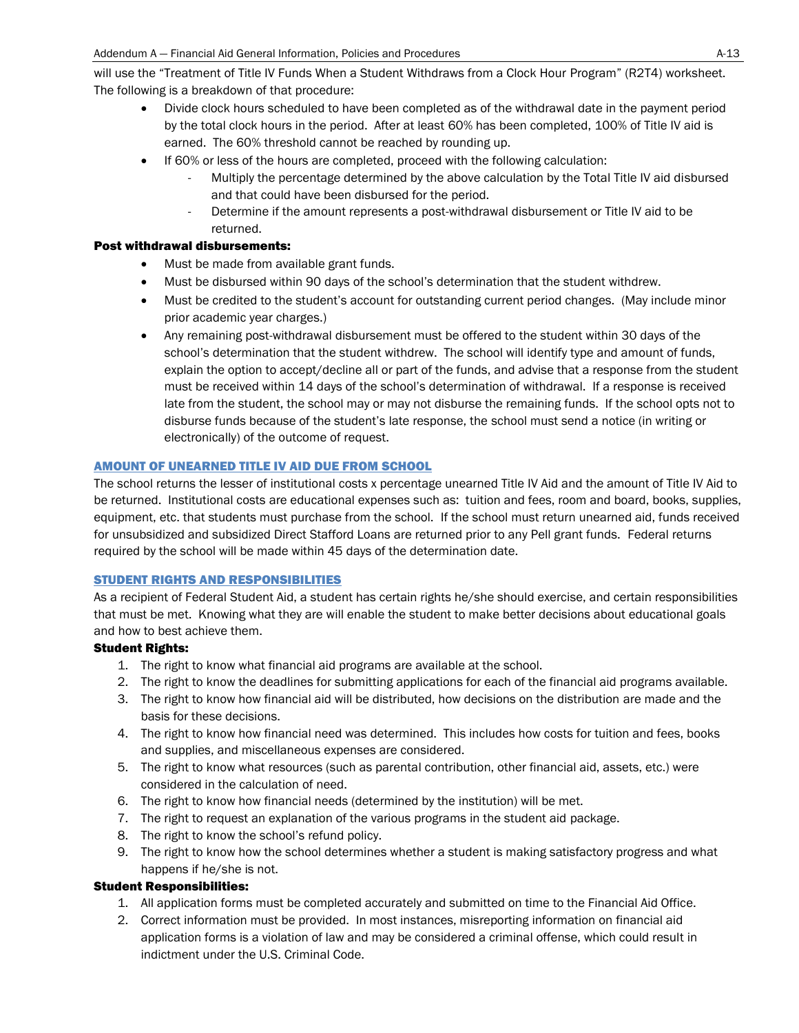will use the "Treatment of Title IV Funds When a Student Withdraws from a Clock Hour Program" (R2T4) worksheet. The following is a breakdown of that procedure:

- Divide clock hours scheduled to have been completed as of the withdrawal date in the payment period by the total clock hours in the period. After at least 60% has been completed, 100% of Title IV aid is earned. The 60% threshold cannot be reached by rounding up.
- If 60% or less of the hours are completed, proceed with the following calculation:
  - Multiply the percentage determined by the above calculation by the Total Title IV aid disbursed and that could have been disbursed for the period.
  - Determine if the amount represents a post-withdrawal disbursement or Title IV aid to be returned.

**Post withdrawal disbursements:**

- Must be made from available grant funds.
- Must be disbursed within 90 days of the school's determination that the student withdrew.
- Must be credited to the student's account for outstanding current period changes. (May include minor prior academic year charges.)
- Any remaining post-withdrawal disbursement must be offered to the student within 30 days of the school's determination that the student withdrew. The school will identify type and amount of funds, explain the option to accept/decline all or part of the funds, and advise that a response from the student must be received within 14 days of the school's determination of withdrawal. If a response is received late from the student, the school may or may not disburse the remaining funds. If the school opts not to disburse funds because of the student's late response, the school must send a notice (in writing or electronically) of the outcome of request.

## AMOUNT OF UNEARNED TITLE IV AID DUE FROM SCHOOL

The school returns the lesser of institutional costs x percentage unearned Title IV Aid and the amount of Title IV Aid to be returned. Institutional costs are educational expenses such as: tuition and fees, room and board, books, supplies, equipment, etc. that students must purchase from the school. If the school must return unearned aid, funds received for unsubsidized and subsidized Direct Stafford Loans are returned prior to any Pell grant funds. Federal returns required by the school will be made within 45 days of the determination date.

## STUDENT RIGHTS AND RESPONSIBILITIES

As a recipient of Federal Student Aid, a student has certain rights he/she should exercise, and certain responsibilities that must be met. Knowing what they are will enable the student to make better decisions about educational goals and how to best achieve them.

**Student Rights:**

1. The right to know what financial aid programs are available at the school.
2. The right to know the deadlines for submitting applications for each of the financial aid programs available.
3. The right to know how financial aid will be distributed, how decisions on the distribution are made and the basis for these decisions.
4. The right to know how financial need was determined. This includes how costs for tuition and fees, books and supplies, and miscellaneous expenses are considered.
5. The right to know what resources (such as parental contribution, other financial aid, assets, etc.) were considered in the calculation of need.
6. The right to know how financial needs (determined by the institution) will be met.
7. The right to request an explanation of the various programs in the student aid package.
8. The right to know the school's refund policy.
9. The right to know how the school determines whether a student is making satisfactory progress and what happens if he/she is not.

**Student Responsibilities:**

1. All application forms must be completed accurately and submitted on time to the Financial Aid Office.
2. Correct information must be provided. In most instances, misreporting information on financial aid application forms is a violation of law and may be considered a criminal offense, which could result in indictment under the U.S. Criminal Code.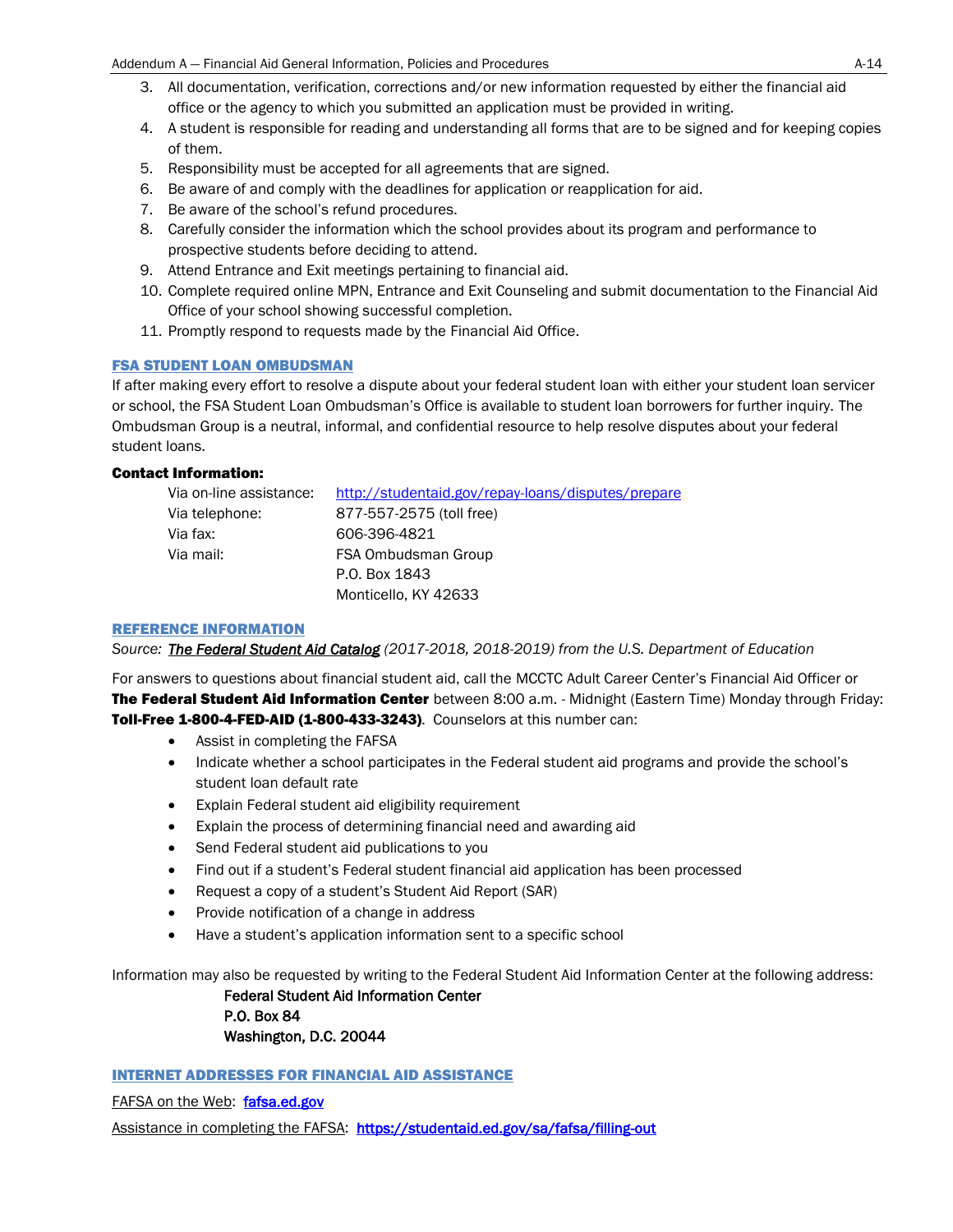3. All documentation, verification, corrections and/or new information requested by either the financial aid office or the agency to which you submitted an application must be provided in writing.
4. A student is responsible for reading and understanding all forms that are to be signed and for keeping copies of them.
5. Responsibility must be accepted for all agreements that are signed.
6. Be aware of and comply with the deadlines for application or reapplication for aid.
7. Be aware of the school's refund procedures.
8. Carefully consider the information which the school provides about its program and performance to prospective students before deciding to attend.
9. Attend Entrance and Exit meetings pertaining to financial aid.
10. Complete required online MPN, Entrance and Exit Counseling and submit documentation to the Financial Aid Office of your school showing successful completion.
11. Promptly respond to requests made by the Financial Aid Office.

## FSA STUDENT LOAN OMBUDSMAN

If after making every effort to resolve a dispute about your federal student loan with either your student loan servicer or school, the FSA Student Loan Ombudsman's Office is available to student loan borrowers for further inquiry. The Ombudsman Group is a neutral, informal, and confidential resource to help resolve disputes about your federal student loans.

**Contact Information:**

| | |
|---|---|
| Via on-line assistance: | http://studentaid.gov/repay-loans/disputes/prepare |
| Via telephone: | 877-557-2575 (toll free) |
| Via fax: | 606-396-4821 |
| Via mail: | FSA Ombudsman Group<br>P.O. Box 1843<br>Monticello, KY 42633 |

## REFERENCE INFORMATION

*Source: **The Federal Student Aid Catalog** (2017-2018, 2018-2019) from the U.S. Department of Education*

For answers to questions about financial student aid, call the MCCTC Adult Career Center's Financial Aid Officer or **The Federal Student Aid Information Center** between 8:00 a.m. - Midnight (Eastern Time) Monday through Friday: **Toll-Free 1-800-4-FED-AID (1-800-433-3243)**. Counselors at this number can:

- Assist in completing the FAFSA
- Indicate whether a school participates in the Federal student aid programs and provide the school's student loan default rate
- Explain Federal student aid eligibility requirement
- Explain the process of determining financial need and awarding aid
- Send Federal student aid publications to you
- Find out if a student's Federal student financial aid application has been processed
- Request a copy of a student's Student Aid Report (SAR)
- Provide notification of a change in address
- Have a student's application information sent to a specific school

Information may also be requested by writing to the Federal Student Aid Information Center at the following address:

Federal Student Aid Information Center
P.O. Box 84
Washington, D.C. 20044

## INTERNET ADDRESSES FOR FINANCIAL AID ASSISTANCE

FAFSA on the Web: **fafsa.ed.gov**

Assistance in completing the FAFSA: **https://studentaid.ed.gov/sa/fafsa/filling-out**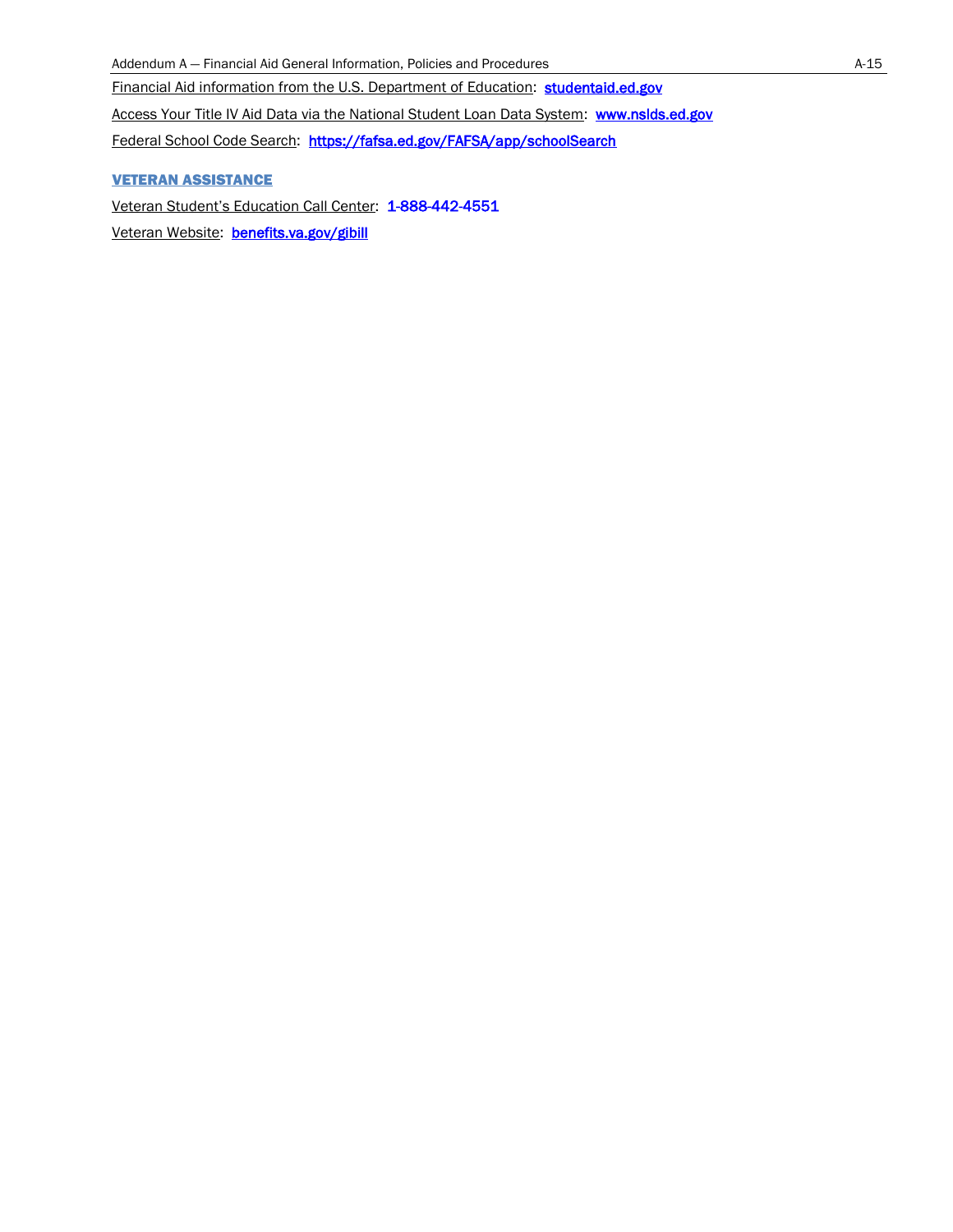Financial Aid information from the U.S. Department of Education: **studentaid.ed.gov**

Access Your Title IV Aid Data via the National Student Loan Data System: **www.nslds.ed.gov**

Federal School Code Search: **https://fafsa.ed.gov/FAFSA/app/schoolSearch**

### VETERAN ASSISTANCE

Veteran Student's Education Call Center: **1-888-442-4551**

Veteran Website: **benefits.va.gov/gibill**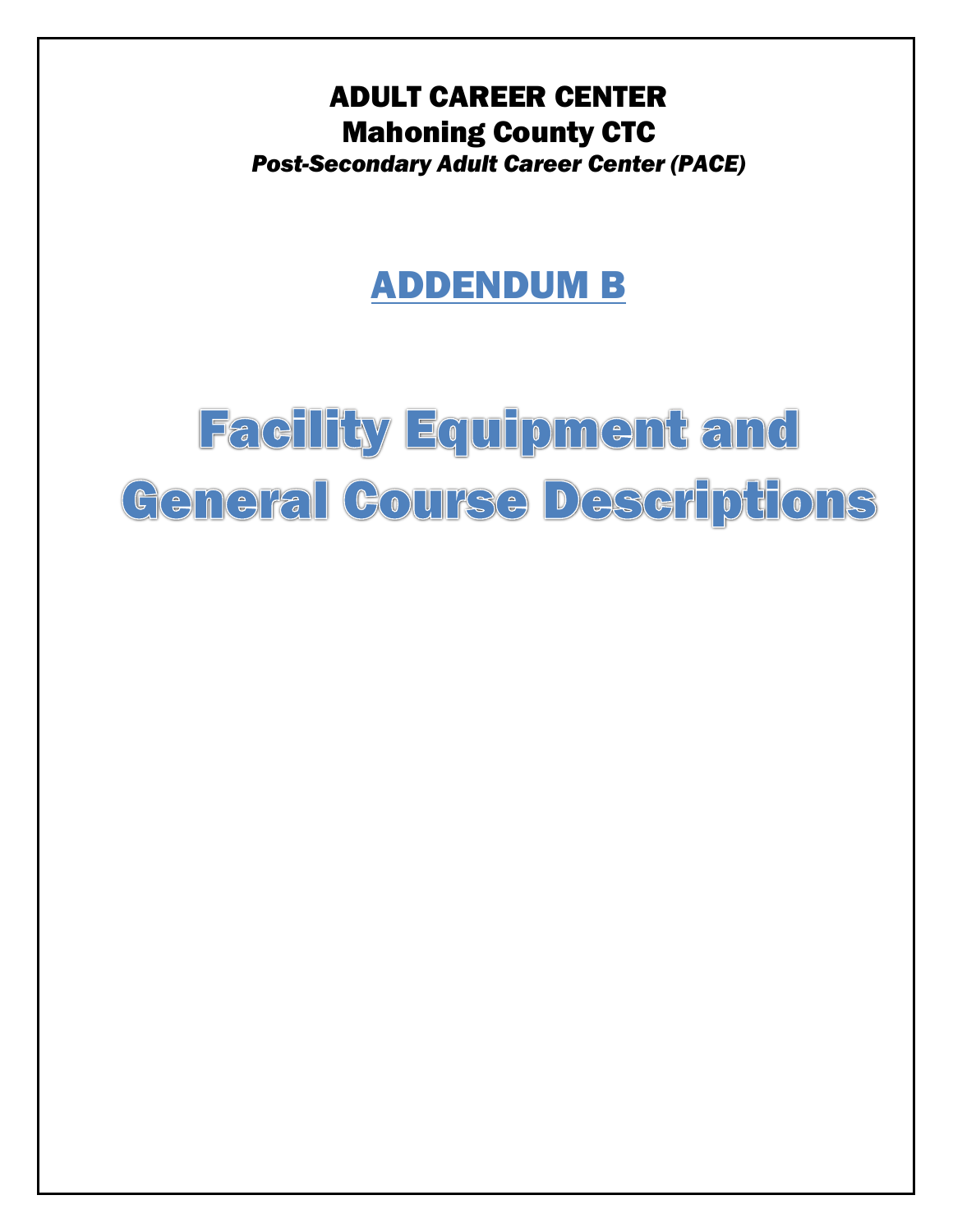# ADULT CAREER CENTER

## Mahoning County CTC

*Post-Secondary Adult Career Center (PACE)*

# ADDENDUM B

# Facility Equipment and General Course Descriptions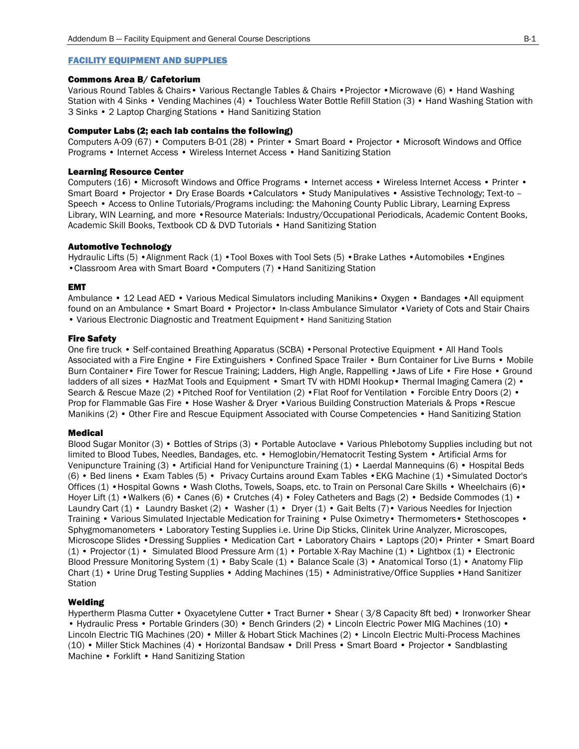## FACILITY EQUIPMENT AND SUPPLIES

### Commons Area B/ Cafetorium

Various Round Tables & Chairs • Various Rectangle Tables & Chairs • Projector • Microwave (6) • Hand Washing Station with 4 Sinks • Vending Machines (4) • Touchless Water Bottle Refill Station (3) • Hand Washing Station with 3 Sinks • 2 Laptop Charging Stations • Hand Sanitizing Station

### Computer Labs (2; each lab contains the following)

Computers A-09 (67) • Computers B-01 (28) • Printer • Smart Board • Projector • Microsoft Windows and Office Programs • Internet Access • Wireless Internet Access • Hand Sanitizing Station

### Learning Resource Center

Computers (16) • Microsoft Windows and Office Programs • Internet access • Wireless Internet Access • Printer • Smart Board • Projector • Dry Erase Boards • Calculators • Study Manipulatives • Assistive Technology; Text-to – Speech • Access to Online Tutorials/Programs including: the Mahoning County Public Library, Learning Express Library, WIN Learning, and more • Resource Materials: Industry/Occupational Periodicals, Academic Content Books, Academic Skill Books, Textbook CD & DVD Tutorials • Hand Sanitizing Station

### Automotive Technology

Hydraulic Lifts (5) • Alignment Rack (1) • Tool Boxes with Tool Sets (5) • Brake Lathes • Automobiles • Engines • Classroom Area with Smart Board • Computers (7) • Hand Sanitizing Station

### EMT

Ambulance • 12 Lead AED • Various Medical Simulators including Manikins • Oxygen • Bandages • All equipment found on an Ambulance • Smart Board • Projector • In-class Ambulance Simulator • Variety of Cots and Stair Chairs • Various Electronic Diagnostic and Treatment Equipment • Hand Sanitizing Station

### Fire Safety

One fire truck • Self-contained Breathing Apparatus (SCBA) • Personal Protective Equipment • All Hand Tools Associated with a Fire Engine • Fire Extinguishers • Confined Space Trailer • Burn Container for Live Burns • Mobile Burn Container • Fire Tower for Rescue Training; Ladders, High Angle, Rappelling • Jaws of Life • Fire Hose • Ground ladders of all sizes • HazMat Tools and Equipment • Smart TV with HDMI Hookup • Thermal Imaging Camera (2) • Search & Rescue Maze (2) • Pitched Roof for Ventilation (2) • Flat Roof for Ventilation • Forcible Entry Doors (2) • Prop for Flammable Gas Fire • Hose Washer & Dryer • Various Building Construction Materials & Props • Rescue Manikins (2) • Other Fire and Rescue Equipment Associated with Course Competencies • Hand Sanitizing Station

### Medical

Blood Sugar Monitor (3) • Bottles of Strips (3) • Portable Autoclave • Various Phlebotomy Supplies including but not limited to Blood Tubes, Needles, Bandages, etc. • Hemoglobin/Hematocrit Testing System • Artificial Arms for Venipuncture Training (3) • Artificial Hand for Venipuncture Training (1) • Laerdal Mannequins (6) • Hospital Beds (6) • Bed linens • Exam Tables (5) • Privacy Curtains around Exam Tables • EKG Machine (1) • Simulated Doctor's Offices (1) • Hospital Gowns • Wash Cloths, Towels, Soaps, etc. to Train on Personal Care Skills • Wheelchairs (6) • Hoyer Lift (1) • Walkers (6) • Canes (6) • Crutches (4) • Foley Catheters and Bags (2) • Bedside Commodes (1) • Laundry Cart (1) • Laundry Basket (2) • Washer (1) • Dryer (1) • Gait Belts (7) • Various Needles for Injection Training • Various Simulated Injectable Medication for Training • Pulse Oximetry • Thermometers • Stethoscopes • Sphygmomanometers • Laboratory Testing Supplies i.e. Urine Dip Sticks, Clinitek Urine Analyzer, Microscopes, Microscope Slides • Dressing Supplies • Medication Cart • Laboratory Chairs • Laptops (20) • Printer • Smart Board (1) • Projector (1) • Simulated Blood Pressure Arm (1) • Portable X-Ray Machine (1) • Lightbox (1) • Electronic Blood Pressure Monitoring System (1) • Baby Scale (1) • Balance Scale (3) • Anatomical Torso (1) • Anatomy Flip Chart (1) • Urine Drug Testing Supplies • Adding Machines (15) • Administrative/Office Supplies • Hand Sanitizer Station

### Welding

Hypertherm Plasma Cutter • Oxyacetylene Cutter • Tract Burner • Shear ( 3/8 Capacity 8ft bed) • Ironworker Shear • Hydraulic Press • Portable Grinders (30) • Bench Grinders (2) • Lincoln Electric Power MIG Machines (10) • Lincoln Electric TIG Machines (20) • Miller & Hobart Stick Machines (2) • Lincoln Electric Multi-Process Machines (10) • Miller Stick Machines (4) • Horizontal Bandsaw • Drill Press • Smart Board • Projector • Sandblasting Machine • Forklift • Hand Sanitizing Station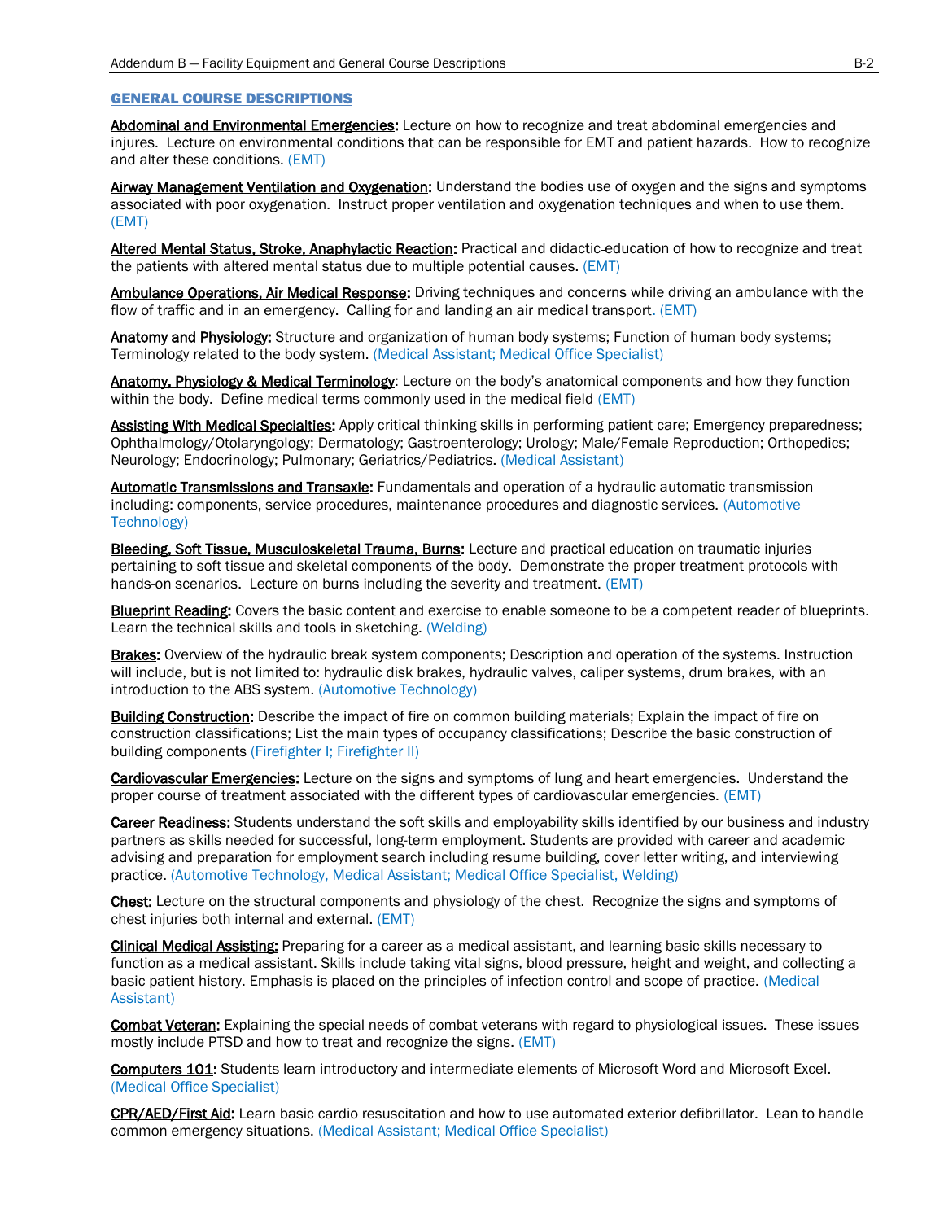## GENERAL COURSE DESCRIPTIONS

**Abdominal and Environmental Emergencies:** Lecture on how to recognize and treat abdominal emergencies and injures. Lecture on environmental conditions that can be responsible for EMT and patient hazards. How to recognize and alter these conditions. (EMT)

**Airway Management Ventilation and Oxygenation:** Understand the bodies use of oxygen and the signs and symptoms associated with poor oxygenation. Instruct proper ventilation and oxygenation techniques and when to use them. (EMT)

**Altered Mental Status, Stroke, Anaphylactic Reaction:** Practical and didactic-education of how to recognize and treat the patients with altered mental status due to multiple potential causes. (EMT)

**Ambulance Operations, Air Medical Response:** Driving techniques and concerns while driving an ambulance with the flow of traffic and in an emergency. Calling for and landing an air medical transport. (EMT)

**Anatomy and Physiology:** Structure and organization of human body systems; Function of human body systems; Terminology related to the body system. (Medical Assistant; Medical Office Specialist)

**Anatomy, Physiology & Medical Terminology**: Lecture on the body's anatomical components and how they function within the body. Define medical terms commonly used in the medical field (EMT)

**Assisting With Medical Specialties:** Apply critical thinking skills in performing patient care; Emergency preparedness; Ophthalmology/Otolaryngology; Dermatology; Gastroenterology; Urology; Male/Female Reproduction; Orthopedics; Neurology; Endocrinology; Pulmonary; Geriatrics/Pediatrics. (Medical Assistant)

**Automatic Transmissions and Transaxle:** Fundamentals and operation of a hydraulic automatic transmission including: components, service procedures, maintenance procedures and diagnostic services. (Automotive Technology)

**Bleeding, Soft Tissue, Musculoskeletal Trauma, Burns:** Lecture and practical education on traumatic injuries pertaining to soft tissue and skeletal components of the body. Demonstrate the proper treatment protocols with hands-on scenarios. Lecture on burns including the severity and treatment. (EMT)

**Blueprint Reading:** Covers the basic content and exercise to enable someone to be a competent reader of blueprints. Learn the technical skills and tools in sketching. (Welding)

**Brakes:** Overview of the hydraulic break system components; Description and operation of the systems. Instruction will include, but is not limited to: hydraulic disk brakes, hydraulic valves, caliper systems, drum brakes, with an introduction to the ABS system. (Automotive Technology)

**Building Construction:** Describe the impact of fire on common building materials; Explain the impact of fire on construction classifications; List the main types of occupancy classifications; Describe the basic construction of building components (Firefighter I; Firefighter II)

**Cardiovascular Emergencies:** Lecture on the signs and symptoms of lung and heart emergencies. Understand the proper course of treatment associated with the different types of cardiovascular emergencies. (EMT)

**Career Readiness:** Students understand the soft skills and employability skills identified by our business and industry partners as skills needed for successful, long-term employment. Students are provided with career and academic advising and preparation for employment search including resume building, cover letter writing, and interviewing practice. (Automotive Technology, Medical Assistant; Medical Office Specialist, Welding)

**Chest:** Lecture on the structural components and physiology of the chest. Recognize the signs and symptoms of chest injuries both internal and external. (EMT)

**Clinical Medical Assisting:** Preparing for a career as a medical assistant, and learning basic skills necessary to function as a medical assistant. Skills include taking vital signs, blood pressure, height and weight, and collecting a basic patient history. Emphasis is placed on the principles of infection control and scope of practice. (Medical Assistant)

**Combat Veteran:** Explaining the special needs of combat veterans with regard to physiological issues. These issues mostly include PTSD and how to treat and recognize the signs. (EMT)

**Computers 101:** Students learn introductory and intermediate elements of Microsoft Word and Microsoft Excel. (Medical Office Specialist)

**CPR/AED/First Aid:** Learn basic cardio resuscitation and how to use automated exterior defibrillator. Lean to handle common emergency situations. (Medical Assistant; Medical Office Specialist)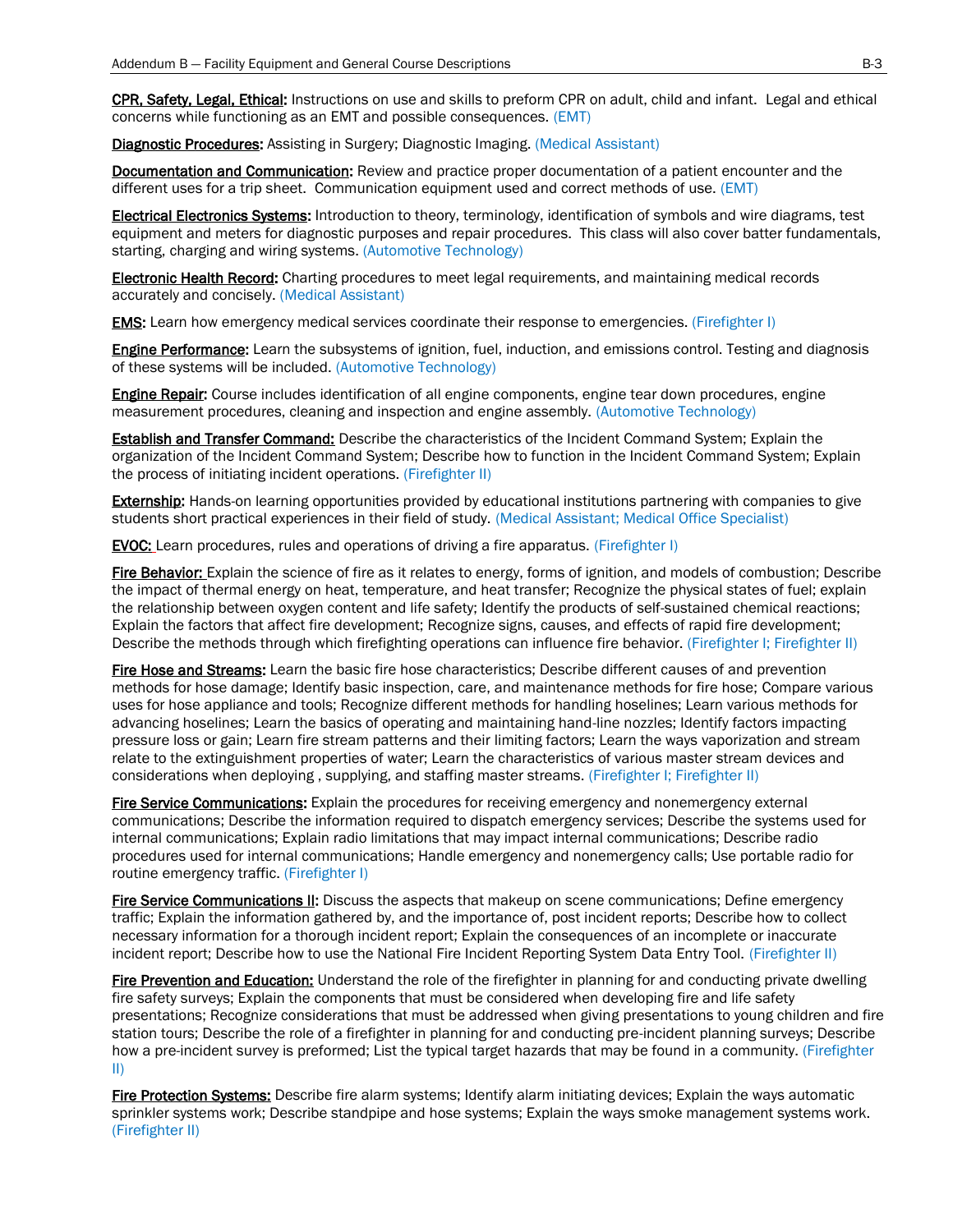**CPR, Safety, Legal, Ethical:** Instructions on use and skills to preform CPR on adult, child and infant. Legal and ethical concerns while functioning as an EMT and possible consequences. (EMT)

**Diagnostic Procedures:** Assisting in Surgery; Diagnostic Imaging. (Medical Assistant)

**Documentation and Communication:** Review and practice proper documentation of a patient encounter and the different uses for a trip sheet. Communication equipment used and correct methods of use. (EMT)

**Electrical Electronics Systems:** Introduction to theory, terminology, identification of symbols and wire diagrams, test equipment and meters for diagnostic purposes and repair procedures. This class will also cover batter fundamentals, starting, charging and wiring systems. (Automotive Technology)

**Electronic Health Record:** Charting procedures to meet legal requirements, and maintaining medical records accurately and concisely. (Medical Assistant)

**EMS:** Learn how emergency medical services coordinate their response to emergencies. (Firefighter I)

**Engine Performance:** Learn the subsystems of ignition, fuel, induction, and emissions control. Testing and diagnosis of these systems will be included. (Automotive Technology)

**Engine Repair:** Course includes identification of all engine components, engine tear down procedures, engine measurement procedures, cleaning and inspection and engine assembly. (Automotive Technology)

**Establish and Transfer Command:** Describe the characteristics of the Incident Command System; Explain the organization of the Incident Command System; Describe how to function in the Incident Command System; Explain the process of initiating incident operations. (Firefighter II)

**Externship:** Hands-on learning opportunities provided by educational institutions partnering with companies to give students short practical experiences in their field of study. (Medical Assistant; Medical Office Specialist)

**EVOC:** Learn procedures, rules and operations of driving a fire apparatus. (Firefighter I)

**Fire Behavior:** Explain the science of fire as it relates to energy, forms of ignition, and models of combustion; Describe the impact of thermal energy on heat, temperature, and heat transfer; Recognize the physical states of fuel; explain the relationship between oxygen content and life safety; Identify the products of self-sustained chemical reactions; Explain the factors that affect fire development; Recognize signs, causes, and effects of rapid fire development; Describe the methods through which firefighting operations can influence fire behavior. (Firefighter I; Firefighter II)

**Fire Hose and Streams:** Learn the basic fire hose characteristics; Describe different causes of and prevention methods for hose damage; Identify basic inspection, care, and maintenance methods for fire hose; Compare various uses for hose appliance and tools; Recognize different methods for handling hoselines; Learn various methods for advancing hoselines; Learn the basics of operating and maintaining hand-line nozzles; Identify factors impacting pressure loss or gain; Learn fire stream patterns and their limiting factors; Learn the ways vaporization and stream relate to the extinguishment properties of water; Learn the characteristics of various master stream devices and considerations when deploying , supplying, and staffing master streams. (Firefighter I; Firefighter II)

**Fire Service Communications:** Explain the procedures for receiving emergency and nonemergency external communications; Describe the information required to dispatch emergency services; Describe the systems used for internal communications; Explain radio limitations that may impact internal communications; Describe radio procedures used for internal communications; Handle emergency and nonemergency calls; Use portable radio for routine emergency traffic. (Firefighter I)

**Fire Service Communications II:** Discuss the aspects that makeup on scene communications; Define emergency traffic; Explain the information gathered by, and the importance of, post incident reports; Describe how to collect necessary information for a thorough incident report; Explain the consequences of an incomplete or inaccurate incident report; Describe how to use the National Fire Incident Reporting System Data Entry Tool. (Firefighter II)

**Fire Prevention and Education:** Understand the role of the firefighter in planning for and conducting private dwelling fire safety surveys; Explain the components that must be considered when developing fire and life safety presentations; Recognize considerations that must be addressed when giving presentations to young children and fire station tours; Describe the role of a firefighter in planning for and conducting pre-incident planning surveys; Describe how a pre-incident survey is preformed; List the typical target hazards that may be found in a community. (Firefighter II)

**Fire Protection Systems:** Describe fire alarm systems; Identify alarm initiating devices; Explain the ways automatic sprinkler systems work; Describe standpipe and hose systems; Explain the ways smoke management systems work. (Firefighter II)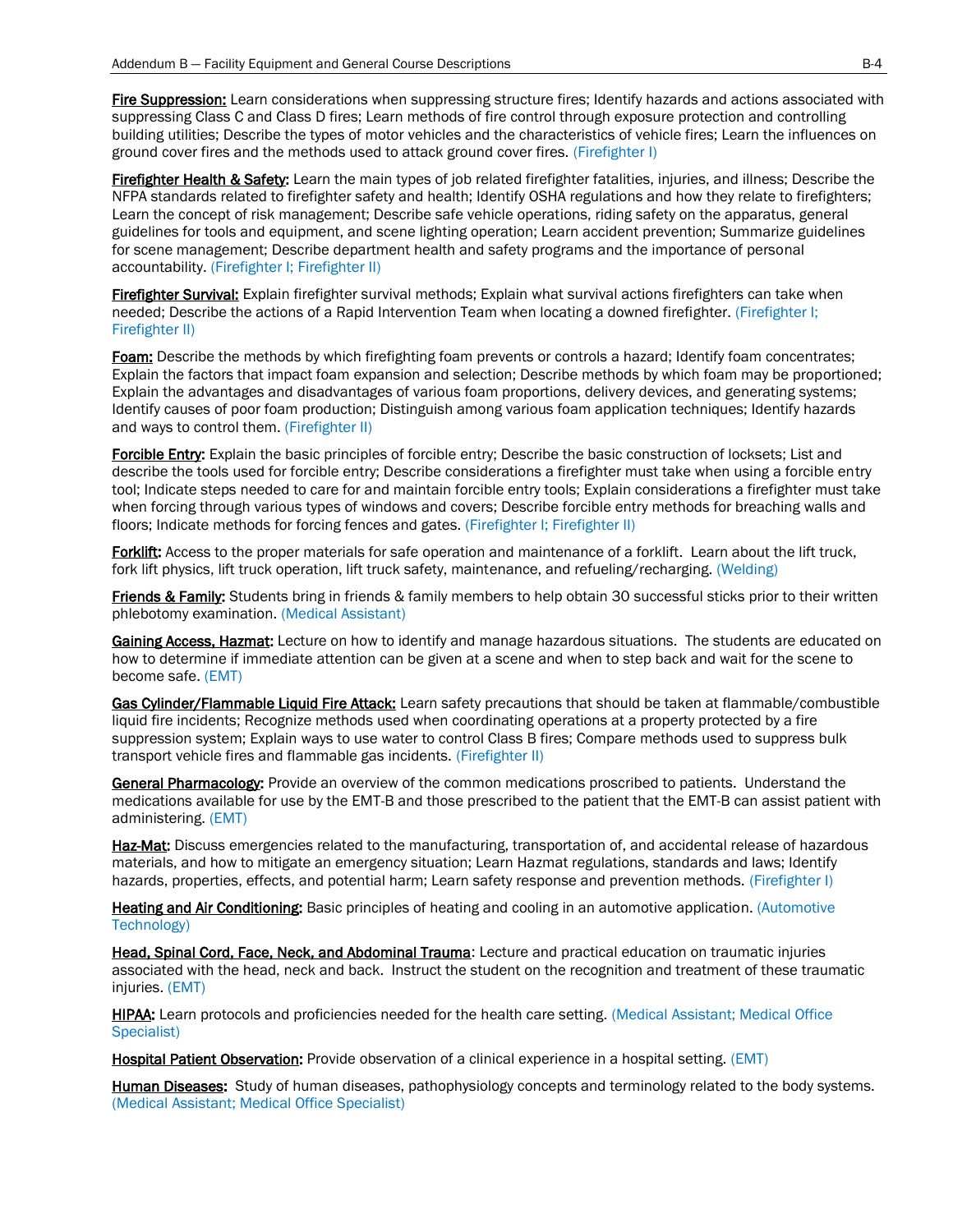**Fire Suppression:** Learn considerations when suppressing structure fires; Identify hazards and actions associated with suppressing Class C and Class D fires; Learn methods of fire control through exposure protection and controlling building utilities; Describe the types of motor vehicles and the characteristics of vehicle fires; Learn the influences on ground cover fires and the methods used to attack ground cover fires. (Firefighter I)

**Firefighter Health & Safety:** Learn the main types of job related firefighter fatalities, injuries, and illness; Describe the NFPA standards related to firefighter safety and health; Identify OSHA regulations and how they relate to firefighters; Learn the concept of risk management; Describe safe vehicle operations, riding safety on the apparatus, general guidelines for tools and equipment, and scene lighting operation; Learn accident prevention; Summarize guidelines for scene management; Describe department health and safety programs and the importance of personal accountability. (Firefighter I; Firefighter II)

**Firefighter Survival:** Explain firefighter survival methods; Explain what survival actions firefighters can take when needed; Describe the actions of a Rapid Intervention Team when locating a downed firefighter. (Firefighter I; Firefighter II)

**Foam:** Describe the methods by which firefighting foam prevents or controls a hazard; Identify foam concentrates; Explain the factors that impact foam expansion and selection; Describe methods by which foam may be proportioned; Explain the advantages and disadvantages of various foam proportions, delivery devices, and generating systems; Identify causes of poor foam production; Distinguish among various foam application techniques; Identify hazards and ways to control them. (Firefighter II)

**Forcible Entry:** Explain the basic principles of forcible entry; Describe the basic construction of locksets; List and describe the tools used for forcible entry; Describe considerations a firefighter must take when using a forcible entry tool; Indicate steps needed to care for and maintain forcible entry tools; Explain considerations a firefighter must take when forcing through various types of windows and covers; Describe forcible entry methods for breaching walls and floors; Indicate methods for forcing fences and gates. (Firefighter I; Firefighter II)

**Forklift:** Access to the proper materials for safe operation and maintenance of a forklift. Learn about the lift truck, fork lift physics, lift truck operation, lift truck safety, maintenance, and refueling/recharging. (Welding)

**Friends & Family:** Students bring in friends & family members to help obtain 30 successful sticks prior to their written phlebotomy examination. (Medical Assistant)

**Gaining Access, Hazmat:** Lecture on how to identify and manage hazardous situations. The students are educated on how to determine if immediate attention can be given at a scene and when to step back and wait for the scene to become safe. (EMT)

**Gas Cylinder/Flammable Liquid Fire Attack:** Learn safety precautions that should be taken at flammable/combustible liquid fire incidents; Recognize methods used when coordinating operations at a property protected by a fire suppression system; Explain ways to use water to control Class B fires; Compare methods used to suppress bulk transport vehicle fires and flammable gas incidents. (Firefighter II)

**General Pharmacology:** Provide an overview of the common medications proscribed to patients. Understand the medications available for use by the EMT-B and those prescribed to the patient that the EMT-B can assist patient with administering. (EMT)

**Haz-Mat:** Discuss emergencies related to the manufacturing, transportation of, and accidental release of hazardous materials, and how to mitigate an emergency situation; Learn Hazmat regulations, standards and laws; Identify hazards, properties, effects, and potential harm; Learn safety response and prevention methods. (Firefighter I)

**Heating and Air Conditioning:** Basic principles of heating and cooling in an automotive application. (Automotive Technology)

**Head, Spinal Cord, Face, Neck, and Abdominal Trauma**: Lecture and practical education on traumatic injuries associated with the head, neck and back. Instruct the student on the recognition and treatment of these traumatic injuries. (EMT)

**HIPAA:** Learn protocols and proficiencies needed for the health care setting. (Medical Assistant; Medical Office Specialist)

**Hospital Patient Observation:** Provide observation of a clinical experience in a hospital setting. (EMT)

**Human Diseases:** Study of human diseases, pathophysiology concepts and terminology related to the body systems. (Medical Assistant; Medical Office Specialist)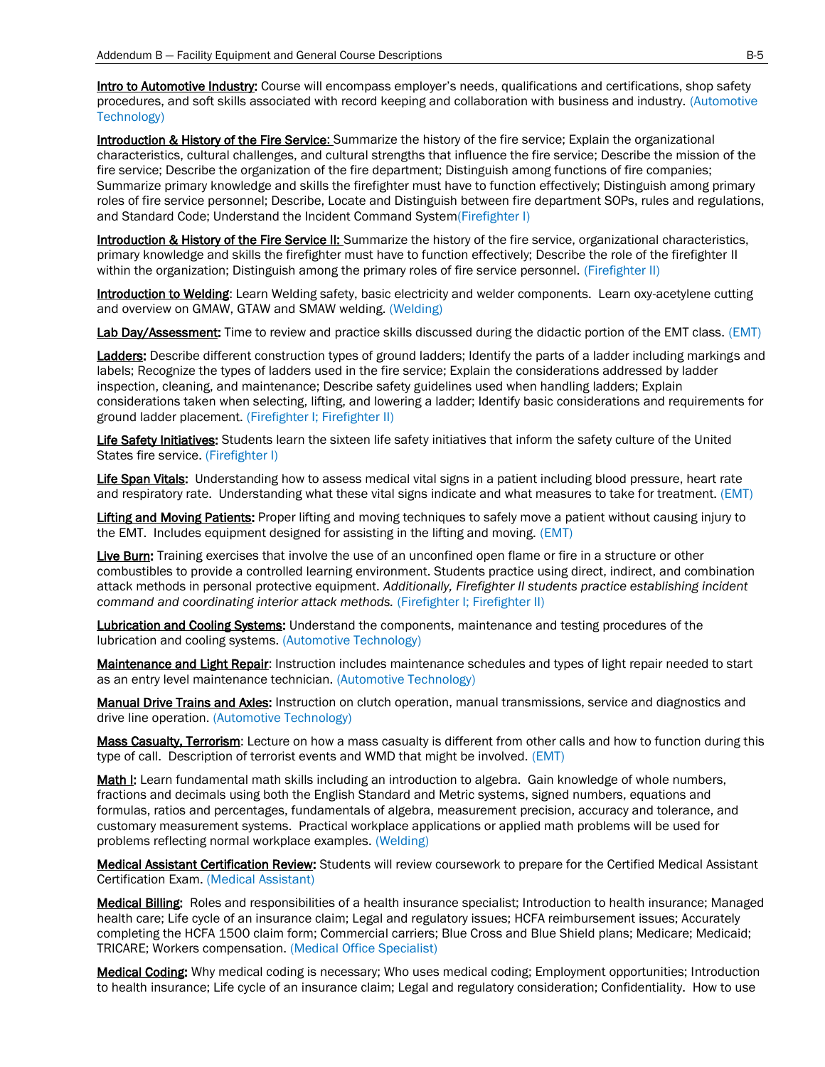**Intro to Automotive Industry:** Course will encompass employer's needs, qualifications and certifications, shop safety procedures, and soft skills associated with record keeping and collaboration with business and industry. (Automotive Technology)

**Introduction & History of the Fire Service:** Summarize the history of the fire service; Explain the organizational characteristics, cultural challenges, and cultural strengths that influence the fire service; Describe the mission of the fire service; Describe the organization of the fire department; Distinguish among functions of fire companies; Summarize primary knowledge and skills the firefighter must have to function effectively; Distinguish among primary roles of fire service personnel; Describe, Locate and Distinguish between fire department SOPs, rules and regulations, and Standard Code; Understand the Incident Command System(Firefighter I)

**Introduction & History of the Fire Service II:** Summarize the history of the fire service, organizational characteristics, primary knowledge and skills the firefighter must have to function effectively; Describe the role of the firefighter II within the organization; Distinguish among the primary roles of fire service personnel. (Firefighter II)

**Introduction to Welding**: Learn Welding safety, basic electricity and welder components. Learn oxy-acetylene cutting and overview on GMAW, GTAW and SMAW welding. (Welding)

**Lab Day/Assessment:** Time to review and practice skills discussed during the didactic portion of the EMT class. (EMT)

**Ladders:** Describe different construction types of ground ladders; Identify the parts of a ladder including markings and labels; Recognize the types of ladders used in the fire service; Explain the considerations addressed by ladder inspection, cleaning, and maintenance; Describe safety guidelines used when handling ladders; Explain considerations taken when selecting, lifting, and lowering a ladder; Identify basic considerations and requirements for ground ladder placement. (Firefighter I; Firefighter II)

**Life Safety Initiatives:** Students learn the sixteen life safety initiatives that inform the safety culture of the United States fire service. (Firefighter I)

**Life Span Vitals:** Understanding how to assess medical vital signs in a patient including blood pressure, heart rate and respiratory rate. Understanding what these vital signs indicate and what measures to take for treatment. (EMT)

**Lifting and Moving Patients:** Proper lifting and moving techniques to safely move a patient without causing injury to the EMT. Includes equipment designed for assisting in the lifting and moving. (EMT)

**Live Burn:** Training exercises that involve the use of an unconfined open flame or fire in a structure or other combustibles to provide a controlled learning environment. Students practice using direct, indirect, and combination attack methods in personal protective equipment. *Additionally, Firefighter II students practice establishing incident command and coordinating interior attack methods.* (Firefighter I; Firefighter II)

**Lubrication and Cooling Systems:** Understand the components, maintenance and testing procedures of the lubrication and cooling systems. (Automotive Technology)

**Maintenance and Light Repair**: Instruction includes maintenance schedules and types of light repair needed to start as an entry level maintenance technician. (Automotive Technology)

**Manual Drive Trains and Axles:** Instruction on clutch operation, manual transmissions, service and diagnostics and drive line operation. (Automotive Technology)

**Mass Casualty, Terrorism**: Lecture on how a mass casualty is different from other calls and how to function during this type of call. Description of terrorist events and WMD that might be involved. (EMT)

**Math I:** Learn fundamental math skills including an introduction to algebra. Gain knowledge of whole numbers, fractions and decimals using both the English Standard and Metric systems, signed numbers, equations and formulas, ratios and percentages, fundamentals of algebra, measurement precision, accuracy and tolerance, and customary measurement systems. Practical workplace applications or applied math problems will be used for problems reflecting normal workplace examples. (Welding)

**Medical Assistant Certification Review:** Students will review coursework to prepare for the Certified Medical Assistant Certification Exam. (Medical Assistant)

**Medical Billing:** Roles and responsibilities of a health insurance specialist; Introduction to health insurance; Managed health care; Life cycle of an insurance claim; Legal and regulatory issues; HCFA reimbursement issues; Accurately completing the HCFA 1500 claim form; Commercial carriers; Blue Cross and Blue Shield plans; Medicare; Medicaid; TRICARE; Workers compensation. (Medical Office Specialist)

**Medical Coding:** Why medical coding is necessary; Who uses medical coding; Employment opportunities; Introduction to health insurance; Life cycle of an insurance claim; Legal and regulatory consideration; Confidentiality. How to use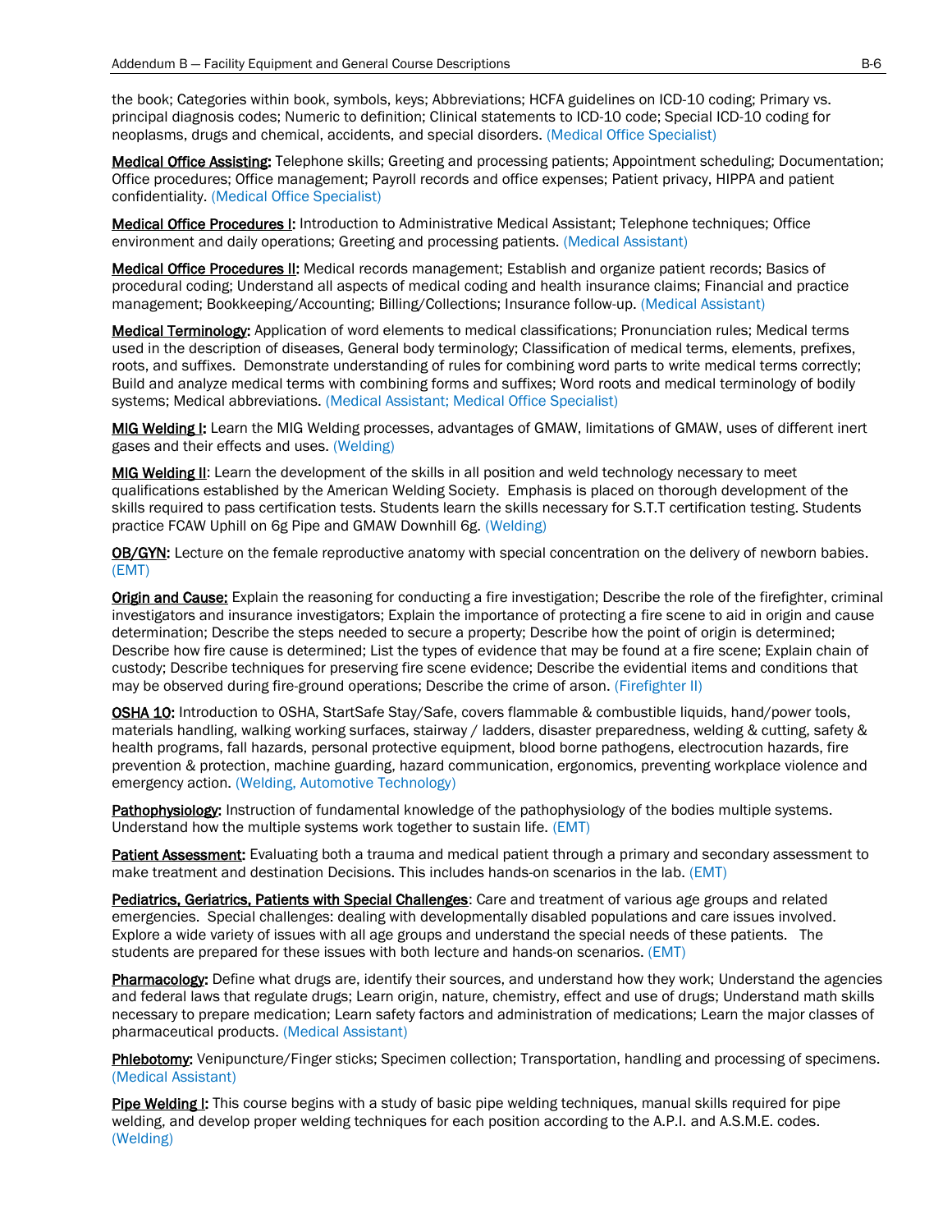the book; Categories within book, symbols, keys; Abbreviations; HCFA guidelines on ICD-10 coding; Primary vs. principal diagnosis codes; Numeric to definition; Clinical statements to ICD-10 code; Special ICD-10 coding for neoplasms, drugs and chemical, accidents, and special disorders. (Medical Office Specialist)

**Medical Office Assisting:** Telephone skills; Greeting and processing patients; Appointment scheduling; Documentation; Office procedures; Office management; Payroll records and office expenses; Patient privacy, HIPPA and patient confidentiality. (Medical Office Specialist)

**Medical Office Procedures I:** Introduction to Administrative Medical Assistant; Telephone techniques; Office environment and daily operations; Greeting and processing patients. (Medical Assistant)

**Medical Office Procedures II:** Medical records management; Establish and organize patient records; Basics of procedural coding; Understand all aspects of medical coding and health insurance claims; Financial and practice management; Bookkeeping/Accounting; Billing/Collections; Insurance follow-up. (Medical Assistant)

**Medical Terminology:** Application of word elements to medical classifications; Pronunciation rules; Medical terms used in the description of diseases, General body terminology; Classification of medical terms, elements, prefixes, roots, and suffixes. Demonstrate understanding of rules for combining word parts to write medical terms correctly; Build and analyze medical terms with combining forms and suffixes; Word roots and medical terminology of bodily systems; Medical abbreviations. (Medical Assistant; Medical Office Specialist)

**MIG Welding I:** Learn the MIG Welding processes, advantages of GMAW, limitations of GMAW, uses of different inert gases and their effects and uses. (Welding)

**MIG Welding II**: Learn the development of the skills in all position and weld technology necessary to meet qualifications established by the American Welding Society. Emphasis is placed on thorough development of the skills required to pass certification tests. Students learn the skills necessary for S.T.T certification testing. Students practice FCAW Uphill on 6g Pipe and GMAW Downhill 6g. (Welding)

**OB/GYN:** Lecture on the female reproductive anatomy with special concentration on the delivery of newborn babies. (EMT)

**Origin and Cause:** Explain the reasoning for conducting a fire investigation; Describe the role of the firefighter, criminal investigators and insurance investigators; Explain the importance of protecting a fire scene to aid in origin and cause determination; Describe the steps needed to secure a property; Describe how the point of origin is determined; Describe how fire cause is determined; List the types of evidence that may be found at a fire scene; Explain chain of custody; Describe techniques for preserving fire scene evidence; Describe the evidential items and conditions that may be observed during fire-ground operations; Describe the crime of arson. (Firefighter II)

**OSHA 10:** Introduction to OSHA, StartSafe Stay/Safe, covers flammable & combustible liquids, hand/power tools, materials handling, walking working surfaces, stairway / ladders, disaster preparedness, welding & cutting, safety & health programs, fall hazards, personal protective equipment, blood borne pathogens, electrocution hazards, fire prevention & protection, machine guarding, hazard communication, ergonomics, preventing workplace violence and emergency action. (Welding, Automotive Technology)

**Pathophysiology:** Instruction of fundamental knowledge of the pathophysiology of the bodies multiple systems. Understand how the multiple systems work together to sustain life. (EMT)

**Patient Assessment:** Evaluating both a trauma and medical patient through a primary and secondary assessment to make treatment and destination Decisions. This includes hands-on scenarios in the lab. (EMT)

**Pediatrics, Geriatrics, Patients with Special Challenges**: Care and treatment of various age groups and related emergencies. Special challenges: dealing with developmentally disabled populations and care issues involved. Explore a wide variety of issues with all age groups and understand the special needs of these patients. The students are prepared for these issues with both lecture and hands-on scenarios. (EMT)

**Pharmacology:** Define what drugs are, identify their sources, and understand how they work; Understand the agencies and federal laws that regulate drugs; Learn origin, nature, chemistry, effect and use of drugs; Understand math skills necessary to prepare medication; Learn safety factors and administration of medications; Learn the major classes of pharmaceutical products. (Medical Assistant)

**Phlebotomy:** Venipuncture/Finger sticks; Specimen collection; Transportation, handling and processing of specimens. (Medical Assistant)

**Pipe Welding I:** This course begins with a study of basic pipe welding techniques, manual skills required for pipe welding, and develop proper welding techniques for each position according to the A.P.I. and A.S.M.E. codes. (Welding)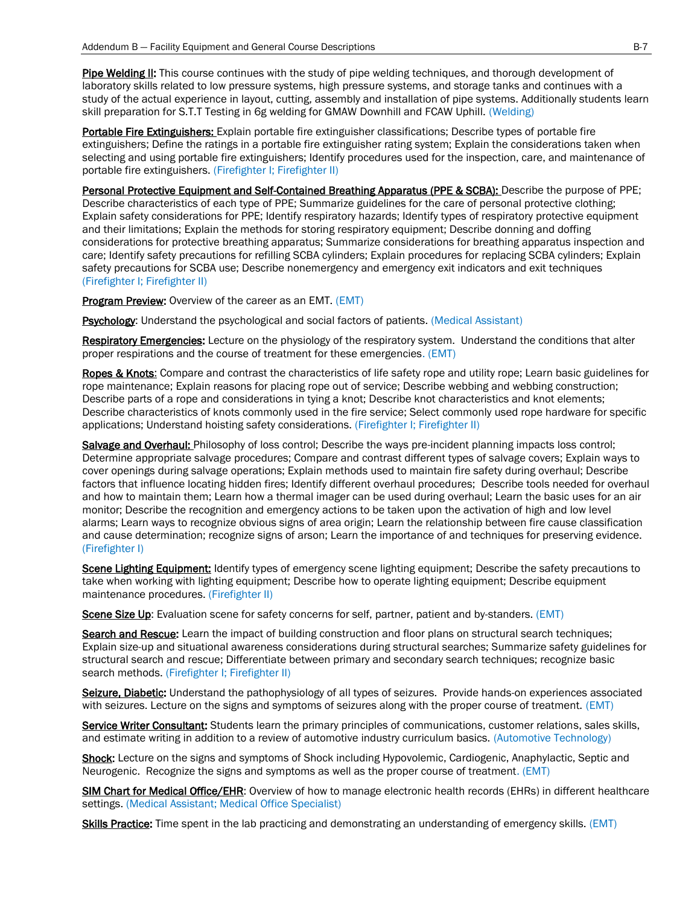**Pipe Welding II:** This course continues with the study of pipe welding techniques, and thorough development of laboratory skills related to low pressure systems, high pressure systems, and storage tanks and continues with a study of the actual experience in layout, cutting, assembly and installation of pipe systems. Additionally students learn skill preparation for S.T.T Testing in 6g welding for GMAW Downhill and FCAW Uphill. (Welding)

**Portable Fire Extinguishers:** Explain portable fire extinguisher classifications; Describe types of portable fire extinguishers; Define the ratings in a portable fire extinguisher rating system; Explain the considerations taken when selecting and using portable fire extinguishers; Identify procedures used for the inspection, care, and maintenance of portable fire extinguishers. (Firefighter I; Firefighter II)

**Personal Protective Equipment and Self-Contained Breathing Apparatus (PPE & SCBA):** Describe the purpose of PPE; Describe characteristics of each type of PPE; Summarize guidelines for the care of personal protective clothing; Explain safety considerations for PPE; Identify respiratory hazards; Identify types of respiratory protective equipment and their limitations; Explain the methods for storing respiratory equipment; Describe donning and doffing considerations for protective breathing apparatus; Summarize considerations for breathing apparatus inspection and care; Identify safety precautions for refilling SCBA cylinders; Explain procedures for replacing SCBA cylinders; Explain safety precautions for SCBA use; Describe nonemergency and emergency exit indicators and exit techniques (Firefighter I; Firefighter II)

**Program Preview:** Overview of the career as an EMT. (EMT)

**Psychology**: Understand the psychological and social factors of patients. (Medical Assistant)

**Respiratory Emergencies:** Lecture on the physiology of the respiratory system. Understand the conditions that alter proper respirations and the course of treatment for these emergencies. (EMT)

**Ropes & Knots**: Compare and contrast the characteristics of life safety rope and utility rope; Learn basic guidelines for rope maintenance; Explain reasons for placing rope out of service; Describe webbing and webbing construction; Describe parts of a rope and considerations in tying a knot; Describe knot characteristics and knot elements; Describe characteristics of knots commonly used in the fire service; Select commonly used rope hardware for specific applications; Understand hoisting safety considerations. (Firefighter I; Firefighter II)

**Salvage and Overhaul:** Philosophy of loss control; Describe the ways pre-incident planning impacts loss control; Determine appropriate salvage procedures; Compare and contrast different types of salvage covers; Explain ways to cover openings during salvage operations; Explain methods used to maintain fire safety during overhaul; Describe factors that influence locating hidden fires; Identify different overhaul procedures; Describe tools needed for overhaul and how to maintain them; Learn how a thermal imager can be used during overhaul; Learn the basic uses for an air monitor; Describe the recognition and emergency actions to be taken upon the activation of high and low level alarms; Learn ways to recognize obvious signs of area origin; Learn the relationship between fire cause classification and cause determination; recognize signs of arson; Learn the importance of and techniques for preserving evidence. (Firefighter I)

**Scene Lighting Equipment:** Identify types of emergency scene lighting equipment; Describe the safety precautions to take when working with lighting equipment; Describe how to operate lighting equipment; Describe equipment maintenance procedures. (Firefighter II)

**Scene Size Up**: Evaluation scene for safety concerns for self, partner, patient and by-standers. (EMT)

**Search and Rescue:** Learn the impact of building construction and floor plans on structural search techniques; Explain size-up and situational awareness considerations during structural searches; Summarize safety guidelines for structural search and rescue; Differentiate between primary and secondary search techniques; recognize basic search methods. (Firefighter I; Firefighter II)

**Seizure, Diabetic:** Understand the pathophysiology of all types of seizures. Provide hands-on experiences associated with seizures. Lecture on the signs and symptoms of seizures along with the proper course of treatment. (EMT)

**Service Writer Consultant:** Students learn the primary principles of communications, customer relations, sales skills, and estimate writing in addition to a review of automotive industry curriculum basics. (Automotive Technology)

**Shock:** Lecture on the signs and symptoms of Shock including Hypovolemic, Cardiogenic, Anaphylactic, Septic and Neurogenic. Recognize the signs and symptoms as well as the proper course of treatment. (EMT)

**SIM Chart for Medical Office/EHR**: Overview of how to manage electronic health records (EHRs) in different healthcare settings. (Medical Assistant; Medical Office Specialist)

**Skills Practice:** Time spent in the lab practicing and demonstrating an understanding of emergency skills. (EMT)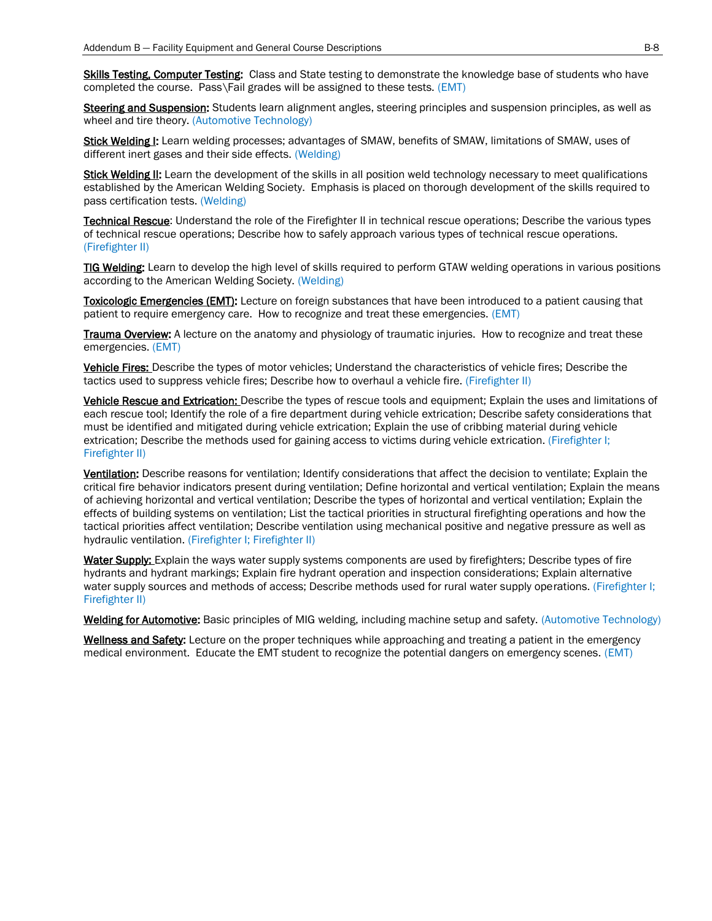**Skills Testing, Computer Testing:** Class and State testing to demonstrate the knowledge base of students who have completed the course. Pass\Fail grades will be assigned to these tests. (EMT)

**Steering and Suspension:** Students learn alignment angles, steering principles and suspension principles, as well as wheel and tire theory. (Automotive Technology)

**Stick Welding I:** Learn welding processes; advantages of SMAW, benefits of SMAW, limitations of SMAW, uses of different inert gases and their side effects. (Welding)

**Stick Welding II:** Learn the development of the skills in all position weld technology necessary to meet qualifications established by the American Welding Society. Emphasis is placed on thorough development of the skills required to pass certification tests. (Welding)

**Technical Rescue**: Understand the role of the Firefighter II in technical rescue operations; Describe the various types of technical rescue operations; Describe how to safely approach various types of technical rescue operations. (Firefighter II)

**TIG Welding:** Learn to develop the high level of skills required to perform GTAW welding operations in various positions according to the American Welding Society. (Welding)

**Toxicologic Emergencies (EMT):** Lecture on foreign substances that have been introduced to a patient causing that patient to require emergency care. How to recognize and treat these emergencies. (EMT)

**Trauma Overview:** A lecture on the anatomy and physiology of traumatic injuries. How to recognize and treat these emergencies. (EMT)

**Vehicle Fires:** Describe the types of motor vehicles; Understand the characteristics of vehicle fires; Describe the tactics used to suppress vehicle fires; Describe how to overhaul a vehicle fire. (Firefighter II)

**Vehicle Rescue and Extrication:** Describe the types of rescue tools and equipment; Explain the uses and limitations of each rescue tool; Identify the role of a fire department during vehicle extrication; Describe safety considerations that must be identified and mitigated during vehicle extrication; Explain the use of cribbing material during vehicle extrication; Describe the methods used for gaining access to victims during vehicle extrication. (Firefighter I; Firefighter II)

**Ventilation:** Describe reasons for ventilation; Identify considerations that affect the decision to ventilate; Explain the critical fire behavior indicators present during ventilation; Define horizontal and vertical ventilation; Explain the means of achieving horizontal and vertical ventilation; Describe the types of horizontal and vertical ventilation; Explain the effects of building systems on ventilation; List the tactical priorities in structural firefighting operations and how the tactical priorities affect ventilation; Describe ventilation using mechanical positive and negative pressure as well as hydraulic ventilation. (Firefighter I; Firefighter II)

**Water Supply:** Explain the ways water supply systems components are used by firefighters; Describe types of fire hydrants and hydrant markings; Explain fire hydrant operation and inspection considerations; Explain alternative water supply sources and methods of access; Describe methods used for rural water supply operations. (Firefighter I; Firefighter II)

**Welding for Automotive:** Basic principles of MIG welding, including machine setup and safety. (Automotive Technology)

**Wellness and Safety:** Lecture on the proper techniques while approaching and treating a patient in the emergency medical environment. Educate the EMT student to recognize the potential dangers on emergency scenes. (EMT)